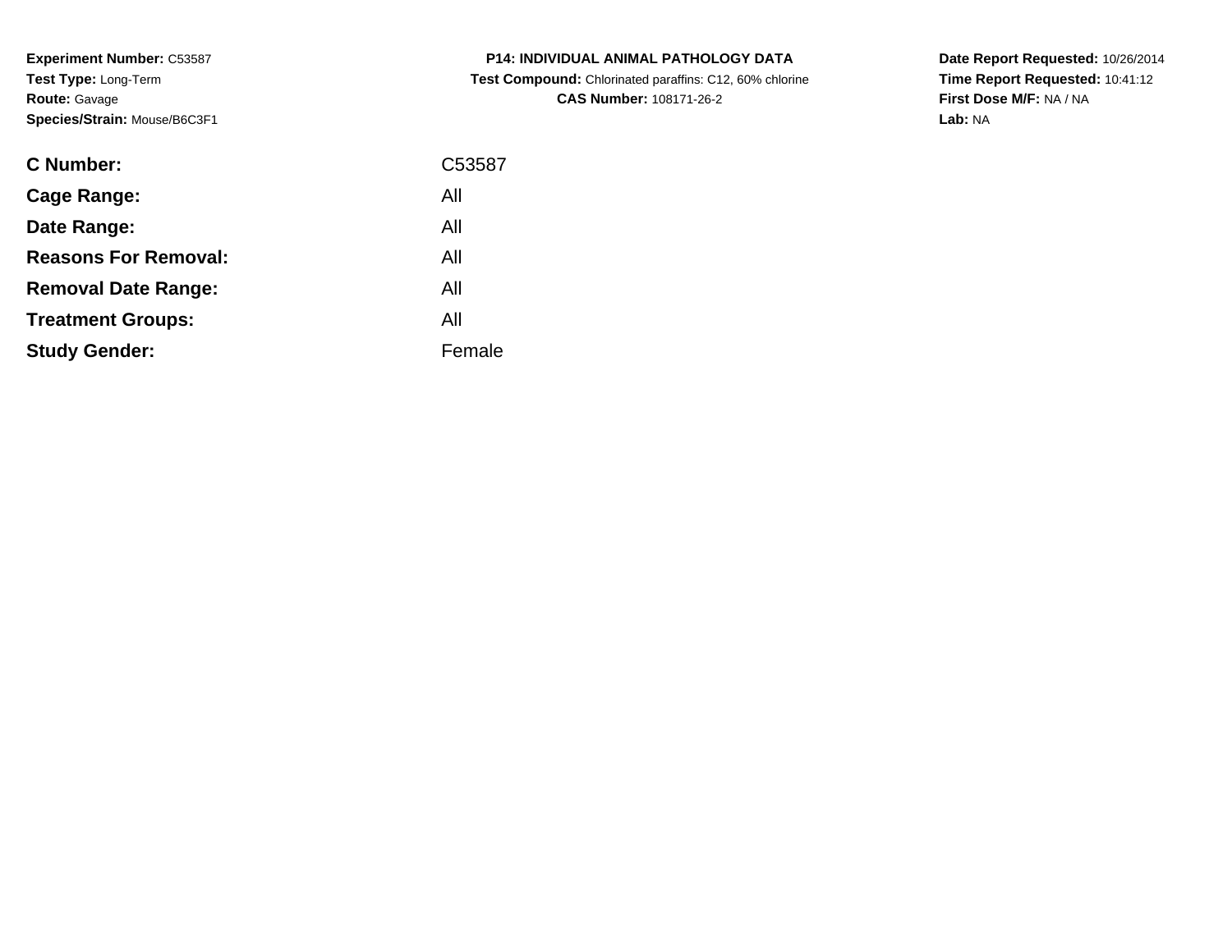**Experiment Number:** C53587
**Test Type:** Long-Term
**Route:** Gavage
**Species/Strain:** Mouse/B6C3F1

**P14: INDIVIDUAL ANIMAL PATHOLOGY DATA**
**Test Compound:** Chlorinated paraffins: C12, 60% chlorine
**CAS Number:** 108171-26-2

**Date Report Requested:** 10/26/2014
**Time Report Requested:** 10:41:12
**First Dose M/F:** NA / NA
**Lab:** NA

| | |
|---|---|
| **C Number:** | C53587 |
| **Cage Range:** | All |
| **Date Range:** | All |
| **Reasons For Removal:** | All |
| **Removal Date Range:** | All |
| **Treatment Groups:** | All |
| **Study Gender:** | Female |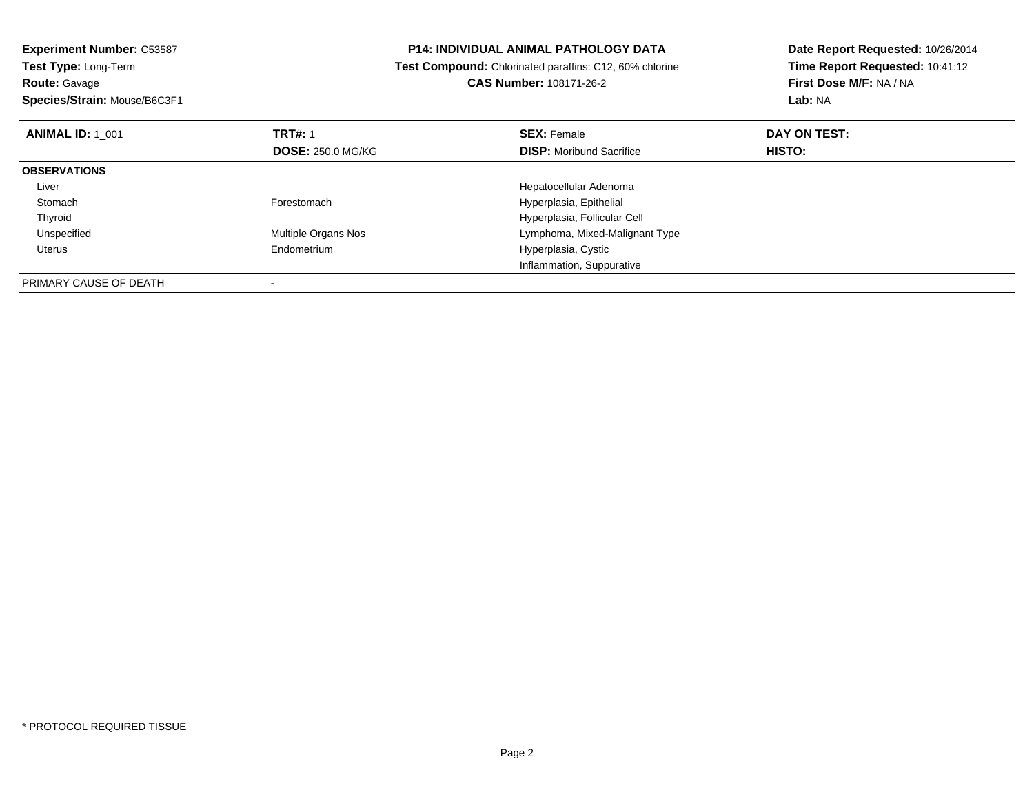**Experiment Number:** C53587
**Test Type:** Long-Term
**Route:** Gavage
**Species/Strain:** Mouse/B6C3F1

**P14: INDIVIDUAL ANIMAL PATHOLOGY DATA**
**Test Compound:** Chlorinated paraffins: C12, 60% chlorine
**CAS Number:** 108171-26-2

**Date Report Requested:** 10/26/2014
**Time Report Requested:** 10:41:12
**First Dose M/F:** NA / NA
**Lab:** NA

| **ANIMAL ID:** 1_001 | **TRT#:** 1 | **SEX:** Female | **DAY ON TEST:** |
|---|---|---|---|
| | **DOSE:** 250.0 MG/KG | **DISP:** Moribund Sacrifice | **HISTO:** |
| **OBSERVATIONS** | | | |
| Liver | | Hepatocellular Adenoma | |
| Stomach | Forestomach | Hyperplasia, Epithelial | |
| Thyroid | | Hyperplasia, Follicular Cell | |
| Unspecified | Multiple Organs Nos | Lymphoma, Mixed-Malignant Type | |
| Uterus | Endometrium | Hyperplasia, Cystic | |
| | | Inflammation, Suppurative | |
| PRIMARY CAUSE OF DEATH | - | | |

* PROTOCOL REQUIRED TISSUE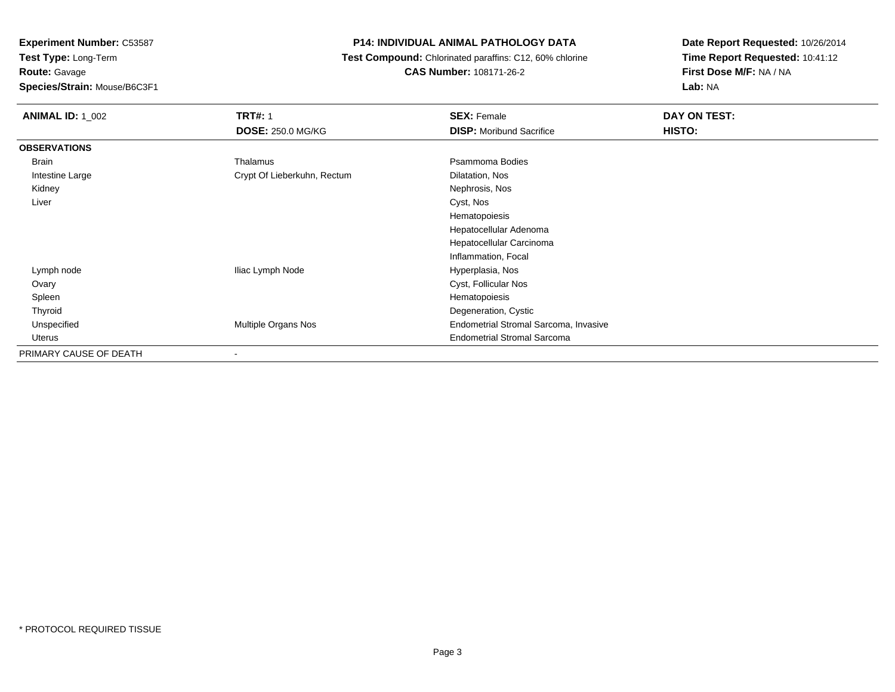**Experiment Number:** C53587
**Test Type:** Long-Term
**Route:** Gavage
**Species/Strain:** Mouse/B6C3F1

# P14: INDIVIDUAL ANIMAL PATHOLOGY DATA

**Test Compound:** Chlorinated paraffins: C12, 60% chlorine
**CAS Number:** 108171-26-2

**Date Report Requested:** 10/26/2014
**Time Report Requested:** 10:41:12
**First Dose M/F:** NA / NA
**Lab:** NA

| **ANIMAL ID:** 1_002 | **TRT#:** 1 | **SEX:** Female | **DAY ON TEST:** |
|---|---|---|---|
| | **DOSE:** 250.0 MG/KG | **DISP:** Moribund Sacrifice | **HISTO:** |
| **OBSERVATIONS** | | | |
| Brain | Thalamus | Psammoma Bodies | |
| Intestine Large | Crypt Of Lieberkuhn, Rectum | Dilatation, Nos | |
| Kidney | | Nephrosis, Nos | |
| Liver | | Cyst, Nos | |
| | | Hematopoiesis | |
| | | Hepatocellular Adenoma | |
| | | Hepatocellular Carcinoma | |
| | | Inflammation, Focal | |
| Lymph node | Iliac Lymph Node | Hyperplasia, Nos | |
| Ovary | | Cyst, Follicular Nos | |
| Spleen | | Hematopoiesis | |
| Thyroid | | Degeneration, Cystic | |
| Unspecified | Multiple Organs Nos | Endometrial Stromal Sarcoma, Invasive | |
| Uterus | | Endometrial Stromal Sarcoma | |
| PRIMARY CAUSE OF DEATH | - | | |

\* PROTOCOL REQUIRED TISSUE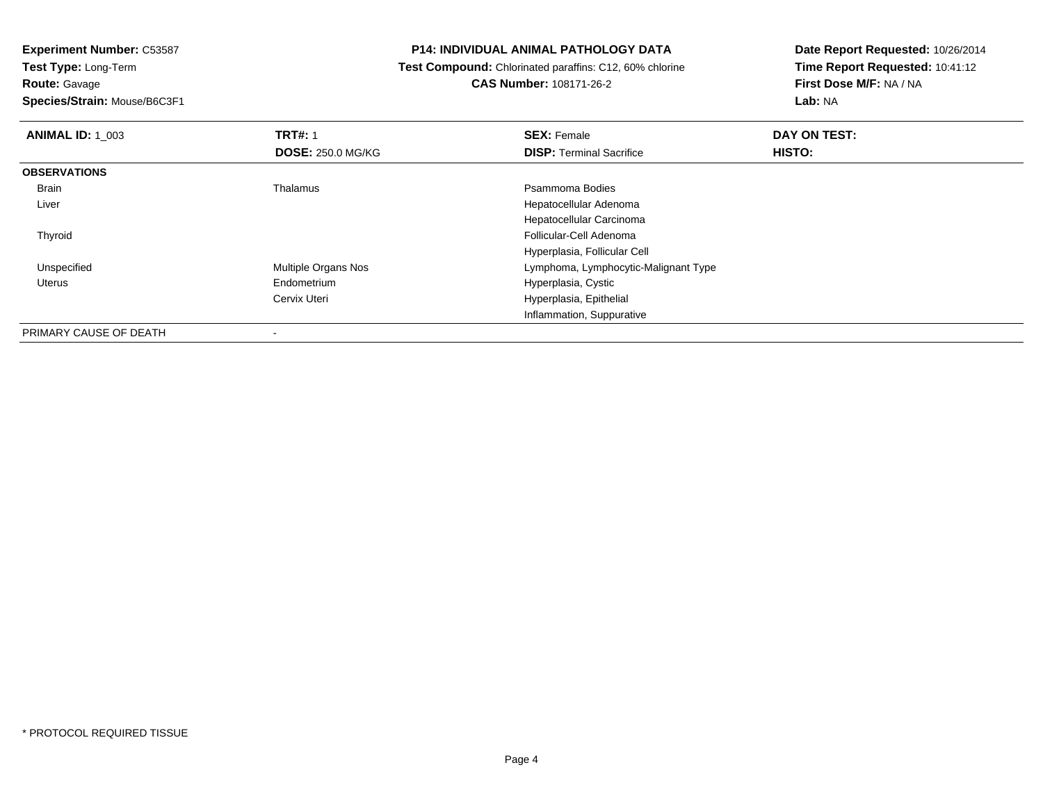**Experiment Number:** C53587
**Test Type:** Long-Term
**Route:** Gavage
**Species/Strain:** Mouse/B6C3F1

## P14: INDIVIDUAL ANIMAL PATHOLOGY DATA

**Test Compound:** Chlorinated paraffins: C12, 60% chlorine
**CAS Number:** 108171-26-2

**Date Report Requested:** 10/26/2014
**Time Report Requested:** 10:41:12
**First Dose M/F:** NA / NA
**Lab:** NA

| **ANIMAL ID:** 1_003 | **TRT#:** 1 | **SEX:** Female | **DAY ON TEST:** |
|---|---|---|---|
| | **DOSE:** 250.0 MG/KG | **DISP:** Terminal Sacrifice | **HISTO:** |
| **OBSERVATIONS** | | | |
| Brain | Thalamus | Psammoma Bodies | |
| Liver | | Hepatocellular Adenoma | |
| | | Hepatocellular Carcinoma | |
| Thyroid | | Follicular-Cell Adenoma | |
| | | Hyperplasia, Follicular Cell | |
| Unspecified | Multiple Organs Nos | Lymphoma, Lymphocytic-Malignant Type | |
| Uterus | Endometrium | Hyperplasia, Cystic | |
| | Cervix Uteri | Hyperplasia, Epithelial | |
| | | Inflammation, Suppurative | |
| PRIMARY CAUSE OF DEATH | - | | |

* PROTOCOL REQUIRED TISSUE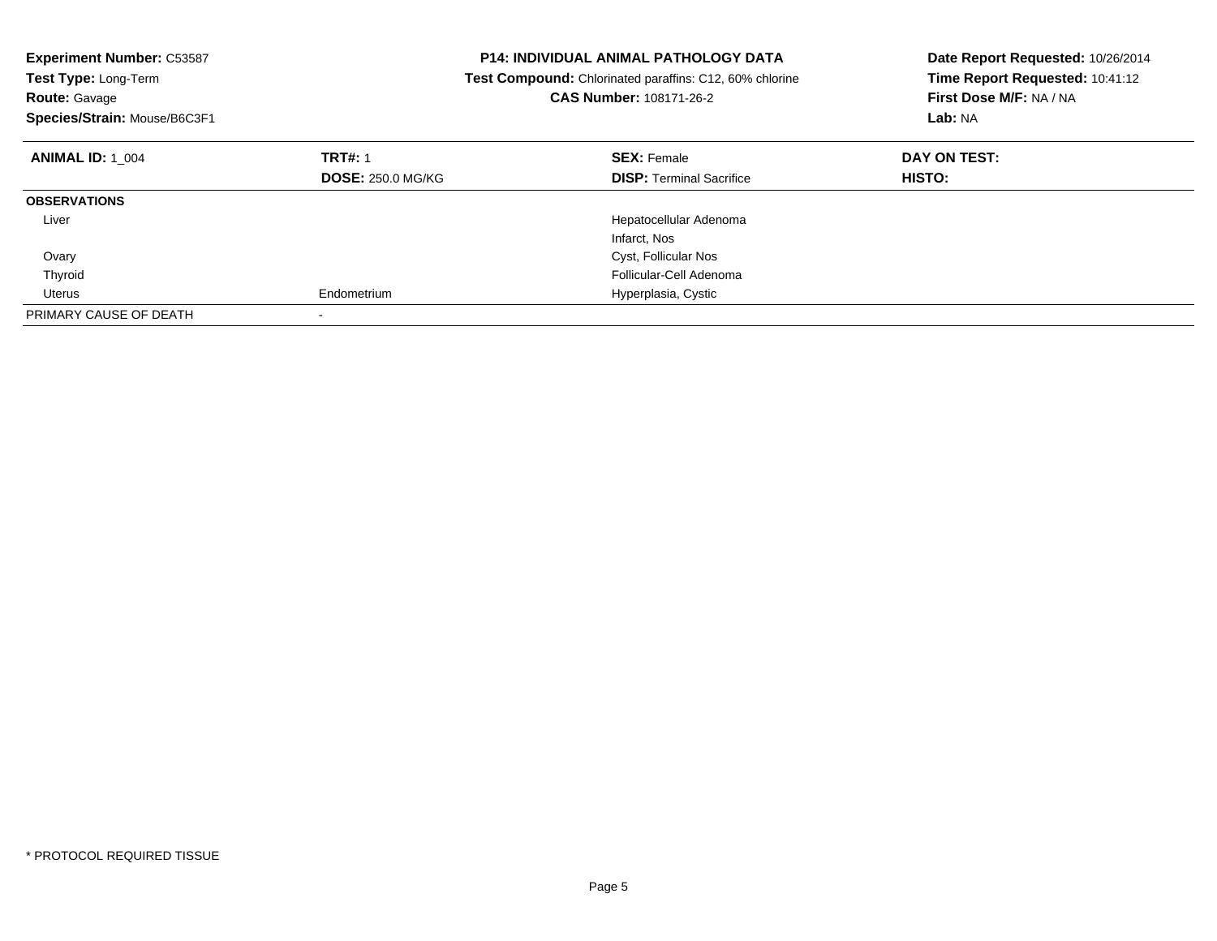**Experiment Number:** C53587
**Test Type:** Long-Term
**Route:** Gavage
**Species/Strain:** Mouse/B6C3F1

**P14: INDIVIDUAL ANIMAL PATHOLOGY DATA**
**Test Compound:** Chlorinated paraffins: C12, 60% chlorine
**CAS Number:** 108171-26-2

**Date Report Requested:** 10/26/2014
**Time Report Requested:** 10:41:12
**First Dose M/F:** NA / NA
**Lab:** NA

| **ANIMAL ID:** 1_004 | **TRT#:** 1<br>**DOSE:** 250.0 MG/KG | **SEX:** Female<br>**DISP:** Terminal Sacrifice | **DAY ON TEST:**<br>**HISTO:** |
|---|---|---|---|
| **OBSERVATIONS** | | | |
| Liver | | Hepatocellular Adenoma | |
| | | Infarct, Nos | |
| Ovary | | Cyst, Follicular Nos | |
| Thyroid | | Follicular-Cell Adenoma | |
| Uterus | Endometrium | Hyperplasia, Cystic | |
| PRIMARY CAUSE OF DEATH | - | | |

\* PROTOCOL REQUIRED TISSUE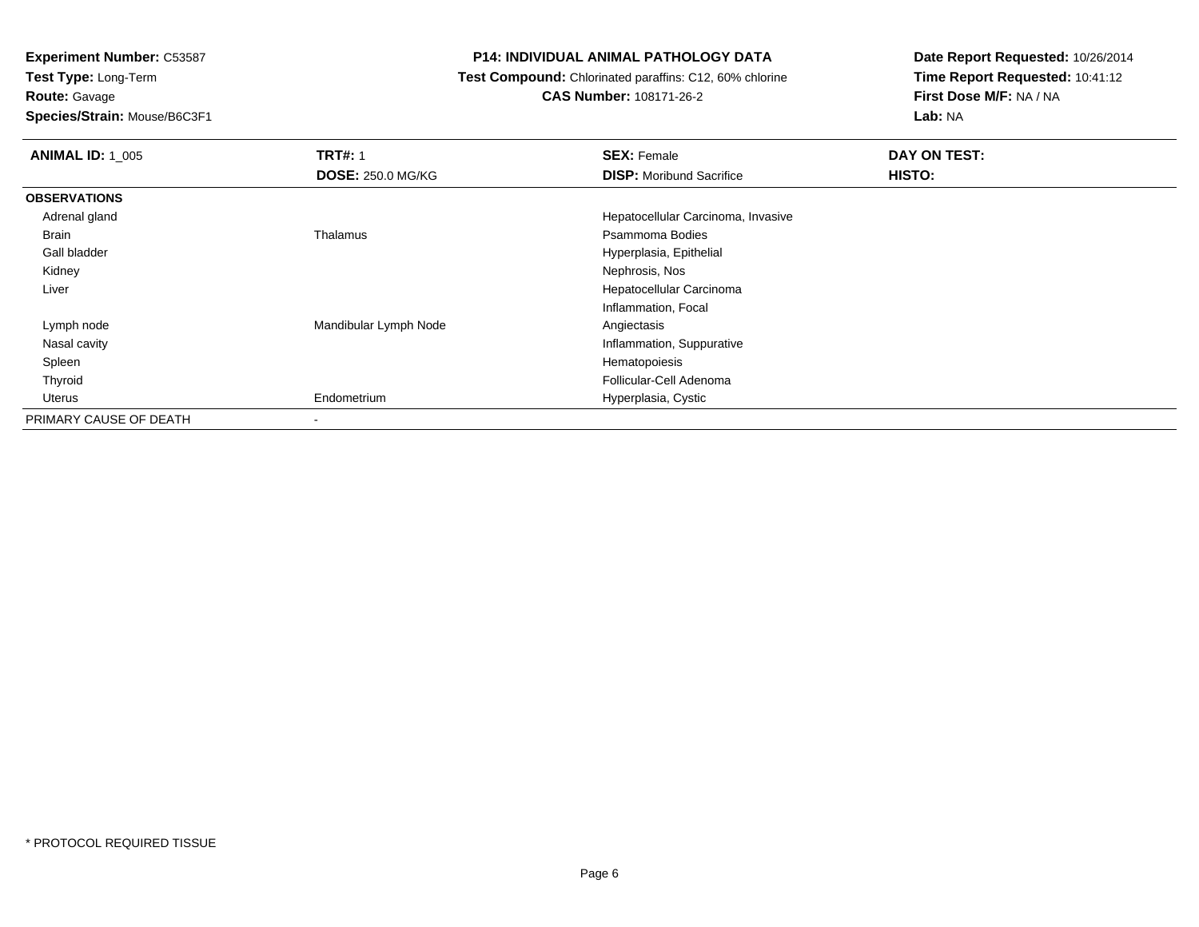**Experiment Number:** C53587
**Test Type:** Long-Term
**Route:** Gavage
**Species/Strain:** Mouse/B6C3F1

**P14: INDIVIDUAL ANIMAL PATHOLOGY DATA**
**Test Compound:** Chlorinated paraffins: C12, 60% chlorine
**CAS Number:** 108171-26-2

**Date Report Requested:** 10/26/2014
**Time Report Requested:** 10:41:12
**First Dose M/F:** NA / NA
**Lab:** NA

| **ANIMAL ID:** 1_005 | **TRT#:** 1 | **SEX:** Female | **DAY ON TEST:** |
|---|---|---|---|
| | **DOSE:** 250.0 MG/KG | **DISP:** Moribund Sacrifice | **HISTO:** |
| **OBSERVATIONS** | | | |
| Adrenal gland | | Hepatocellular Carcinoma, Invasive | |
| Brain | Thalamus | Psammoma Bodies | |
| Gall bladder | | Hyperplasia, Epithelial | |
| Kidney | | Nephrosis, Nos | |
| Liver | | Hepatocellular Carcinoma | |
| | | Inflammation, Focal | |
| Lymph node | Mandibular Lymph Node | Angiectasis | |
| Nasal cavity | | Inflammation, Suppurative | |
| Spleen | | Hematopoiesis | |
| Thyroid | | Follicular-Cell Adenoma | |
| Uterus | Endometrium | Hyperplasia, Cystic | |
| PRIMARY CAUSE OF DEATH | - | | |

* PROTOCOL REQUIRED TISSUE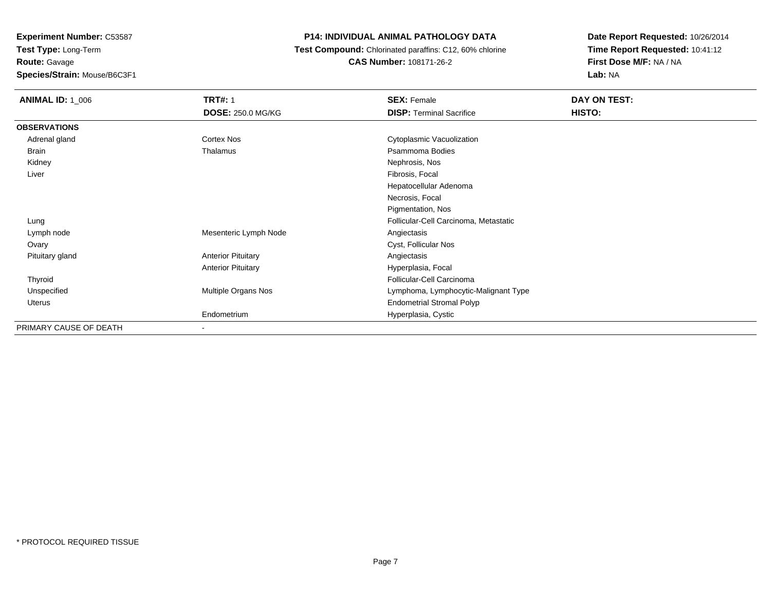**Experiment Number:** C53587
**Test Type:** Long-Term
**Route:** Gavage
**Species/Strain:** Mouse/B6C3F1

**P14: INDIVIDUAL ANIMAL PATHOLOGY DATA**
**Test Compound:** Chlorinated paraffins: C12, 60% chlorine
**CAS Number:** 108171-26-2

**Date Report Requested:** 10/26/2014
**Time Report Requested:** 10:41:12
**First Dose M/F:** NA / NA
**Lab:** NA

| **ANIMAL ID:** 1_006 | **TRT#:** 1 | **SEX:** Female | **DAY ON TEST:** |
|---|---|---|---|
| | **DOSE:** 250.0 MG/KG | **DISP:** Terminal Sacrifice | **HISTO:** |
| **OBSERVATIONS** | | | |
| Adrenal gland | Cortex Nos | Cytoplasmic Vacuolization | |
| Brain | Thalamus | Psammoma Bodies | |
| Kidney | | Nephrosis, Nos | |
| Liver | | Fibrosis, Focal | |
| | | Hepatocellular Adenoma | |
| | | Necrosis, Focal | |
| | | Pigmentation, Nos | |
| Lung | | Follicular-Cell Carcinoma, Metastatic | |
| Lymph node | Mesenteric Lymph Node | Angiectasis | |
| Ovary | | Cyst, Follicular Nos | |
| Pituitary gland | Anterior Pituitary | Angiectasis | |
| | Anterior Pituitary | Hyperplasia, Focal | |
| Thyroid | | Follicular-Cell Carcinoma | |
| Unspecified | Multiple Organs Nos | Lymphoma, Lymphocytic-Malignant Type | |
| Uterus | | Endometrial Stromal Polyp | |
| | Endometrium | Hyperplasia, Cystic | |
| PRIMARY CAUSE OF DEATH | - | | |

* PROTOCOL REQUIRED TISSUE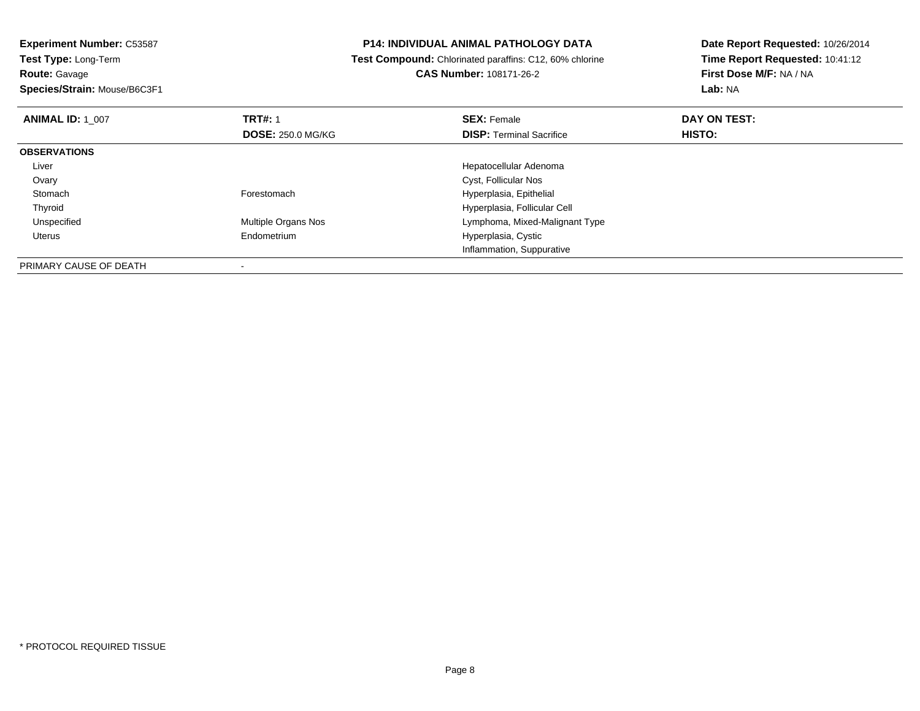**Experiment Number:** C53587
**Test Type:** Long-Term
**Route:** Gavage
**Species/Strain:** Mouse/B6C3F1

**P14: INDIVIDUAL ANIMAL PATHOLOGY DATA**
**Test Compound:** Chlorinated paraffins: C12, 60% chlorine
**CAS Number:** 108171-26-2

**Date Report Requested:** 10/26/2014
**Time Report Requested:** 10:41:12
**First Dose M/F:** NA / NA
**Lab:** NA

| **ANIMAL ID:** 1_007 | **TRT#:** 1 | **SEX:** Female | **DAY ON TEST:** |
|---|---|---|---|
| | **DOSE:** 250.0 MG/KG | **DISP:** Terminal Sacrifice | **HISTO:** |
| **OBSERVATIONS** | | | |
| Liver | | Hepatocellular Adenoma | |
| Ovary | | Cyst, Follicular Nos | |
| Stomach | Forestomach | Hyperplasia, Epithelial | |
| Thyroid | | Hyperplasia, Follicular Cell | |
| Unspecified | Multiple Organs Nos | Lymphoma, Mixed-Malignant Type | |
| Uterus | Endometrium | Hyperplasia, Cystic | |
| | | Inflammation, Suppurative | |
| PRIMARY CAUSE OF DEATH | - | | |

* PROTOCOL REQUIRED TISSUE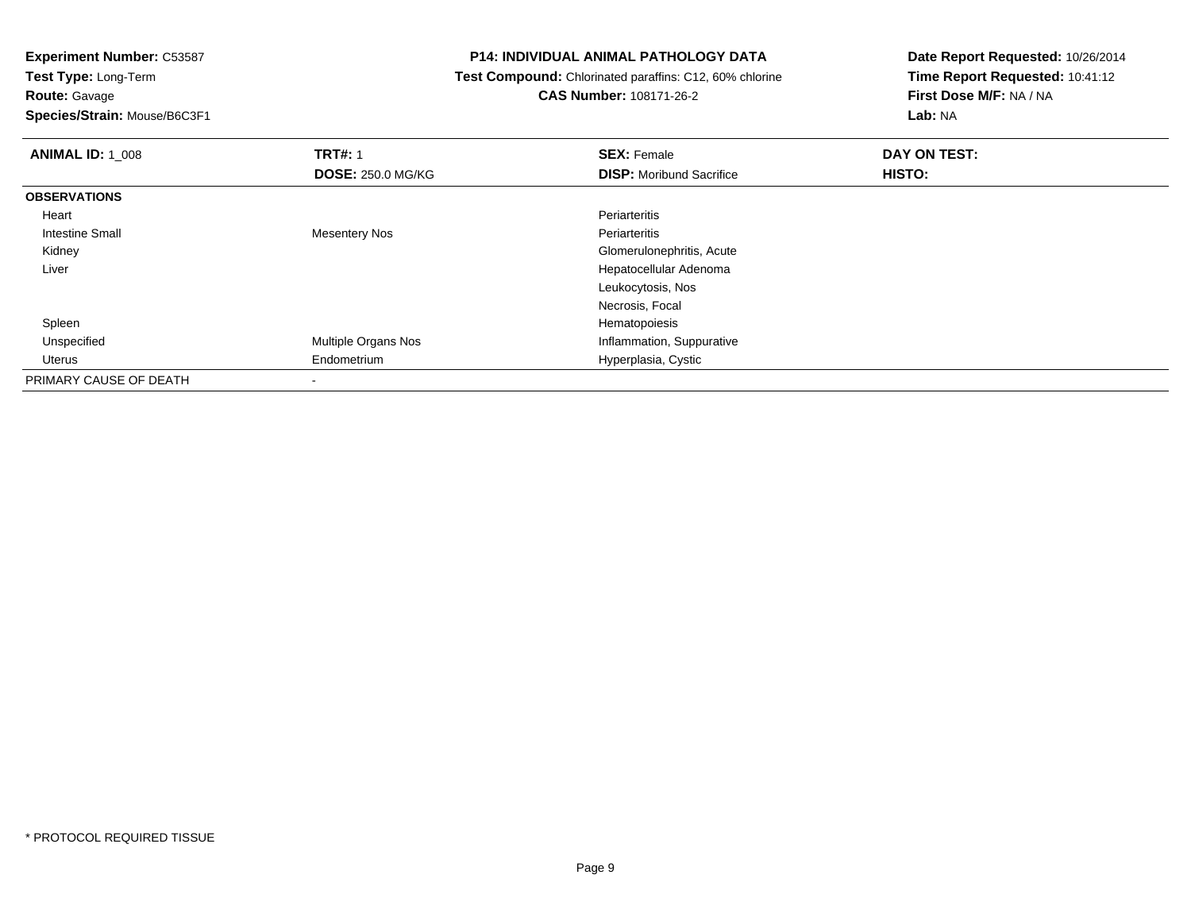**Experiment Number:** C53587
**Test Type:** Long-Term
**Route:** Gavage
**Species/Strain:** Mouse/B6C3F1

**P14: INDIVIDUAL ANIMAL PATHOLOGY DATA**
**Test Compound:** Chlorinated paraffins: C12, 60% chlorine
**CAS Number:** 108171-26-2

**Date Report Requested:** 10/26/2014
**Time Report Requested:** 10:41:12
**First Dose M/F:** NA / NA
**Lab:** NA

| **ANIMAL ID:** 1_008 | **TRT#:** 1 | **SEX:** Female | **DAY ON TEST:** |
|---|---|---|---|
| | **DOSE:** 250.0 MG/KG | **DISP:** Moribund Sacrifice | **HISTO:** |
| **OBSERVATIONS** | | | |
| Heart | | Periarteritis | |
| Intestine Small | Mesentery Nos | Periarteritis | |
| Kidney | | Glomerulonephritis, Acute | |
| Liver | | Hepatocellular Adenoma | |
| | | Leukocytosis, Nos | |
| | | Necrosis, Focal | |
| Spleen | | Hematopoiesis | |
| Unspecified | Multiple Organs Nos | Inflammation, Suppurative | |
| Uterus | Endometrium | Hyperplasia, Cystic | |
| PRIMARY CAUSE OF DEATH | - | | |

* PROTOCOL REQUIRED TISSUE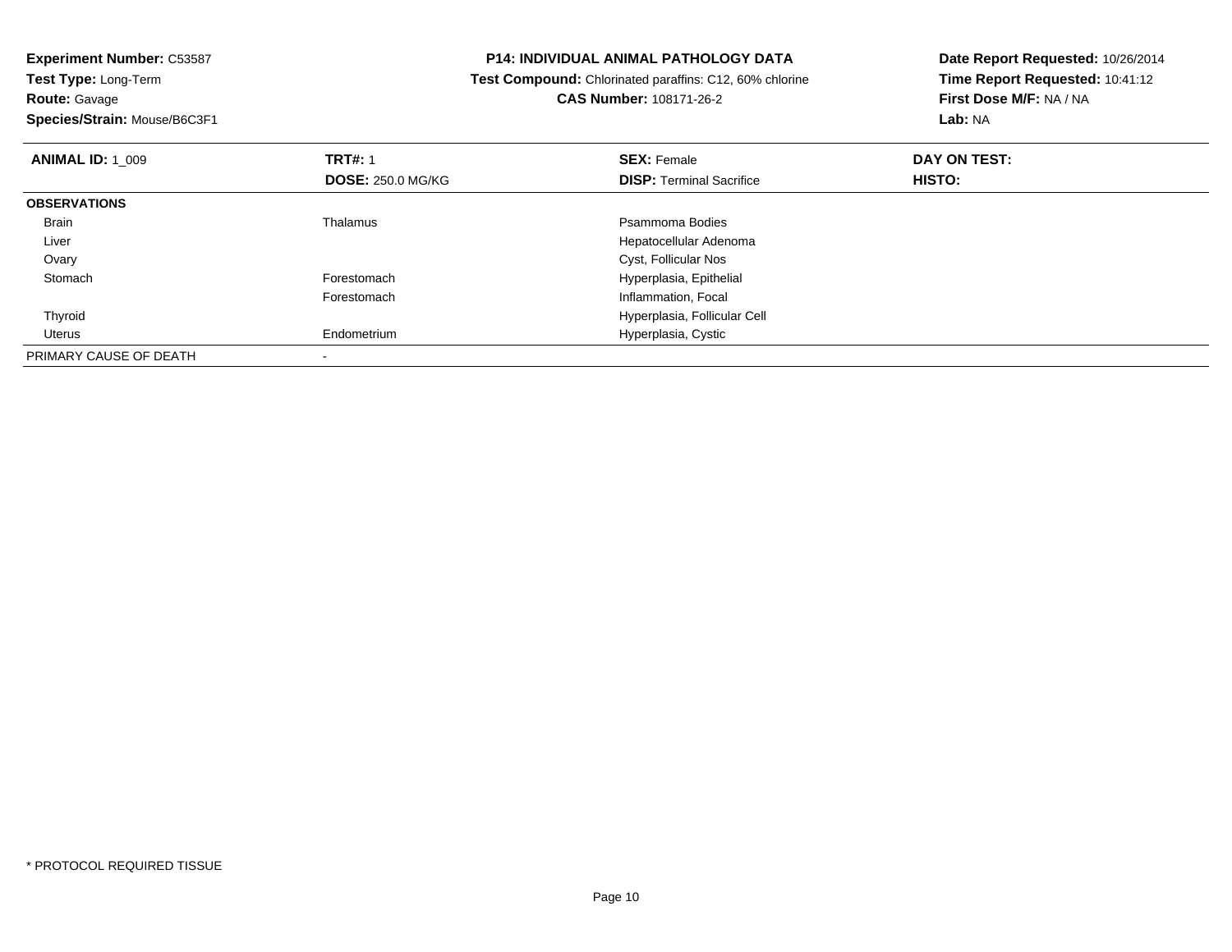**Experiment Number:** C53587
**Test Type:** Long-Term
**Route:** Gavage
**Species/Strain:** Mouse/B6C3F1

**P14: INDIVIDUAL ANIMAL PATHOLOGY DATA**
**Test Compound:** Chlorinated paraffins: C12, 60% chlorine
**CAS Number:** 108171-26-2

**Date Report Requested:** 10/26/2014
**Time Report Requested:** 10:41:12
**First Dose M/F:** NA / NA
**Lab:** NA

| **ANIMAL ID:** 1_009 | **TRT#:** 1 | **SEX:** Female | **DAY ON TEST:** |
|---|---|---|---|
| | **DOSE:** 250.0 MG/KG | **DISP:** Terminal Sacrifice | **HISTO:** |
| **OBSERVATIONS** | | | |
| Brain | Thalamus | Psammoma Bodies | |
| Liver | | Hepatocellular Adenoma | |
| Ovary | | Cyst, Follicular Nos | |
| Stomach | Forestomach | Hyperplasia, Epithelial | |
| | Forestomach | Inflammation, Focal | |
| Thyroid | | Hyperplasia, Follicular Cell | |
| Uterus | Endometrium | Hyperplasia, Cystic | |
| PRIMARY CAUSE OF DEATH | - | | |

\* PROTOCOL REQUIRED TISSUE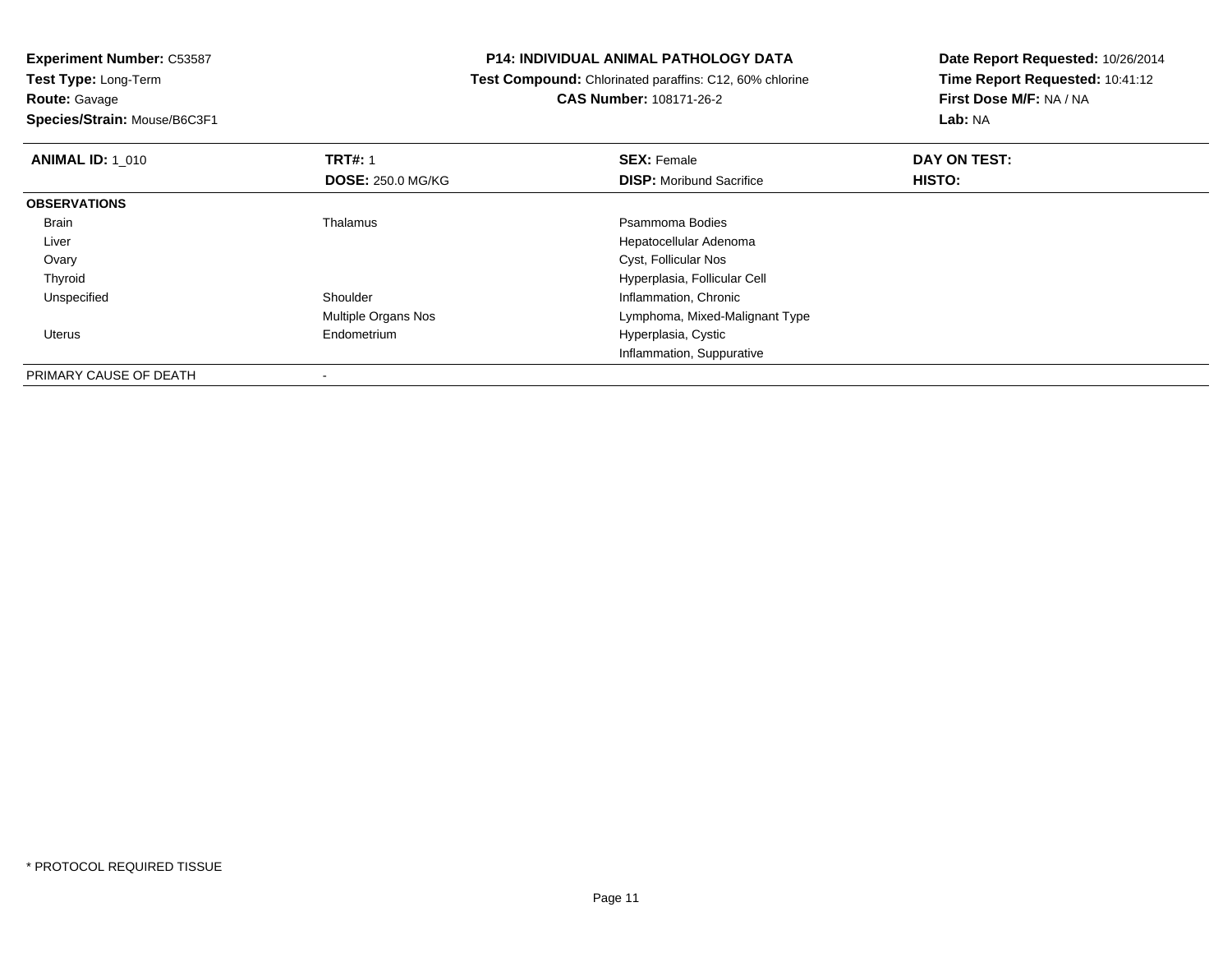**Experiment Number:** C53587
**Test Type:** Long-Term
**Route:** Gavage
**Species/Strain:** Mouse/B6C3F1

**P14: INDIVIDUAL ANIMAL PATHOLOGY DATA**
**Test Compound:** Chlorinated paraffins: C12, 60% chlorine
**CAS Number:** 108171-26-2

**Date Report Requested:** 10/26/2014
**Time Report Requested:** 10:41:12
**First Dose M/F:** NA / NA
**Lab:** NA

| **ANIMAL ID:** 1_010 | **TRT#:** 1 | **SEX:** Female | **DAY ON TEST:** |
|---|---|---|---|
| | **DOSE:** 250.0 MG/KG | **DISP:** Moribund Sacrifice | **HISTO:** |
| **OBSERVATIONS** | | | |
| Brain | Thalamus | Psammoma Bodies | |
| Liver | | Hepatocellular Adenoma | |
| Ovary | | Cyst, Follicular Nos | |
| Thyroid | | Hyperplasia, Follicular Cell | |
| Unspecified | Shoulder | Inflammation, Chronic | |
| | Multiple Organs Nos | Lymphoma, Mixed-Malignant Type | |
| Uterus | Endometrium | Hyperplasia, Cystic | |
| | | Inflammation, Suppurative | |
| PRIMARY CAUSE OF DEATH | - | | |

\* PROTOCOL REQUIRED TISSUE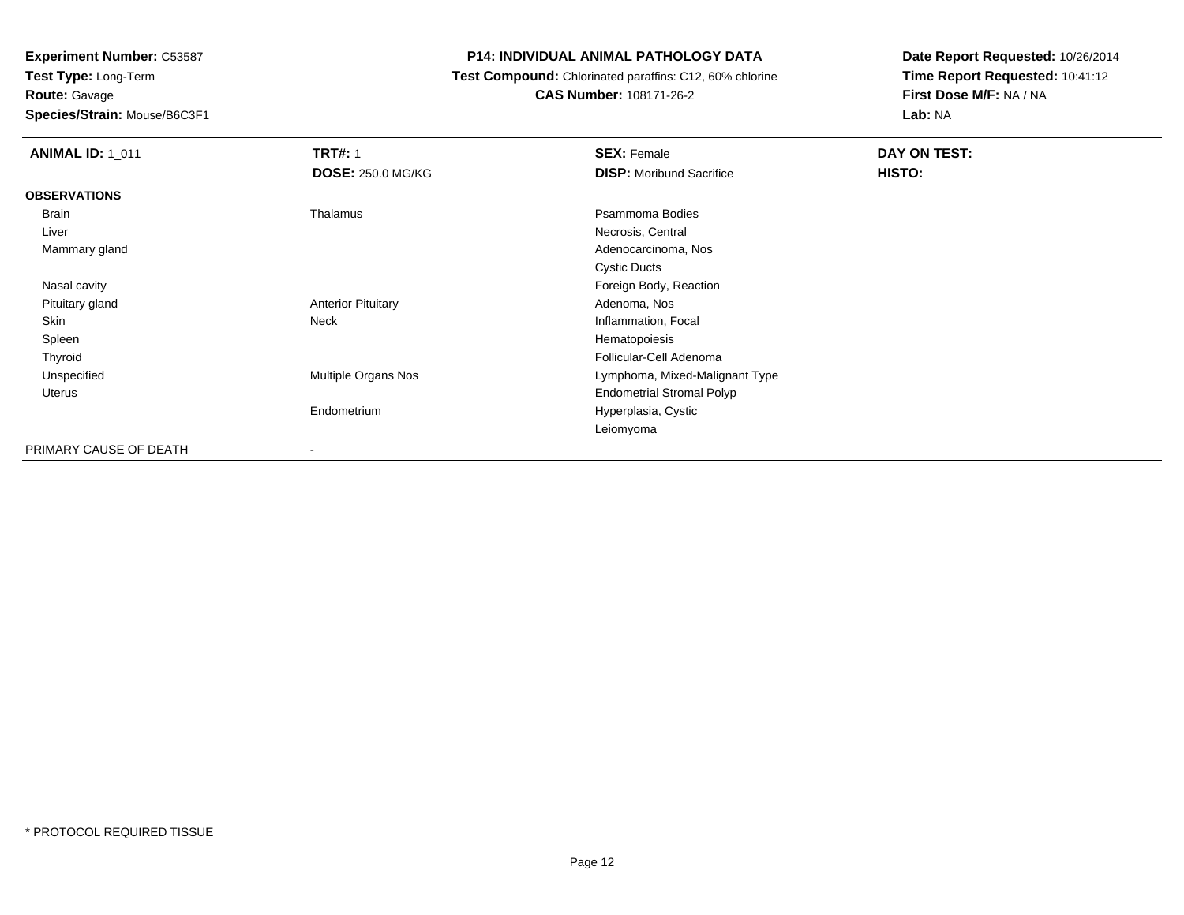**Experiment Number:** C53587
**Test Type:** Long-Term
**Route:** Gavage
**Species/Strain:** Mouse/B6C3F1

**P14: INDIVIDUAL ANIMAL PATHOLOGY DATA**
**Test Compound:** Chlorinated paraffins: C12, 60% chlorine
**CAS Number:** 108171-26-2

**Date Report Requested:** 10/26/2014
**Time Report Requested:** 10:41:12
**First Dose M/F:** NA / NA
**Lab:** NA

| **ANIMAL ID:** 1_011 | **TRT#:** 1 | **SEX:** Female | **DAY ON TEST:** |
|---|---|---|---|
| | **DOSE:** 250.0 MG/KG | **DISP:** Moribund Sacrifice | **HISTO:** |
| **OBSERVATIONS** | | | |
| Brain | Thalamus | Psammoma Bodies | |
| Liver | | Necrosis, Central | |
| Mammary gland | | Adenocarcinoma, Nos | |
| | | Cystic Ducts | |
| Nasal cavity | | Foreign Body, Reaction | |
| Pituitary gland | Anterior Pituitary | Adenoma, Nos | |
| Skin | Neck | Inflammation, Focal | |
| Spleen | | Hematopoiesis | |
| Thyroid | | Follicular-Cell Adenoma | |
| Unspecified | Multiple Organs Nos | Lymphoma, Mixed-Malignant Type | |
| Uterus | | Endometrial Stromal Polyp | |
| | Endometrium | Hyperplasia, Cystic | |
| | | Leiomyoma | |
| PRIMARY CAUSE OF DEATH | - | | |

* PROTOCOL REQUIRED TISSUE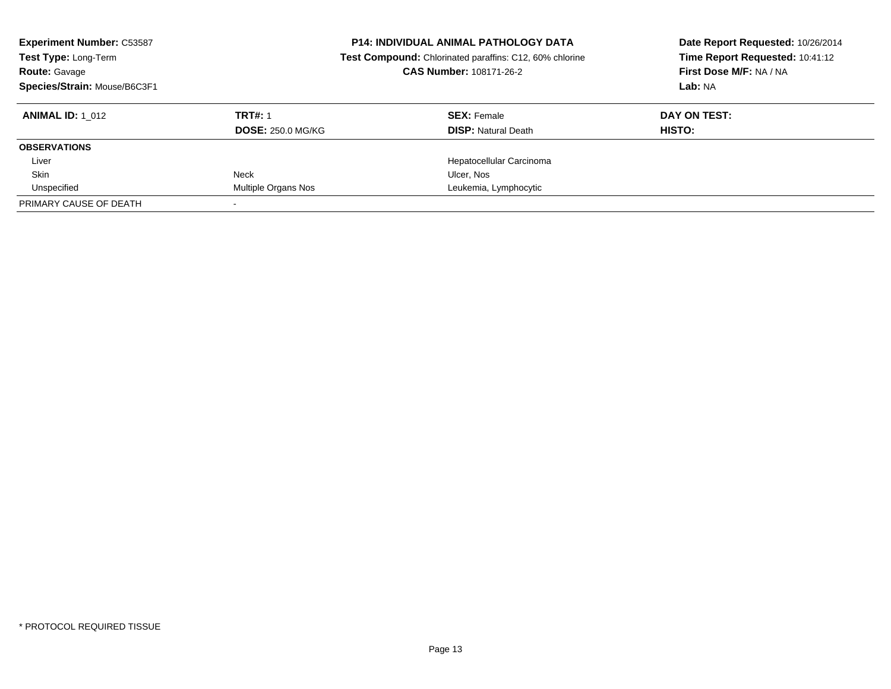**Experiment Number:** C53587
**Test Type:** Long-Term
**Route:** Gavage
**Species/Strain:** Mouse/B6C3F1

**P14: INDIVIDUAL ANIMAL PATHOLOGY DATA**
**Test Compound:** Chlorinated paraffins: C12, 60% chlorine
**CAS Number:** 108171-26-2

**Date Report Requested:** 10/26/2014
**Time Report Requested:** 10:41:12
**First Dose M/F:** NA / NA
**Lab:** NA

| **ANIMAL ID:** 1_012 | **TRT#:** 1 | **SEX:** Female | **DAY ON TEST:** |
|---|---|---|---|
| | **DOSE:** 250.0 MG/KG | **DISP:** Natural Death | **HISTO:** |
| **OBSERVATIONS** | | | |
| Liver | | Hepatocellular Carcinoma | |
| Skin | Neck | Ulcer, Nos | |
| Unspecified | Multiple Organs Nos | Leukemia, Lymphocytic | |
| PRIMARY CAUSE OF DEATH | - | | |

* PROTOCOL REQUIRED TISSUE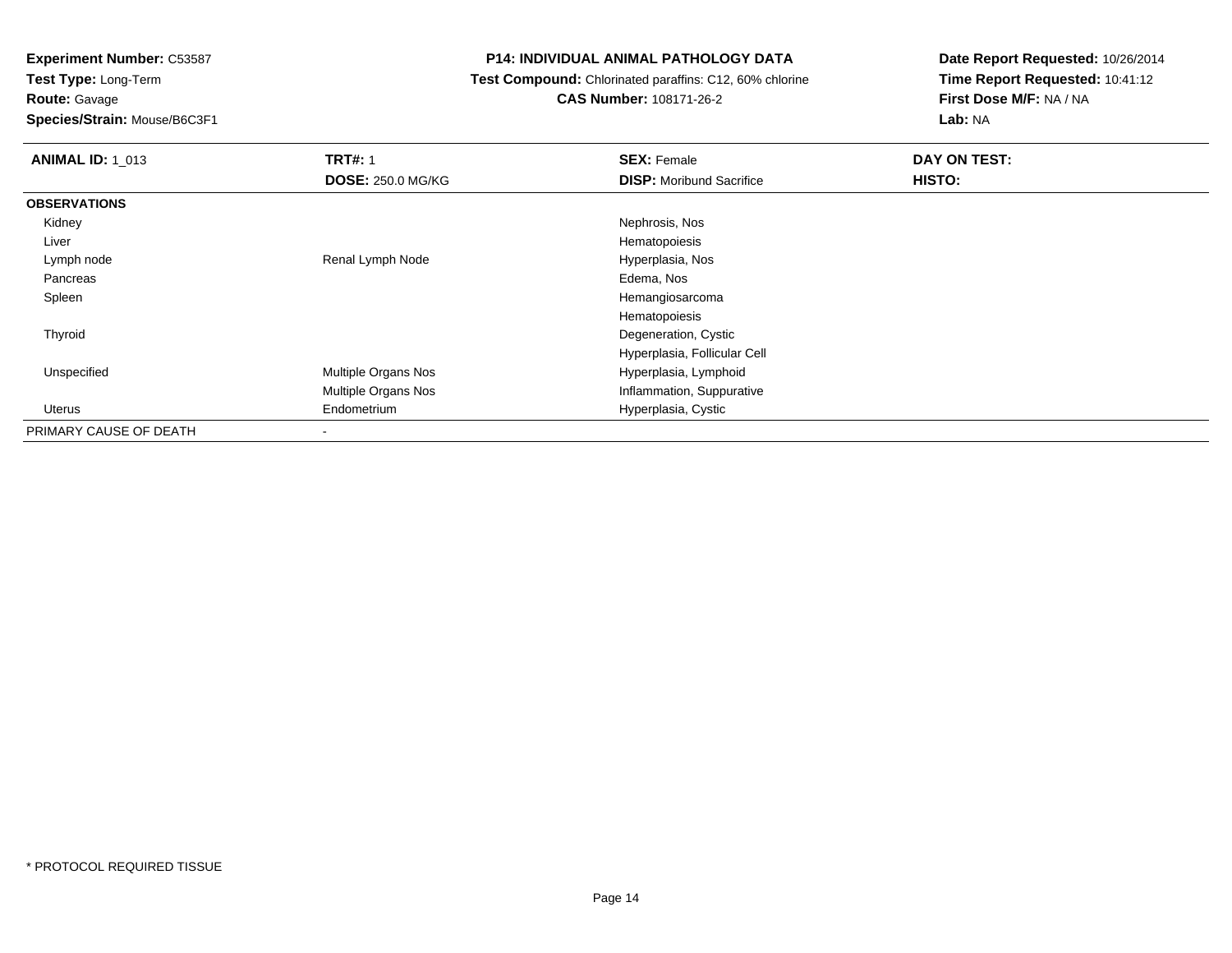**Experiment Number:** C53587
**Test Type:** Long-Term
**Route:** Gavage
**Species/Strain:** Mouse/B6C3F1

**P14: INDIVIDUAL ANIMAL PATHOLOGY DATA**
**Test Compound:** Chlorinated paraffins: C12, 60% chlorine
**CAS Number:** 108171-26-2

**Date Report Requested:** 10/26/2014
**Time Report Requested:** 10:41:12
**First Dose M/F:** NA / NA
**Lab:** NA

| **ANIMAL ID:** 1_013 | **TRT#:** 1 | **SEX:** Female | **DAY ON TEST:** |
|---|---|---|---|
| | **DOSE:** 250.0 MG/KG | **DISP:** Moribund Sacrifice | **HISTO:** |
| **OBSERVATIONS** | | | |
| Kidney | | Nephrosis, Nos | |
| Liver | | Hematopoiesis | |
| Lymph node | Renal Lymph Node | Hyperplasia, Nos | |
| Pancreas | | Edema, Nos | |
| Spleen | | Hemangiosarcoma | |
| | | Hematopoiesis | |
| Thyroid | | Degeneration, Cystic | |
| | | Hyperplasia, Follicular Cell | |
| Unspecified | Multiple Organs Nos | Hyperplasia, Lymphoid | |
| | Multiple Organs Nos | Inflammation, Suppurative | |
| Uterus | Endometrium | Hyperplasia, Cystic | |
| PRIMARY CAUSE OF DEATH | - | | |

* PROTOCOL REQUIRED TISSUE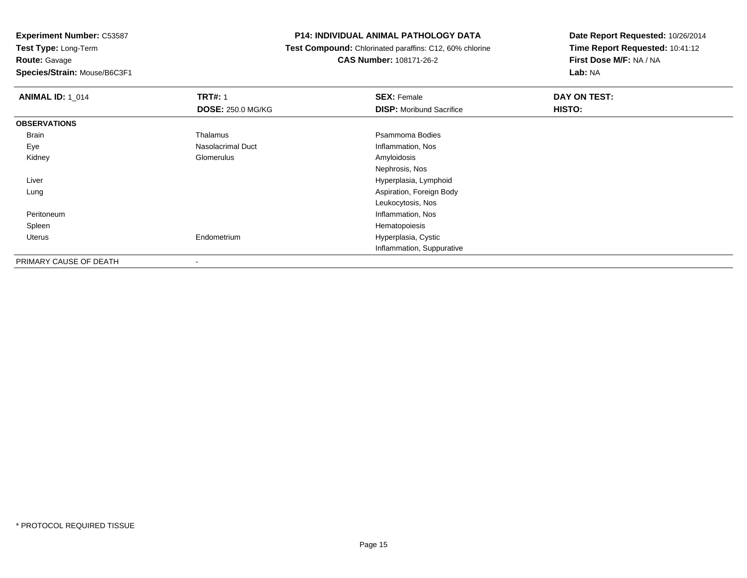**Experiment Number:** C53587
**Test Type:** Long-Term
**Route:** Gavage
**Species/Strain:** Mouse/B6C3F1

**P14: INDIVIDUAL ANIMAL PATHOLOGY DATA**
**Test Compound:** Chlorinated paraffins: C12, 60% chlorine
**CAS Number:** 108171-26-2

**Date Report Requested:** 10/26/2014
**Time Report Requested:** 10:41:12
**First Dose M/F:** NA / NA
**Lab:** NA

| **ANIMAL ID:** 1_014 | **TRT#:** 1 | **SEX:** Female | **DAY ON TEST:** |
|---|---|---|---|
| | **DOSE:** 250.0 MG/KG | **DISP:** Moribund Sacrifice | **HISTO:** |
| **OBSERVATIONS** | | | |
| Brain | Thalamus | Psammoma Bodies | |
| Eye | Nasolacrimal Duct | Inflammation, Nos | |
| Kidney | Glomerulus | Amyloidosis | |
| | | Nephrosis, Nos | |
| Liver | | Hyperplasia, Lymphoid | |
| Lung | | Aspiration, Foreign Body | |
| | | Leukocytosis, Nos | |
| Peritoneum | | Inflammation, Nos | |
| Spleen | | Hematopoiesis | |
| Uterus | Endometrium | Hyperplasia, Cystic | |
| | | Inflammation, Suppurative | |
| PRIMARY CAUSE OF DEATH | - | | |

* PROTOCOL REQUIRED TISSUE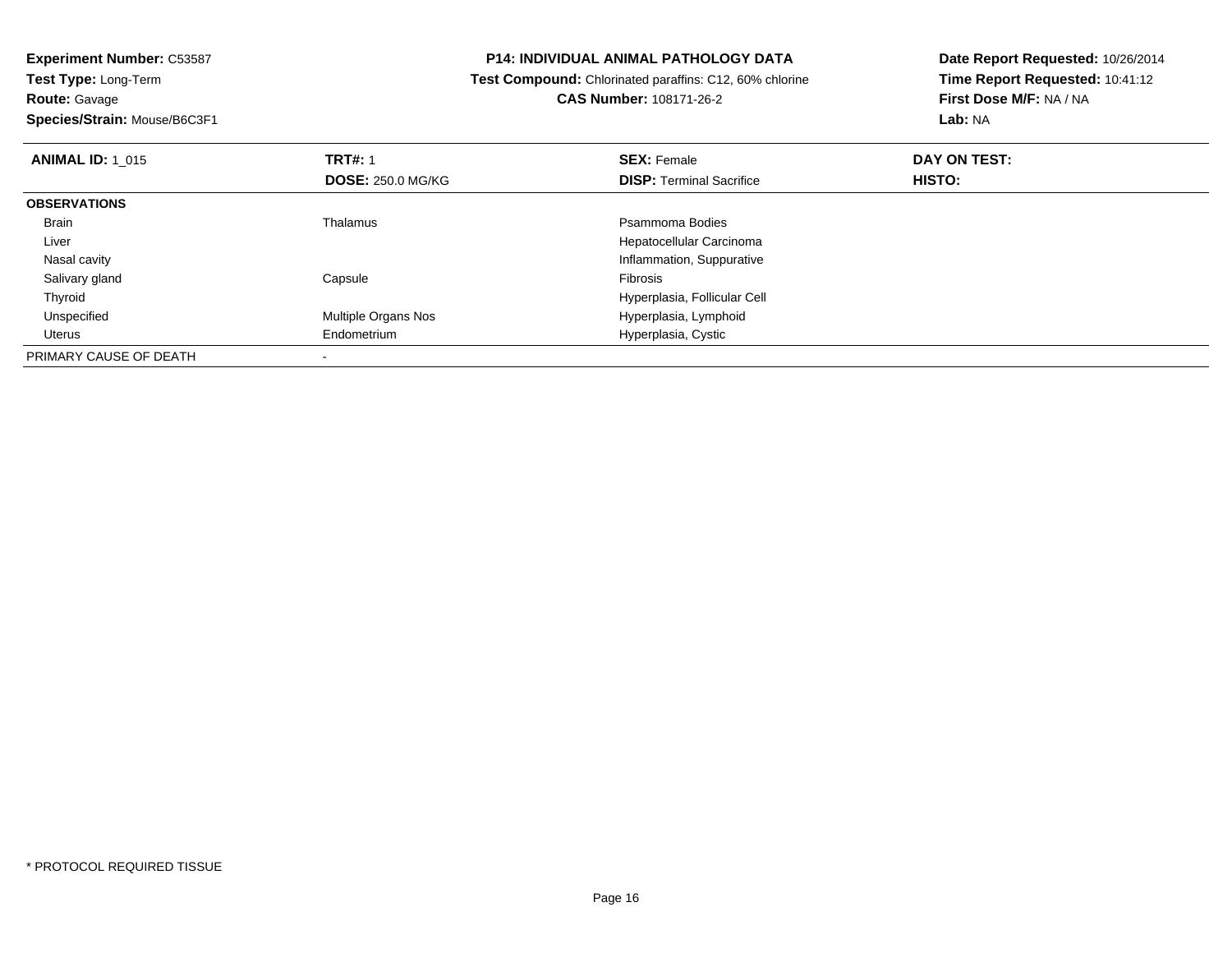**Experiment Number:** C53587
**Test Type:** Long-Term
**Route:** Gavage
**Species/Strain:** Mouse/B6C3F1

**P14: INDIVIDUAL ANIMAL PATHOLOGY DATA**
**Test Compound:** Chlorinated paraffins: C12, 60% chlorine
**CAS Number:** 108171-26-2

**Date Report Requested:** 10/26/2014
**Time Report Requested:** 10:41:12
**First Dose M/F:** NA / NA
**Lab:** NA

| **ANIMAL ID:** 1_015 | **TRT#:** 1 | **SEX:** Female | **DAY ON TEST:** |
|---|---|---|---|
| | **DOSE:** 250.0 MG/KG | **DISP:** Terminal Sacrifice | **HISTO:** |
| **OBSERVATIONS** | | | |
| Brain | Thalamus | Psammoma Bodies | |
| Liver | | Hepatocellular Carcinoma | |
| Nasal cavity | | Inflammation, Suppurative | |
| Salivary gland | Capsule | Fibrosis | |
| Thyroid | | Hyperplasia, Follicular Cell | |
| Unspecified | Multiple Organs Nos | Hyperplasia, Lymphoid | |
| Uterus | Endometrium | Hyperplasia, Cystic | |
| PRIMARY CAUSE OF DEATH | - | | |

* PROTOCOL REQUIRED TISSUE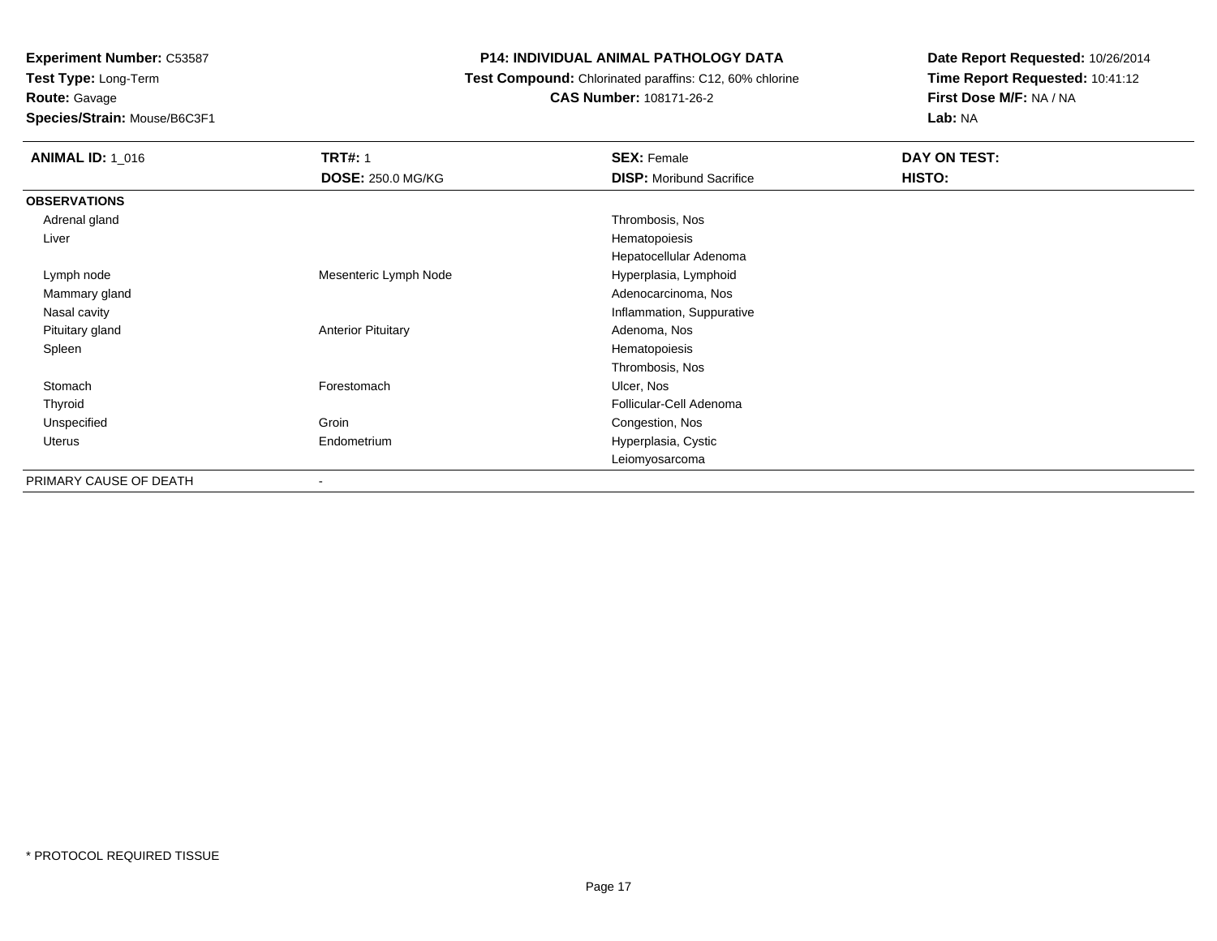**Experiment Number:** C53587
**Test Type:** Long-Term
**Route:** Gavage
**Species/Strain:** Mouse/B6C3F1

**P14: INDIVIDUAL ANIMAL PATHOLOGY DATA**
**Test Compound:** Chlorinated paraffins: C12, 60% chlorine
**CAS Number:** 108171-26-2

**Date Report Requested:** 10/26/2014
**Time Report Requested:** 10:41:12
**First Dose M/F:** NA / NA
**Lab:** NA

| **ANIMAL ID:** 1_016 | **TRT#:** 1 | **SEX:** Female | **DAY ON TEST:** |
|---|---|---|---|
| | **DOSE:** 250.0 MG/KG | **DISP:** Moribund Sacrifice | **HISTO:** |
| **OBSERVATIONS** | | | |
| Adrenal gland | | Thrombosis, Nos | |
| Liver | | Hematopoiesis | |
| | | Hepatocellular Adenoma | |
| Lymph node | Mesenteric Lymph Node | Hyperplasia, Lymphoid | |
| Mammary gland | | Adenocarcinoma, Nos | |
| Nasal cavity | | Inflammation, Suppurative | |
| Pituitary gland | Anterior Pituitary | Adenoma, Nos | |
| Spleen | | Hematopoiesis | |
| | | Thrombosis, Nos | |
| Stomach | Forestomach | Ulcer, Nos | |
| Thyroid | | Follicular-Cell Adenoma | |
| Unspecified | Groin | Congestion, Nos | |
| Uterus | Endometrium | Hyperplasia, Cystic | |
| | | Leiomyosarcoma | |
| PRIMARY CAUSE OF DEATH | - | | |

* PROTOCOL REQUIRED TISSUE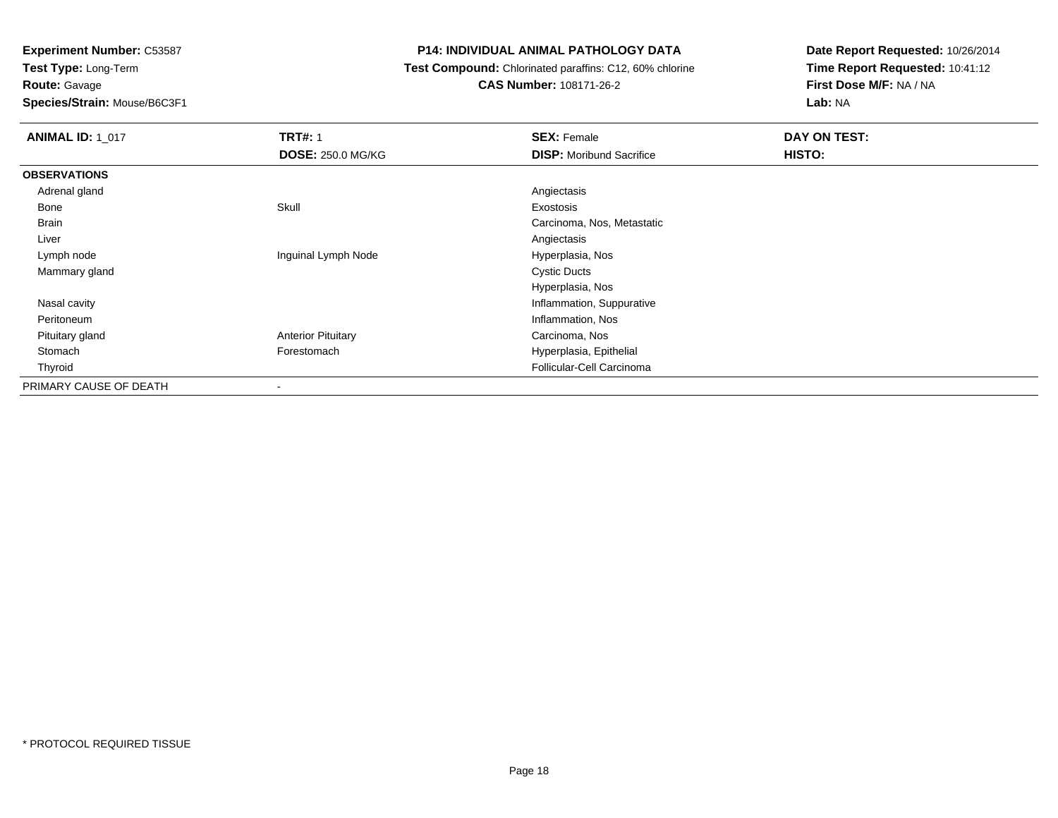**Experiment Number:** C53587
**Test Type:** Long-Term
**Route:** Gavage
**Species/Strain:** Mouse/B6C3F1

**P14: INDIVIDUAL ANIMAL PATHOLOGY DATA**
**Test Compound:** Chlorinated paraffins: C12, 60% chlorine
**CAS Number:** 108171-26-2

**Date Report Requested:** 10/26/2014
**Time Report Requested:** 10:41:12
**First Dose M/F:** NA / NA
**Lab:** NA

| **ANIMAL ID:** 1_017 | **TRT#:** 1 | **SEX:** Female | **DAY ON TEST:** |
|---|---|---|---|
| | **DOSE:** 250.0 MG/KG | **DISP:** Moribund Sacrifice | **HISTO:** |
| **OBSERVATIONS** | | | |
| Adrenal gland | | Angiectasis | |
| Bone | Skull | Exostosis | |
| Brain | | Carcinoma, Nos, Metastatic | |
| Liver | | Angiectasis | |
| Lymph node | Inguinal Lymph Node | Hyperplasia, Nos | |
| Mammary gland | | Cystic Ducts | |
| | | Hyperplasia, Nos | |
| Nasal cavity | | Inflammation, Suppurative | |
| Peritoneum | | Inflammation, Nos | |
| Pituitary gland | Anterior Pituitary | Carcinoma, Nos | |
| Stomach | Forestomach | Hyperplasia, Epithelial | |
| Thyroid | | Follicular-Cell Carcinoma | |
| PRIMARY CAUSE OF DEATH | - | | |

* PROTOCOL REQUIRED TISSUE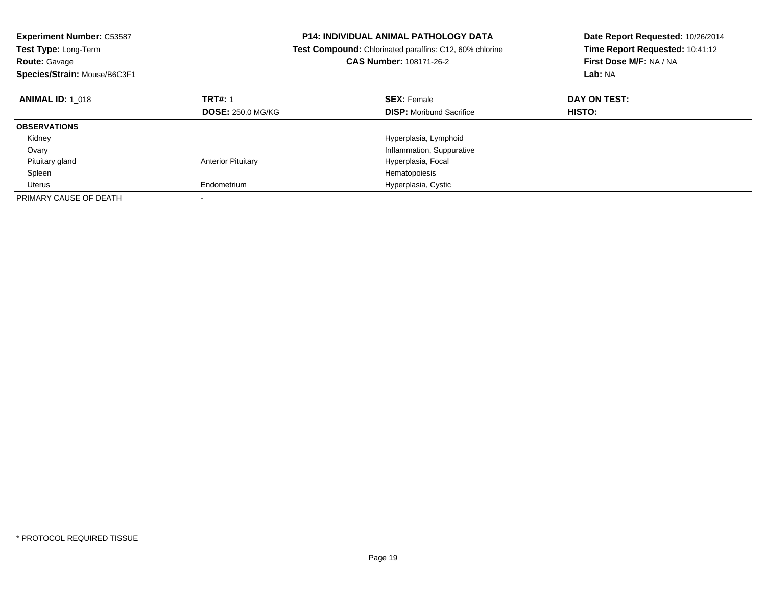**Experiment Number:** C53587
**Test Type:** Long-Term
**Route:** Gavage
**Species/Strain:** Mouse/B6C3F1

**P14: INDIVIDUAL ANIMAL PATHOLOGY DATA**
**Test Compound:** Chlorinated paraffins: C12, 60% chlorine
**CAS Number:** 108171-26-2

**Date Report Requested:** 10/26/2014
**Time Report Requested:** 10:41:12
**First Dose M/F:** NA / NA
**Lab:** NA

| **ANIMAL ID:** 1_018 | **TRT#:** 1 | **SEX:** Female | **DAY ON TEST:** |
|---|---|---|---|
| | **DOSE:** 250.0 MG/KG | **DISP:** Moribund Sacrifice | **HISTO:** |
| **OBSERVATIONS** | | | |
| Kidney | | Hyperplasia, Lymphoid | |
| Ovary | | Inflammation, Suppurative | |
| Pituitary gland | Anterior Pituitary | Hyperplasia, Focal | |
| Spleen | | Hematopoiesis | |
| Uterus | Endometrium | Hyperplasia, Cystic | |
| PRIMARY CAUSE OF DEATH | - | | |

\* PROTOCOL REQUIRED TISSUE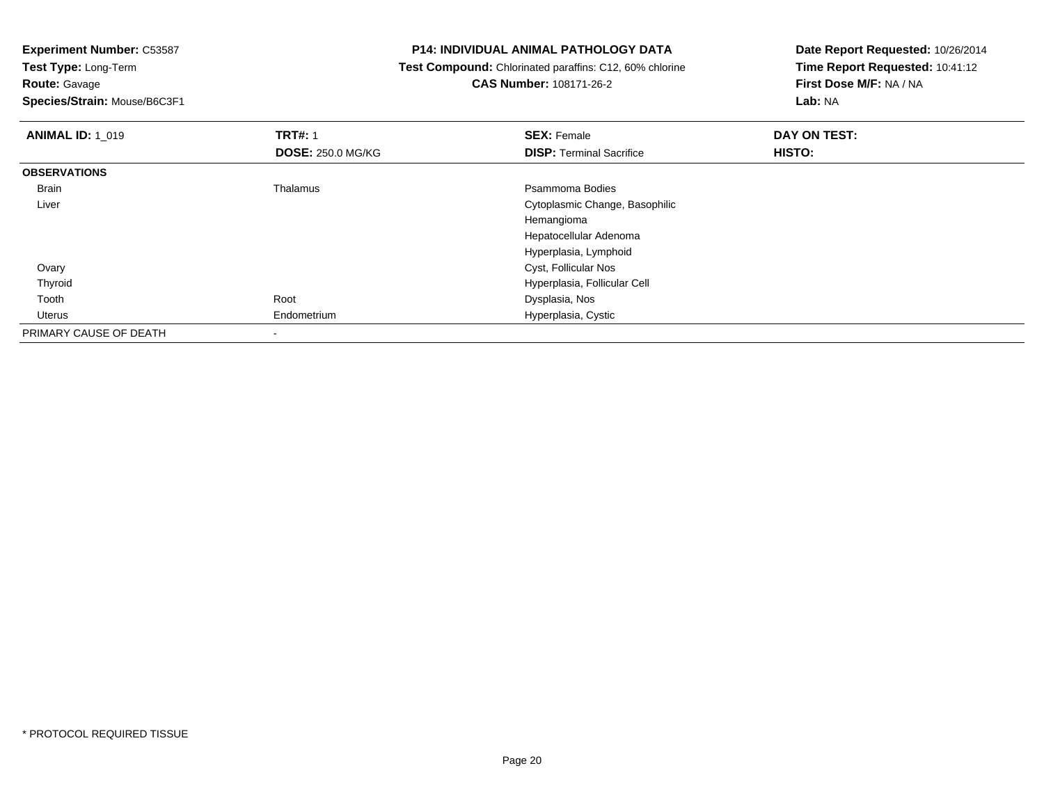**Experiment Number:** C53587
**Test Type:** Long-Term
**Route:** Gavage
**Species/Strain:** Mouse/B6C3F1

**P14: INDIVIDUAL ANIMAL PATHOLOGY DATA**
**Test Compound:** Chlorinated paraffins: C12, 60% chlorine
**CAS Number:** 108171-26-2

**Date Report Requested:** 10/26/2014
**Time Report Requested:** 10:41:12
**First Dose M/F:** NA / NA
**Lab:** NA

| **ANIMAL ID:** 1_019 | **TRT#:** 1 | **SEX:** Female | **DAY ON TEST:** |
|---|---|---|---|
| | **DOSE:** 250.0 MG/KG | **DISP:** Terminal Sacrifice | **HISTO:** |
| **OBSERVATIONS** | | | |
| Brain | Thalamus | Psammoma Bodies | |
| Liver | | Cytoplasmic Change, Basophilic | |
| | | Hemangioma | |
| | | Hepatocellular Adenoma | |
| | | Hyperplasia, Lymphoid | |
| Ovary | | Cyst, Follicular Nos | |
| Thyroid | | Hyperplasia, Follicular Cell | |
| Tooth | Root | Dysplasia, Nos | |
| Uterus | Endometrium | Hyperplasia, Cystic | |
| PRIMARY CAUSE OF DEATH | - | | |

* PROTOCOL REQUIRED TISSUE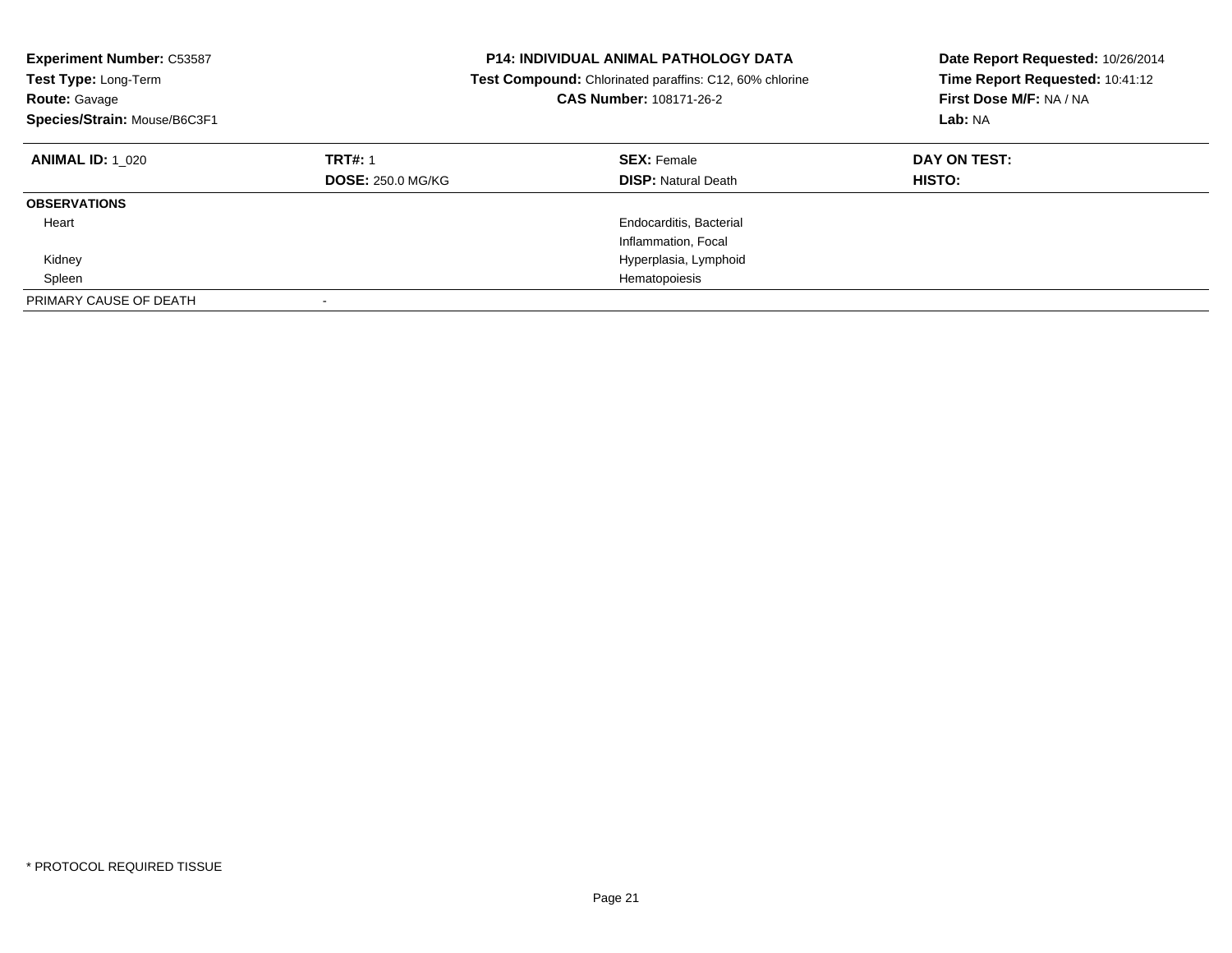**Experiment Number:** C53587
**Test Type:** Long-Term
**Route:** Gavage
**Species/Strain:** Mouse/B6C3F1

**P14: INDIVIDUAL ANIMAL PATHOLOGY DATA**
**Test Compound:** Chlorinated paraffins: C12, 60% chlorine
**CAS Number:** 108171-26-2

**Date Report Requested:** 10/26/2014
**Time Report Requested:** 10:41:12
**First Dose M/F:** NA / NA
**Lab:** NA

| **ANIMAL ID:** 1_020 | **TRT#:** 1 | **SEX:** Female | **DAY ON TEST:** |
|---|---|---|---|
| | **DOSE:** 250.0 MG/KG | **DISP:** Natural Death | **HISTO:** |
| **OBSERVATIONS** | | | |
| Heart | | Endocarditis, Bacterial | |
| | | Inflammation, Focal | |
| Kidney | | Hyperplasia, Lymphoid | |
| Spleen | | Hematopoiesis | |
| PRIMARY CAUSE OF DEATH | - | | |

* PROTOCOL REQUIRED TISSUE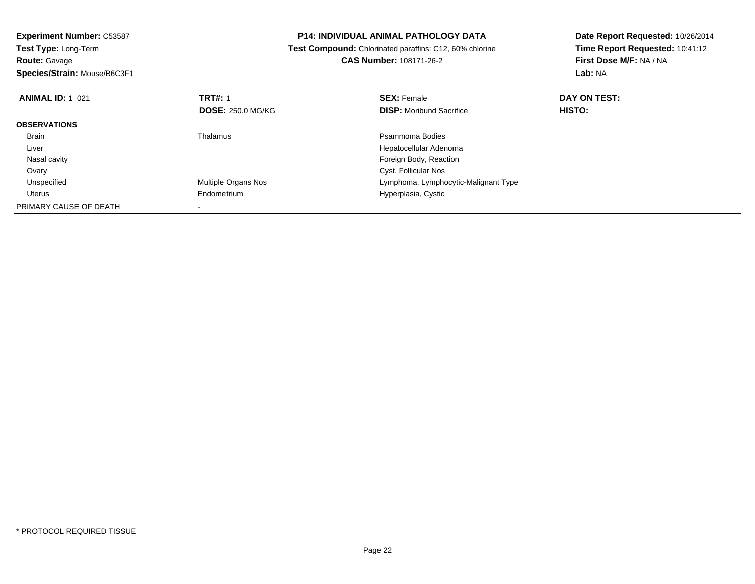**Experiment Number:** C53587
**Test Type:** Long-Term
**Route:** Gavage
**Species/Strain:** Mouse/B6C3F1

**P14: INDIVIDUAL ANIMAL PATHOLOGY DATA**
**Test Compound:** Chlorinated paraffins: C12, 60% chlorine
**CAS Number:** 108171-26-2

**Date Report Requested:** 10/26/2014
**Time Report Requested:** 10:41:12
**First Dose M/F:** NA / NA
**Lab:** NA

| **ANIMAL ID:** 1_021 | **TRT#:** 1 | **SEX:** Female | **DAY ON TEST:** |
|---|---|---|---|
| | **DOSE:** 250.0 MG/KG | **DISP:** Moribund Sacrifice | **HISTO:** |
| **OBSERVATIONS** | | | |
| Brain | Thalamus | Psammoma Bodies | |
| Liver | | Hepatocellular Adenoma | |
| Nasal cavity | | Foreign Body, Reaction | |
| Ovary | | Cyst, Follicular Nos | |
| Unspecified | Multiple Organs Nos | Lymphoma, Lymphocytic-Malignant Type | |
| Uterus | Endometrium | Hyperplasia, Cystic | |
| PRIMARY CAUSE OF DEATH | - | | |

* PROTOCOL REQUIRED TISSUE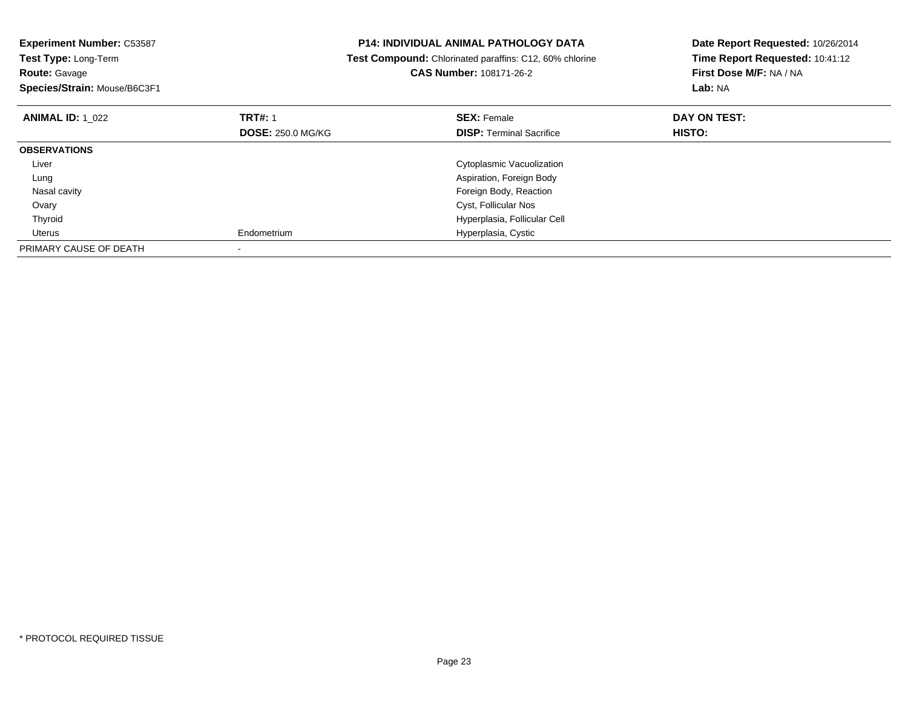**Experiment Number:** C53587
**Test Type:** Long-Term
**Route:** Gavage
**Species/Strain:** Mouse/B6C3F1

**P14: INDIVIDUAL ANIMAL PATHOLOGY DATA**
**Test Compound:** Chlorinated paraffins: C12, 60% chlorine
**CAS Number:** 108171-26-2

**Date Report Requested:** 10/26/2014
**Time Report Requested:** 10:41:12
**First Dose M/F:** NA / NA
**Lab:** NA

| **ANIMAL ID:** 1_022 | **TRT#:** 1<br>**DOSE:** 250.0 MG/KG | **SEX:** Female<br>**DISP:** Terminal Sacrifice | **DAY ON TEST:**<br>**HISTO:** |
|---|---|---|---|
| **OBSERVATIONS** | | | |
| Liver | | Cytoplasmic Vacuolization | |
| Lung | | Aspiration, Foreign Body | |
| Nasal cavity | | Foreign Body, Reaction | |
| Ovary | | Cyst, Follicular Nos | |
| Thyroid | | Hyperplasia, Follicular Cell | |
| Uterus | Endometrium | Hyperplasia, Cystic | |
| PRIMARY CAUSE OF DEATH | - | | |

* PROTOCOL REQUIRED TISSUE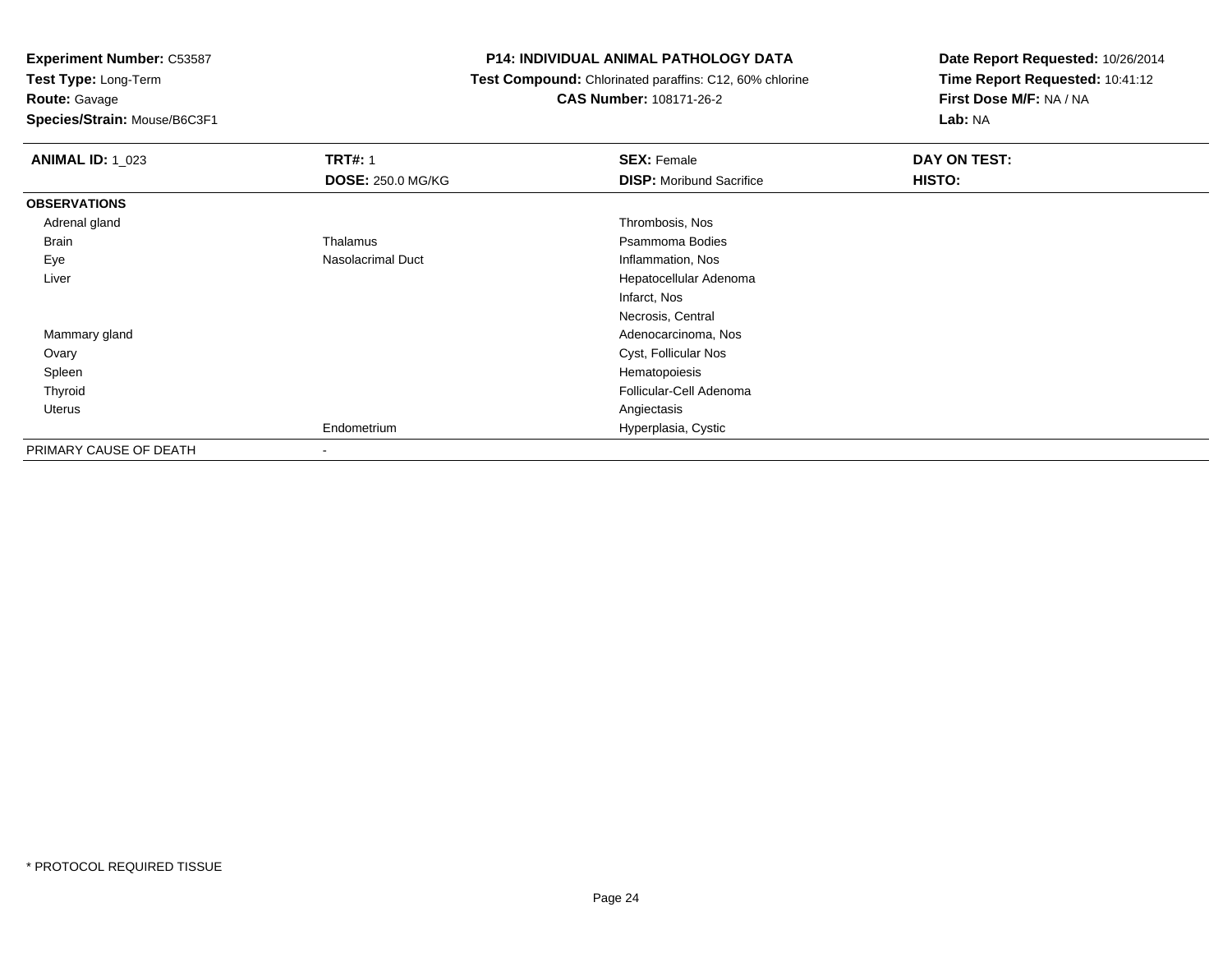**Experiment Number:** C53587
**Test Type:** Long-Term
**Route:** Gavage
**Species/Strain:** Mouse/B6C3F1

**P14: INDIVIDUAL ANIMAL PATHOLOGY DATA**
**Test Compound:** Chlorinated paraffins: C12, 60% chlorine
**CAS Number:** 108171-26-2

**Date Report Requested:** 10/26/2014
**Time Report Requested:** 10:41:12
**First Dose M/F:** NA / NA
**Lab:** NA

| **ANIMAL ID:** 1_023 | **TRT#:** 1 | **SEX:** Female | **DAY ON TEST:** |
|---|---|---|---|
| | **DOSE:** 250.0 MG/KG | **DISP:** Moribund Sacrifice | **HISTO:** |
| **OBSERVATIONS** | | | |
| Adrenal gland | | Thrombosis, Nos | |
| Brain | Thalamus | Psammoma Bodies | |
| Eye | Nasolacrimal Duct | Inflammation, Nos | |
| Liver | | Hepatocellular Adenoma | |
| | | Infarct, Nos | |
| | | Necrosis, Central | |
| Mammary gland | | Adenocarcinoma, Nos | |
| Ovary | | Cyst, Follicular Nos | |
| Spleen | | Hematopoiesis | |
| Thyroid | | Follicular-Cell Adenoma | |
| Uterus | | Angiectasis | |
| | Endometrium | Hyperplasia, Cystic | |
| PRIMARY CAUSE OF DEATH | - | | |

* PROTOCOL REQUIRED TISSUE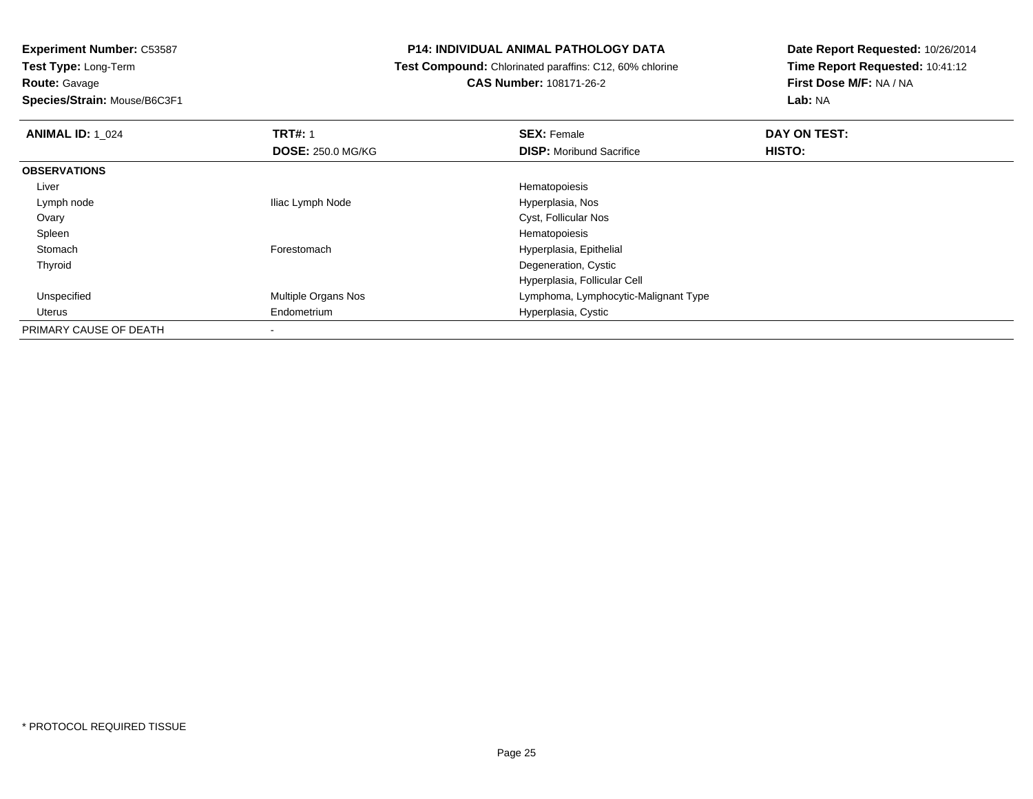**Experiment Number:** C53587
**Test Type:** Long-Term
**Route:** Gavage
**Species/Strain:** Mouse/B6C3F1

# P14: INDIVIDUAL ANIMAL PATHOLOGY DATA

**Test Compound:** Chlorinated paraffins: C12, 60% chlorine
**CAS Number:** 108171-26-2

**Date Report Requested:** 10/26/2014
**Time Report Requested:** 10:41:12
**First Dose M/F:** NA / NA
**Lab:** NA

| **ANIMAL ID:** 1_024 | **TRT#:** 1 | **SEX:** Female | **DAY ON TEST:** |
|---|---|---|---|
| | **DOSE:** 250.0 MG/KG | **DISP:** Moribund Sacrifice | **HISTO:** |
| **OBSERVATIONS** | | | |
| Liver | | Hematopoiesis | |
| Lymph node | Iliac Lymph Node | Hyperplasia, Nos | |
| Ovary | | Cyst, Follicular Nos | |
| Spleen | | Hematopoiesis | |
| Stomach | Forestomach | Hyperplasia, Epithelial | |
| Thyroid | | Degeneration, Cystic | |
| | | Hyperplasia, Follicular Cell | |
| Unspecified | Multiple Organs Nos | Lymphoma, Lymphocytic-Malignant Type | |
| Uterus | Endometrium | Hyperplasia, Cystic | |
| PRIMARY CAUSE OF DEATH | - | | |

* PROTOCOL REQUIRED TISSUE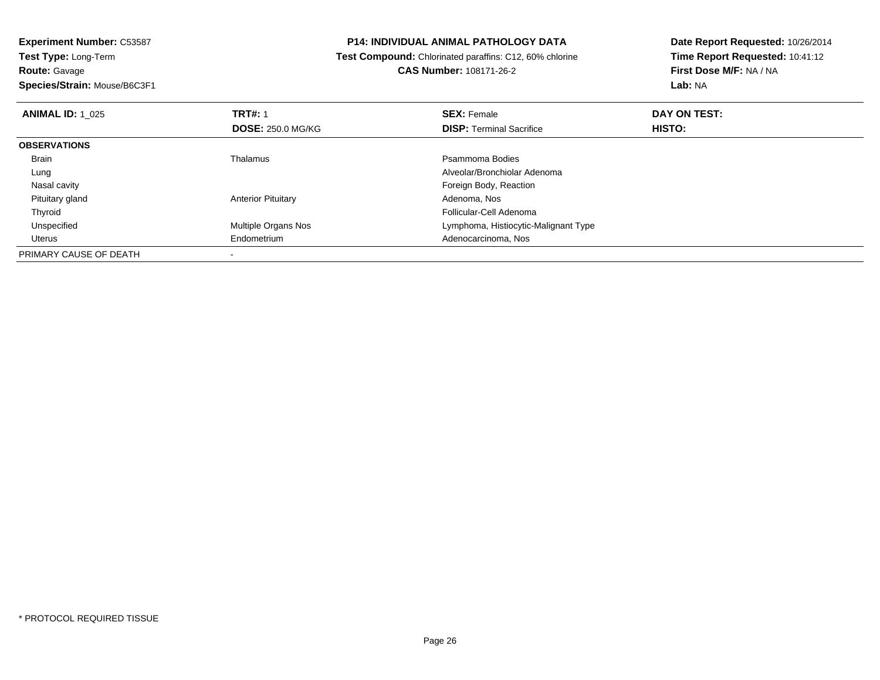**Experiment Number:** C53587
**Test Type:** Long-Term
**Route:** Gavage
**Species/Strain:** Mouse/B6C3F1

**P14: INDIVIDUAL ANIMAL PATHOLOGY DATA**
**Test Compound:** Chlorinated paraffins: C12, 60% chlorine
**CAS Number:** 108171-26-2

**Date Report Requested:** 10/26/2014
**Time Report Requested:** 10:41:12
**First Dose M/F:** NA / NA
**Lab:** NA

| **ANIMAL ID:** 1_025 | **TRT#:** 1 | **SEX:** Female | **DAY ON TEST:** |
|---|---|---|---|
| | **DOSE:** 250.0 MG/KG | **DISP:** Terminal Sacrifice | **HISTO:** |
| **OBSERVATIONS** | | | |
| Brain | Thalamus | Psammoma Bodies | |
| Lung | | Alveolar/Bronchiolar Adenoma | |
| Nasal cavity | | Foreign Body, Reaction | |
| Pituitary gland | Anterior Pituitary | Adenoma, Nos | |
| Thyroid | | Follicular-Cell Adenoma | |
| Unspecified | Multiple Organs Nos | Lymphoma, Histiocytic-Malignant Type | |
| Uterus | Endometrium | Adenocarcinoma, Nos | |
| PRIMARY CAUSE OF DEATH | - | | |

* PROTOCOL REQUIRED TISSUE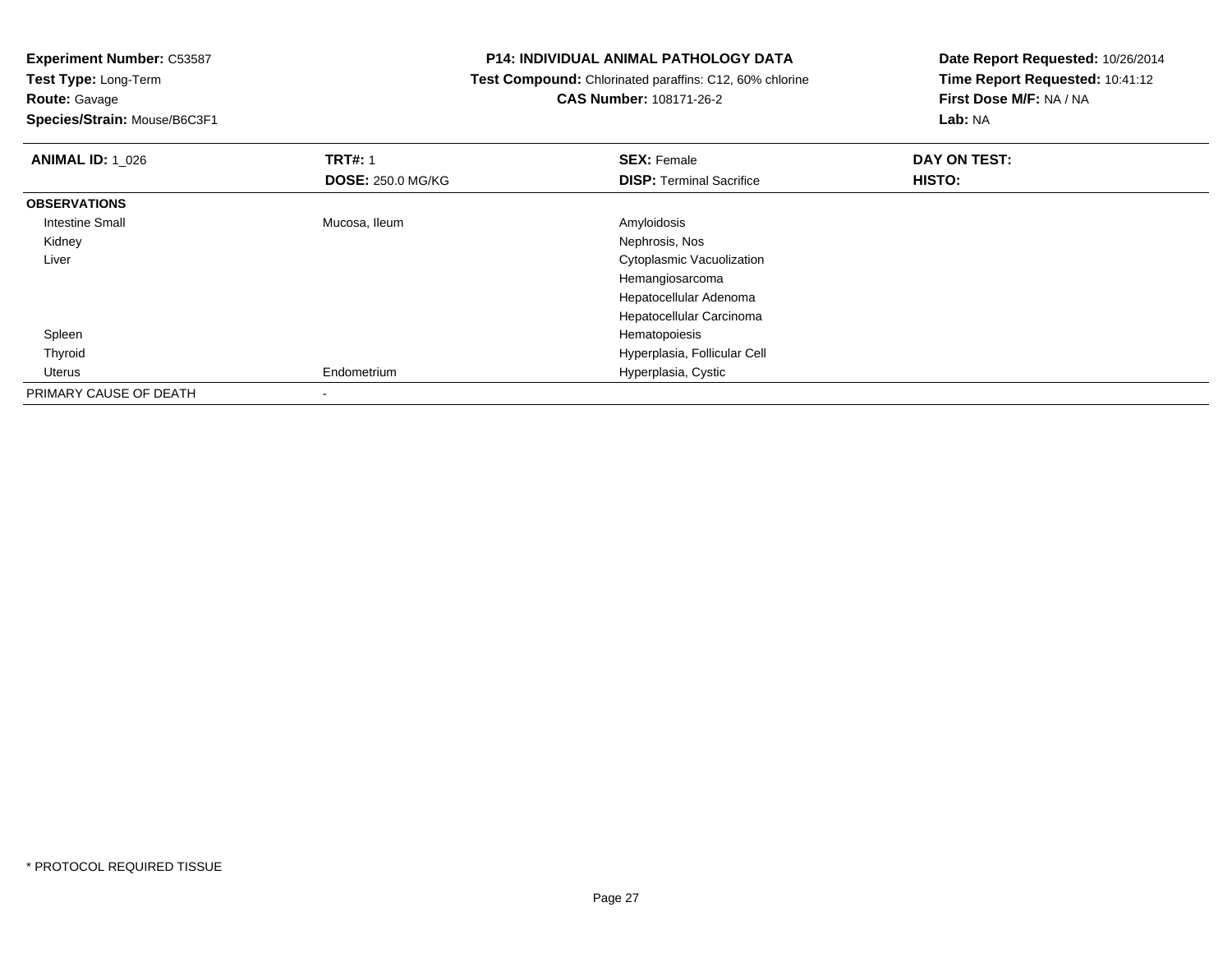**Experiment Number:** C53587
**Test Type:** Long-Term
**Route:** Gavage
**Species/Strain:** Mouse/B6C3F1

**P14: INDIVIDUAL ANIMAL PATHOLOGY DATA**
**Test Compound:** Chlorinated paraffins: C12, 60% chlorine
**CAS Number:** 108171-26-2

**Date Report Requested:** 10/26/2014
**Time Report Requested:** 10:41:12
**First Dose M/F:** NA / NA
**Lab:** NA

| **ANIMAL ID:** 1_026 | **TRT#:** 1 | **SEX:** Female | **DAY ON TEST:** |
|---|---|---|---|
| | **DOSE:** 250.0 MG/KG | **DISP:** Terminal Sacrifice | **HISTO:** |
| **OBSERVATIONS** | | | |
| Intestine Small | Mucosa, Ileum | Amyloidosis | |
| Kidney | | Nephrosis, Nos | |
| Liver | | Cytoplasmic Vacuolization | |
| | | Hemangiosarcoma | |
| | | Hepatocellular Adenoma | |
| | | Hepatocellular Carcinoma | |
| Spleen | | Hematopoiesis | |
| Thyroid | | Hyperplasia, Follicular Cell | |
| Uterus | Endometrium | Hyperplasia, Cystic | |
| PRIMARY CAUSE OF DEATH | - | | |

* PROTOCOL REQUIRED TISSUE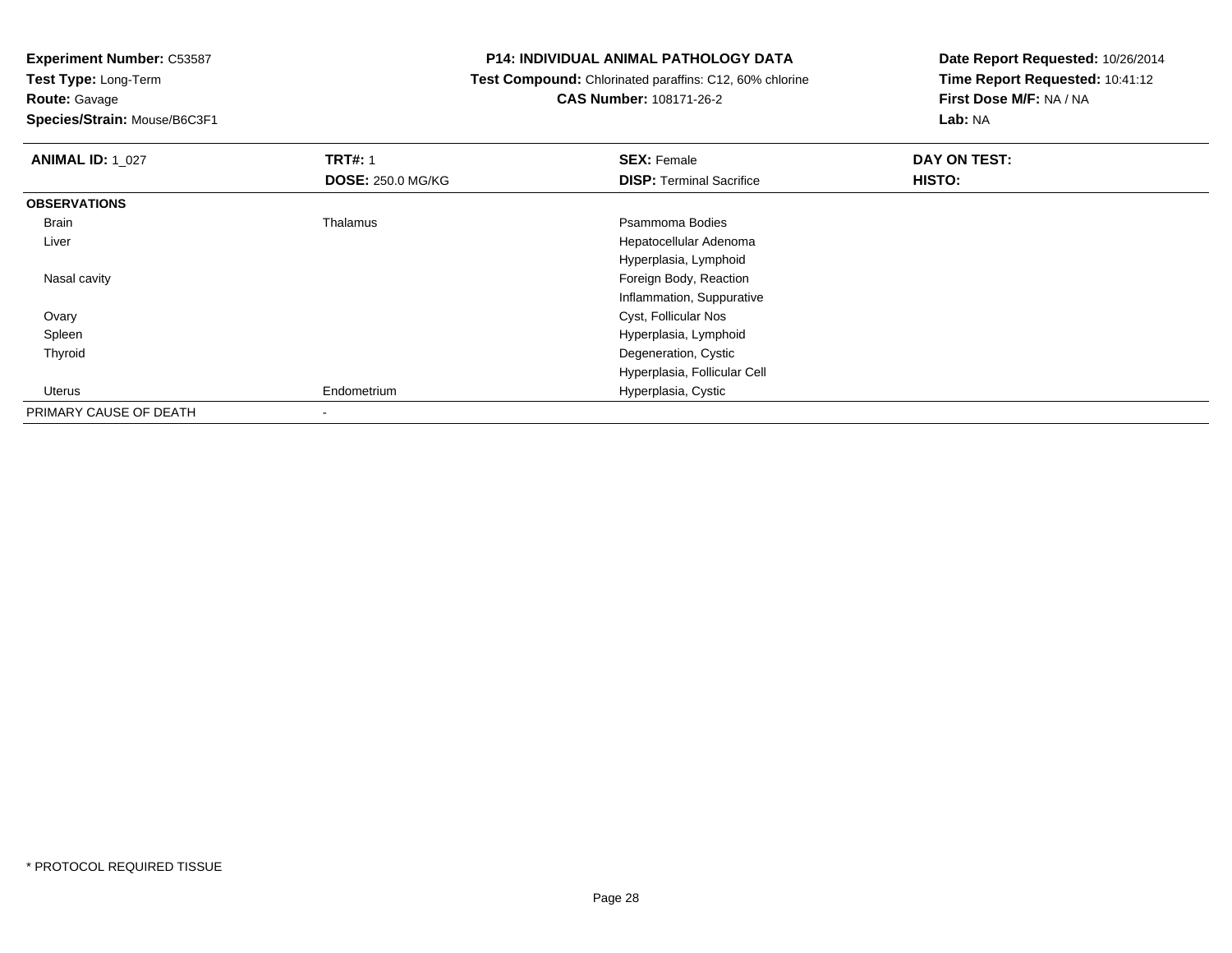**Experiment Number:** C53587
**Test Type:** Long-Term
**Route:** Gavage
**Species/Strain:** Mouse/B6C3F1

**P14: INDIVIDUAL ANIMAL PATHOLOGY DATA**
**Test Compound:** Chlorinated paraffins: C12, 60% chlorine
**CAS Number:** 108171-26-2

**Date Report Requested:** 10/26/2014
**Time Report Requested:** 10:41:12
**First Dose M/F:** NA / NA
**Lab:** NA

| **ANIMAL ID:** 1_027 | **TRT#:** 1 | **SEX:** Female | **DAY ON TEST:** |
|---|---|---|---|
| | **DOSE:** 250.0 MG/KG | **DISP:** Terminal Sacrifice | **HISTO:** |
| **OBSERVATIONS** | | | |
| Brain | Thalamus | Psammoma Bodies | |
| Liver | | Hepatocellular Adenoma | |
| | | Hyperplasia, Lymphoid | |
| Nasal cavity | | Foreign Body, Reaction | |
| | | Inflammation, Suppurative | |
| Ovary | | Cyst, Follicular Nos | |
| Spleen | | Hyperplasia, Lymphoid | |
| Thyroid | | Degeneration, Cystic | |
| | | Hyperplasia, Follicular Cell | |
| Uterus | Endometrium | Hyperplasia, Cystic | |
| PRIMARY CAUSE OF DEATH | - | | |

\* PROTOCOL REQUIRED TISSUE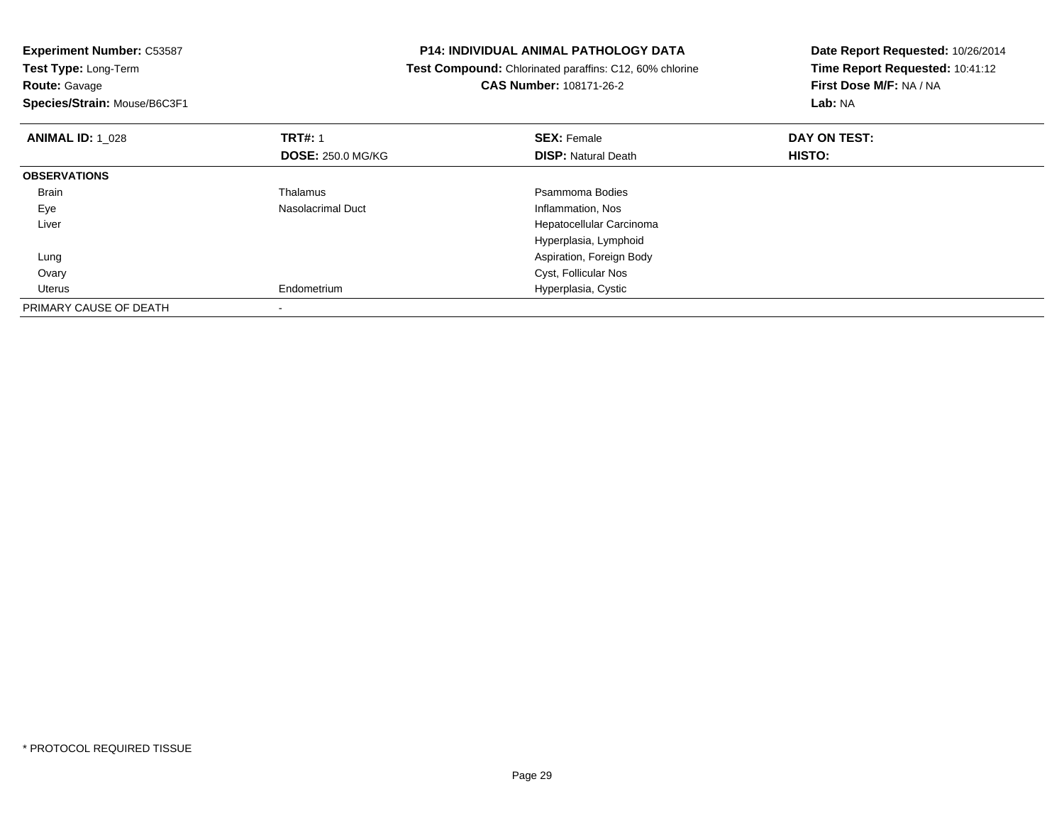**Experiment Number:** C53587
**Test Type:** Long-Term
**Route:** Gavage
**Species/Strain:** Mouse/B6C3F1

**P14: INDIVIDUAL ANIMAL PATHOLOGY DATA**
**Test Compound:** Chlorinated paraffins: C12, 60% chlorine
**CAS Number:** 108171-26-2

**Date Report Requested:** 10/26/2014
**Time Report Requested:** 10:41:12
**First Dose M/F:** NA / NA
**Lab:** NA

| **ANIMAL ID:** 1_028 | **TRT#:** 1 | **SEX:** Female | **DAY ON TEST:** |
|---|---|---|---|
| | **DOSE:** 250.0 MG/KG | **DISP:** Natural Death | **HISTO:** |
| **OBSERVATIONS** | | | |
| Brain | Thalamus | Psammoma Bodies | |
| Eye | Nasolacrimal Duct | Inflammation, Nos | |
| Liver | | Hepatocellular Carcinoma | |
| | | Hyperplasia, Lymphoid | |
| Lung | | Aspiration, Foreign Body | |
| Ovary | | Cyst, Follicular Nos | |
| Uterus | Endometrium | Hyperplasia, Cystic | |
| PRIMARY CAUSE OF DEATH | - | | |

* PROTOCOL REQUIRED TISSUE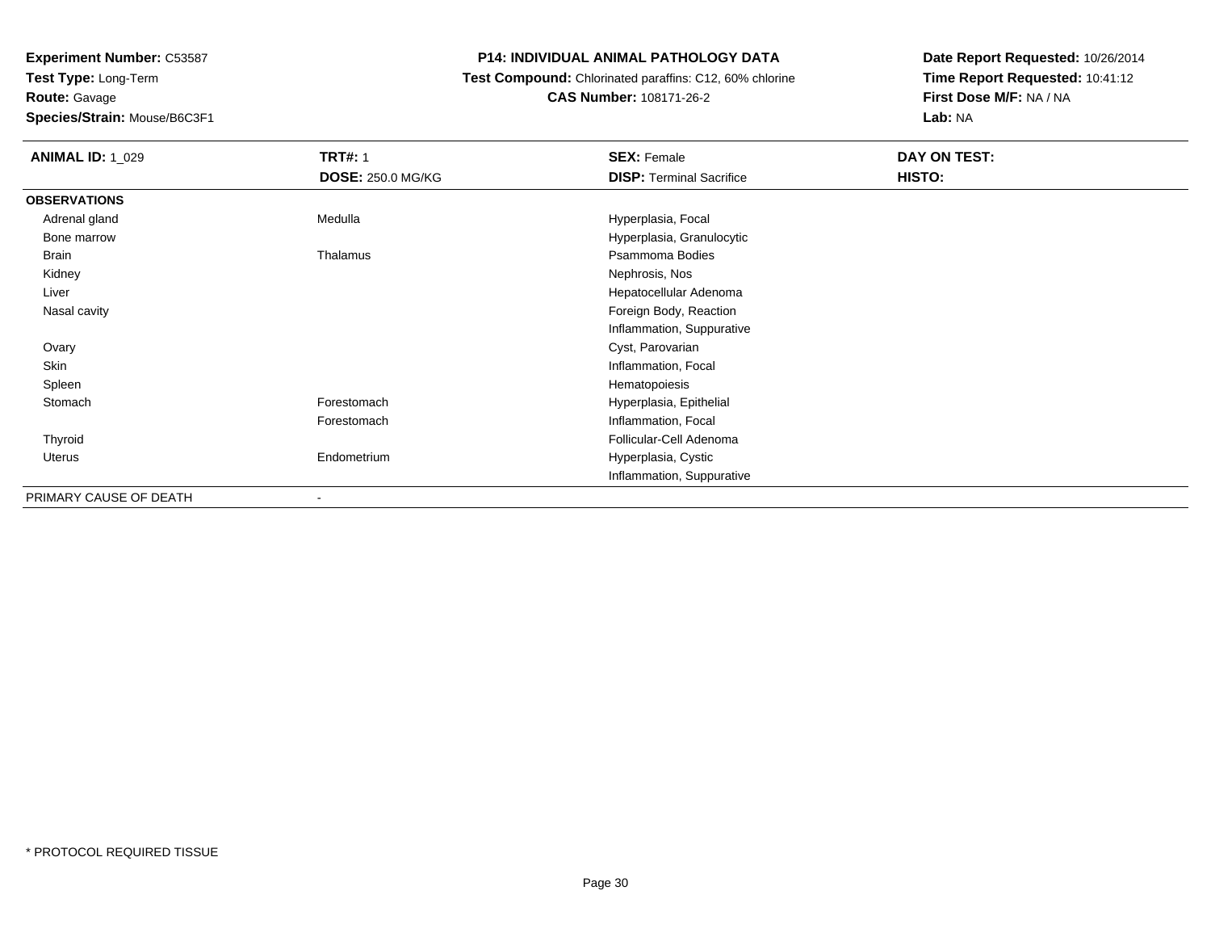**Experiment Number:** C53587
**Test Type:** Long-Term
**Route:** Gavage
**Species/Strain:** Mouse/B6C3F1

**P14: INDIVIDUAL ANIMAL PATHOLOGY DATA**
**Test Compound:** Chlorinated paraffins: C12, 60% chlorine
**CAS Number:** 108171-26-2

**Date Report Requested:** 10/26/2014
**Time Report Requested:** 10:41:12
**First Dose M/F:** NA / NA
**Lab:** NA

| **ANIMAL ID:** 1_029 | **TRT#:** 1 | **SEX:** Female | **DAY ON TEST:** |
|---|---|---|---|
| | **DOSE:** 250.0 MG/KG | **DISP:** Terminal Sacrifice | **HISTO:** |
| **OBSERVATIONS** | | | |
| Adrenal gland | Medulla | Hyperplasia, Focal | |
| Bone marrow | | Hyperplasia, Granulocytic | |
| Brain | Thalamus | Psammoma Bodies | |
| Kidney | | Nephrosis, Nos | |
| Liver | | Hepatocellular Adenoma | |
| Nasal cavity | | Foreign Body, Reaction | |
| | | Inflammation, Suppurative | |
| Ovary | | Cyst, Parovarian | |
| Skin | | Inflammation, Focal | |
| Spleen | | Hematopoiesis | |
| Stomach | Forestomach | Hyperplasia, Epithelial | |
| | Forestomach | Inflammation, Focal | |
| Thyroid | | Follicular-Cell Adenoma | |
| Uterus | Endometrium | Hyperplasia, Cystic | |
| | | Inflammation, Suppurative | |
| PRIMARY CAUSE OF DEATH | - | | |

* PROTOCOL REQUIRED TISSUE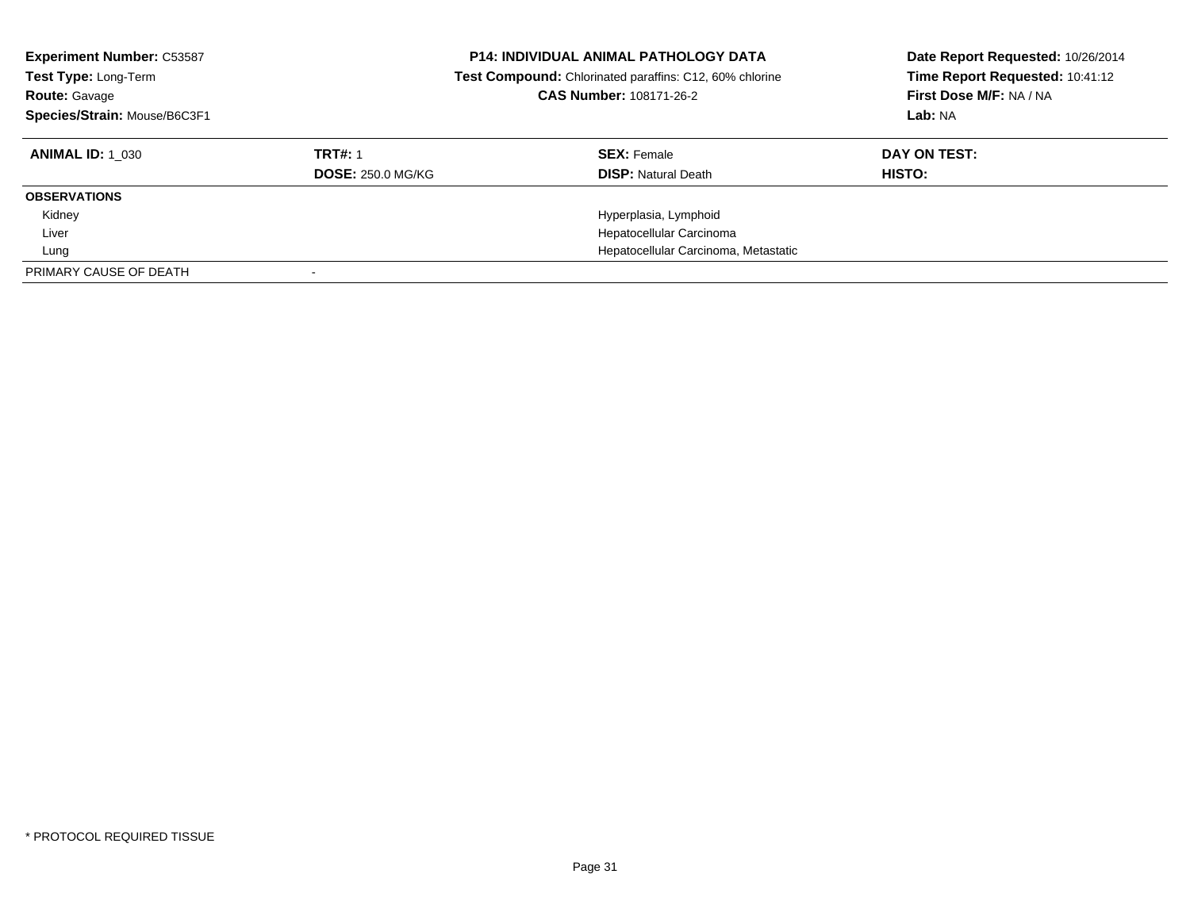**Experiment Number:** C53587
**Test Type:** Long-Term
**Route:** Gavage
**Species/Strain:** Mouse/B6C3F1

**P14: INDIVIDUAL ANIMAL PATHOLOGY DATA**
**Test Compound:** Chlorinated paraffins: C12, 60% chlorine
**CAS Number:** 108171-26-2

**Date Report Requested:** 10/26/2014
**Time Report Requested:** 10:41:12
**First Dose M/F:** NA / NA
**Lab:** NA

| **ANIMAL ID:** 1_030 | **TRT#:** 1 | **SEX:** Female | **DAY ON TEST:** |
|---|---|---|---|
| | **DOSE:** 250.0 MG/KG | **DISP:** Natural Death | **HISTO:** |
| **OBSERVATIONS** | | | |
| Kidney | | Hyperplasia, Lymphoid | |
| Liver | | Hepatocellular Carcinoma | |
| Lung | | Hepatocellular Carcinoma, Metastatic | |
| PRIMARY CAUSE OF DEATH | - | | |

* PROTOCOL REQUIRED TISSUE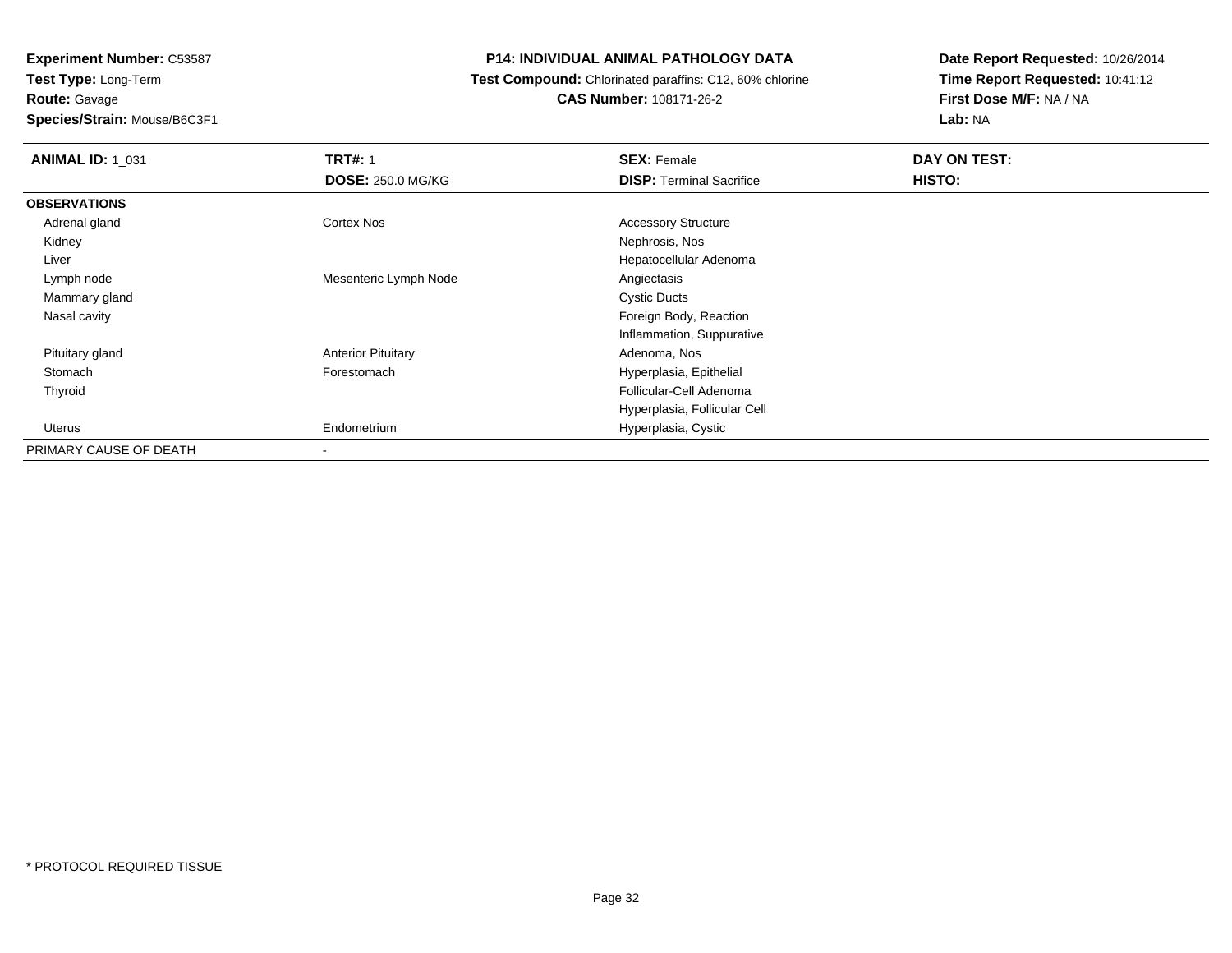**Experiment Number:** C53587
**Test Type:** Long-Term
**Route:** Gavage
**Species/Strain:** Mouse/B6C3F1

# P14: INDIVIDUAL ANIMAL PATHOLOGY DATA

**Test Compound:** Chlorinated paraffins: C12, 60% chlorine
**CAS Number:** 108171-26-2

**Date Report Requested:** 10/26/2014
**Time Report Requested:** 10:41:12
**First Dose M/F:** NA / NA
**Lab:** NA

| **ANIMAL ID:** 1_031 | **TRT#:** 1 | **SEX:** Female | **DAY ON TEST:** |
|---|---|---|---|
| | **DOSE:** 250.0 MG/KG | **DISP:** Terminal Sacrifice | **HISTO:** |
| **OBSERVATIONS** | | | |
| Adrenal gland | Cortex Nos | Accessory Structure | |
| Kidney | | Nephrosis, Nos | |
| Liver | | Hepatocellular Adenoma | |
| Lymph node | Mesenteric Lymph Node | Angiectasis | |
| Mammary gland | | Cystic Ducts | |
| Nasal cavity | | Foreign Body, Reaction | |
| | | Inflammation, Suppurative | |
| Pituitary gland | Anterior Pituitary | Adenoma, Nos | |
| Stomach | Forestomach | Hyperplasia, Epithelial | |
| Thyroid | | Follicular-Cell Adenoma | |
| | | Hyperplasia, Follicular Cell | |
| Uterus | Endometrium | Hyperplasia, Cystic | |
| PRIMARY CAUSE OF DEATH | - | | |

* PROTOCOL REQUIRED TISSUE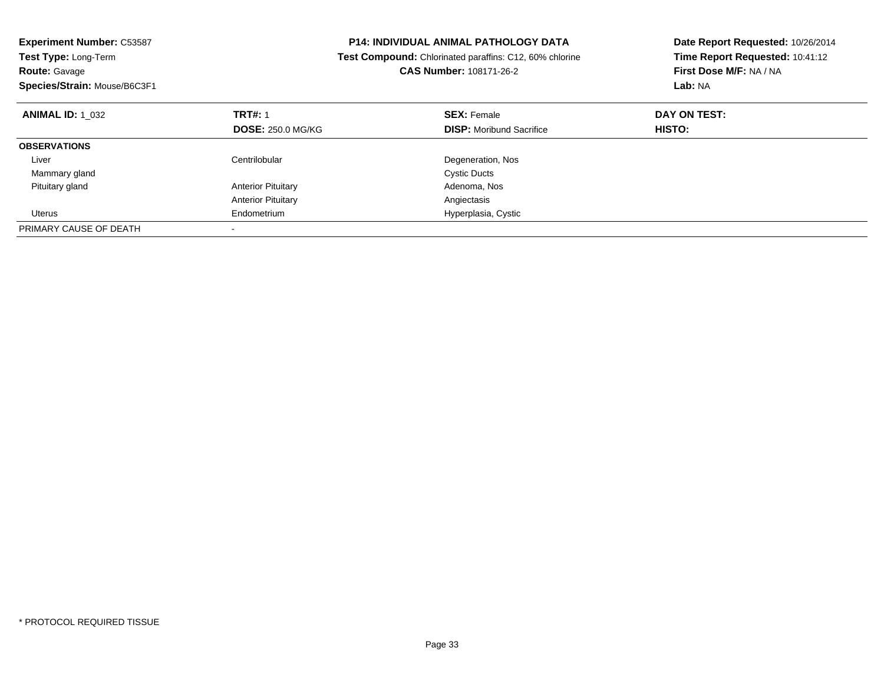**Experiment Number:** C53587
**Test Type:** Long-Term
**Route:** Gavage
**Species/Strain:** Mouse/B6C3F1

**P14: INDIVIDUAL ANIMAL PATHOLOGY DATA**
**Test Compound:** Chlorinated paraffins: C12, 60% chlorine
**CAS Number:** 108171-26-2

**Date Report Requested:** 10/26/2014
**Time Report Requested:** 10:41:12
**First Dose M/F:** NA / NA
**Lab:** NA

| **ANIMAL ID:** 1_032 | **TRT#:** 1 | **SEX:** Female | **DAY ON TEST:** |
|---|---|---|---|
| | **DOSE:** 250.0 MG/KG | **DISP:** Moribund Sacrifice | **HISTO:** |
| **OBSERVATIONS** | | | |
| Liver | Centrilobular | Degeneration, Nos | |
| Mammary gland | | Cystic Ducts | |
| Pituitary gland | Anterior Pituitary | Adenoma, Nos | |
| | Anterior Pituitary | Angiectasis | |
| Uterus | Endometrium | Hyperplasia, Cystic | |
| PRIMARY CAUSE OF DEATH | - | | |

\* PROTOCOL REQUIRED TISSUE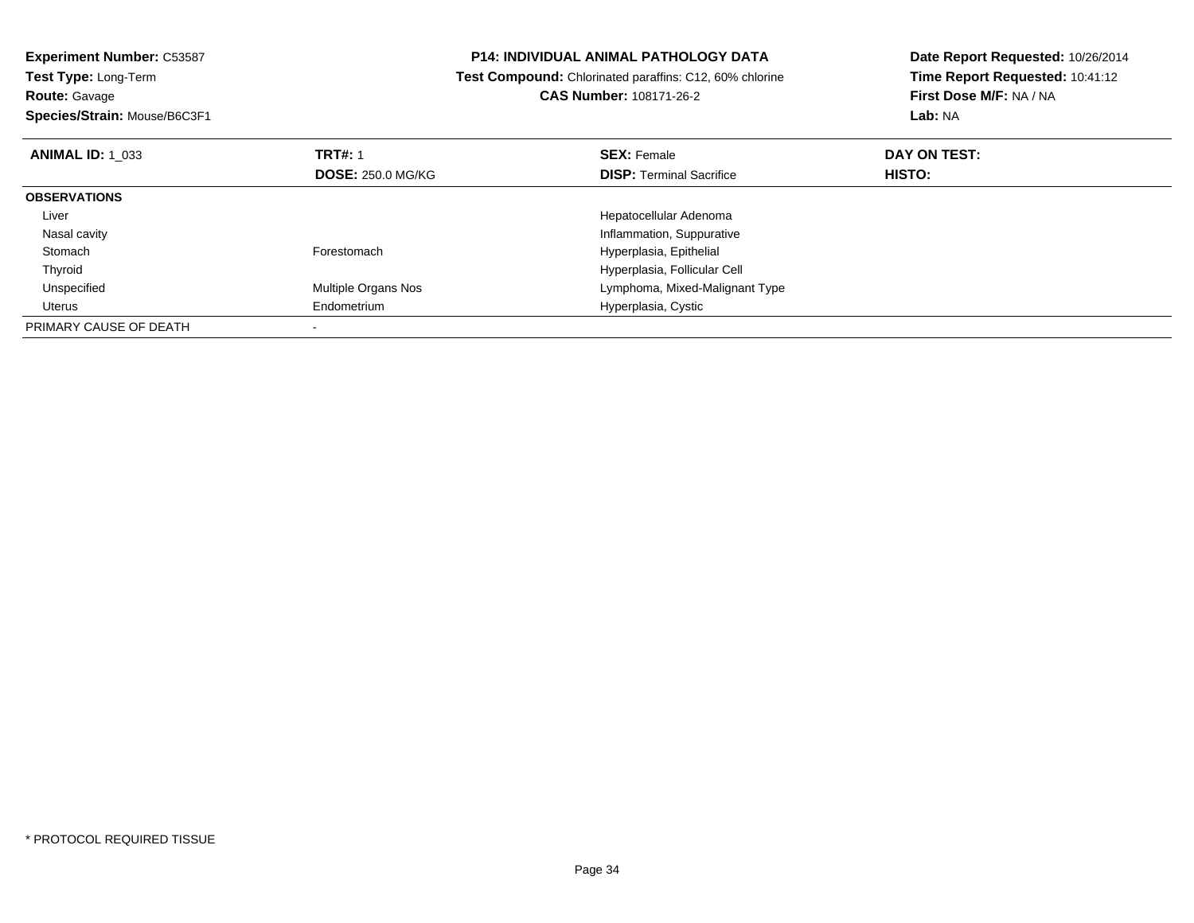**Experiment Number:** C53587
**Test Type:** Long-Term
**Route:** Gavage
**Species/Strain:** Mouse/B6C3F1

**P14: INDIVIDUAL ANIMAL PATHOLOGY DATA**
**Test Compound:** Chlorinated paraffins: C12, 60% chlorine
**CAS Number:** 108171-26-2

**Date Report Requested:** 10/26/2014
**Time Report Requested:** 10:41:12
**First Dose M/F:** NA / NA
**Lab:** NA

| **ANIMAL ID:** 1_033 | **TRT#:** 1 | **SEX:** Female | **DAY ON TEST:** |
|---|---|---|---|
| | **DOSE:** 250.0 MG/KG | **DISP:** Terminal Sacrifice | **HISTO:** |
| **OBSERVATIONS** | | | |
| Liver | | Hepatocellular Adenoma | |
| Nasal cavity | | Inflammation, Suppurative | |
| Stomach | Forestomach | Hyperplasia, Epithelial | |
| Thyroid | | Hyperplasia, Follicular Cell | |
| Unspecified | Multiple Organs Nos | Lymphoma, Mixed-Malignant Type | |
| Uterus | Endometrium | Hyperplasia, Cystic | |
| PRIMARY CAUSE OF DEATH | - | | |

* PROTOCOL REQUIRED TISSUE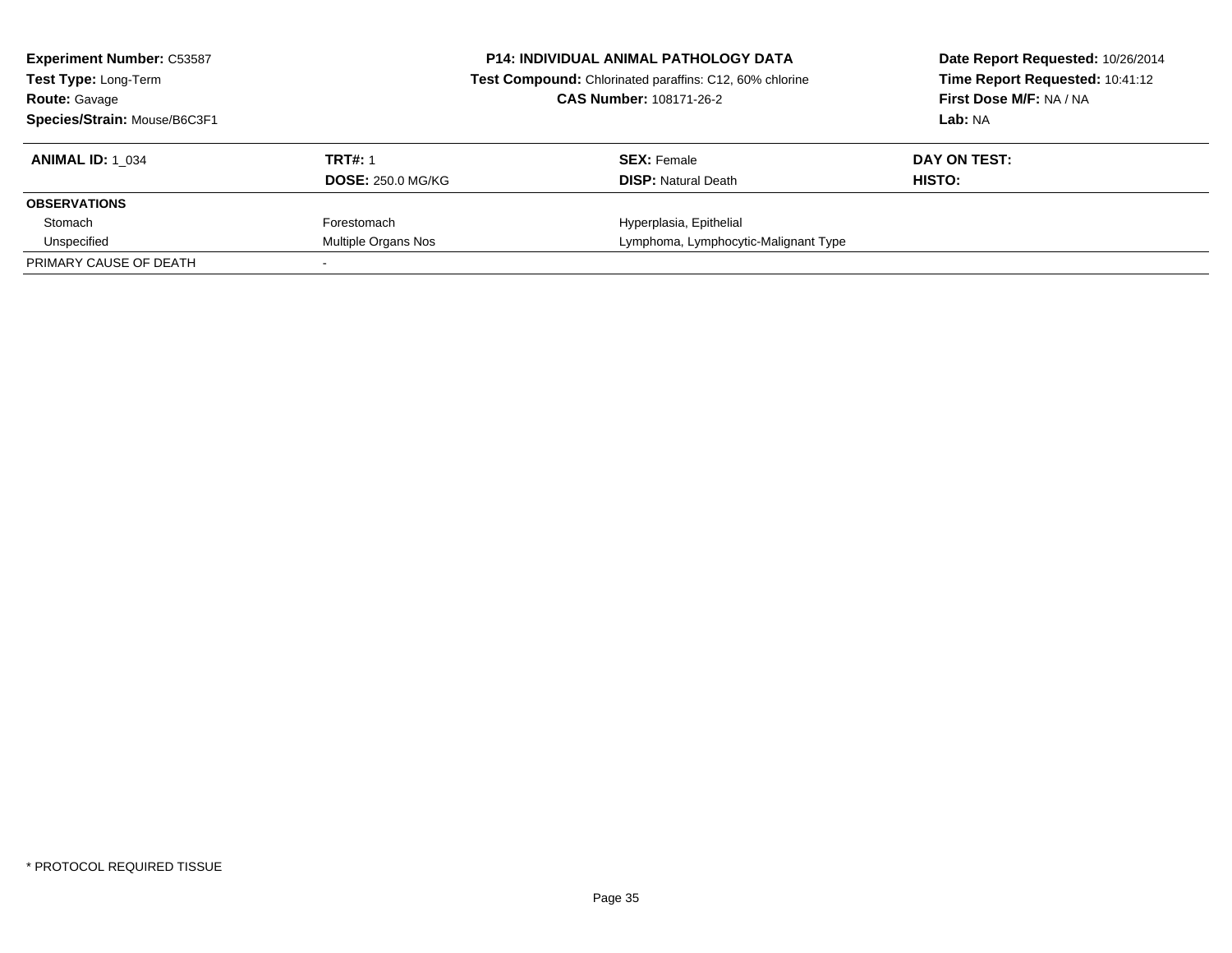**Experiment Number:** C53587
**Test Type:** Long-Term
**Route:** Gavage
**Species/Strain:** Mouse/B6C3F1

**P14: INDIVIDUAL ANIMAL PATHOLOGY DATA**
**Test Compound:** Chlorinated paraffins: C12, 60% chlorine
**CAS Number:** 108171-26-2

**Date Report Requested:** 10/26/2014
**Time Report Requested:** 10:41:12
**First Dose M/F:** NA / NA
**Lab:** NA

| **ANIMAL ID:** 1_034 | **TRT#:** 1 | **SEX:** Female | **DAY ON TEST:** |
|---|---|---|---|
| | **DOSE:** 250.0 MG/KG | **DISP:** Natural Death | **HISTO:** |
| **OBSERVATIONS** | | | |
| Stomach | Forestomach | Hyperplasia, Epithelial | |
| Unspecified | Multiple Organs Nos | Lymphoma, Lymphocytic-Malignant Type | |
| PRIMARY CAUSE OF DEATH | - | | |

* PROTOCOL REQUIRED TISSUE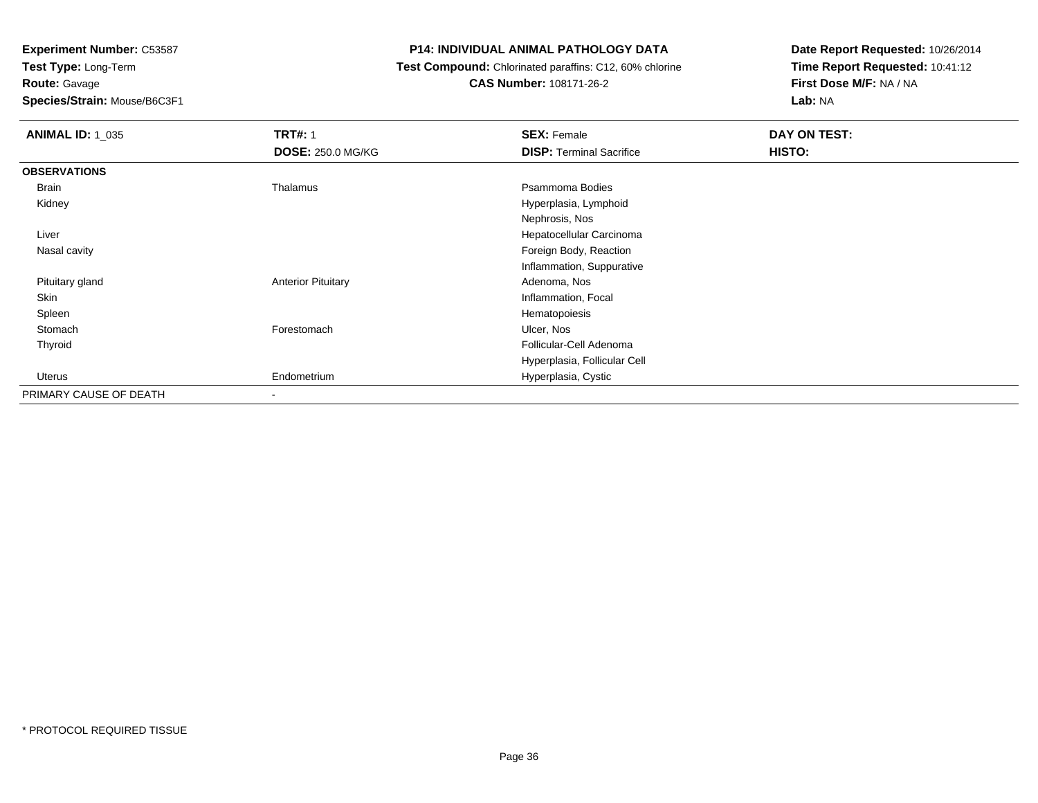**Experiment Number:** C53587
**Test Type:** Long-Term
**Route:** Gavage
**Species/Strain:** Mouse/B6C3F1

# P14: INDIVIDUAL ANIMAL PATHOLOGY DATA

**Test Compound:** Chlorinated paraffins: C12, 60% chlorine
**CAS Number:** 108171-26-2

**Date Report Requested:** 10/26/2014
**Time Report Requested:** 10:41:12
**First Dose M/F:** NA / NA
**Lab:** NA

| **ANIMAL ID:** 1_035 | **TRT#:** 1 | **SEX:** Female | **DAY ON TEST:** |
|---|---|---|---|
| | **DOSE:** 250.0 MG/KG | **DISP:** Terminal Sacrifice | **HISTO:** |
| **OBSERVATIONS** | | | |
| Brain | Thalamus | Psammoma Bodies | |
| Kidney | | Hyperplasia, Lymphoid | |
| | | Nephrosis, Nos | |
| Liver | | Hepatocellular Carcinoma | |
| Nasal cavity | | Foreign Body, Reaction | |
| | | Inflammation, Suppurative | |
| Pituitary gland | Anterior Pituitary | Adenoma, Nos | |
| Skin | | Inflammation, Focal | |
| Spleen | | Hematopoiesis | |
| Stomach | Forestomach | Ulcer, Nos | |
| Thyroid | | Follicular-Cell Adenoma | |
| | | Hyperplasia, Follicular Cell | |
| Uterus | Endometrium | Hyperplasia, Cystic | |
| PRIMARY CAUSE OF DEATH | - | | |

* PROTOCOL REQUIRED TISSUE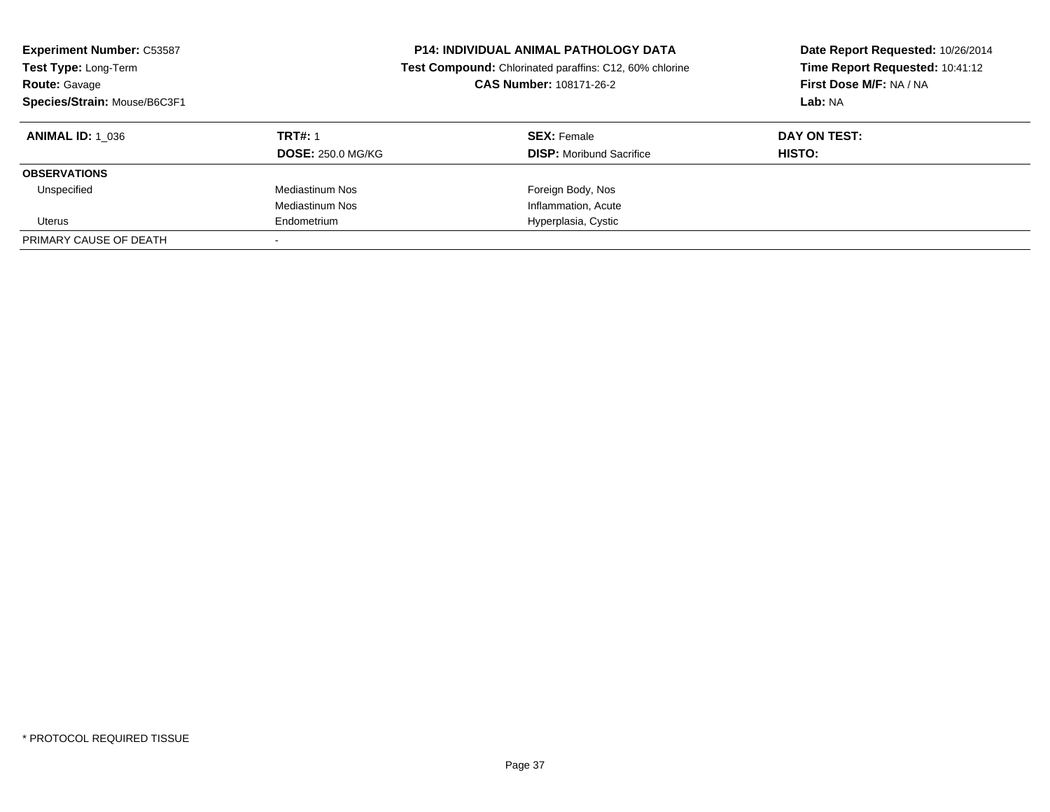**Experiment Number:** C53587
**Test Type:** Long-Term
**Route:** Gavage
**Species/Strain:** Mouse/B6C3F1

**P14: INDIVIDUAL ANIMAL PATHOLOGY DATA**
**Test Compound:** Chlorinated paraffins: C12, 60% chlorine
**CAS Number:** 108171-26-2

**Date Report Requested:** 10/26/2014
**Time Report Requested:** 10:41:12
**First Dose M/F:** NA / NA
**Lab:** NA

| **ANIMAL ID:** 1_036 | **TRT#:** 1 | **SEX:** Female | **DAY ON TEST:** |
|---|---|---|---|
| | **DOSE:** 250.0 MG/KG | **DISP:** Moribund Sacrifice | **HISTO:** |
| **OBSERVATIONS** | | | |
| Unspecified | Mediastinum Nos | Foreign Body, Nos | |
| | Mediastinum Nos | Inflammation, Acute | |
| Uterus | Endometrium | Hyperplasia, Cystic | |
| PRIMARY CAUSE OF DEATH | - | | |

* PROTOCOL REQUIRED TISSUE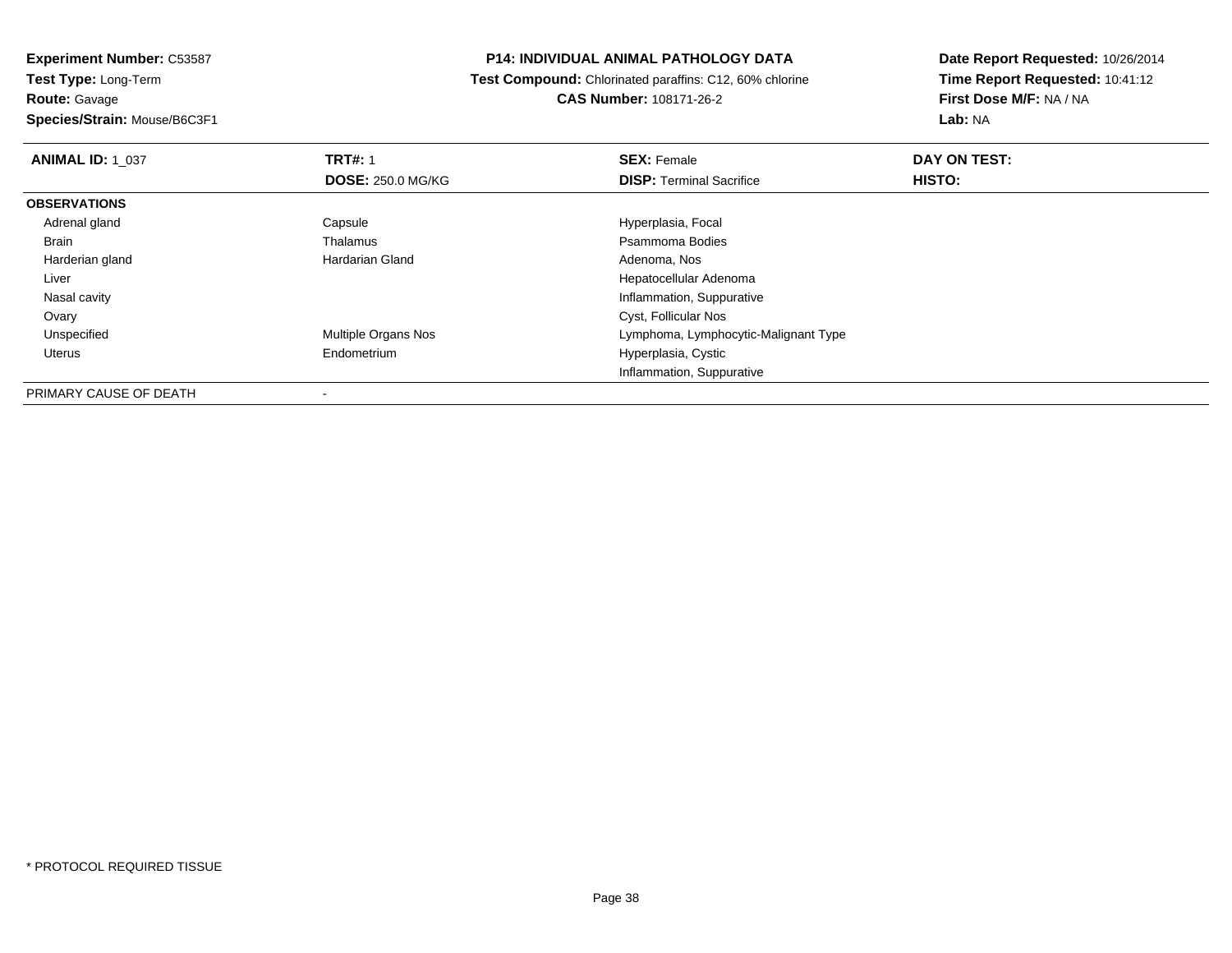**Experiment Number:** C53587
**Test Type:** Long-Term
**Route:** Gavage
**Species/Strain:** Mouse/B6C3F1

**P14: INDIVIDUAL ANIMAL PATHOLOGY DATA**
**Test Compound:** Chlorinated paraffins: C12, 60% chlorine
**CAS Number:** 108171-26-2

**Date Report Requested:** 10/26/2014
**Time Report Requested:** 10:41:12
**First Dose M/F:** NA / NA
**Lab:** NA

| **ANIMAL ID:** 1_037 | **TRT#:** 1 | **SEX:** Female | **DAY ON TEST:** |
|---|---|---|---|
| | **DOSE:** 250.0 MG/KG | **DISP:** Terminal Sacrifice | **HISTO:** |
| **OBSERVATIONS** | | | |
| Adrenal gland | Capsule | Hyperplasia, Focal | |
| Brain | Thalamus | Psammoma Bodies | |
| Harderian gland | Hardarian Gland | Adenoma, Nos | |
| Liver | | Hepatocellular Adenoma | |
| Nasal cavity | | Inflammation, Suppurative | |
| Ovary | | Cyst, Follicular Nos | |
| Unspecified | Multiple Organs Nos | Lymphoma, Lymphocytic-Malignant Type | |
| Uterus | Endometrium | Hyperplasia, Cystic | |
| | | Inflammation, Suppurative | |
| PRIMARY CAUSE OF DEATH | - | | |

* PROTOCOL REQUIRED TISSUE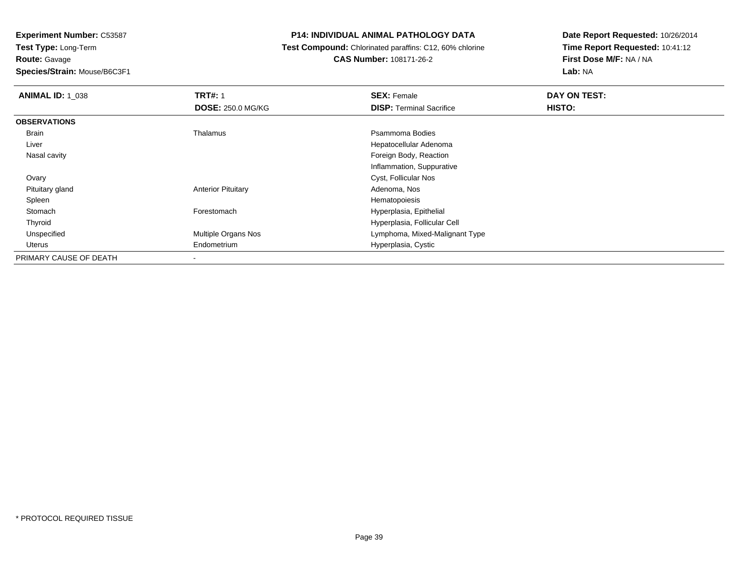**Experiment Number:** C53587
**Test Type:** Long-Term
**Route:** Gavage
**Species/Strain:** Mouse/B6C3F1

# P14: INDIVIDUAL ANIMAL PATHOLOGY DATA

**Test Compound:** Chlorinated paraffins: C12, 60% chlorine
**CAS Number:** 108171-26-2

**Date Report Requested:** 10/26/2014
**Time Report Requested:** 10:41:12
**First Dose M/F:** NA / NA
**Lab:** NA

| **ANIMAL ID:** 1_038 | **TRT#:** 1 | **SEX:** Female | **DAY ON TEST:** |
|---|---|---|---|
| | **DOSE:** 250.0 MG/KG | **DISP:** Terminal Sacrifice | **HISTO:** |
| **OBSERVATIONS** | | | |
| Brain | Thalamus | Psammoma Bodies | |
| Liver | | Hepatocellular Adenoma | |
| Nasal cavity | | Foreign Body, Reaction | |
| | | Inflammation, Suppurative | |
| Ovary | | Cyst, Follicular Nos | |
| Pituitary gland | Anterior Pituitary | Adenoma, Nos | |
| Spleen | | Hematopoiesis | |
| Stomach | Forestomach | Hyperplasia, Epithelial | |
| Thyroid | | Hyperplasia, Follicular Cell | |
| Unspecified | Multiple Organs Nos | Lymphoma, Mixed-Malignant Type | |
| Uterus | Endometrium | Hyperplasia, Cystic | |
| PRIMARY CAUSE OF DEATH | - | | |

* PROTOCOL REQUIRED TISSUE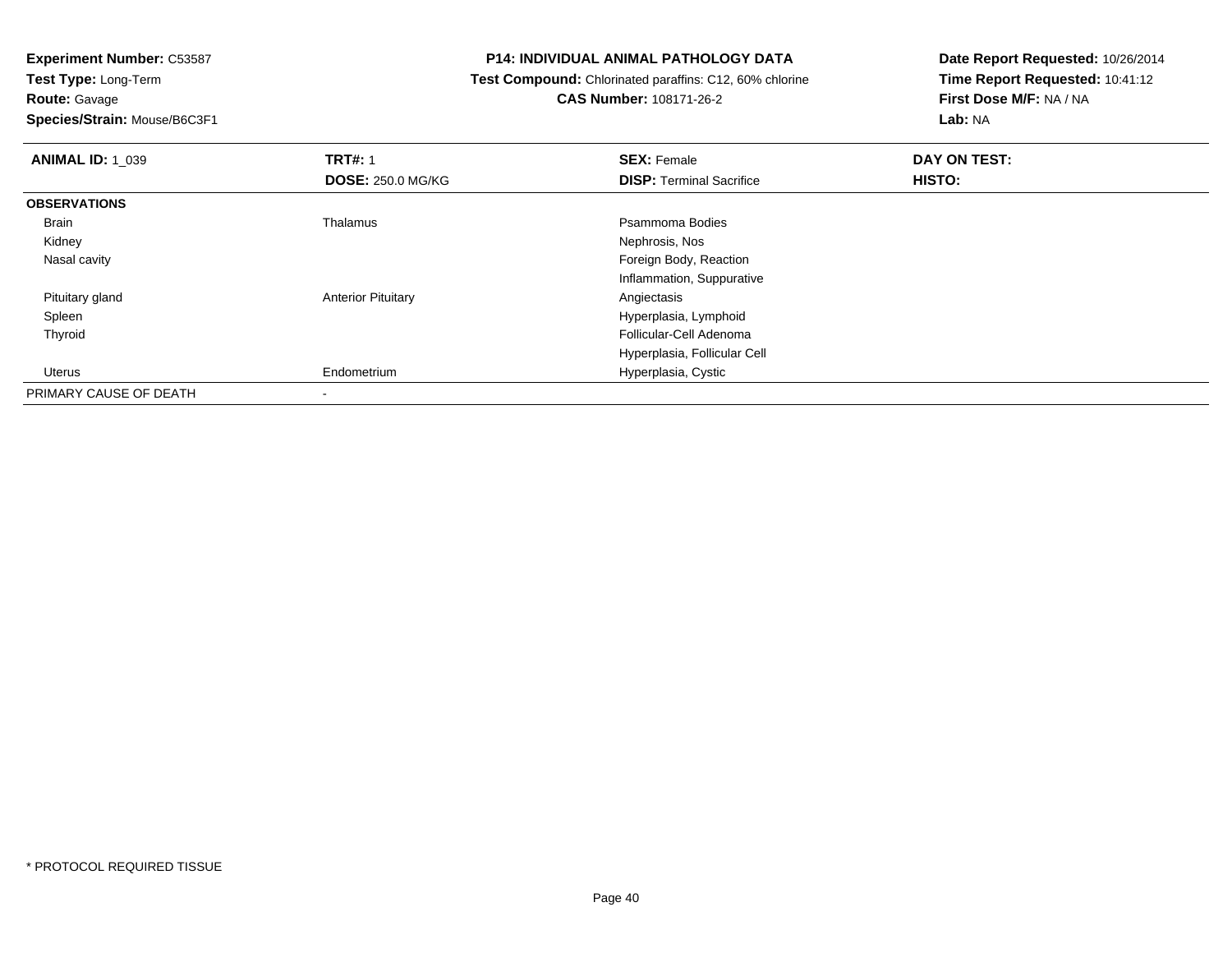**Experiment Number:** C53587
**Test Type:** Long-Term
**Route:** Gavage
**Species/Strain:** Mouse/B6C3F1

**P14: INDIVIDUAL ANIMAL PATHOLOGY DATA**
**Test Compound:** Chlorinated paraffins: C12, 60% chlorine
**CAS Number:** 108171-26-2

**Date Report Requested:** 10/26/2014
**Time Report Requested:** 10:41:12
**First Dose M/F:** NA / NA
**Lab:** NA

| **ANIMAL ID:** 1_039 | **TRT#:** 1<br>**DOSE:** 250.0 MG/KG | **SEX:** Female<br>**DISP:** Terminal Sacrifice | **DAY ON TEST:**<br>**HISTO:** |
|---|---|---|---|
| **OBSERVATIONS** | | | |
| Brain | Thalamus | Psammoma Bodies | |
| Kidney | | Nephrosis, Nos | |
| Nasal cavity | | Foreign Body, Reaction | |
| | | Inflammation, Suppurative | |
| Pituitary gland | Anterior Pituitary | Angiectasis | |
| Spleen | | Hyperplasia, Lymphoid | |
| Thyroid | | Follicular-Cell Adenoma | |
| | | Hyperplasia, Follicular Cell | |
| Uterus | Endometrium | Hyperplasia, Cystic | |
| PRIMARY CAUSE OF DEATH | - | | |

* PROTOCOL REQUIRED TISSUE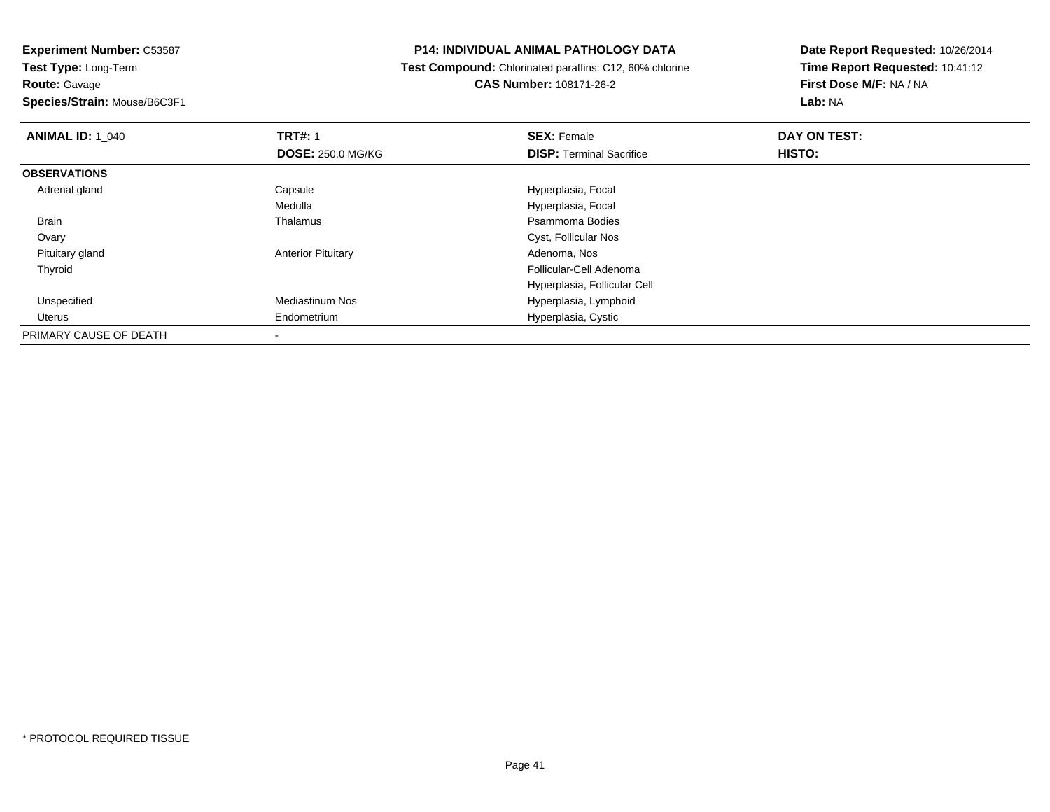**Experiment Number:** C53587
**Test Type:** Long-Term
**Route:** Gavage
**Species/Strain:** Mouse/B6C3F1

**P14: INDIVIDUAL ANIMAL PATHOLOGY DATA**
**Test Compound:** Chlorinated paraffins: C12, 60% chlorine
**CAS Number:** 108171-26-2

**Date Report Requested:** 10/26/2014
**Time Report Requested:** 10:41:12
**First Dose M/F:** NA / NA
**Lab:** NA

| **ANIMAL ID:** 1_040 | **TRT#:** 1 | **SEX:** Female | **DAY ON TEST:** |
|---|---|---|---|
| | **DOSE:** 250.0 MG/KG | **DISP:** Terminal Sacrifice | **HISTO:** |
| **OBSERVATIONS** | | | |
| Adrenal gland | Capsule | Hyperplasia, Focal | |
| | Medulla | Hyperplasia, Focal | |
| Brain | Thalamus | Psammoma Bodies | |
| Ovary | | Cyst, Follicular Nos | |
| Pituitary gland | Anterior Pituitary | Adenoma, Nos | |
| Thyroid | | Follicular-Cell Adenoma | |
| | | Hyperplasia, Follicular Cell | |
| Unspecified | Mediastinum Nos | Hyperplasia, Lymphoid | |
| Uterus | Endometrium | Hyperplasia, Cystic | |
| PRIMARY CAUSE OF DEATH | - | | |

* PROTOCOL REQUIRED TISSUE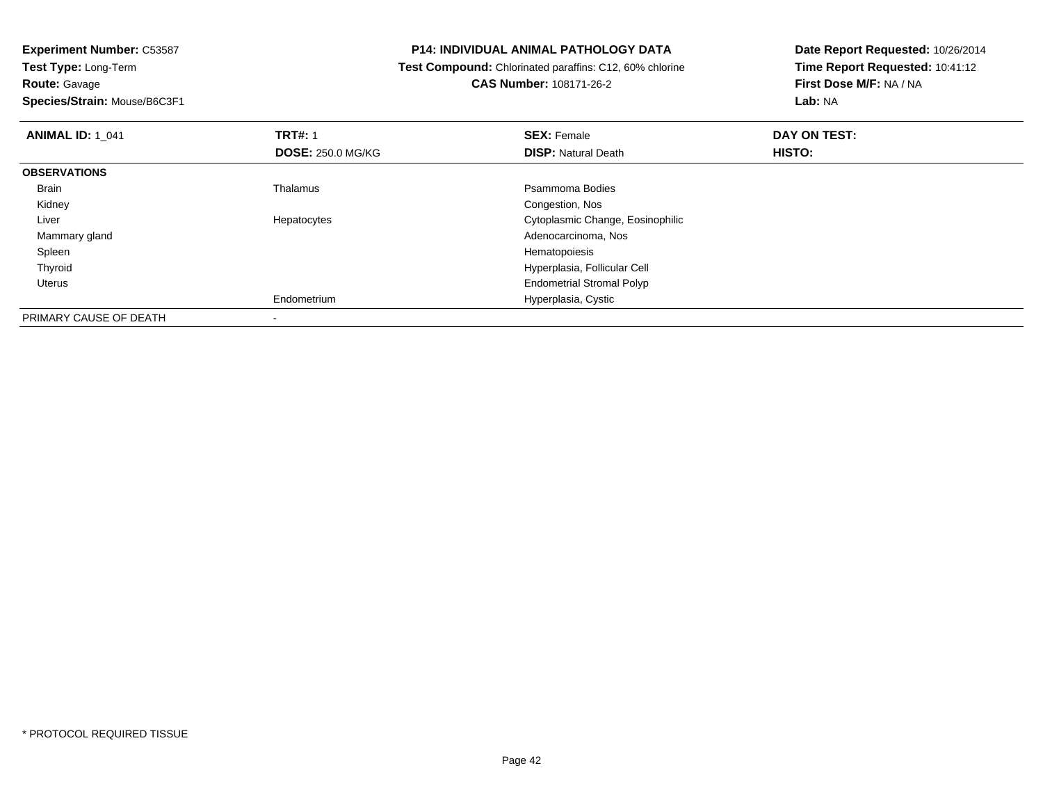**Experiment Number:** C53587
**Test Type:** Long-Term
**Route:** Gavage
**Species/Strain:** Mouse/B6C3F1

**P14: INDIVIDUAL ANIMAL PATHOLOGY DATA**
**Test Compound:** Chlorinated paraffins: C12, 60% chlorine
**CAS Number:** 108171-26-2

**Date Report Requested:** 10/26/2014
**Time Report Requested:** 10:41:12
**First Dose M/F:** NA / NA
**Lab:** NA

| **ANIMAL ID:** 1_041 | **TRT#:** 1<br>**DOSE:** 250.0 MG/KG | **SEX:** Female<br>**DISP:** Natural Death | **DAY ON TEST:**<br>**HISTO:** |
|---|---|---|---|
| **OBSERVATIONS** | | | |
| Brain | Thalamus | Psammoma Bodies | |
| Kidney | | Congestion, Nos | |
| Liver | Hepatocytes | Cytoplasmic Change, Eosinophilic | |
| Mammary gland | | Adenocarcinoma, Nos | |
| Spleen | | Hematopoiesis | |
| Thyroid | | Hyperplasia, Follicular Cell | |
| Uterus | | Endometrial Stromal Polyp | |
| | Endometrium | Hyperplasia, Cystic | |
| PRIMARY CAUSE OF DEATH | - | | |

* PROTOCOL REQUIRED TISSUE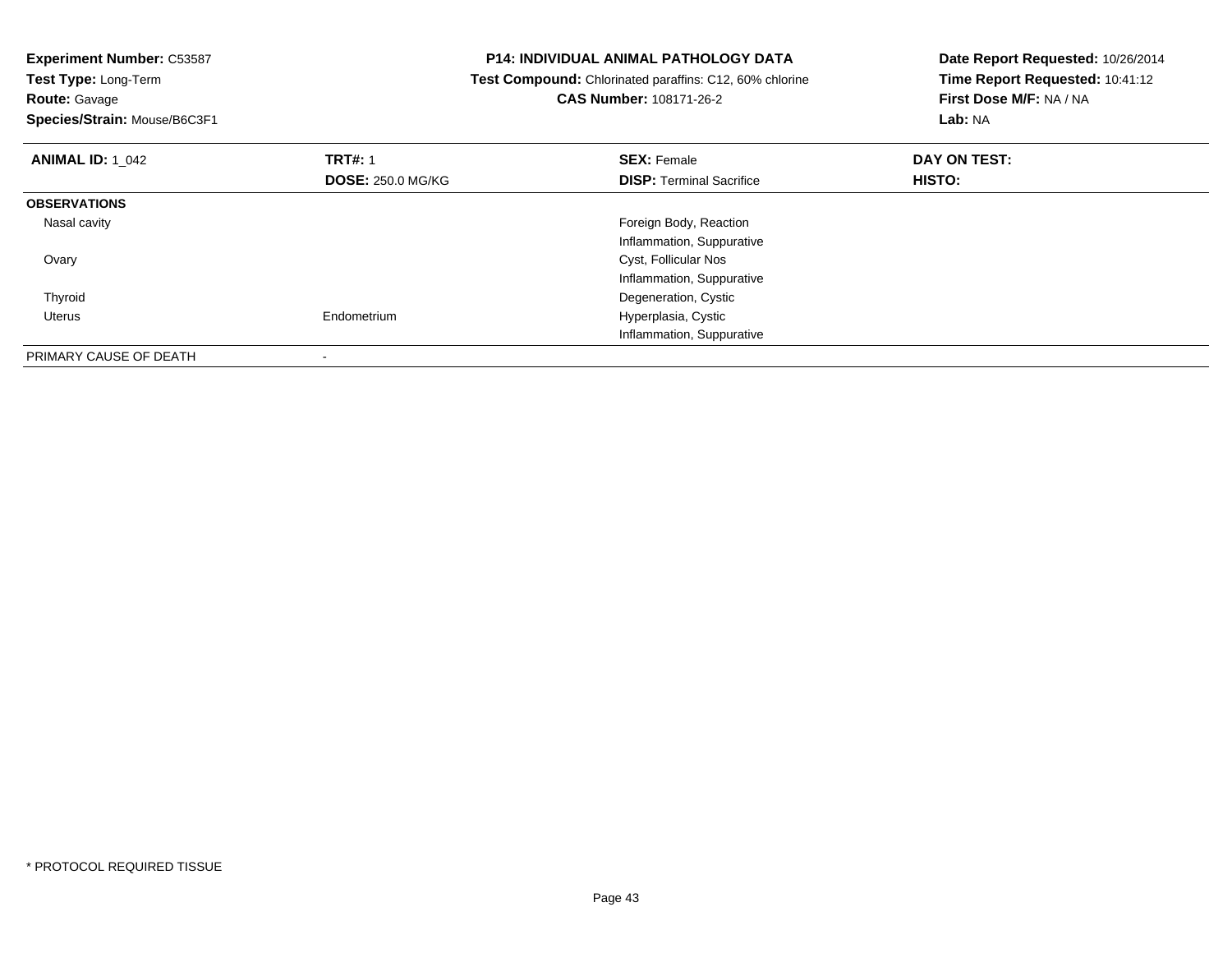**Experiment Number:** C53587
**Test Type:** Long-Term
**Route:** Gavage
**Species/Strain:** Mouse/B6C3F1

**P14: INDIVIDUAL ANIMAL PATHOLOGY DATA**
**Test Compound:** Chlorinated paraffins: C12, 60% chlorine
**CAS Number:** 108171-26-2

**Date Report Requested:** 10/26/2014
**Time Report Requested:** 10:41:12
**First Dose M/F:** NA / NA
**Lab:** NA

| **ANIMAL ID:** 1_042 | **TRT#:** 1 | **SEX:** Female | **DAY ON TEST:** |
|---|---|---|---|
| | **DOSE:** 250.0 MG/KG | **DISP:** Terminal Sacrifice | **HISTO:** |
| **OBSERVATIONS** | | | |
| Nasal cavity | | Foreign Body, Reaction | |
| | | Inflammation, Suppurative | |
| Ovary | | Cyst, Follicular Nos | |
| | | Inflammation, Suppurative | |
| Thyroid | | Degeneration, Cystic | |
| Uterus | Endometrium | Hyperplasia, Cystic | |
| | | Inflammation, Suppurative | |
| PRIMARY CAUSE OF DEATH | - | | |

\* PROTOCOL REQUIRED TISSUE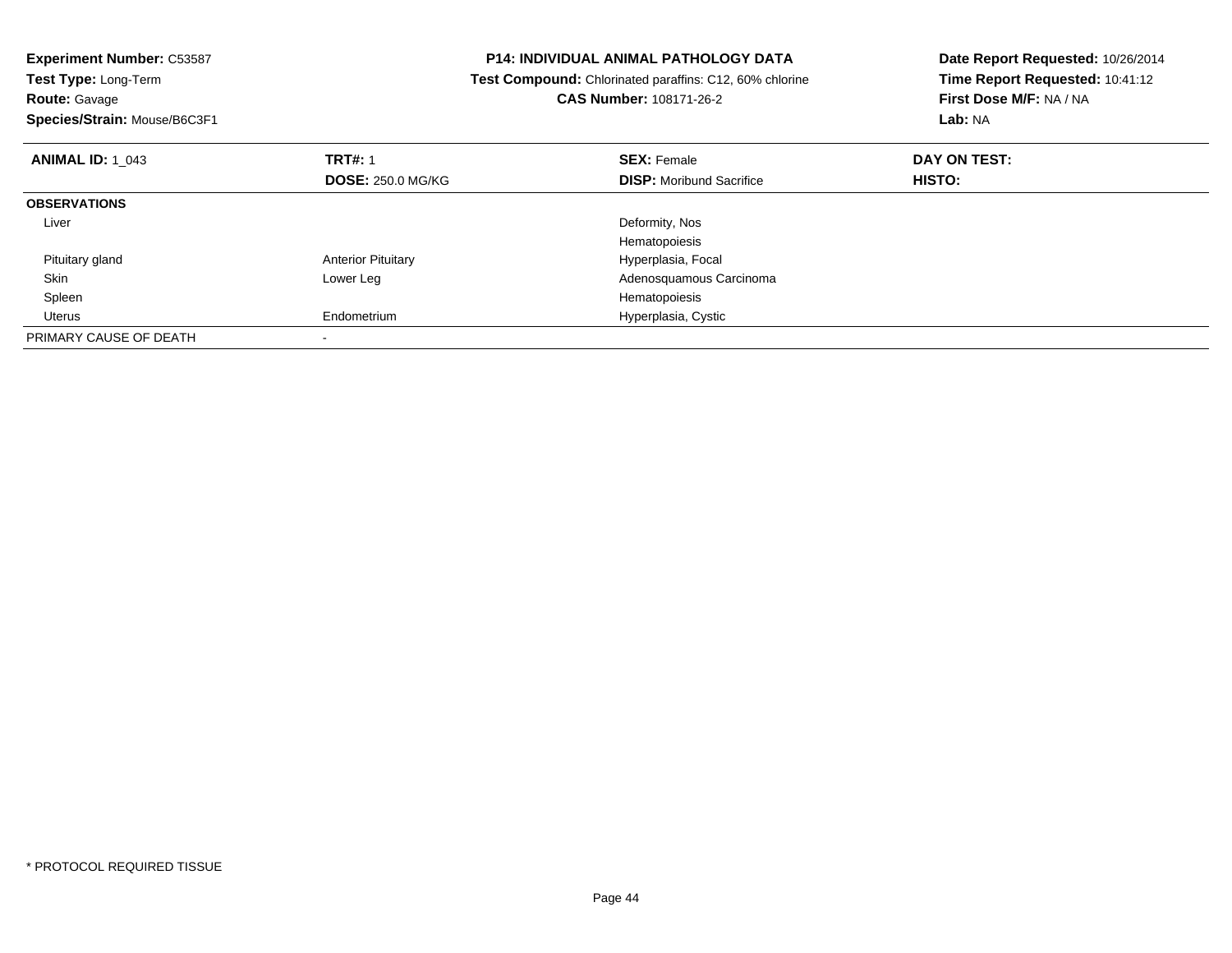**Experiment Number:** C53587
**Test Type:** Long-Term
**Route:** Gavage
**Species/Strain:** Mouse/B6C3F1

**P14: INDIVIDUAL ANIMAL PATHOLOGY DATA**
**Test Compound:** Chlorinated paraffins: C12, 60% chlorine
**CAS Number:** 108171-26-2

**Date Report Requested:** 10/26/2014
**Time Report Requested:** 10:41:12
**First Dose M/F:** NA / NA
**Lab:** NA

| **ANIMAL ID:** 1_043 | **TRT#:** 1 | **SEX:** Female | **DAY ON TEST:** |
|---|---|---|---|
| | **DOSE:** 250.0 MG/KG | **DISP:** Moribund Sacrifice | **HISTO:** |
| **OBSERVATIONS** | | | |
| Liver | | Deformity, Nos | |
| | | Hematopoiesis | |
| Pituitary gland | Anterior Pituitary | Hyperplasia, Focal | |
| Skin | Lower Leg | Adenosquamous Carcinoma | |
| Spleen | | Hematopoiesis | |
| Uterus | Endometrium | Hyperplasia, Cystic | |
| PRIMARY CAUSE OF DEATH | - | | |

\* PROTOCOL REQUIRED TISSUE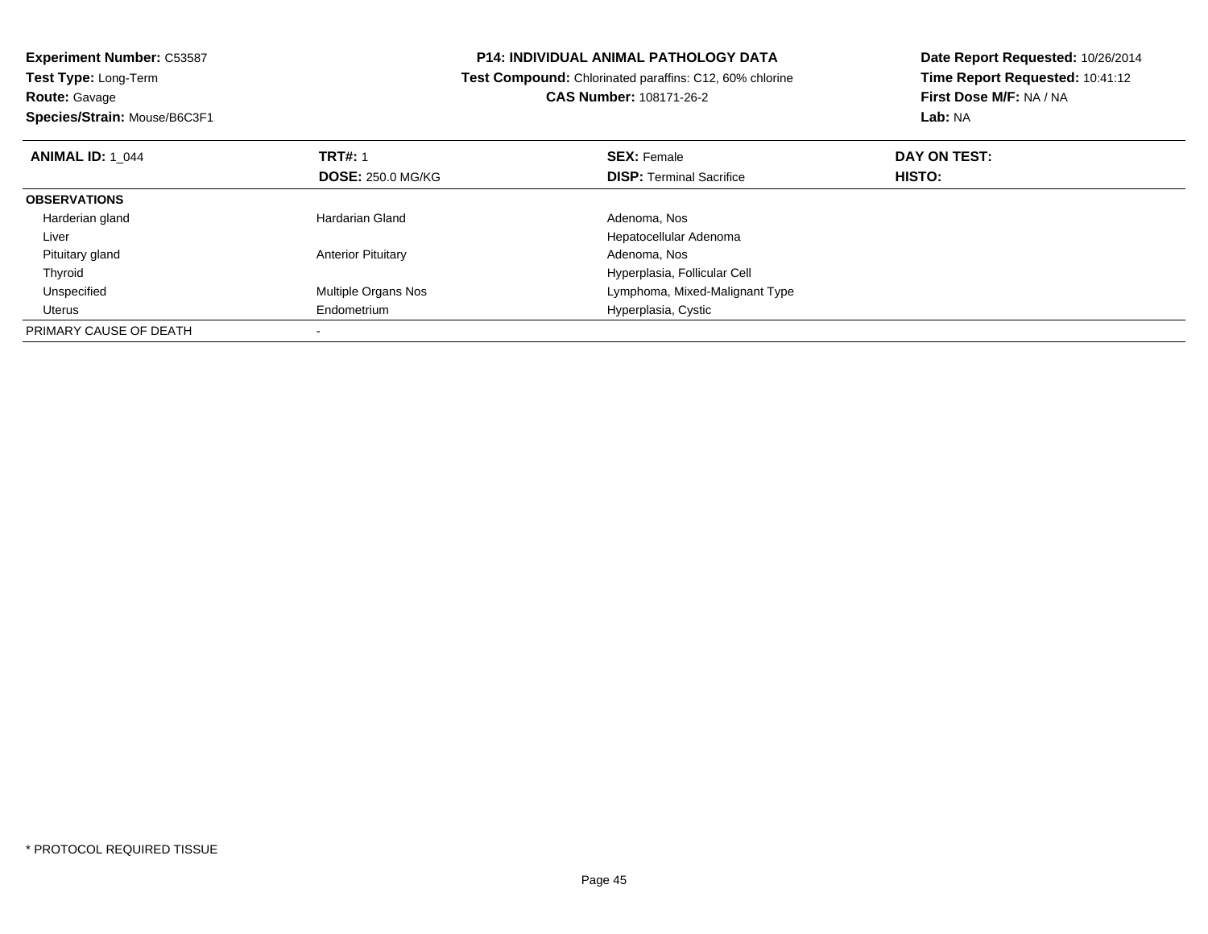**Experiment Number:** C53587
**Test Type:** Long-Term
**Route:** Gavage
**Species/Strain:** Mouse/B6C3F1

**P14: INDIVIDUAL ANIMAL PATHOLOGY DATA**
**Test Compound:** Chlorinated paraffins: C12, 60% chlorine
**CAS Number:** 108171-26-2

**Date Report Requested:** 10/26/2014
**Time Report Requested:** 10:41:12
**First Dose M/F:** NA / NA
**Lab:** NA

| **ANIMAL ID:** 1_044 | **TRT#:** 1 | **SEX:** Female | **DAY ON TEST:** |
|---|---|---|---|
| | **DOSE:** 250.0 MG/KG | **DISP:** Terminal Sacrifice | **HISTO:** |
| **OBSERVATIONS** | | | |
| Harderian gland | Hardarian Gland | Adenoma, Nos | |
| Liver | | Hepatocellular Adenoma | |
| Pituitary gland | Anterior Pituitary | Adenoma, Nos | |
| Thyroid | | Hyperplasia, Follicular Cell | |
| Unspecified | Multiple Organs Nos | Lymphoma, Mixed-Malignant Type | |
| Uterus | Endometrium | Hyperplasia, Cystic | |
| PRIMARY CAUSE OF DEATH | - | | |

* PROTOCOL REQUIRED TISSUE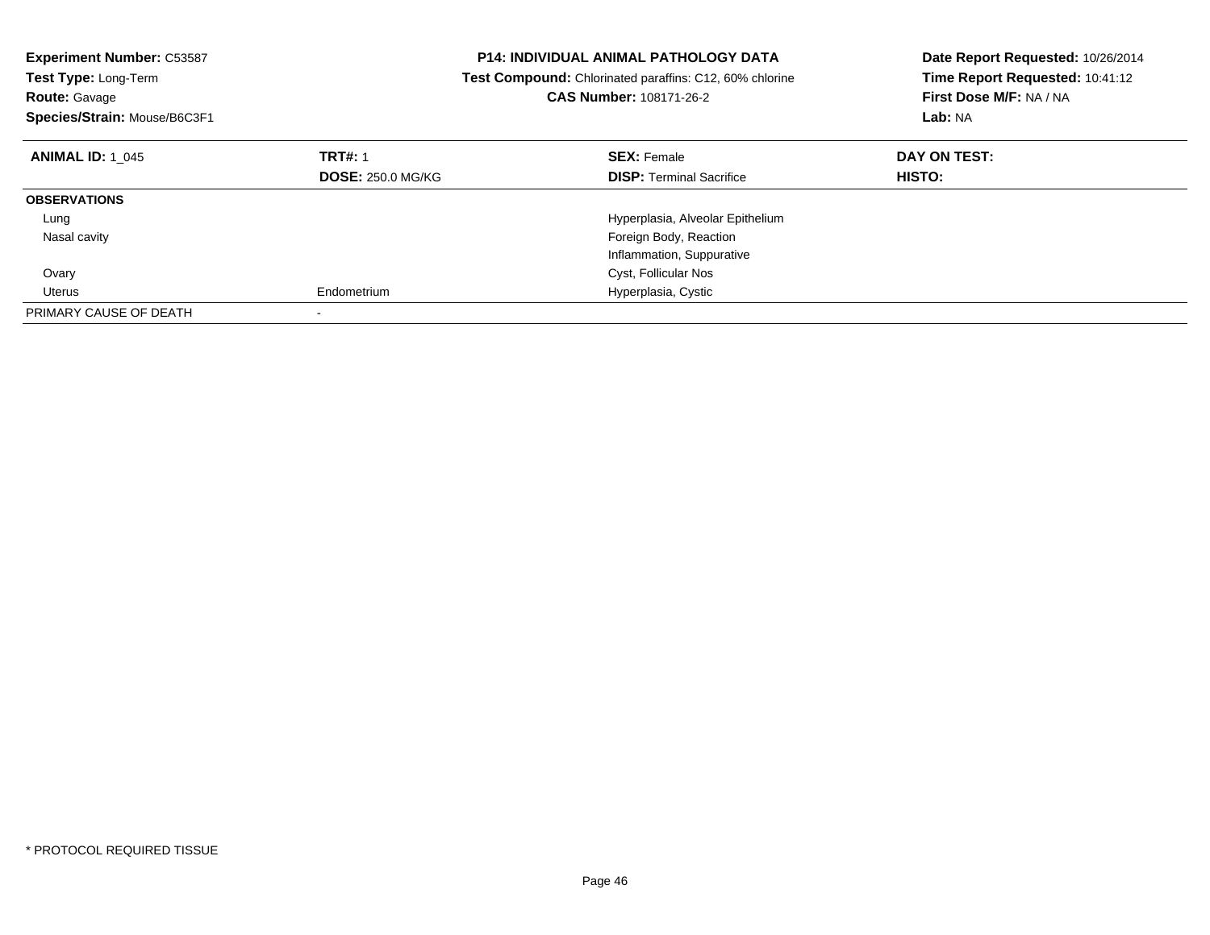**Experiment Number:** C53587
**Test Type:** Long-Term
**Route:** Gavage
**Species/Strain:** Mouse/B6C3F1

**P14: INDIVIDUAL ANIMAL PATHOLOGY DATA**
**Test Compound:** Chlorinated paraffins: C12, 60% chlorine
**CAS Number:** 108171-26-2

**Date Report Requested:** 10/26/2014
**Time Report Requested:** 10:41:12
**First Dose M/F:** NA / NA
**Lab:** NA

| **ANIMAL ID:** 1_045 | **TRT#:** 1 | **SEX:** Female | **DAY ON TEST:** |
|---|---|---|---|
| | **DOSE:** 250.0 MG/KG | **DISP:** Terminal Sacrifice | **HISTO:** |
| **OBSERVATIONS** | | | |
| Lung | | Hyperplasia, Alveolar Epithelium | |
| Nasal cavity | | Foreign Body, Reaction | |
| | | Inflammation, Suppurative | |
| Ovary | | Cyst, Follicular Nos | |
| Uterus | Endometrium | Hyperplasia, Cystic | |
| PRIMARY CAUSE OF DEATH | - | | |

\* PROTOCOL REQUIRED TISSUE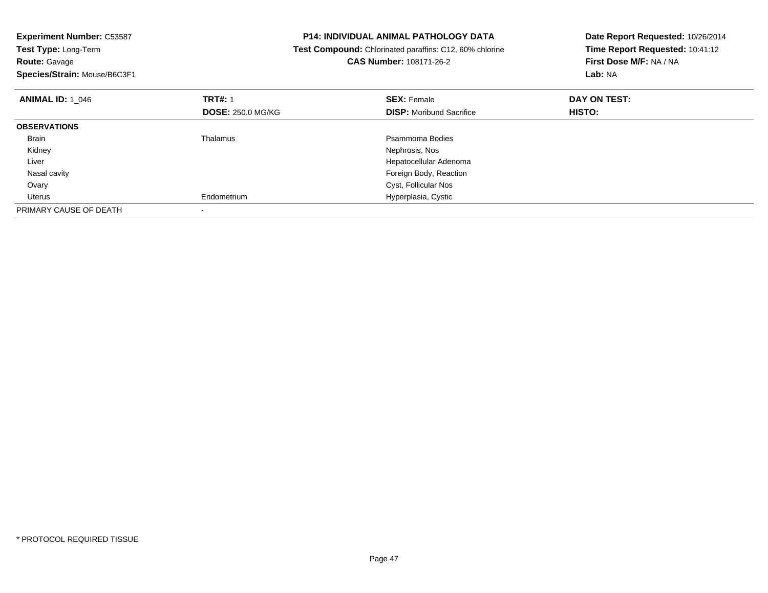**Experiment Number:** C53587
**Test Type:** Long-Term
**Route:** Gavage
**Species/Strain:** Mouse/B6C3F1

**P14: INDIVIDUAL ANIMAL PATHOLOGY DATA**
**Test Compound:** Chlorinated paraffins: C12, 60% chlorine
**CAS Number:** 108171-26-2

**Date Report Requested:** 10/26/2014
**Time Report Requested:** 10:41:12
**First Dose M/F:** NA / NA
**Lab:** NA

| **ANIMAL ID:** 1_046 | **TRT#:** 1 | **SEX:** Female | **DAY ON TEST:** |
|---|---|---|---|
| | **DOSE:** 250.0 MG/KG | **DISP:** Moribund Sacrifice | **HISTO:** |
| **OBSERVATIONS** | | | |
| Brain | Thalamus | Psammoma Bodies | |
| Kidney | | Nephrosis, Nos | |
| Liver | | Hepatocellular Adenoma | |
| Nasal cavity | | Foreign Body, Reaction | |
| Ovary | | Cyst, Follicular Nos | |
| Uterus | Endometrium | Hyperplasia, Cystic | |
| PRIMARY CAUSE OF DEATH | - | | |

* PROTOCOL REQUIRED TISSUE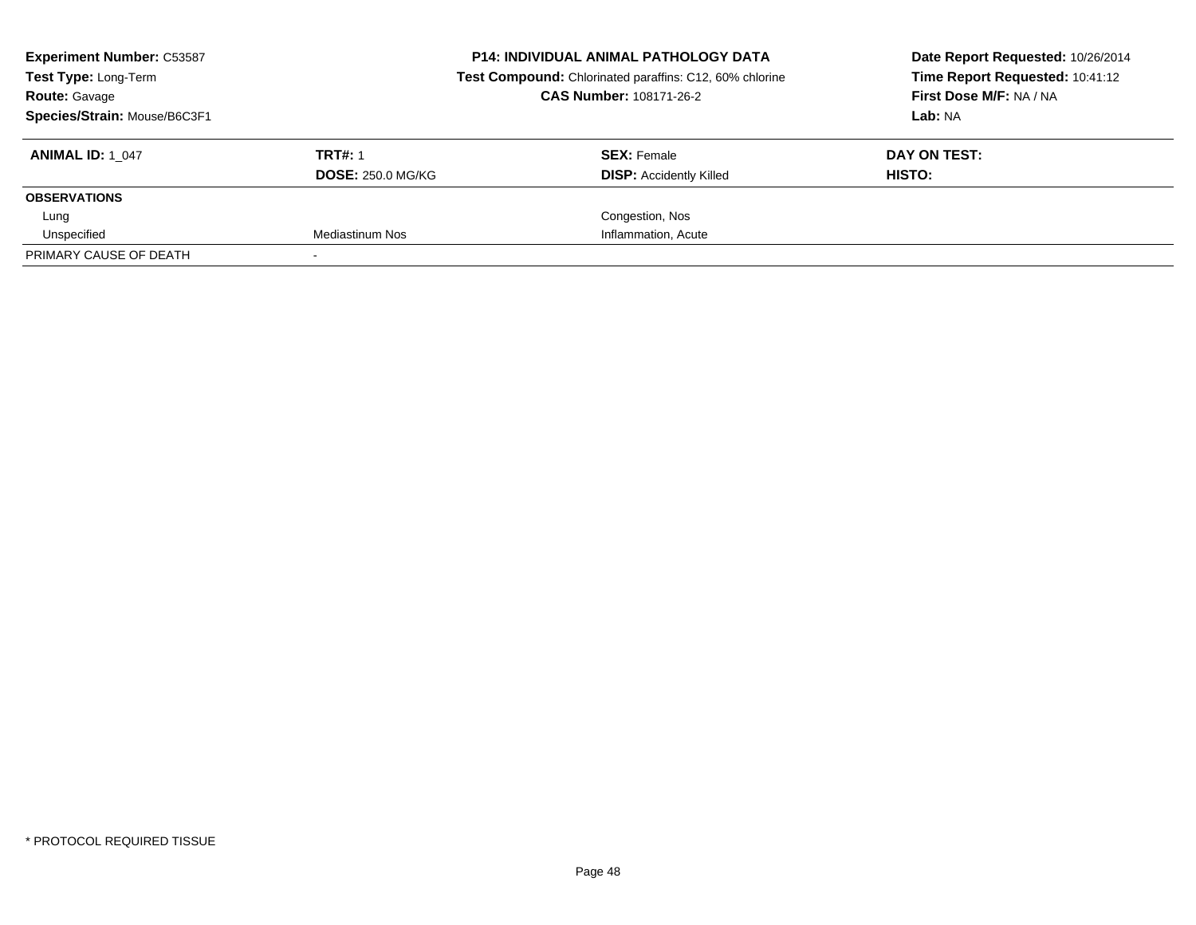**Experiment Number:** C53587
**Test Type:** Long-Term
**Route:** Gavage
**Species/Strain:** Mouse/B6C3F1

**P14: INDIVIDUAL ANIMAL PATHOLOGY DATA**
**Test Compound:** Chlorinated paraffins: C12, 60% chlorine
**CAS Number:** 108171-26-2

**Date Report Requested:** 10/26/2014
**Time Report Requested:** 10:41:12
**First Dose M/F:** NA / NA
**Lab:** NA

| **ANIMAL ID:** 1_047 | **TRT#:** 1 | **SEX:** Female | **DAY ON TEST:** |
|---|---|---|---|
| | **DOSE:** 250.0 MG/KG | **DISP:** Accidently Killed | **HISTO:** |
| **OBSERVATIONS** | | | |
| Lung | | Congestion, Nos | |
| Unspecified | Mediastinum Nos | Inflammation, Acute | |
| PRIMARY CAUSE OF DEATH | - | | |

* PROTOCOL REQUIRED TISSUE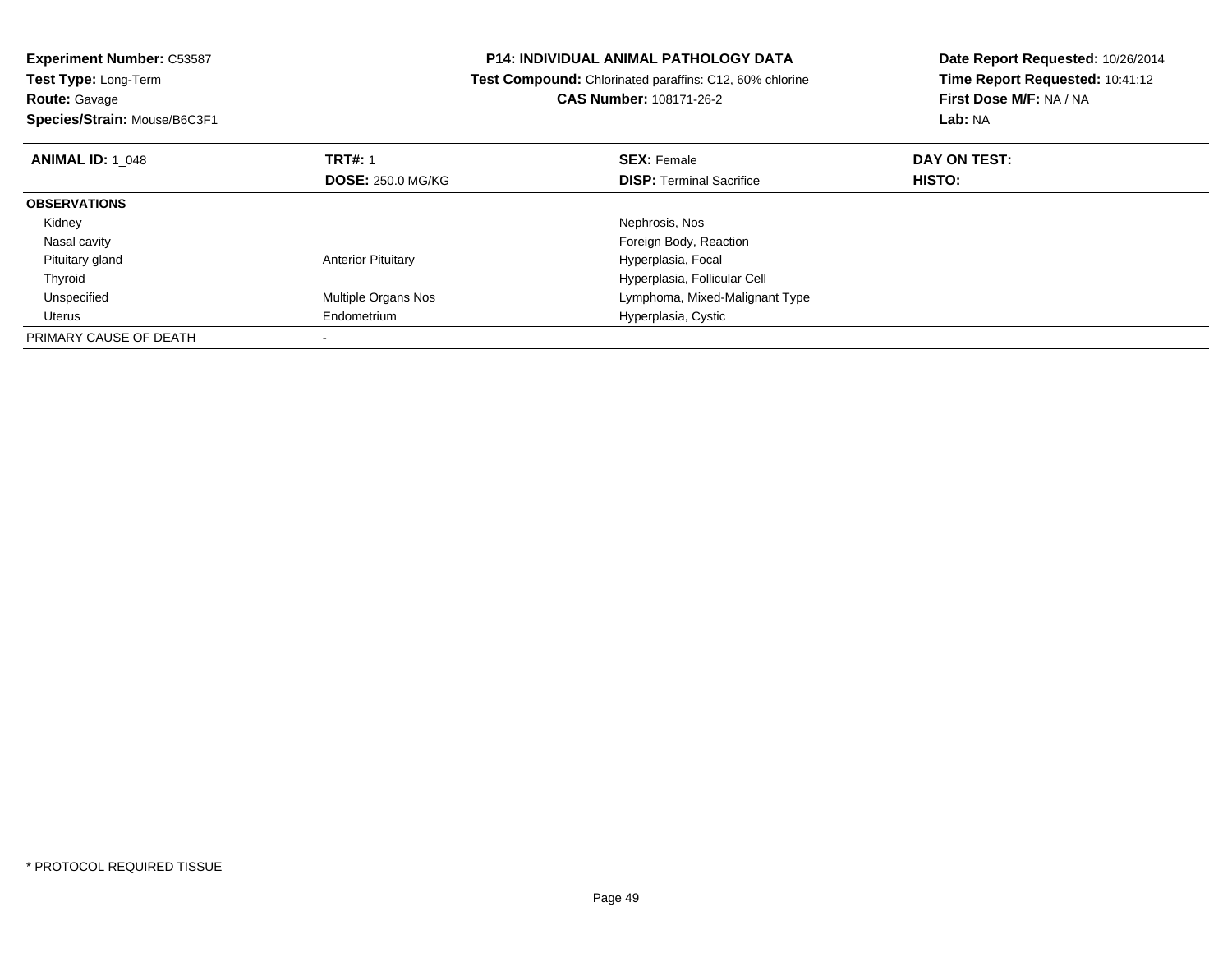**Experiment Number:** C53587
**Test Type:** Long-Term
**Route:** Gavage
**Species/Strain:** Mouse/B6C3F1

**P14: INDIVIDUAL ANIMAL PATHOLOGY DATA**
**Test Compound:** Chlorinated paraffins: C12, 60% chlorine
**CAS Number:** 108171-26-2

**Date Report Requested:** 10/26/2014
**Time Report Requested:** 10:41:12
**First Dose M/F:** NA / NA
**Lab:** NA

| **ANIMAL ID:** 1_048 | **TRT#:** 1 | **SEX:** Female | **DAY ON TEST:** |
|---|---|---|---|
| | **DOSE:** 250.0 MG/KG | **DISP:** Terminal Sacrifice | **HISTO:** |
| **OBSERVATIONS** | | | |
| Kidney | | Nephrosis, Nos | |
| Nasal cavity | | Foreign Body, Reaction | |
| Pituitary gland | Anterior Pituitary | Hyperplasia, Focal | |
| Thyroid | | Hyperplasia, Follicular Cell | |
| Unspecified | Multiple Organs Nos | Lymphoma, Mixed-Malignant Type | |
| Uterus | Endometrium | Hyperplasia, Cystic | |
| PRIMARY CAUSE OF DEATH | - | | |

\* PROTOCOL REQUIRED TISSUE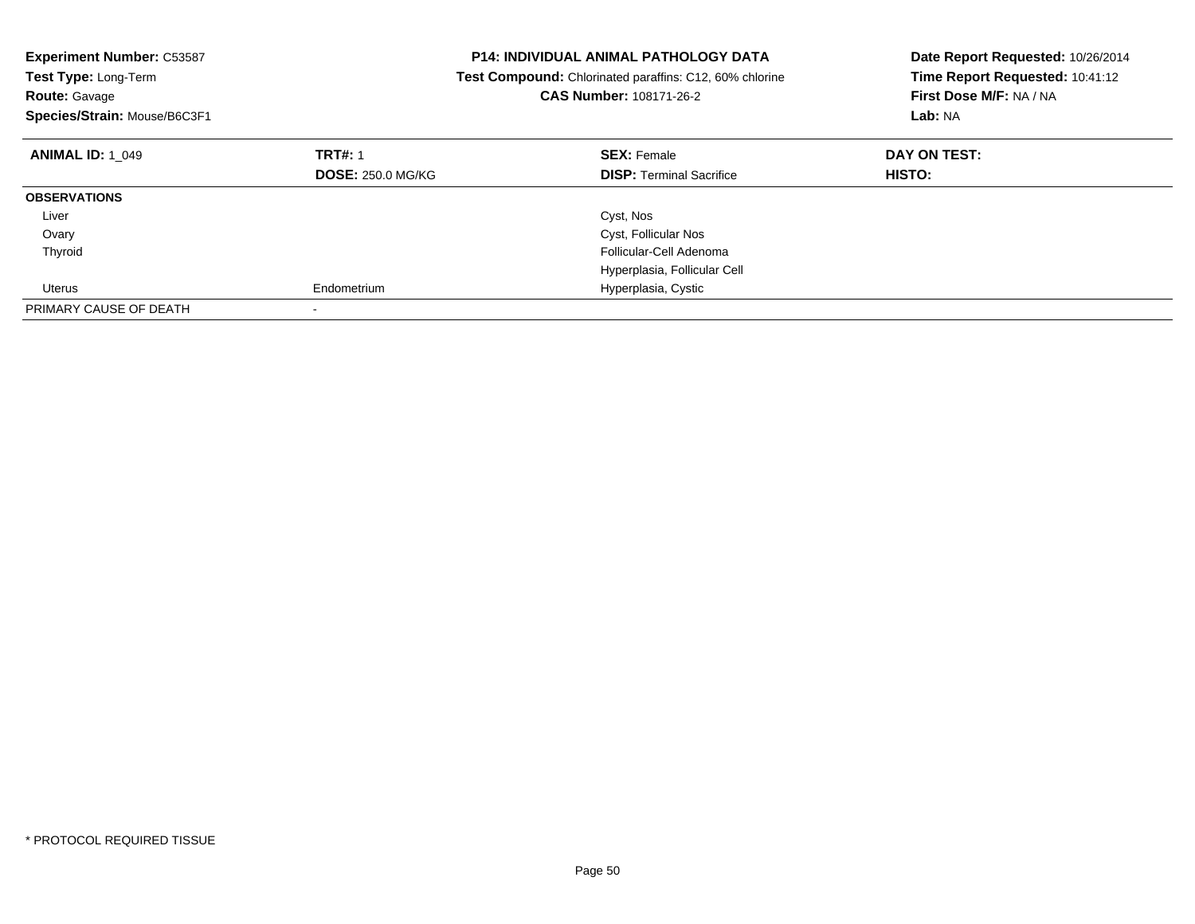**Experiment Number:** C53587
**Test Type:** Long-Term
**Route:** Gavage
**Species/Strain:** Mouse/B6C3F1

**P14: INDIVIDUAL ANIMAL PATHOLOGY DATA**
**Test Compound:** Chlorinated paraffins: C12, 60% chlorine
**CAS Number:** 108171-26-2

**Date Report Requested:** 10/26/2014
**Time Report Requested:** 10:41:12
**First Dose M/F:** NA / NA
**Lab:** NA

| **ANIMAL ID:** 1_049 | **TRT#:** 1 | **SEX:** Female | **DAY ON TEST:** |
|---|---|---|---|
| | **DOSE:** 250.0 MG/KG | **DISP:** Terminal Sacrifice | **HISTO:** |
| **OBSERVATIONS** | | | |
| Liver | | Cyst, Nos | |
| Ovary | | Cyst, Follicular Nos | |
| Thyroid | | Follicular-Cell Adenoma | |
| | | Hyperplasia, Follicular Cell | |
| Uterus | Endometrium | Hyperplasia, Cystic | |
| PRIMARY CAUSE OF DEATH | - | | |

* PROTOCOL REQUIRED TISSUE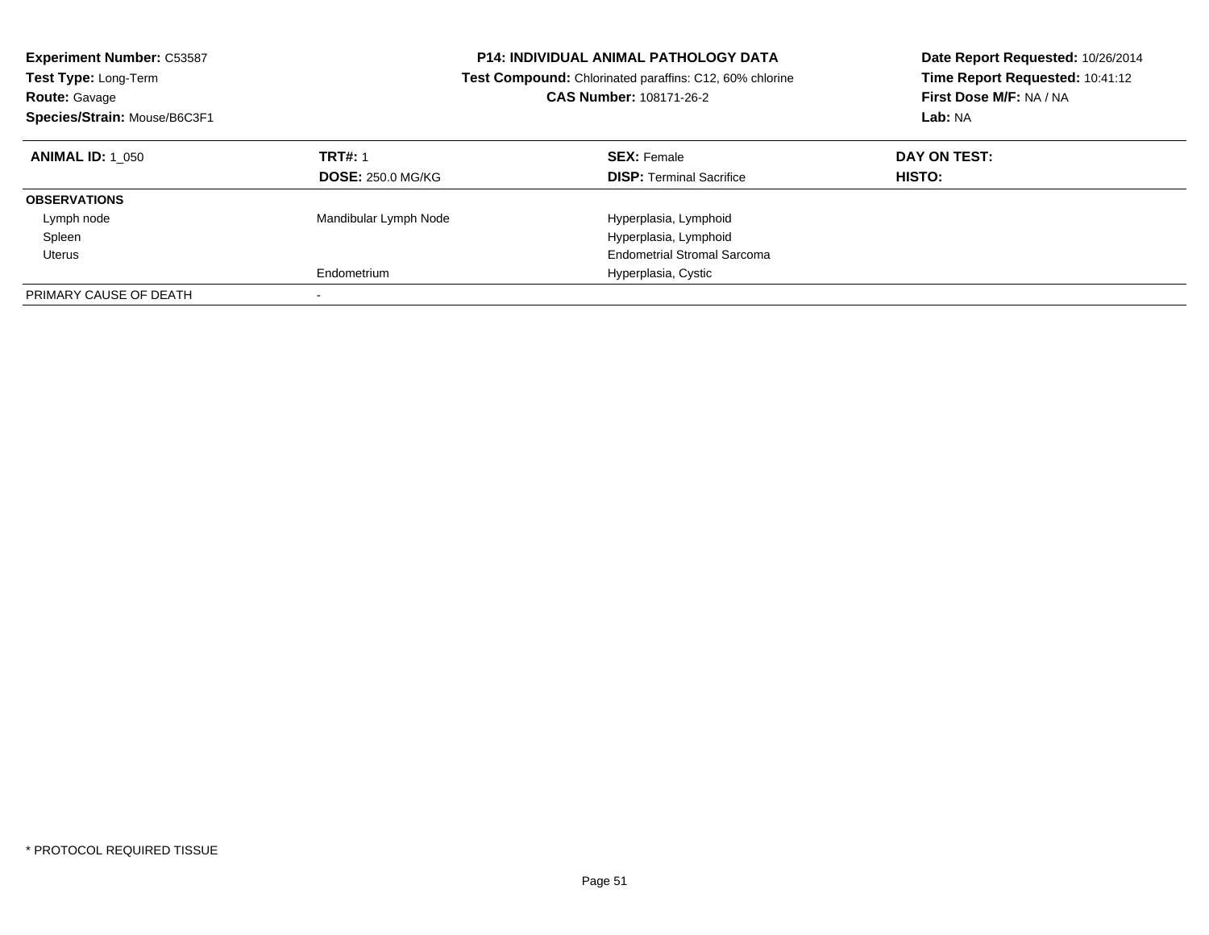**Experiment Number:** C53587
**Test Type:** Long-Term
**Route:** Gavage
**Species/Strain:** Mouse/B6C3F1

**P14: INDIVIDUAL ANIMAL PATHOLOGY DATA**
**Test Compound:** Chlorinated paraffins: C12, 60% chlorine
**CAS Number:** 108171-26-2

**Date Report Requested:** 10/26/2014
**Time Report Requested:** 10:41:12
**First Dose M/F:** NA / NA
**Lab:** NA

| **ANIMAL ID:** 1_050 | **TRT#:** 1 | **SEX:** Female | **DAY ON TEST:** |
|---|---|---|---|
| | **DOSE:** 250.0 MG/KG | **DISP:** Terminal Sacrifice | **HISTO:** |
| **OBSERVATIONS** | | | |
| Lymph node | Mandibular Lymph Node | Hyperplasia, Lymphoid | |
| Spleen | | Hyperplasia, Lymphoid | |
| Uterus | | Endometrial Stromal Sarcoma | |
| | Endometrium | Hyperplasia, Cystic | |
| PRIMARY CAUSE OF DEATH | - | | |

* PROTOCOL REQUIRED TISSUE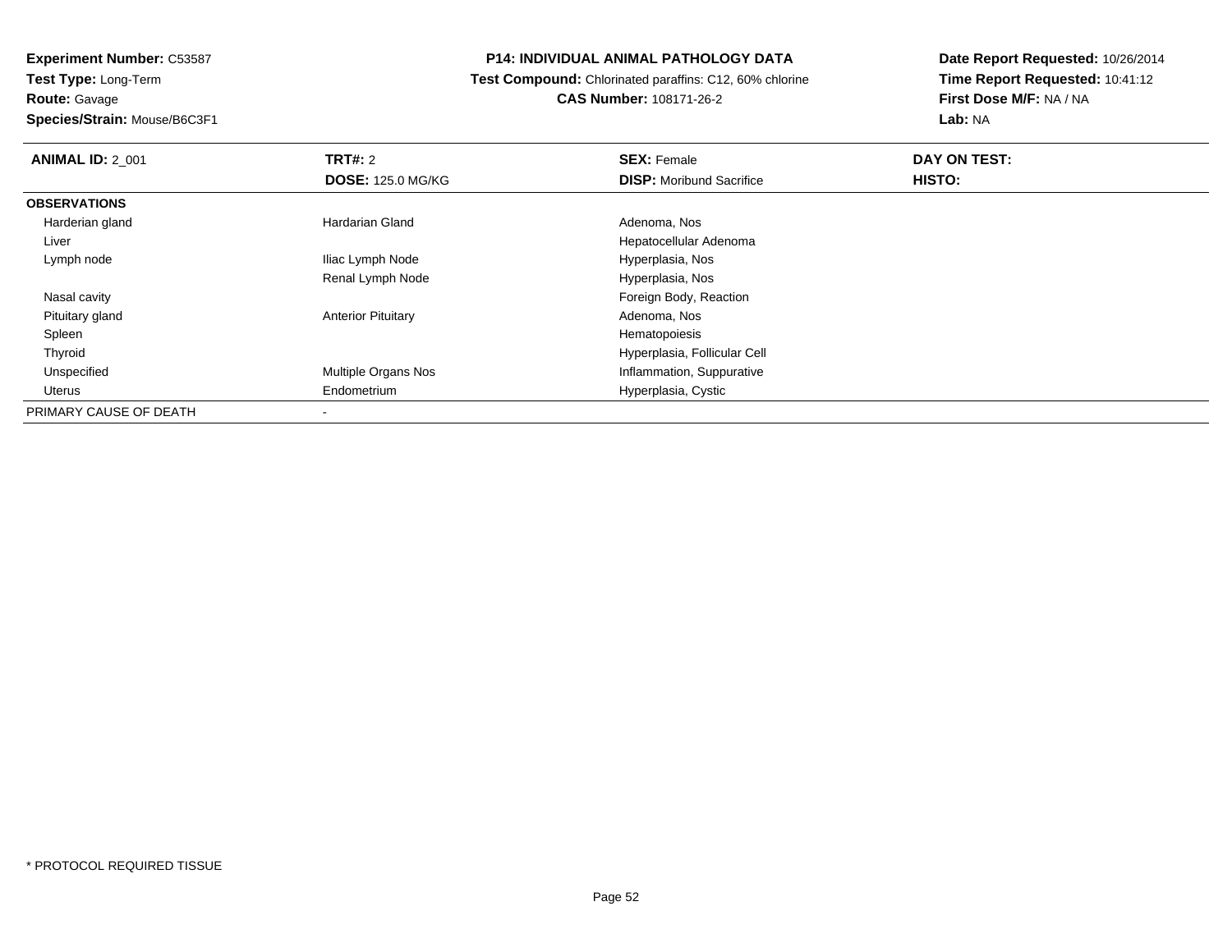**Experiment Number:** C53587
**Test Type:** Long-Term
**Route:** Gavage
**Species/Strain:** Mouse/B6C3F1

**P14: INDIVIDUAL ANIMAL PATHOLOGY DATA**
**Test Compound:** Chlorinated paraffins: C12, 60% chlorine
**CAS Number:** 108171-26-2

**Date Report Requested:** 10/26/2014
**Time Report Requested:** 10:41:12
**First Dose M/F:** NA / NA
**Lab:** NA

| **ANIMAL ID:** 2_001 | **TRT#:** 2 | **SEX:** Female | **DAY ON TEST:** |
|---|---|---|---|
| | **DOSE:** 125.0 MG/KG | **DISP:** Moribund Sacrifice | **HISTO:** |
| **OBSERVATIONS** | | | |
| Harderian gland | Hardarian Gland | Adenoma, Nos | |
| Liver | | Hepatocellular Adenoma | |
| Lymph node | Iliac Lymph Node | Hyperplasia, Nos | |
| | Renal Lymph Node | Hyperplasia, Nos | |
| Nasal cavity | | Foreign Body, Reaction | |
| Pituitary gland | Anterior Pituitary | Adenoma, Nos | |
| Spleen | | Hematopoiesis | |
| Thyroid | | Hyperplasia, Follicular Cell | |
| Unspecified | Multiple Organs Nos | Inflammation, Suppurative | |
| Uterus | Endometrium | Hyperplasia, Cystic | |
| PRIMARY CAUSE OF DEATH | - | | |

* PROTOCOL REQUIRED TISSUE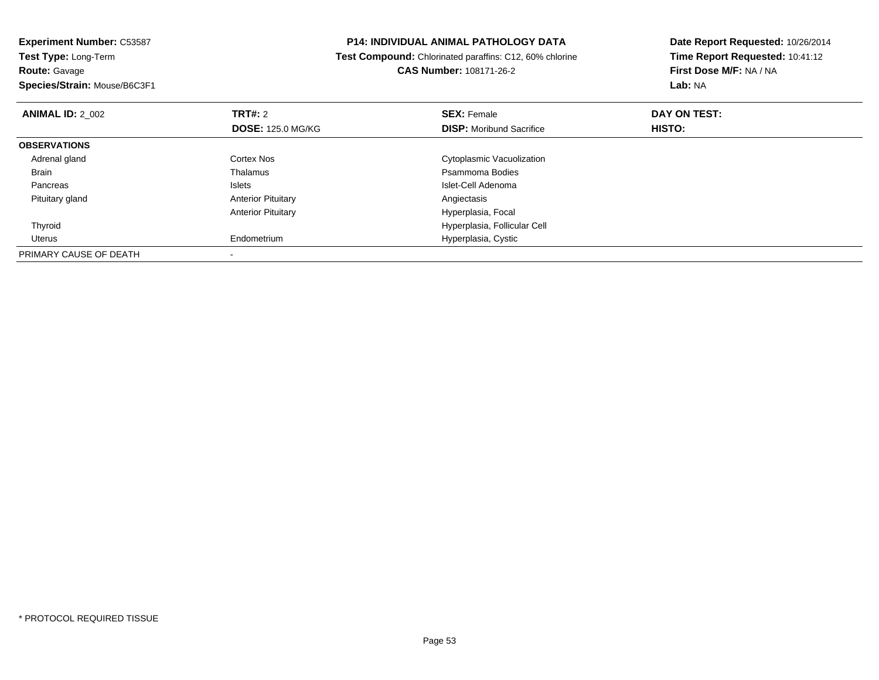**Experiment Number:** C53587
**Test Type:** Long-Term
**Route:** Gavage
**Species/Strain:** Mouse/B6C3F1

**P14: INDIVIDUAL ANIMAL PATHOLOGY DATA**
**Test Compound:** Chlorinated paraffins: C12, 60% chlorine
**CAS Number:** 108171-26-2

**Date Report Requested:** 10/26/2014
**Time Report Requested:** 10:41:12
**First Dose M/F:** NA / NA
**Lab:** NA

| **ANIMAL ID:** 2_002 | **TRT#:** 2 | **SEX:** Female | **DAY ON TEST:** |
|---|---|---|---|
| | **DOSE:** 125.0 MG/KG | **DISP:** Moribund Sacrifice | **HISTO:** |
| **OBSERVATIONS** | | | |
| Adrenal gland | Cortex Nos | Cytoplasmic Vacuolization | |
| Brain | Thalamus | Psammoma Bodies | |
| Pancreas | Islets | Islet-Cell Adenoma | |
| Pituitary gland | Anterior Pituitary | Angiectasis | |
| | Anterior Pituitary | Hyperplasia, Focal | |
| Thyroid | | Hyperplasia, Follicular Cell | |
| Uterus | Endometrium | Hyperplasia, Cystic | |
| PRIMARY CAUSE OF DEATH | - | | |

* PROTOCOL REQUIRED TISSUE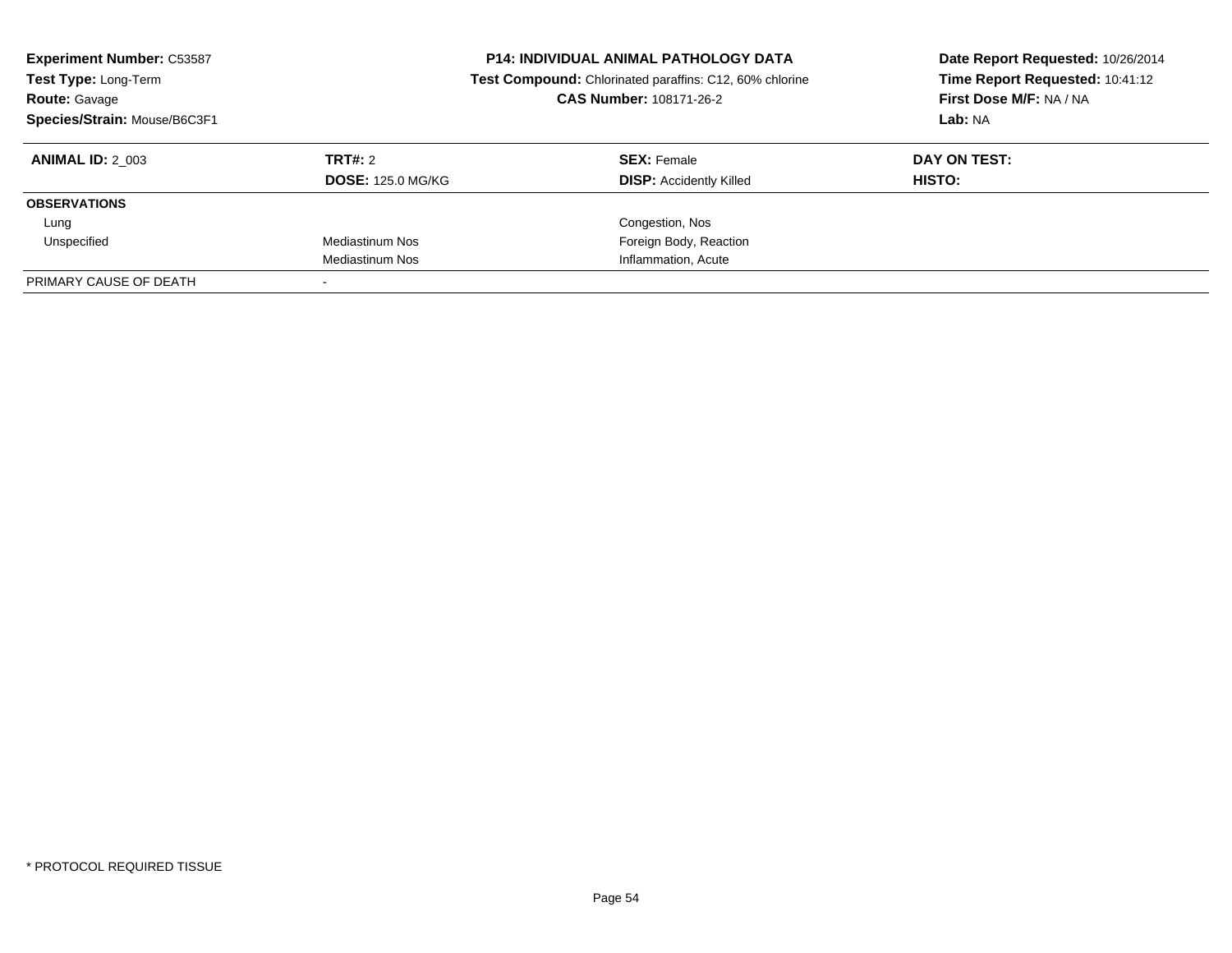**Experiment Number:** C53587
**Test Type:** Long-Term
**Route:** Gavage
**Species/Strain:** Mouse/B6C3F1

**P14: INDIVIDUAL ANIMAL PATHOLOGY DATA**
**Test Compound:** Chlorinated paraffins: C12, 60% chlorine
**CAS Number:** 108171-26-2

**Date Report Requested:** 10/26/2014
**Time Report Requested:** 10:41:12
**First Dose M/F:** NA / NA
**Lab:** NA

| **ANIMAL ID:** 2_003 | **TRT#:** 2 | **SEX:** Female | **DAY ON TEST:** |
|---|---|---|---|
| | **DOSE:** 125.0 MG/KG | **DISP:** Accidently Killed | **HISTO:** |
| **OBSERVATIONS** | | | |
| Lung | | Congestion, Nos | |
| Unspecified | Mediastinum Nos | Foreign Body, Reaction | |
| | Mediastinum Nos | Inflammation, Acute | |
| PRIMARY CAUSE OF DEATH | - | | |

\* PROTOCOL REQUIRED TISSUE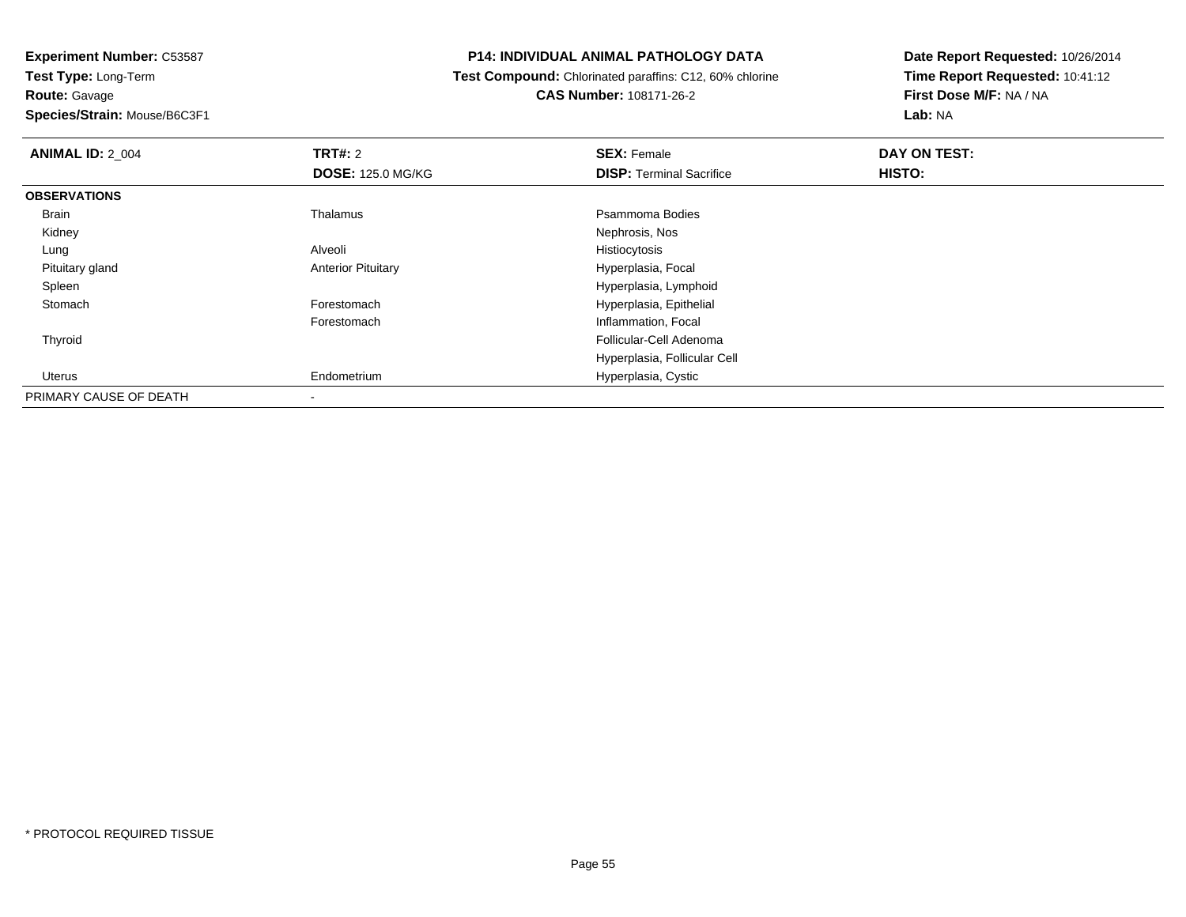**Experiment Number:** C53587
**Test Type:** Long-Term
**Route:** Gavage
**Species/Strain:** Mouse/B6C3F1

**P14: INDIVIDUAL ANIMAL PATHOLOGY DATA**
**Test Compound:** Chlorinated paraffins: C12, 60% chlorine
**CAS Number:** 108171-26-2

**Date Report Requested:** 10/26/2014
**Time Report Requested:** 10:41:12
**First Dose M/F:** NA / NA
**Lab:** NA

| **ANIMAL ID:** 2_004 | **TRT#:** 2 | **SEX:** Female | **DAY ON TEST:** |
|---|---|---|---|
| | **DOSE:** 125.0 MG/KG | **DISP:** Terminal Sacrifice | **HISTO:** |
| **OBSERVATIONS** | | | |
| Brain | Thalamus | Psammoma Bodies | |
| Kidney | | Nephrosis, Nos | |
| Lung | Alveoli | Histiocytosis | |
| Pituitary gland | Anterior Pituitary | Hyperplasia, Focal | |
| Spleen | | Hyperplasia, Lymphoid | |
| Stomach | Forestomach | Hyperplasia, Epithelial | |
| | Forestomach | Inflammation, Focal | |
| Thyroid | | Follicular-Cell Adenoma | |
| | | Hyperplasia, Follicular Cell | |
| Uterus | Endometrium | Hyperplasia, Cystic | |
| PRIMARY CAUSE OF DEATH | - | | |

* PROTOCOL REQUIRED TISSUE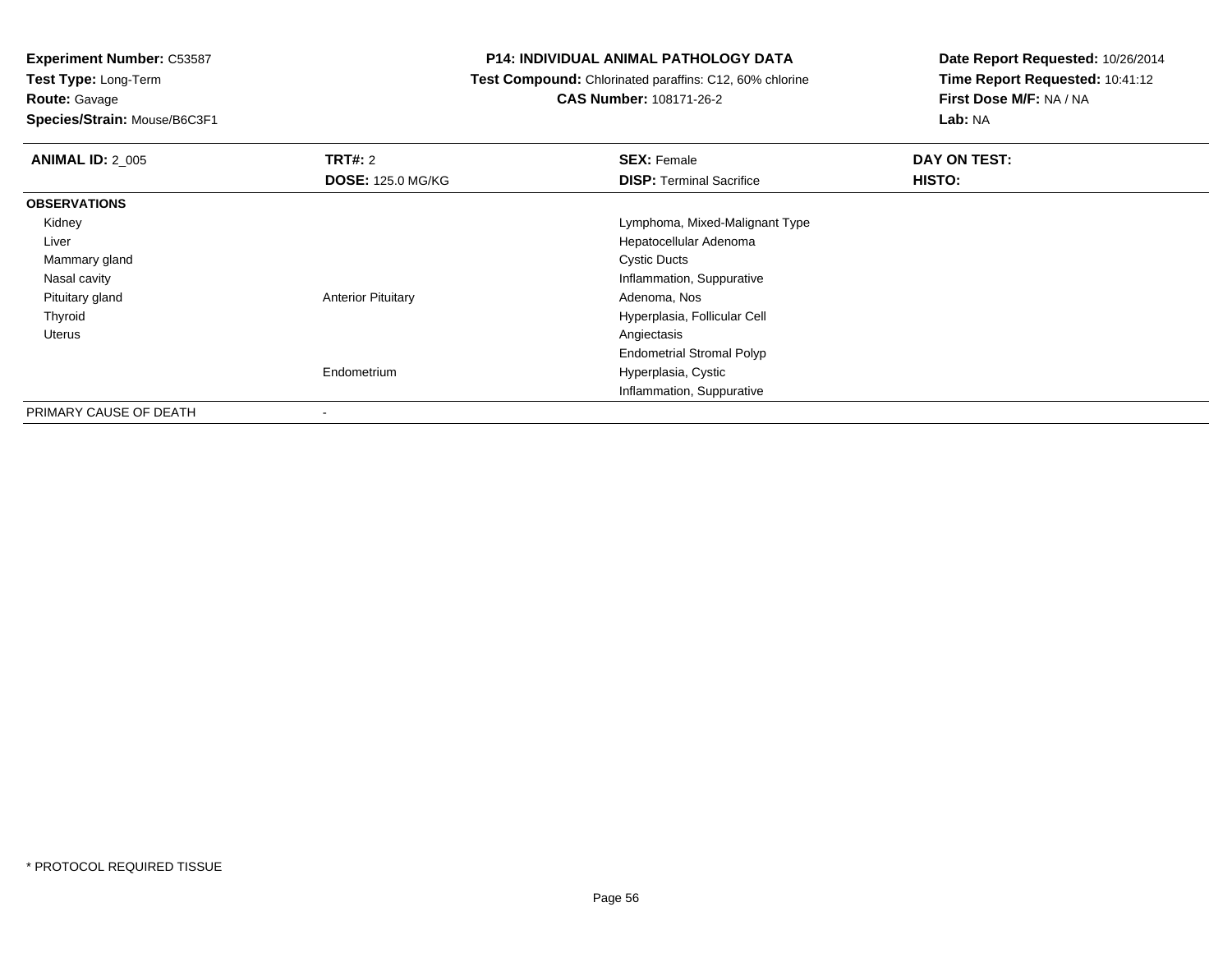**Experiment Number:** C53587
**Test Type:** Long-Term
**Route:** Gavage
**Species/Strain:** Mouse/B6C3F1

**P14: INDIVIDUAL ANIMAL PATHOLOGY DATA**
**Test Compound:** Chlorinated paraffins: C12, 60% chlorine
**CAS Number:** 108171-26-2

**Date Report Requested:** 10/26/2014
**Time Report Requested:** 10:41:12
**First Dose M/F:** NA / NA
**Lab:** NA

| **ANIMAL ID:** 2_005 | **TRT#:** 2 | **SEX:** Female | **DAY ON TEST:** |
|---|---|---|---|
| | **DOSE:** 125.0 MG/KG | **DISP:** Terminal Sacrifice | **HISTO:** |
| **OBSERVATIONS** | | | |
| Kidney | | Lymphoma, Mixed-Malignant Type | |
| Liver | | Hepatocellular Adenoma | |
| Mammary gland | | Cystic Ducts | |
| Nasal cavity | | Inflammation, Suppurative | |
| Pituitary gland | Anterior Pituitary | Adenoma, Nos | |
| Thyroid | | Hyperplasia, Follicular Cell | |
| Uterus | | Angiectasis | |
| | | Endometrial Stromal Polyp | |
| | Endometrium | Hyperplasia, Cystic | |
| | | Inflammation, Suppurative | |
| PRIMARY CAUSE OF DEATH | - | | |

\* PROTOCOL REQUIRED TISSUE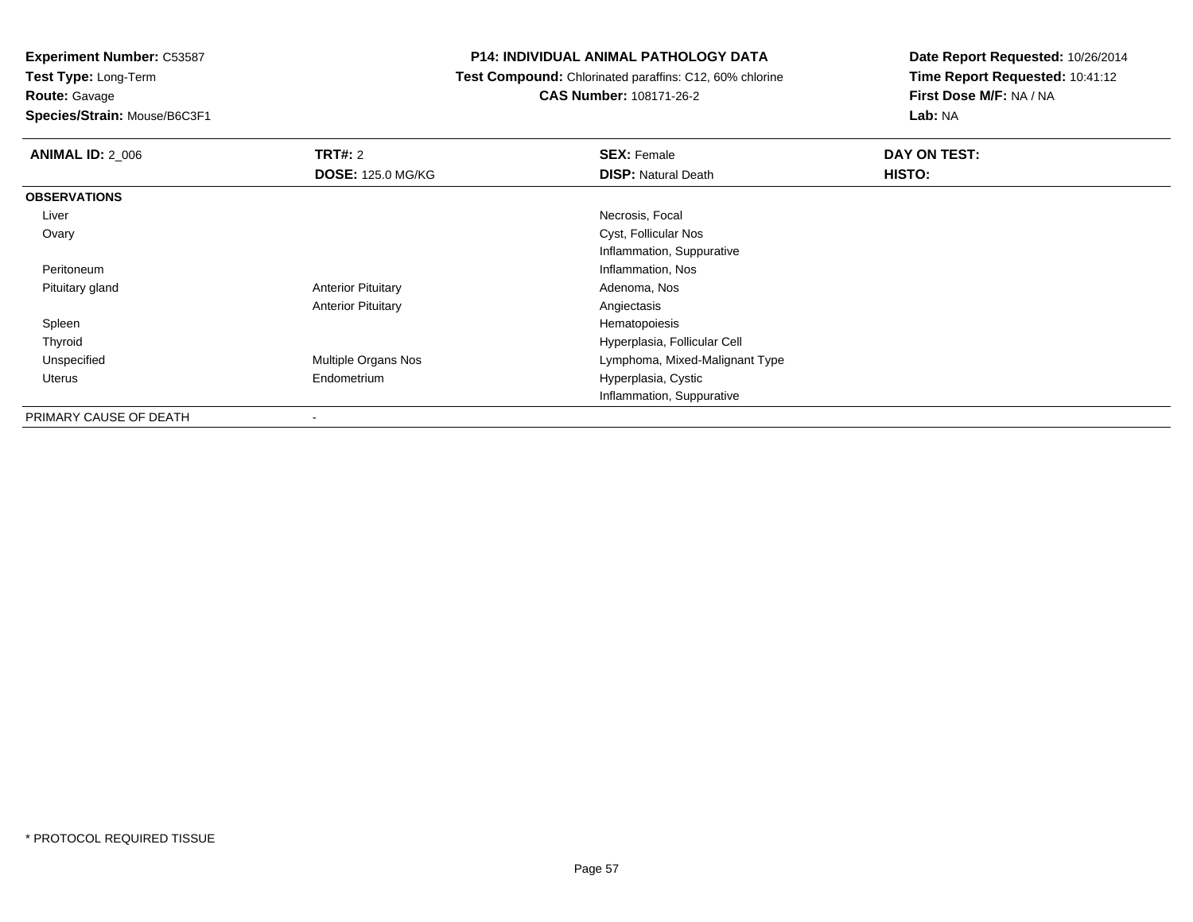**Experiment Number:** C53587
**Test Type:** Long-Term
**Route:** Gavage
**Species/Strain:** Mouse/B6C3F1

**P14: INDIVIDUAL ANIMAL PATHOLOGY DATA**
**Test Compound:** Chlorinated paraffins: C12, 60% chlorine
**CAS Number:** 108171-26-2

**Date Report Requested:** 10/26/2014
**Time Report Requested:** 10:41:12
**First Dose M/F:** NA / NA
**Lab:** NA

| **ANIMAL ID:** 2_006 | **TRT#:** 2 | **SEX:** Female | **DAY ON TEST:** |
|---|---|---|---|
| | **DOSE:** 125.0 MG/KG | **DISP:** Natural Death | **HISTO:** |
| **OBSERVATIONS** | | | |
| Liver | | Necrosis, Focal | |
| Ovary | | Cyst, Follicular Nos | |
| | | Inflammation, Suppurative | |
| Peritoneum | | Inflammation, Nos | |
| Pituitary gland | Anterior Pituitary | Adenoma, Nos | |
| | Anterior Pituitary | Angiectasis | |
| Spleen | | Hematopoiesis | |
| Thyroid | | Hyperplasia, Follicular Cell | |
| Unspecified | Multiple Organs Nos | Lymphoma, Mixed-Malignant Type | |
| Uterus | Endometrium | Hyperplasia, Cystic | |
| | | Inflammation, Suppurative | |
| PRIMARY CAUSE OF DEATH | - | | |

* PROTOCOL REQUIRED TISSUE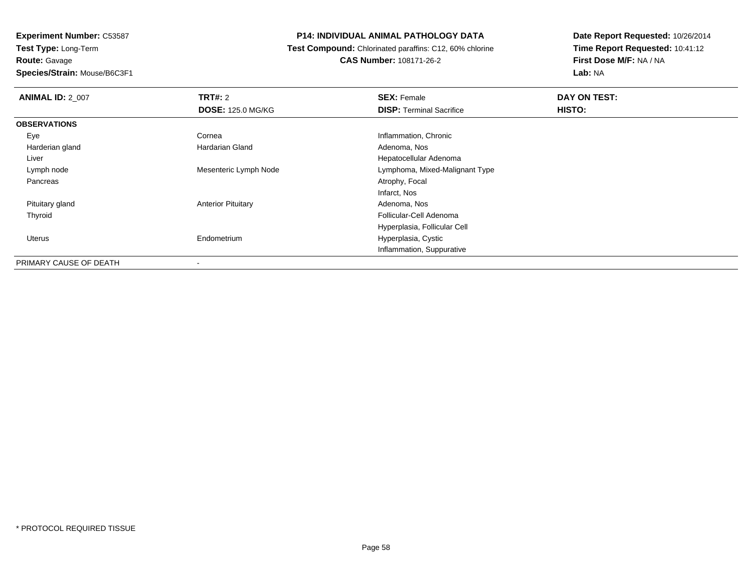**Experiment Number:** C53587
**Test Type:** Long-Term
**Route:** Gavage
**Species/Strain:** Mouse/B6C3F1

**P14: INDIVIDUAL ANIMAL PATHOLOGY DATA**
**Test Compound:** Chlorinated paraffins: C12, 60% chlorine
**CAS Number:** 108171-26-2

**Date Report Requested:** 10/26/2014
**Time Report Requested:** 10:41:12
**First Dose M/F:** NA / NA
**Lab:** NA

| **ANIMAL ID:** 2_007 | **TRT#:** 2 | **SEX:** Female | **DAY ON TEST:** |
|---|---|---|---|
| | **DOSE:** 125.0 MG/KG | **DISP:** Terminal Sacrifice | **HISTO:** |
| **OBSERVATIONS** | | | |
| Eye | Cornea | Inflammation, Chronic | |
| Harderian gland | Hardarian Gland | Adenoma, Nos | |
| Liver | | Hepatocellular Adenoma | |
| Lymph node | Mesenteric Lymph Node | Lymphoma, Mixed-Malignant Type | |
| Pancreas | | Atrophy, Focal | |
| | | Infarct, Nos | |
| Pituitary gland | Anterior Pituitary | Adenoma, Nos | |
| Thyroid | | Follicular-Cell Adenoma | |
| | | Hyperplasia, Follicular Cell | |
| Uterus | Endometrium | Hyperplasia, Cystic | |
| | | Inflammation, Suppurative | |
| PRIMARY CAUSE OF DEATH | - | | |

* PROTOCOL REQUIRED TISSUE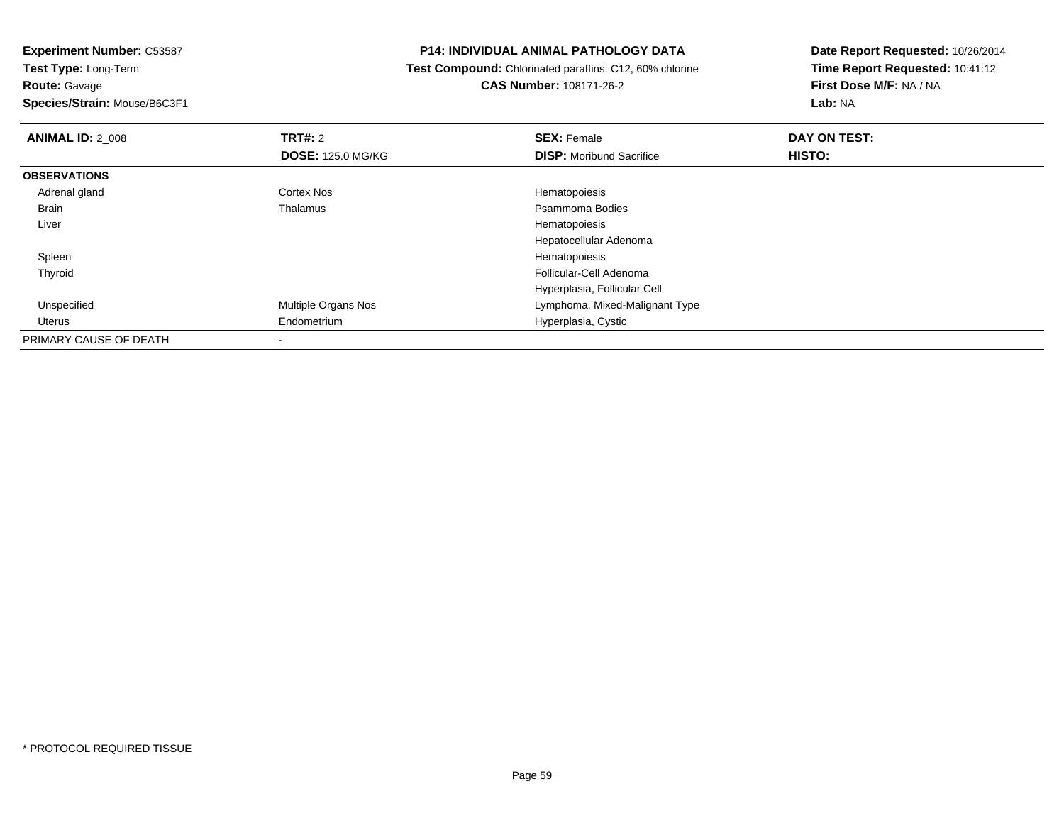**Experiment Number:** C53587
**Test Type:** Long-Term
**Route:** Gavage
**Species/Strain:** Mouse/B6C3F1

**P14: INDIVIDUAL ANIMAL PATHOLOGY DATA**
**Test Compound:** Chlorinated paraffins: C12, 60% chlorine
**CAS Number:** 108171-26-2

**Date Report Requested:** 10/26/2014
**Time Report Requested:** 10:41:12
**First Dose M/F:** NA / NA
**Lab:** NA

| **ANIMAL ID:** 2_008 | **TRT#:** 2 | **SEX:** Female | **DAY ON TEST:** |
|---|---|---|---|
| | **DOSE:** 125.0 MG/KG | **DISP:** Moribund Sacrifice | **HISTO:** |
| **OBSERVATIONS** | | | |
| Adrenal gland | Cortex Nos | Hematopoiesis | |
| Brain | Thalamus | Psammoma Bodies | |
| Liver | | Hematopoiesis | |
| | | Hepatocellular Adenoma | |
| Spleen | | Hematopoiesis | |
| Thyroid | | Follicular-Cell Adenoma | |
| | | Hyperplasia, Follicular Cell | |
| Unspecified | Multiple Organs Nos | Lymphoma, Mixed-Malignant Type | |
| Uterus | Endometrium | Hyperplasia, Cystic | |
| PRIMARY CAUSE OF DEATH | - | | |

* PROTOCOL REQUIRED TISSUE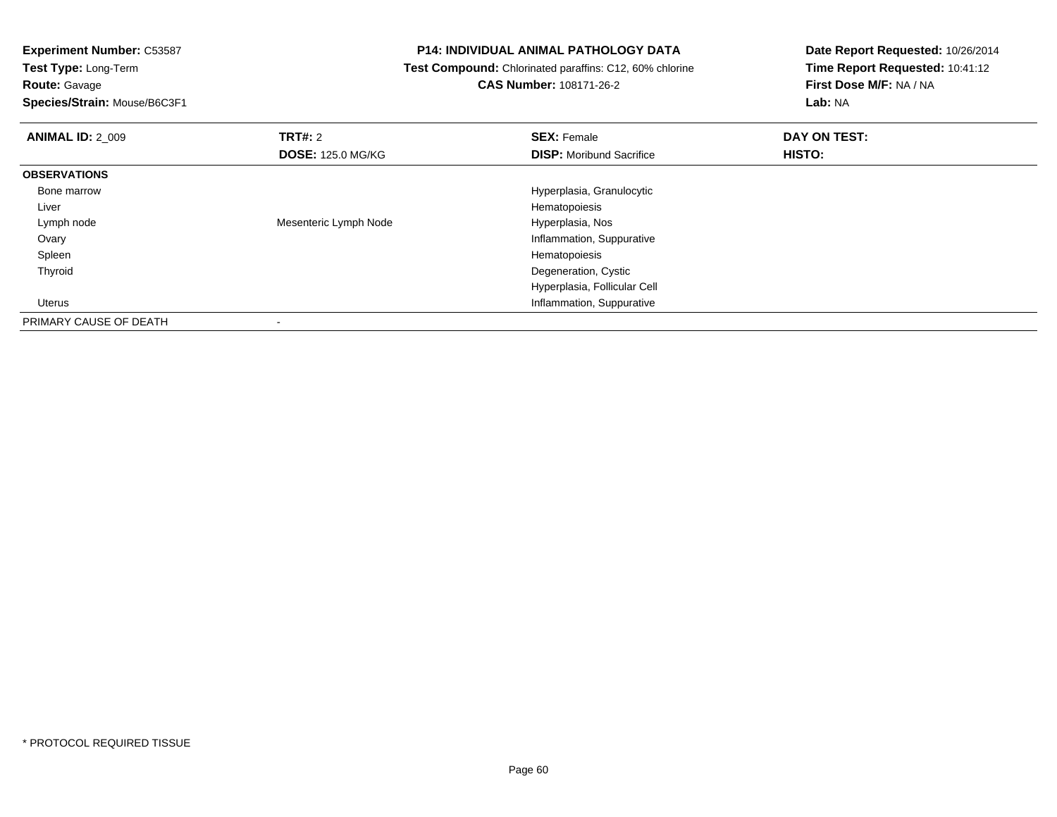**Experiment Number:** C53587
**Test Type:** Long-Term
**Route:** Gavage
**Species/Strain:** Mouse/B6C3F1

**P14: INDIVIDUAL ANIMAL PATHOLOGY DATA**
**Test Compound:** Chlorinated paraffins: C12, 60% chlorine
**CAS Number:** 108171-26-2

**Date Report Requested:** 10/26/2014
**Time Report Requested:** 10:41:12
**First Dose M/F:** NA / NA
**Lab:** NA

| **ANIMAL ID:** 2_009 | **TRT#:** 2 | **SEX:** Female | **DAY ON TEST:** |
|---|---|---|---|
| | **DOSE:** 125.0 MG/KG | **DISP:** Moribund Sacrifice | **HISTO:** |
| **OBSERVATIONS** | | | |
| Bone marrow | | Hyperplasia, Granulocytic | |
| Liver | | Hematopoiesis | |
| Lymph node | Mesenteric Lymph Node | Hyperplasia, Nos | |
| Ovary | | Inflammation, Suppurative | |
| Spleen | | Hematopoiesis | |
| Thyroid | | Degeneration, Cystic | |
| | | Hyperplasia, Follicular Cell | |
| Uterus | | Inflammation, Suppurative | |
| PRIMARY CAUSE OF DEATH | - | | |

* PROTOCOL REQUIRED TISSUE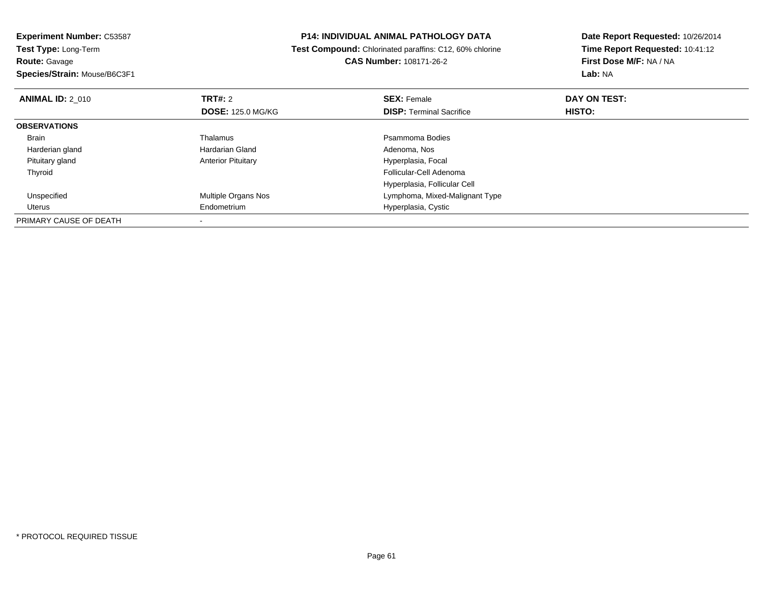**Experiment Number:** C53587
**Test Type:** Long-Term
**Route:** Gavage
**Species/Strain:** Mouse/B6C3F1

**P14: INDIVIDUAL ANIMAL PATHOLOGY DATA**
**Test Compound:** Chlorinated paraffins: C12, 60% chlorine
**CAS Number:** 108171-26-2

**Date Report Requested:** 10/26/2014
**Time Report Requested:** 10:41:12
**First Dose M/F:** NA / NA
**Lab:** NA

| **ANIMAL ID:** 2_010 | **TRT#:** 2<br>**DOSE:** 125.0 MG/KG | **SEX:** Female<br>**DISP:** Terminal Sacrifice | **DAY ON TEST:**<br>**HISTO:** |
|---|---|---|---|
| **OBSERVATIONS** | | | |
| Brain | Thalamus | Psammoma Bodies | |
| Harderian gland | Hardarian Gland | Adenoma, Nos | |
| Pituitary gland | Anterior Pituitary | Hyperplasia, Focal | |
| Thyroid | | Follicular-Cell Adenoma | |
| | | Hyperplasia, Follicular Cell | |
| Unspecified | Multiple Organs Nos | Lymphoma, Mixed-Malignant Type | |
| Uterus | Endometrium | Hyperplasia, Cystic | |
| PRIMARY CAUSE OF DEATH | - | | |

* PROTOCOL REQUIRED TISSUE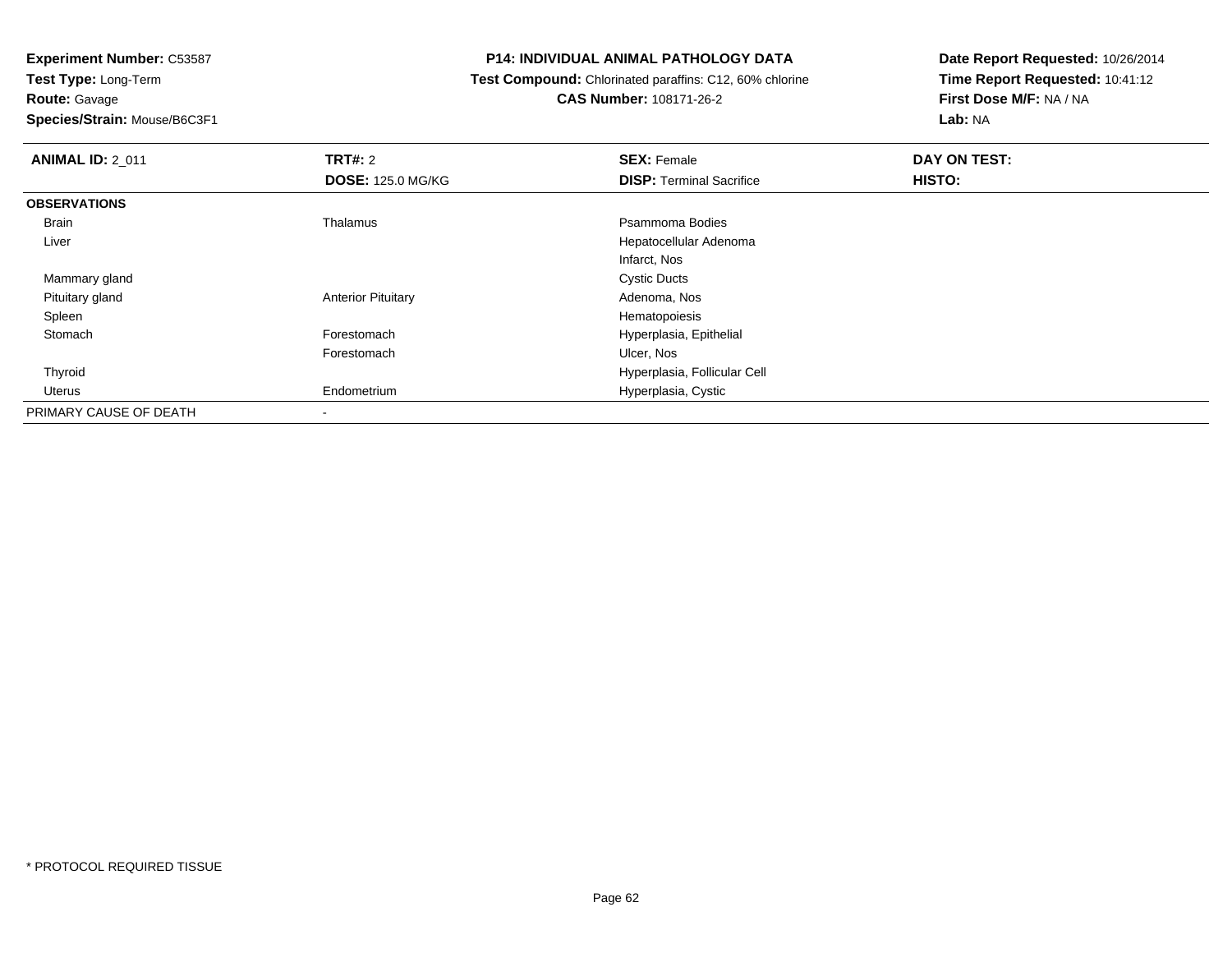**Experiment Number:** C53587
**Test Type:** Long-Term
**Route:** Gavage
**Species/Strain:** Mouse/B6C3F1

**P14: INDIVIDUAL ANIMAL PATHOLOGY DATA**
**Test Compound:** Chlorinated paraffins: C12, 60% chlorine
**CAS Number:** 108171-26-2

**Date Report Requested:** 10/26/2014
**Time Report Requested:** 10:41:12
**First Dose M/F:** NA / NA
**Lab:** NA

| **ANIMAL ID:** 2_011 | **TRT#:** 2 | **SEX:** Female | **DAY ON TEST:** |
|---|---|---|---|
| | **DOSE:** 125.0 MG/KG | **DISP:** Terminal Sacrifice | **HISTO:** |
| **OBSERVATIONS** | | | |
| Brain | Thalamus | Psammoma Bodies | |
| Liver | | Hepatocellular Adenoma | |
| | | Infarct, Nos | |
| Mammary gland | | Cystic Ducts | |
| Pituitary gland | Anterior Pituitary | Adenoma, Nos | |
| Spleen | | Hematopoiesis | |
| Stomach | Forestomach | Hyperplasia, Epithelial | |
| | Forestomach | Ulcer, Nos | |
| Thyroid | | Hyperplasia, Follicular Cell | |
| Uterus | Endometrium | Hyperplasia, Cystic | |
| PRIMARY CAUSE OF DEATH | - | | |

* PROTOCOL REQUIRED TISSUE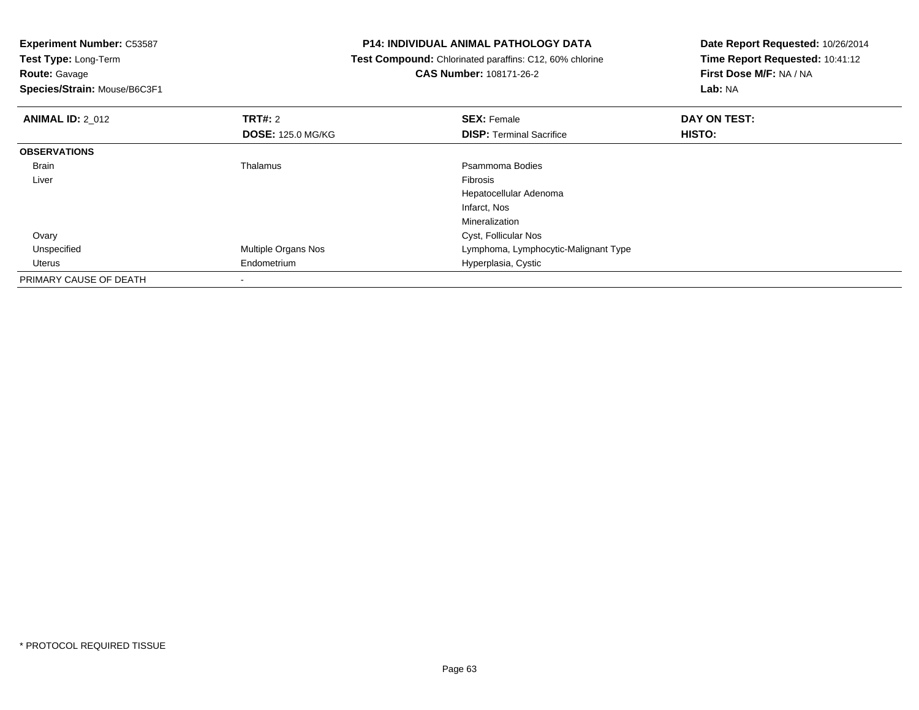**Experiment Number:** C53587
**Test Type:** Long-Term
**Route:** Gavage
**Species/Strain:** Mouse/B6C3F1

**P14: INDIVIDUAL ANIMAL PATHOLOGY DATA**
**Test Compound:** Chlorinated paraffins: C12, 60% chlorine
**CAS Number:** 108171-26-2

**Date Report Requested:** 10/26/2014
**Time Report Requested:** 10:41:12
**First Dose M/F:** NA / NA
**Lab:** NA

| **ANIMAL ID:** 2_012 | **TRT#:** 2 | **SEX:** Female | **DAY ON TEST:** |
|---|---|---|---|
| | **DOSE:** 125.0 MG/KG | **DISP:** Terminal Sacrifice | **HISTO:** |
| **OBSERVATIONS** | | | |
| Brain | Thalamus | Psammoma Bodies | |
| Liver | | Fibrosis | |
| | | Hepatocellular Adenoma | |
| | | Infarct, Nos | |
| | | Mineralization | |
| Ovary | | Cyst, Follicular Nos | |
| Unspecified | Multiple Organs Nos | Lymphoma, Lymphocytic-Malignant Type | |
| Uterus | Endometrium | Hyperplasia, Cystic | |
| PRIMARY CAUSE OF DEATH | - | | |

* PROTOCOL REQUIRED TISSUE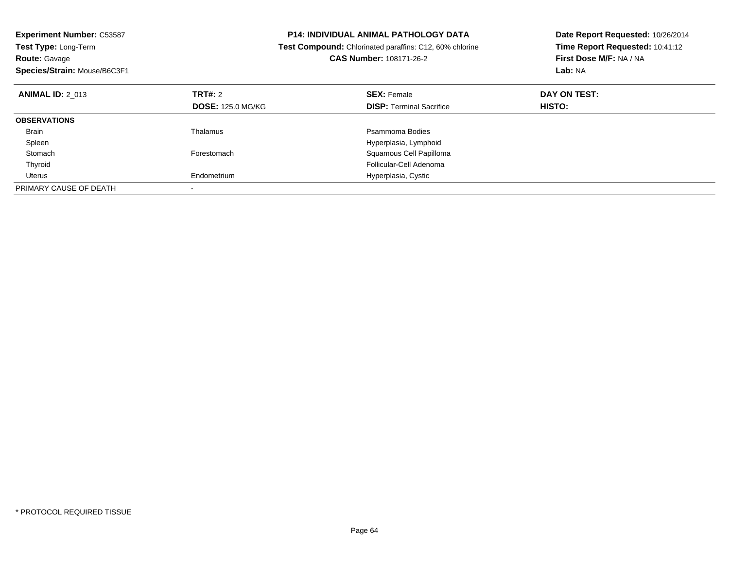**Experiment Number:** C53587
**Test Type:** Long-Term
**Route:** Gavage
**Species/Strain:** Mouse/B6C3F1

**P14: INDIVIDUAL ANIMAL PATHOLOGY DATA**
**Test Compound:** Chlorinated paraffins: C12, 60% chlorine
**CAS Number:** 108171-26-2

**Date Report Requested:** 10/26/2014
**Time Report Requested:** 10:41:12
**First Dose M/F:** NA / NA
**Lab:** NA

| **ANIMAL ID:** 2_013 | **TRT#:** 2<br>**DOSE:** 125.0 MG/KG | **SEX:** Female<br>**DISP:** Terminal Sacrifice | **DAY ON TEST:**<br>**HISTO:** |
|---|---|---|---|
| **OBSERVATIONS** | | | |
| Brain | Thalamus | Psammoma Bodies | |
| Spleen | | Hyperplasia, Lymphoid | |
| Stomach | Forestomach | Squamous Cell Papilloma | |
| Thyroid | | Follicular-Cell Adenoma | |
| Uterus | Endometrium | Hyperplasia, Cystic | |
| PRIMARY CAUSE OF DEATH | - | | |

* PROTOCOL REQUIRED TISSUE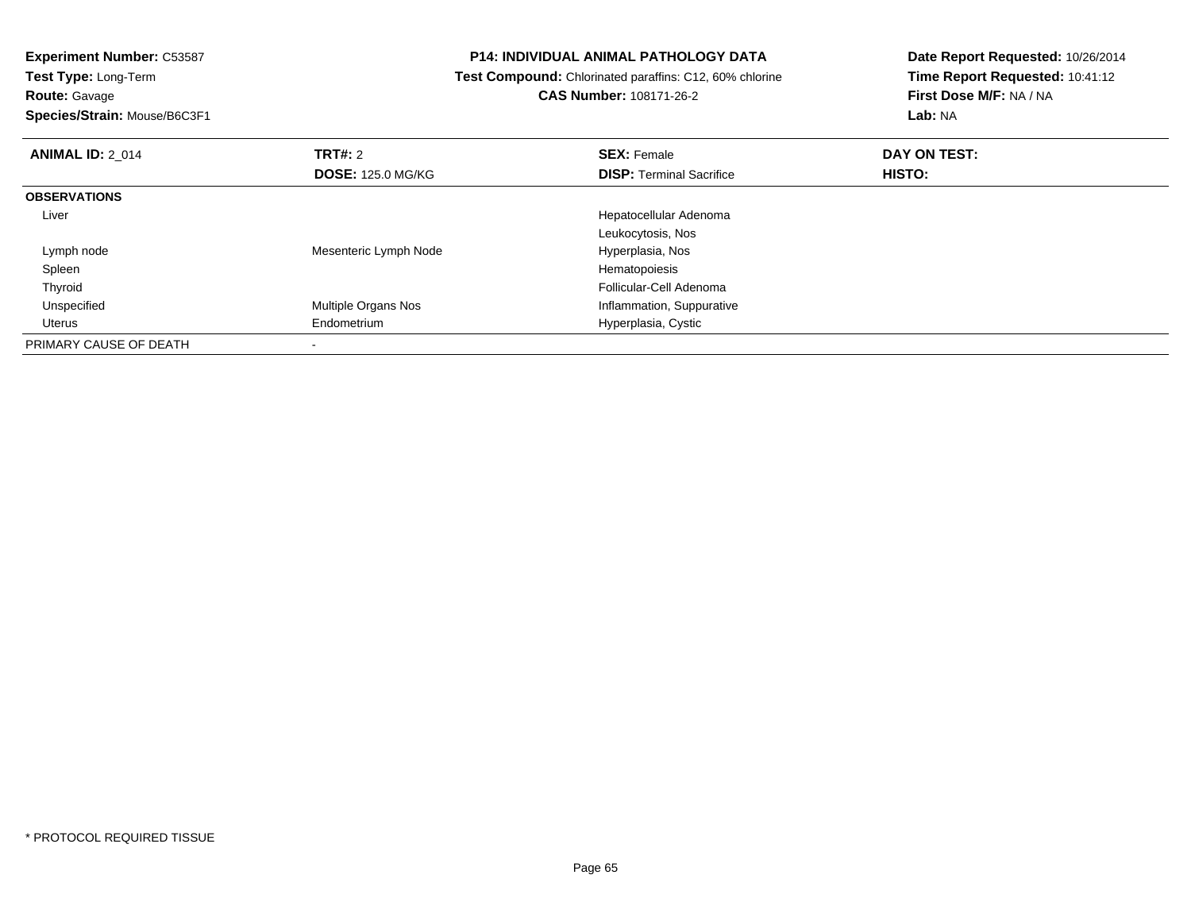**Experiment Number:** C53587
**Test Type:** Long-Term
**Route:** Gavage
**Species/Strain:** Mouse/B6C3F1

**P14: INDIVIDUAL ANIMAL PATHOLOGY DATA**
**Test Compound:** Chlorinated paraffins: C12, 60% chlorine
**CAS Number:** 108171-26-2

**Date Report Requested:** 10/26/2014
**Time Report Requested:** 10:41:12
**First Dose M/F:** NA / NA
**Lab:** NA

| **ANIMAL ID:** 2_014 | **TRT#:** 2 | **SEX:** Female | **DAY ON TEST:** |
|---|---|---|---|
| | **DOSE:** 125.0 MG/KG | **DISP:** Terminal Sacrifice | **HISTO:** |
| **OBSERVATIONS** | | | |
| Liver | | Hepatocellular Adenoma | |
| | | Leukocytosis, Nos | |
| Lymph node | Mesenteric Lymph Node | Hyperplasia, Nos | |
| Spleen | | Hematopoiesis | |
| Thyroid | | Follicular-Cell Adenoma | |
| Unspecified | Multiple Organs Nos | Inflammation, Suppurative | |
| Uterus | Endometrium | Hyperplasia, Cystic | |
| PRIMARY CAUSE OF DEATH | - | | |

* PROTOCOL REQUIRED TISSUE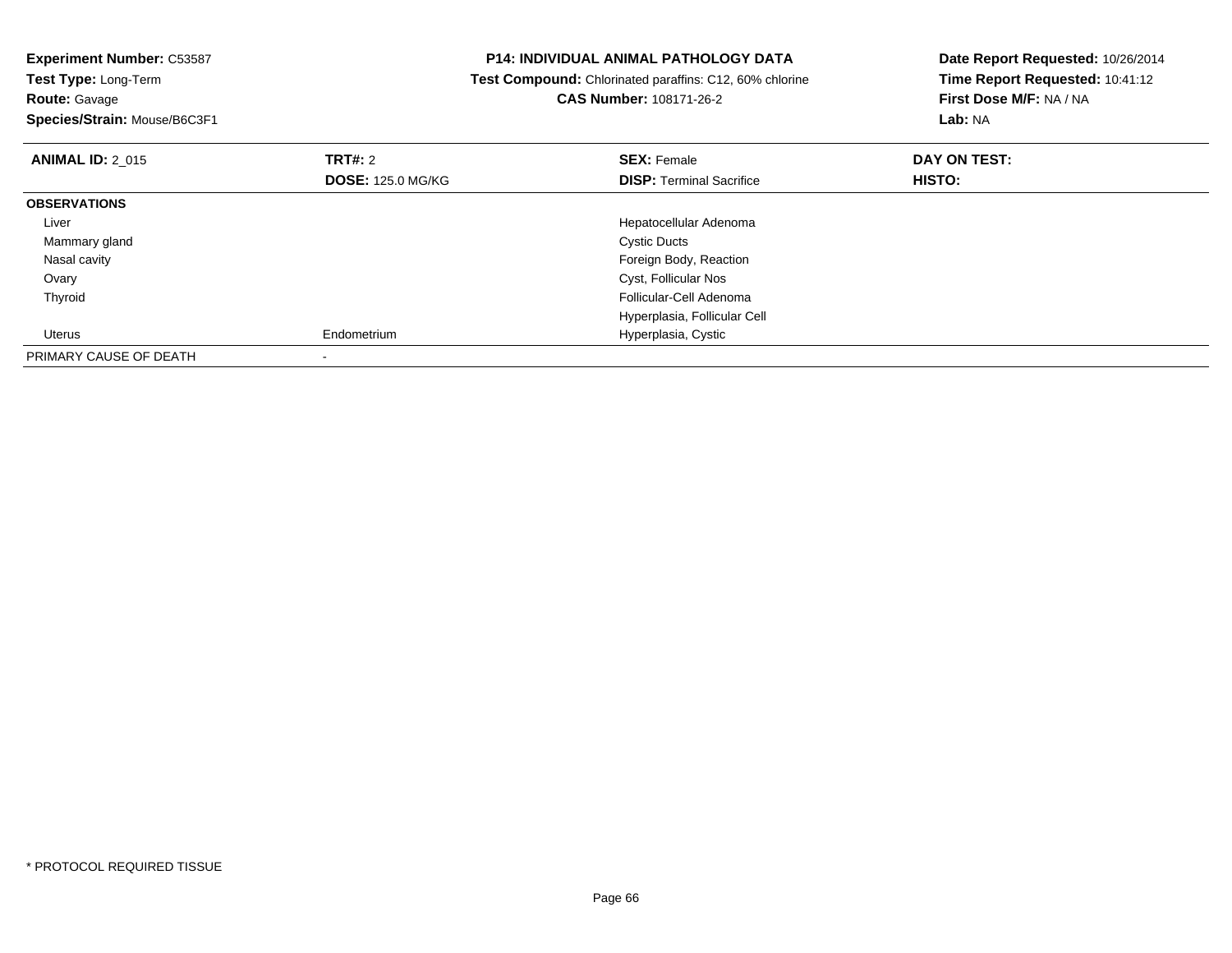**Experiment Number:** C53587
**Test Type:** Long-Term
**Route:** Gavage
**Species/Strain:** Mouse/B6C3F1

**P14: INDIVIDUAL ANIMAL PATHOLOGY DATA**
**Test Compound:** Chlorinated paraffins: C12, 60% chlorine
**CAS Number:** 108171-26-2

**Date Report Requested:** 10/26/2014
**Time Report Requested:** 10:41:12
**First Dose M/F:** NA / NA
**Lab:** NA

| **ANIMAL ID:** 2_015 | **TRT#:** 2 | **SEX:** Female | **DAY ON TEST:** |
|---|---|---|---|
| | **DOSE:** 125.0 MG/KG | **DISP:** Terminal Sacrifice | **HISTO:** |
| **OBSERVATIONS** | | | |
| Liver | | Hepatocellular Adenoma | |
| Mammary gland | | Cystic Ducts | |
| Nasal cavity | | Foreign Body, Reaction | |
| Ovary | | Cyst, Follicular Nos | |
| Thyroid | | Follicular-Cell Adenoma | |
| | | Hyperplasia, Follicular Cell | |
| Uterus | Endometrium | Hyperplasia, Cystic | |
| PRIMARY CAUSE OF DEATH | - | | |

* PROTOCOL REQUIRED TISSUE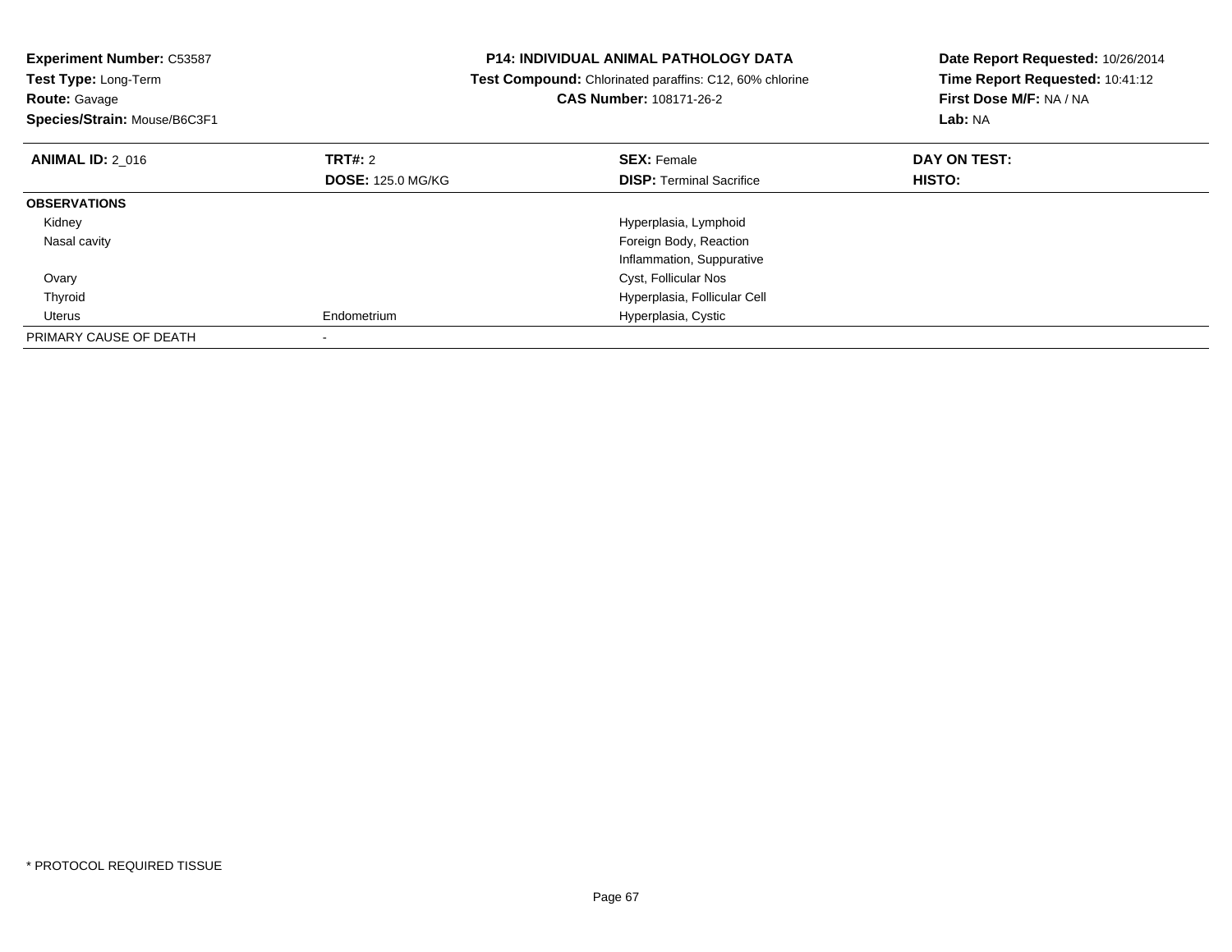**Experiment Number:** C53587
**Test Type:** Long-Term
**Route:** Gavage
**Species/Strain:** Mouse/B6C3F1

**P14: INDIVIDUAL ANIMAL PATHOLOGY DATA**
**Test Compound:** Chlorinated paraffins: C12, 60% chlorine
**CAS Number:** 108171-26-2

**Date Report Requested:** 10/26/2014
**Time Report Requested:** 10:41:12
**First Dose M/F:** NA / NA
**Lab:** NA

| **ANIMAL ID:** 2_016 | **TRT#:** 2 | **SEX:** Female | **DAY ON TEST:** |
|---|---|---|---|
| | **DOSE:** 125.0 MG/KG | **DISP:** Terminal Sacrifice | **HISTO:** |
| **OBSERVATIONS** | | | |
| Kidney | | Hyperplasia, Lymphoid | |
| Nasal cavity | | Foreign Body, Reaction | |
| | | Inflammation, Suppurative | |
| Ovary | | Cyst, Follicular Nos | |
| Thyroid | | Hyperplasia, Follicular Cell | |
| Uterus | Endometrium | Hyperplasia, Cystic | |
| PRIMARY CAUSE OF DEATH | - | | |

\* PROTOCOL REQUIRED TISSUE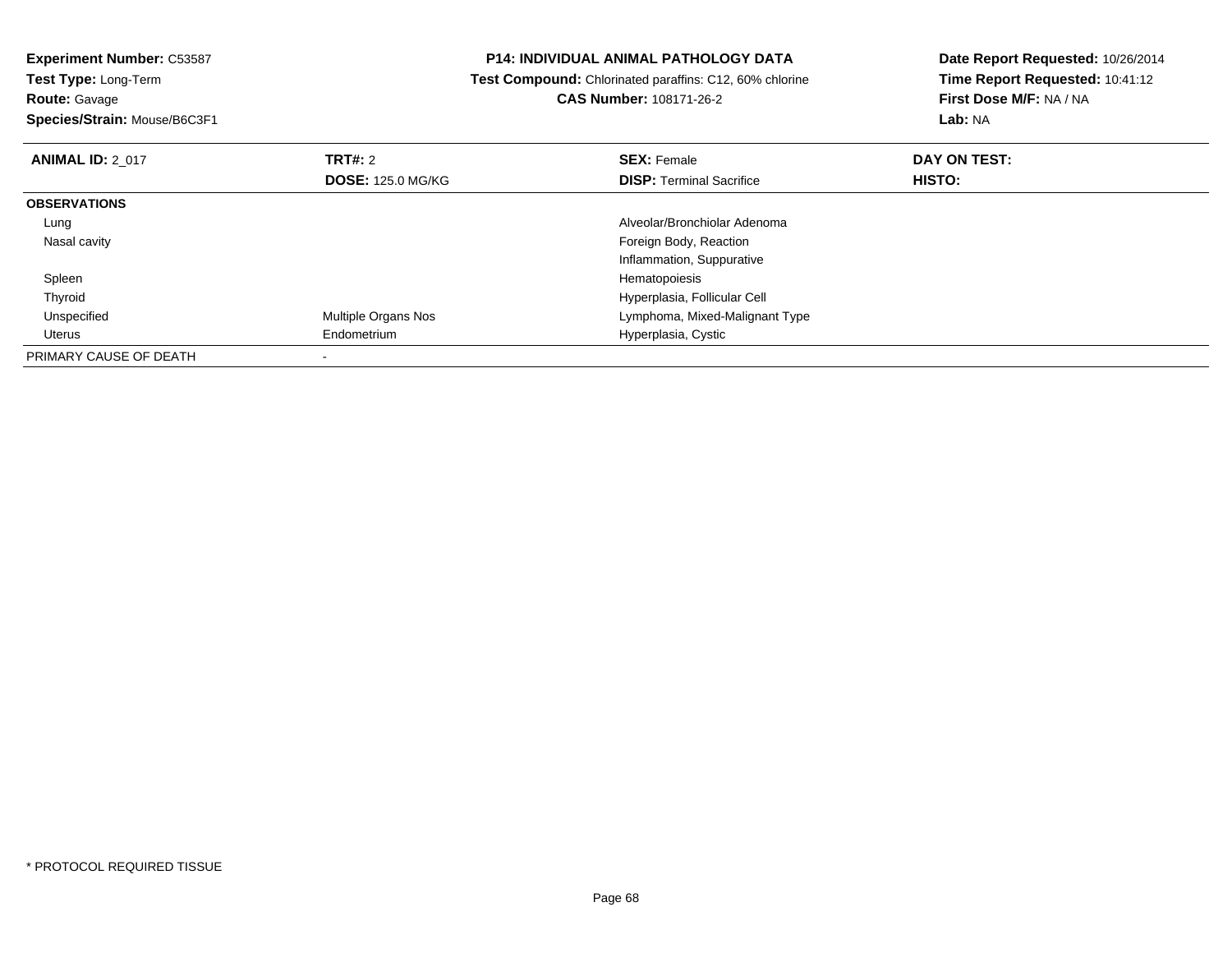**Experiment Number:** C53587
**Test Type:** Long-Term
**Route:** Gavage
**Species/Strain:** Mouse/B6C3F1

**P14: INDIVIDUAL ANIMAL PATHOLOGY DATA**
**Test Compound:** Chlorinated paraffins: C12, 60% chlorine
**CAS Number:** 108171-26-2

**Date Report Requested:** 10/26/2014
**Time Report Requested:** 10:41:12
**First Dose M/F:** NA / NA
**Lab:** NA

| **ANIMAL ID:** 2_017 | **TRT#:** 2 | **SEX:** Female | **DAY ON TEST:** |
|---|---|---|---|
| | **DOSE:** 125.0 MG/KG | **DISP:** Terminal Sacrifice | **HISTO:** |
| **OBSERVATIONS** | | | |
| Lung | | Alveolar/Bronchiolar Adenoma | |
| Nasal cavity | | Foreign Body, Reaction | |
| | | Inflammation, Suppurative | |
| Spleen | | Hematopoiesis | |
| Thyroid | | Hyperplasia, Follicular Cell | |
| Unspecified | Multiple Organs Nos | Lymphoma, Mixed-Malignant Type | |
| Uterus | Endometrium | Hyperplasia, Cystic | |
| PRIMARY CAUSE OF DEATH | - | | |

* PROTOCOL REQUIRED TISSUE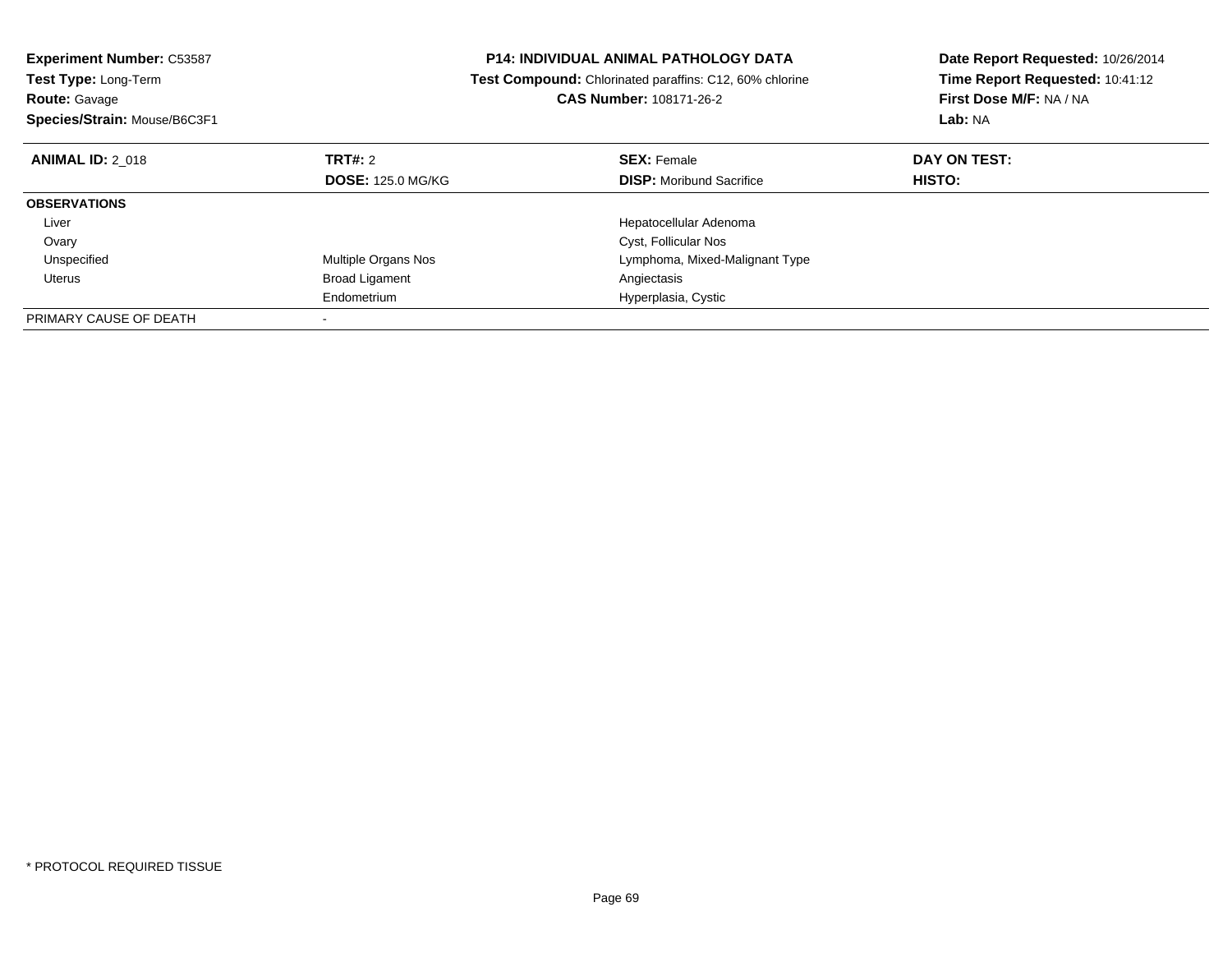**Experiment Number:** C53587
**Test Type:** Long-Term
**Route:** Gavage
**Species/Strain:** Mouse/B6C3F1

**P14: INDIVIDUAL ANIMAL PATHOLOGY DATA**
**Test Compound:** Chlorinated paraffins: C12, 60% chlorine
**CAS Number:** 108171-26-2

**Date Report Requested:** 10/26/2014
**Time Report Requested:** 10:41:12
**First Dose M/F:** NA / NA
**Lab:** NA

| **ANIMAL ID:** 2_018 | **TRT#:** 2 | **SEX:** Female | **DAY ON TEST:** |
|---|---|---|---|
| | **DOSE:** 125.0 MG/KG | **DISP:** Moribund Sacrifice | **HISTO:** |
| **OBSERVATIONS** | | | |
| Liver | | Hepatocellular Adenoma | |
| Ovary | | Cyst, Follicular Nos | |
| Unspecified | Multiple Organs Nos | Lymphoma, Mixed-Malignant Type | |
| Uterus | Broad Ligament | Angiectasis | |
| | Endometrium | Hyperplasia, Cystic | |
| PRIMARY CAUSE OF DEATH | - | | |

* PROTOCOL REQUIRED TISSUE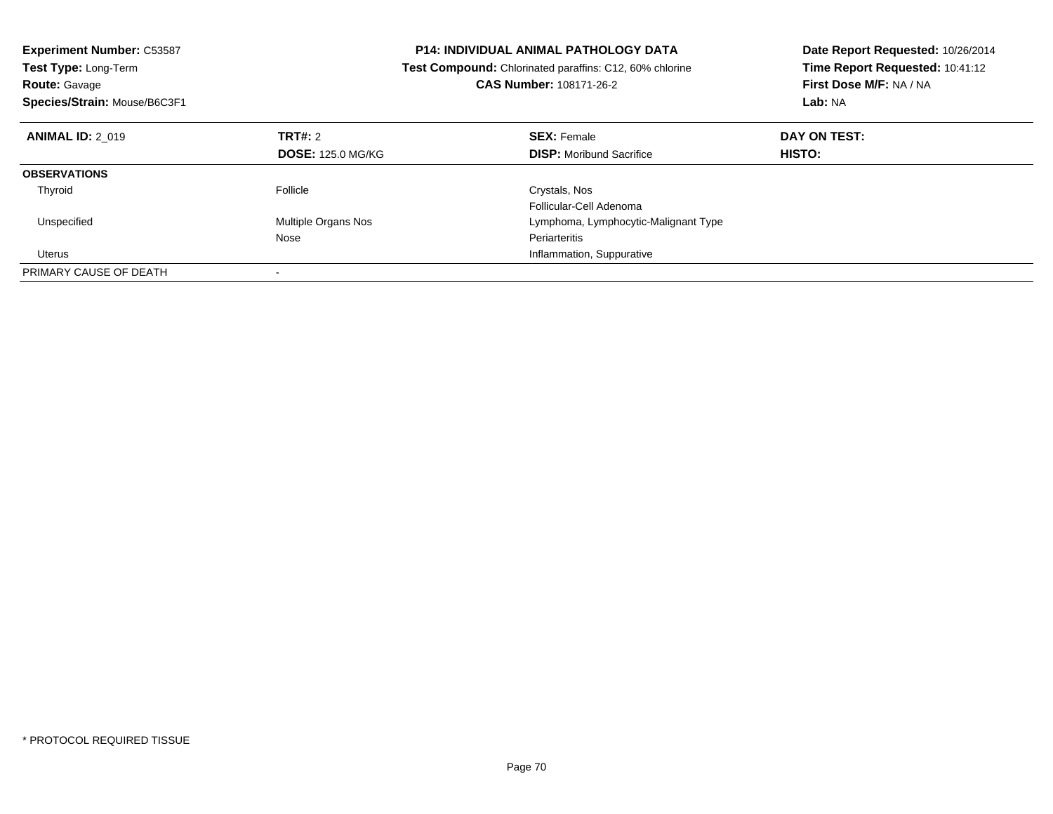**Experiment Number:** C53587
**Test Type:** Long-Term
**Route:** Gavage
**Species/Strain:** Mouse/B6C3F1

**P14: INDIVIDUAL ANIMAL PATHOLOGY DATA**
**Test Compound:** Chlorinated paraffins: C12, 60% chlorine
**CAS Number:** 108171-26-2

**Date Report Requested:** 10/26/2014
**Time Report Requested:** 10:41:12
**First Dose M/F:** NA / NA
**Lab:** NA

| **ANIMAL ID:** 2_019 | **TRT#:** 2 | **SEX:** Female | **DAY ON TEST:** |
|---|---|---|---|
| | **DOSE:** 125.0 MG/KG | **DISP:** Moribund Sacrifice | **HISTO:** |
| **OBSERVATIONS** | | | |
| Thyroid | Follicle | Crystals, Nos | |
| | | Follicular-Cell Adenoma | |
| Unspecified | Multiple Organs Nos | Lymphoma, Lymphocytic-Malignant Type | |
| | Nose | Periarteritis | |
| Uterus | | Inflammation, Suppurative | |
| PRIMARY CAUSE OF DEATH | - | | |

* PROTOCOL REQUIRED TISSUE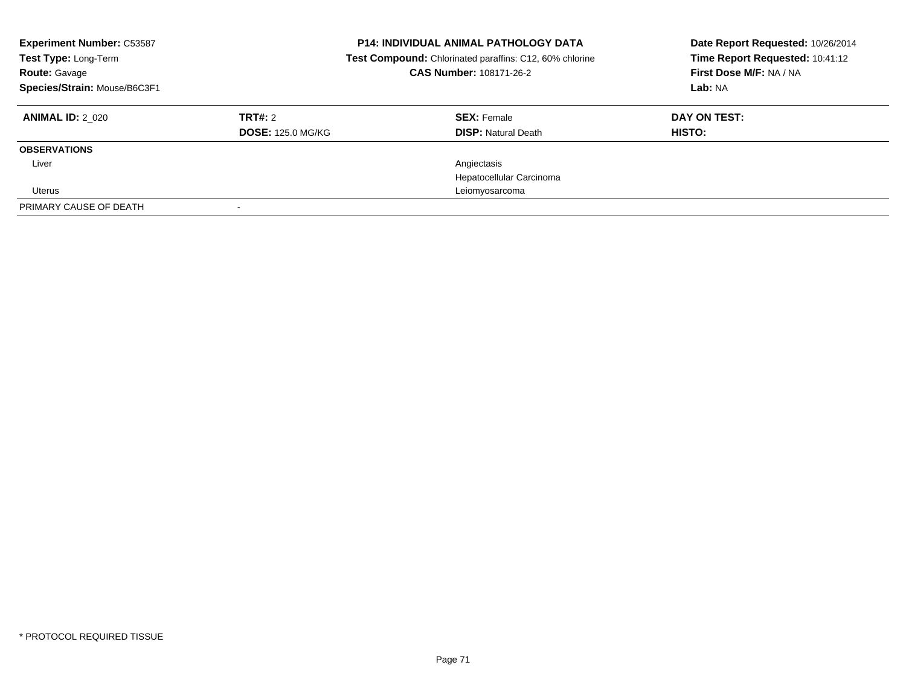**Experiment Number:** C53587
**Test Type:** Long-Term
**Route:** Gavage
**Species/Strain:** Mouse/B6C3F1

**P14: INDIVIDUAL ANIMAL PATHOLOGY DATA**
**Test Compound:** Chlorinated paraffins: C12, 60% chlorine
**CAS Number:** 108171-26-2

**Date Report Requested:** 10/26/2014
**Time Report Requested:** 10:41:12
**First Dose M/F:** NA / NA
**Lab:** NA

| **ANIMAL ID:** 2_020 | **TRT#:** 2 | **SEX:** Female | **DAY ON TEST:** |
|---|---|---|---|
| | **DOSE:** 125.0 MG/KG | **DISP:** Natural Death | **HISTO:** |
| **OBSERVATIONS** | | | |
| Liver | | Angiectasis | |
| | | Hepatocellular Carcinoma | |
| Uterus | | Leiomyosarcoma | |
| PRIMARY CAUSE OF DEATH | - | | |

* PROTOCOL REQUIRED TISSUE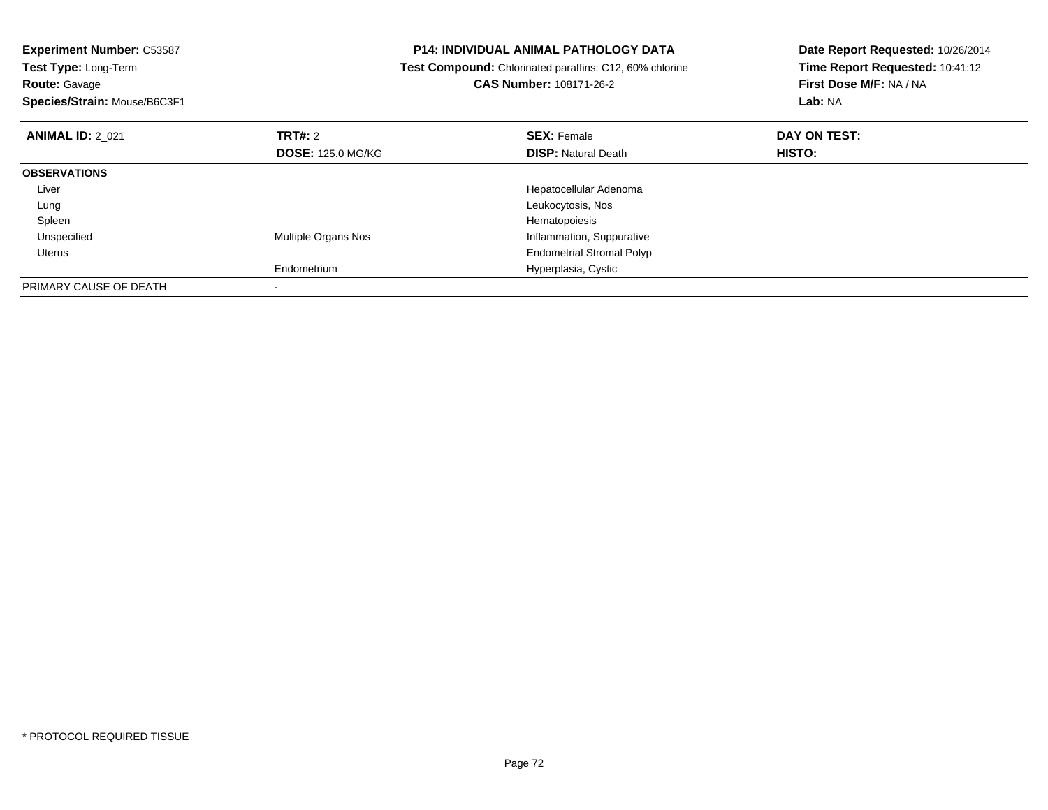**Experiment Number:** C53587
**Test Type:** Long-Term
**Route:** Gavage
**Species/Strain:** Mouse/B6C3F1

**P14: INDIVIDUAL ANIMAL PATHOLOGY DATA**
**Test Compound:** Chlorinated paraffins: C12, 60% chlorine
**CAS Number:** 108171-26-2

**Date Report Requested:** 10/26/2014
**Time Report Requested:** 10:41:12
**First Dose M/F:** NA / NA
**Lab:** NA

| **ANIMAL ID:** 2_021 | **TRT#:** 2 | **SEX:** Female | **DAY ON TEST:** |
|---|---|---|---|
| | **DOSE:** 125.0 MG/KG | **DISP:** Natural Death | **HISTO:** |
| **OBSERVATIONS** | | | |
| Liver | | Hepatocellular Adenoma | |
| Lung | | Leukocytosis, Nos | |
| Spleen | | Hematopoiesis | |
| Unspecified | Multiple Organs Nos | Inflammation, Suppurative | |
| Uterus | | Endometrial Stromal Polyp | |
| | Endometrium | Hyperplasia, Cystic | |
| PRIMARY CAUSE OF DEATH | - | | |

* PROTOCOL REQUIRED TISSUE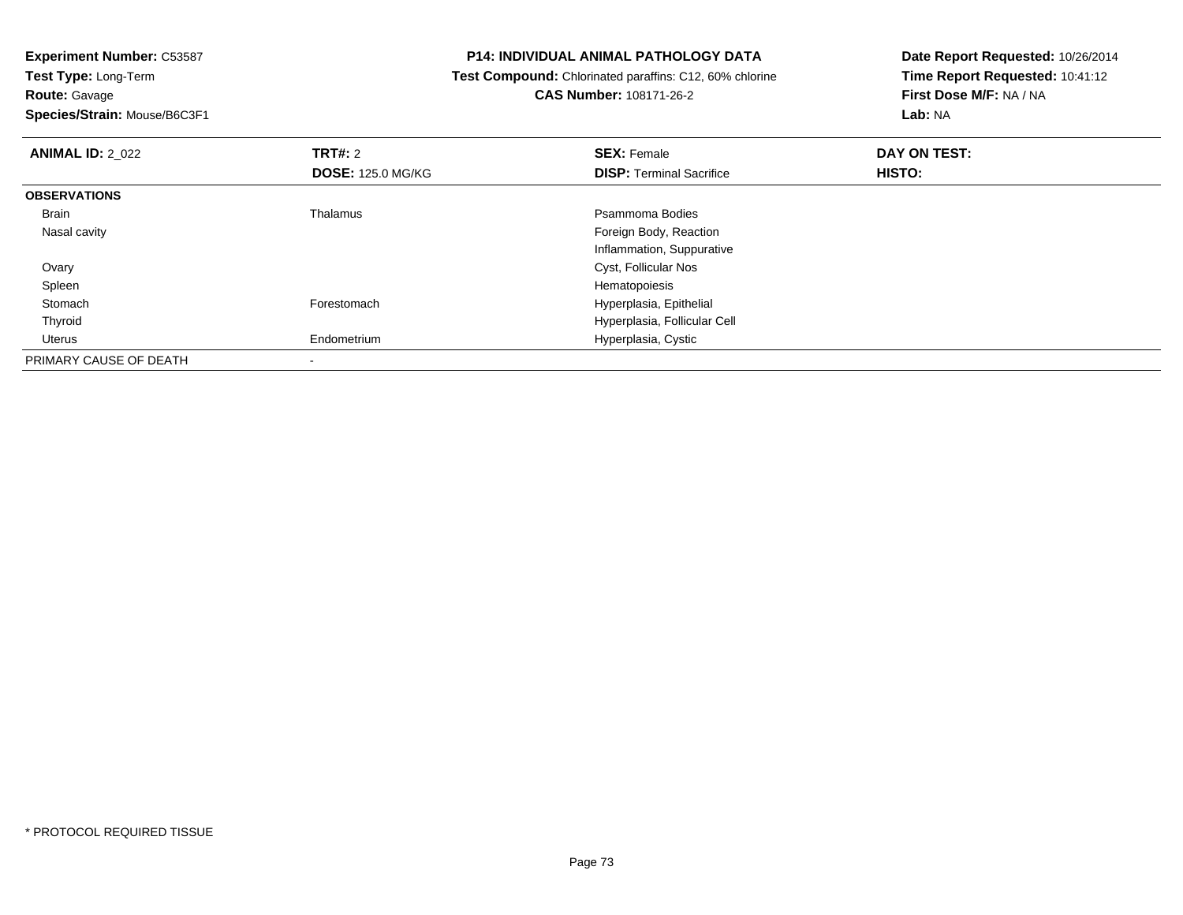**Experiment Number:** C53587
**Test Type:** Long-Term
**Route:** Gavage
**Species/Strain:** Mouse/B6C3F1

**P14: INDIVIDUAL ANIMAL PATHOLOGY DATA**
**Test Compound:** Chlorinated paraffins: C12, 60% chlorine
**CAS Number:** 108171-26-2

**Date Report Requested:** 10/26/2014
**Time Report Requested:** 10:41:12
**First Dose M/F:** NA / NA
**Lab:** NA

| **ANIMAL ID:** 2_022 | **TRT#:** 2 | **SEX:** Female | **DAY ON TEST:** |
|---|---|---|---|
| | **DOSE:** 125.0 MG/KG | **DISP:** Terminal Sacrifice | **HISTO:** |
| **OBSERVATIONS** | | | |
| Brain | Thalamus | Psammoma Bodies | |
| Nasal cavity | | Foreign Body, Reaction | |
| | | Inflammation, Suppurative | |
| Ovary | | Cyst, Follicular Nos | |
| Spleen | | Hematopoiesis | |
| Stomach | Forestomach | Hyperplasia, Epithelial | |
| Thyroid | | Hyperplasia, Follicular Cell | |
| Uterus | Endometrium | Hyperplasia, Cystic | |
| PRIMARY CAUSE OF DEATH | - | | |

* PROTOCOL REQUIRED TISSUE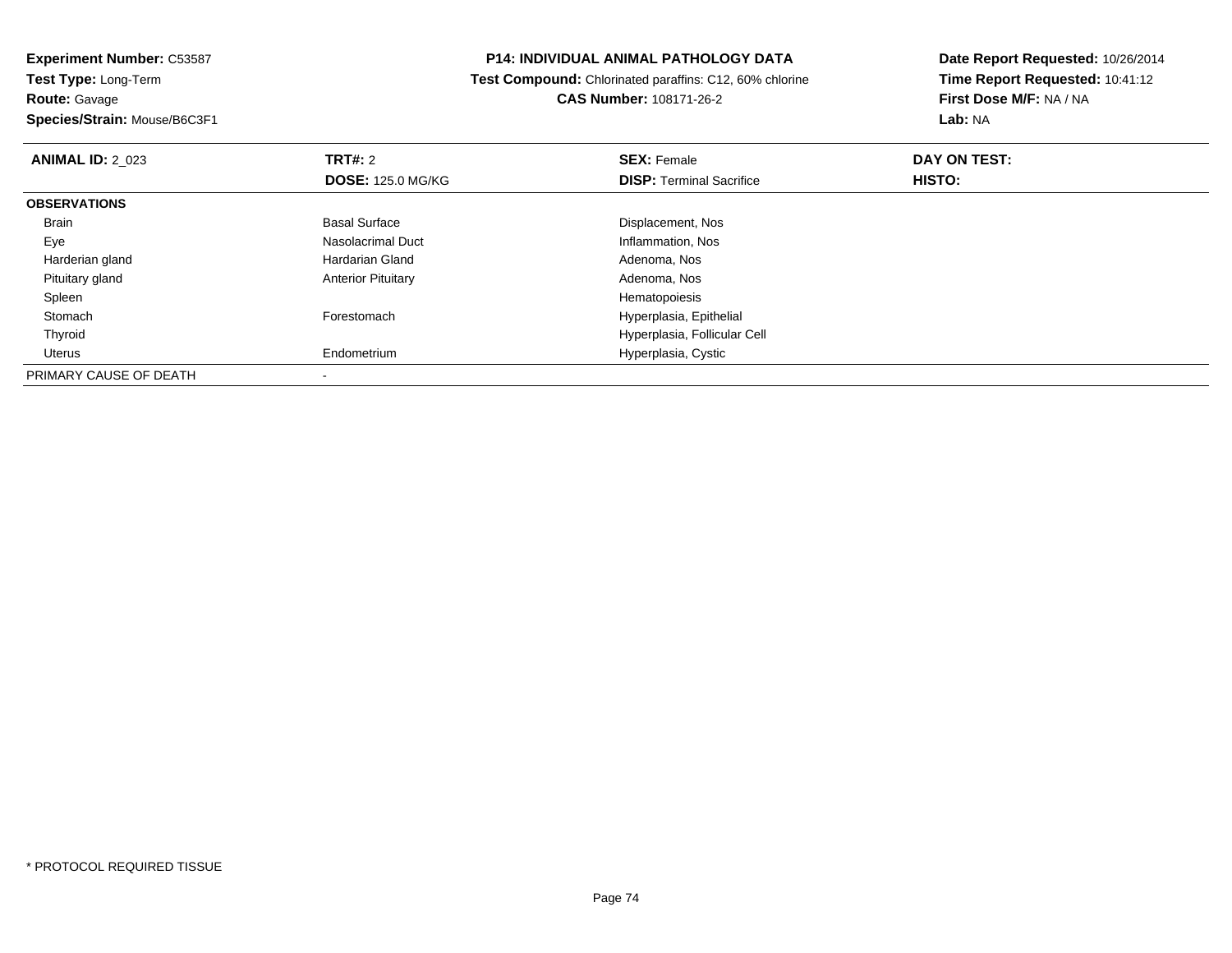**Experiment Number:** C53587
**Test Type:** Long-Term
**Route:** Gavage
**Species/Strain:** Mouse/B6C3F1

**P14: INDIVIDUAL ANIMAL PATHOLOGY DATA**
**Test Compound:** Chlorinated paraffins: C12, 60% chlorine
**CAS Number:** 108171-26-2

**Date Report Requested:** 10/26/2014
**Time Report Requested:** 10:41:12
**First Dose M/F:** NA / NA
**Lab:** NA

| **ANIMAL ID:** 2_023 | **TRT#:** 2 | **SEX:** Female | **DAY ON TEST:** |
|---|---|---|---|
| | **DOSE:** 125.0 MG/KG | **DISP:** Terminal Sacrifice | **HISTO:** |
| **OBSERVATIONS** | | | |
| Brain | Basal Surface | Displacement, Nos | |
| Eye | Nasolacrimal Duct | Inflammation, Nos | |
| Harderian gland | Hardarian Gland | Adenoma, Nos | |
| Pituitary gland | Anterior Pituitary | Adenoma, Nos | |
| Spleen | | Hematopoiesis | |
| Stomach | Forestomach | Hyperplasia, Epithelial | |
| Thyroid | | Hyperplasia, Follicular Cell | |
| Uterus | Endometrium | Hyperplasia, Cystic | |
| PRIMARY CAUSE OF DEATH | - | | |

* PROTOCOL REQUIRED TISSUE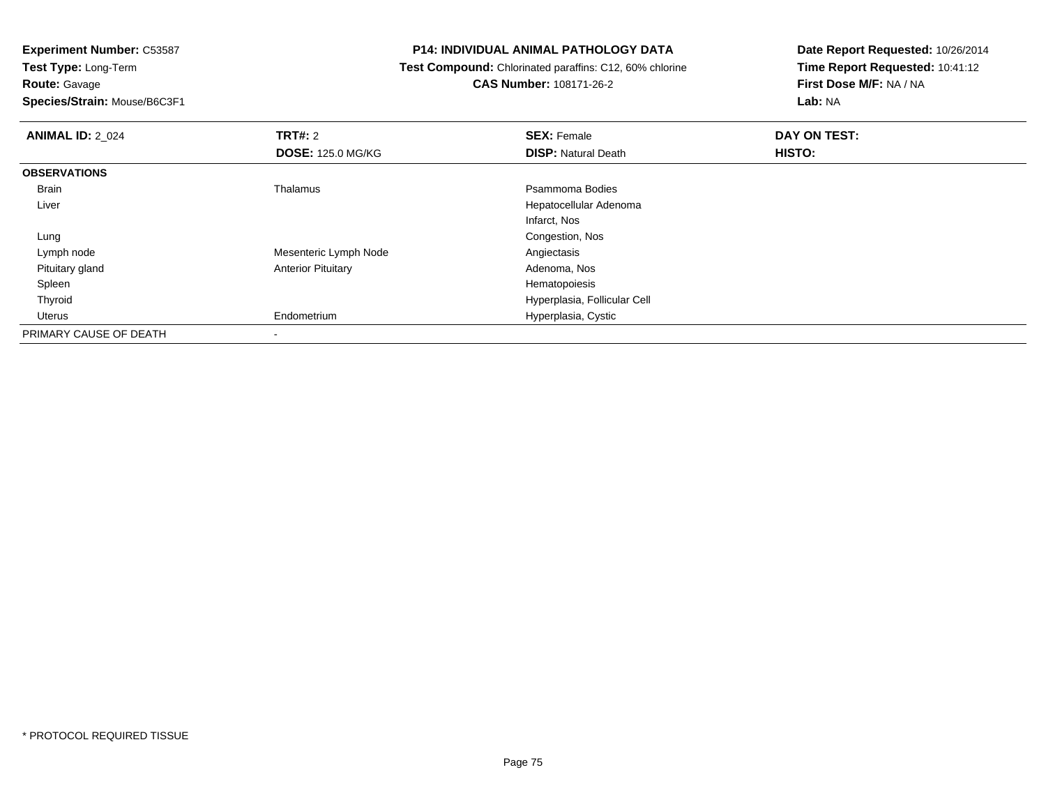**Experiment Number:** C53587
**Test Type:** Long-Term
**Route:** Gavage
**Species/Strain:** Mouse/B6C3F1

**P14: INDIVIDUAL ANIMAL PATHOLOGY DATA**
**Test Compound:** Chlorinated paraffins: C12, 60% chlorine
**CAS Number:** 108171-26-2

**Date Report Requested:** 10/26/2014
**Time Report Requested:** 10:41:12
**First Dose M/F:** NA / NA
**Lab:** NA

| **ANIMAL ID:** 2_024 | **TRT#:** 2 | **SEX:** Female | **DAY ON TEST:** |
|---|---|---|---|
| | **DOSE:** 125.0 MG/KG | **DISP:** Natural Death | **HISTO:** |
| **OBSERVATIONS** | | | |
| Brain | Thalamus | Psammoma Bodies | |
| Liver | | Hepatocellular Adenoma | |
| | | Infarct, Nos | |
| Lung | | Congestion, Nos | |
| Lymph node | Mesenteric Lymph Node | Angiectasis | |
| Pituitary gland | Anterior Pituitary | Adenoma, Nos | |
| Spleen | | Hematopoiesis | |
| Thyroid | | Hyperplasia, Follicular Cell | |
| Uterus | Endometrium | Hyperplasia, Cystic | |
| PRIMARY CAUSE OF DEATH | - | | |

* PROTOCOL REQUIRED TISSUE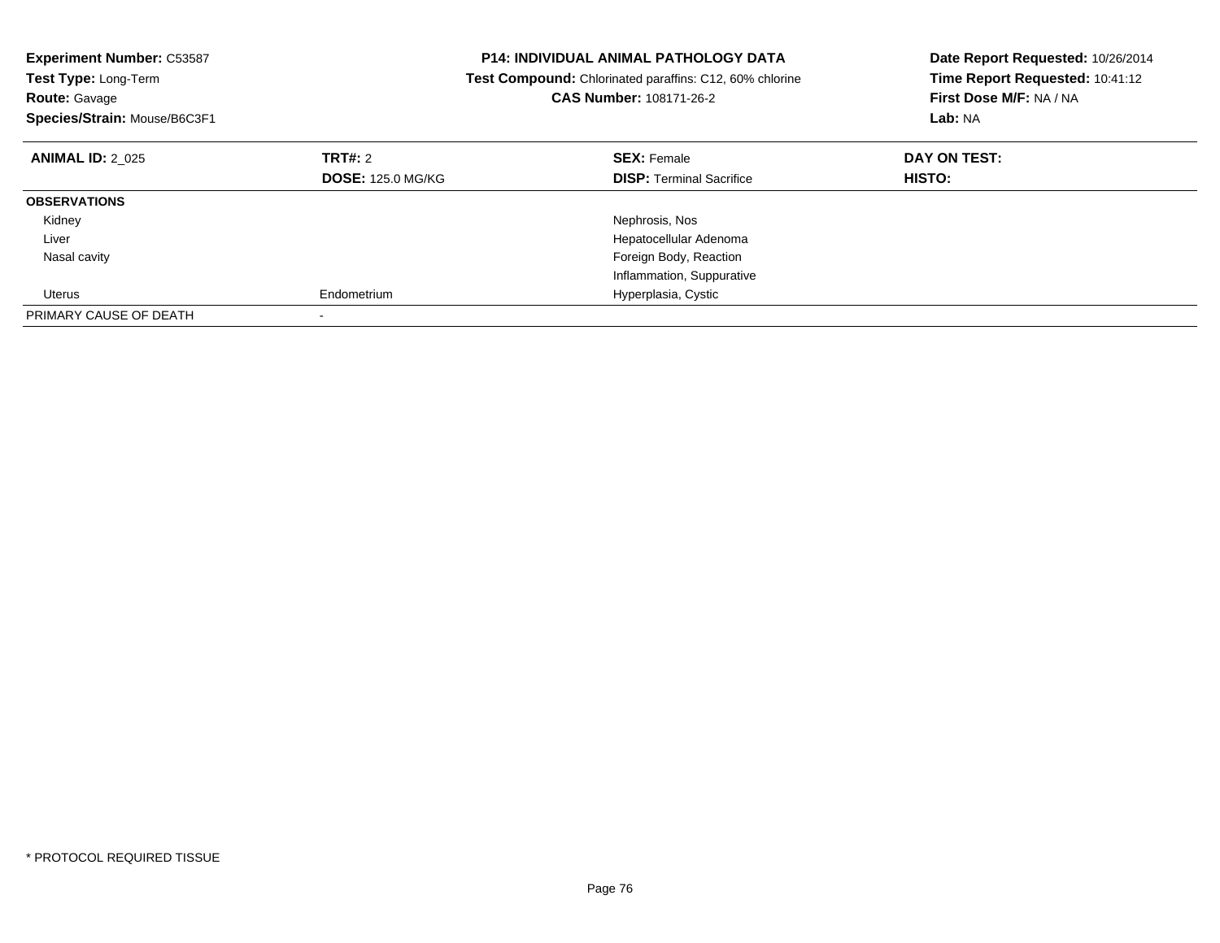**Experiment Number:** C53587
**Test Type:** Long-Term
**Route:** Gavage
**Species/Strain:** Mouse/B6C3F1

**P14: INDIVIDUAL ANIMAL PATHOLOGY DATA**
**Test Compound:** Chlorinated paraffins: C12, 60% chlorine
**CAS Number:** 108171-26-2

**Date Report Requested:** 10/26/2014
**Time Report Requested:** 10:41:12
**First Dose M/F:** NA / NA
**Lab:** NA

| **ANIMAL ID:** 2_025 | **TRT#:** 2 | **SEX:** Female | **DAY ON TEST:** |
|---|---|---|---|
| | **DOSE:** 125.0 MG/KG | **DISP:** Terminal Sacrifice | **HISTO:** |
| **OBSERVATIONS** | | | |
| Kidney | | Nephrosis, Nos | |
| Liver | | Hepatocellular Adenoma | |
| Nasal cavity | | Foreign Body, Reaction | |
| | | Inflammation, Suppurative | |
| Uterus | Endometrium | Hyperplasia, Cystic | |
| PRIMARY CAUSE OF DEATH | - | | |

* PROTOCOL REQUIRED TISSUE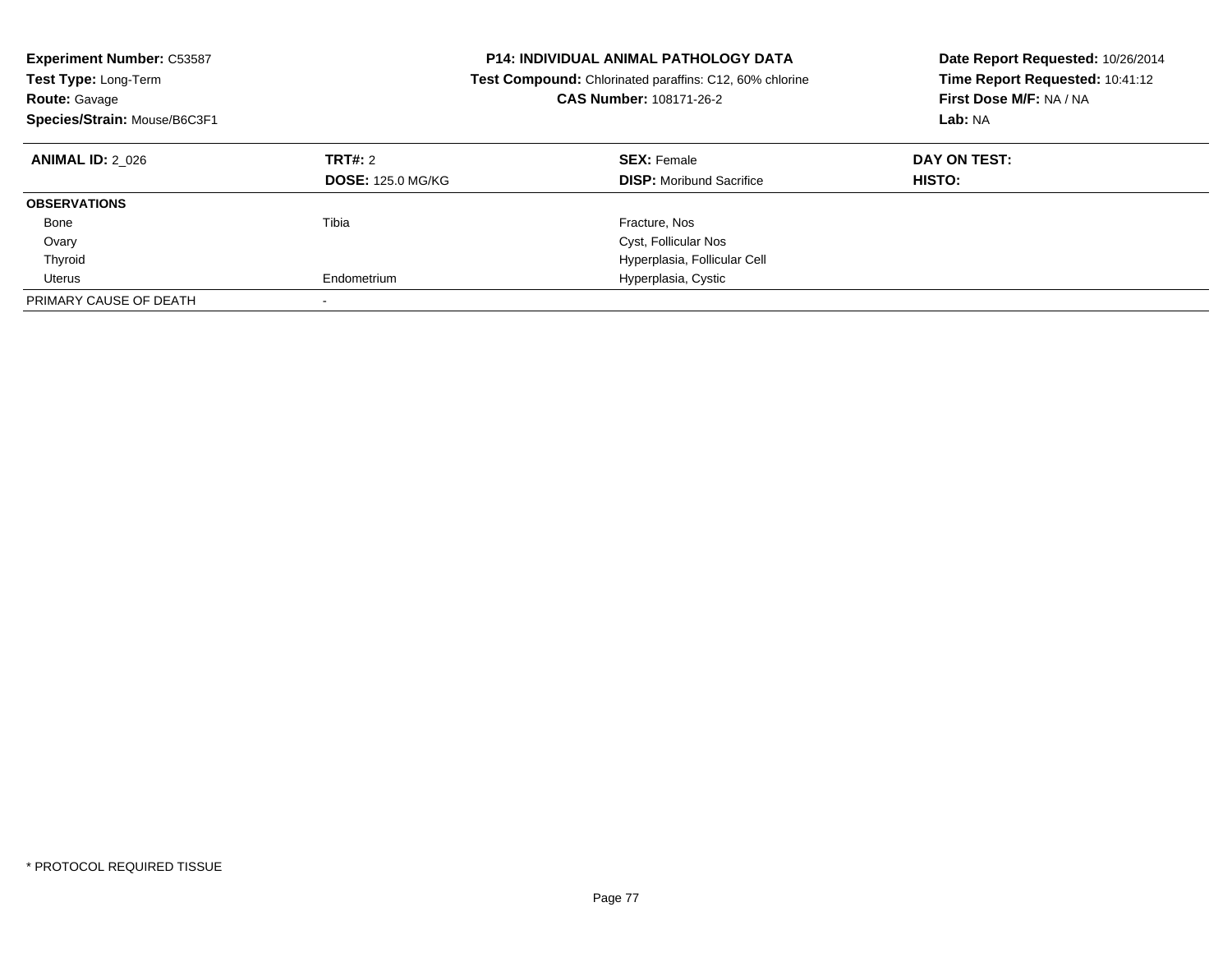**Experiment Number:** C53587
**Test Type:** Long-Term
**Route:** Gavage
**Species/Strain:** Mouse/B6C3F1

**P14: INDIVIDUAL ANIMAL PATHOLOGY DATA**
**Test Compound:** Chlorinated paraffins: C12, 60% chlorine
**CAS Number:** 108171-26-2

**Date Report Requested:** 10/26/2014
**Time Report Requested:** 10:41:12
**First Dose M/F:** NA / NA
**Lab:** NA

| **ANIMAL ID:** 2_026 | **TRT#:** 2<br>**DOSE:** 125.0 MG/KG | **SEX:** Female<br>**DISP:** Moribund Sacrifice | **DAY ON TEST:**<br>**HISTO:** |
|---|---|---|---|
| **OBSERVATIONS** | | | |
| Bone | Tibia | Fracture, Nos | |
| Ovary | | Cyst, Follicular Nos | |
| Thyroid | | Hyperplasia, Follicular Cell | |
| Uterus | Endometrium | Hyperplasia, Cystic | |
| PRIMARY CAUSE OF DEATH | - | | |

* PROTOCOL REQUIRED TISSUE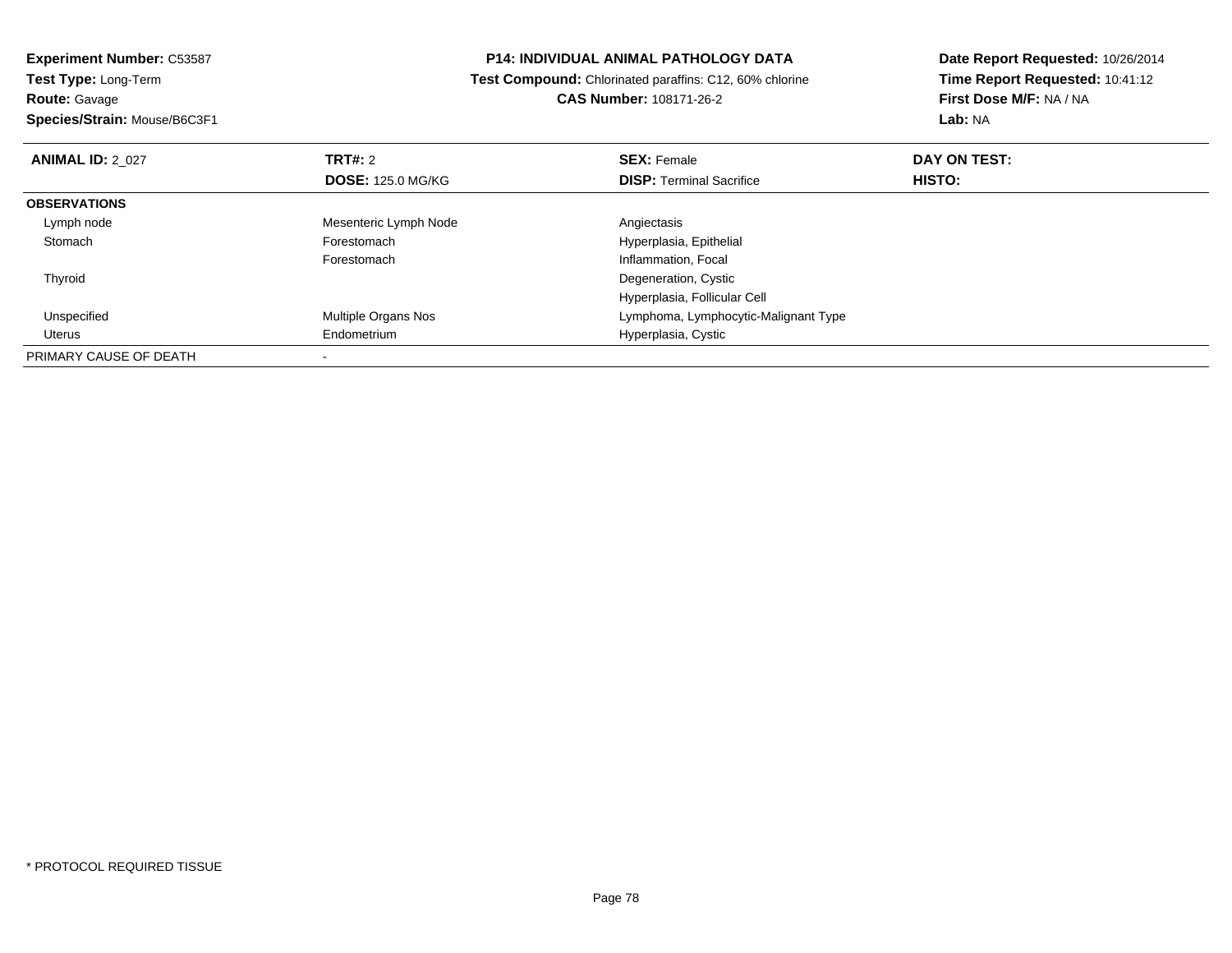**Experiment Number:** C53587
**Test Type:** Long-Term
**Route:** Gavage
**Species/Strain:** Mouse/B6C3F1

**P14: INDIVIDUAL ANIMAL PATHOLOGY DATA**
**Test Compound:** Chlorinated paraffins: C12, 60% chlorine
**CAS Number:** 108171-26-2

**Date Report Requested:** 10/26/2014
**Time Report Requested:** 10:41:12
**First Dose M/F:** NA / NA
**Lab:** NA

| **ANIMAL ID:** 2_027 | **TRT#:** 2 | **SEX:** Female | **DAY ON TEST:** |
|---|---|---|---|
| | **DOSE:** 125.0 MG/KG | **DISP:** Terminal Sacrifice | **HISTO:** |
| **OBSERVATIONS** | | | |
| Lymph node | Mesenteric Lymph Node | Angiectasis | |
| Stomach | Forestomach | Hyperplasia, Epithelial | |
| | Forestomach | Inflammation, Focal | |
| Thyroid | | Degeneration, Cystic | |
| | | Hyperplasia, Follicular Cell | |
| Unspecified | Multiple Organs Nos | Lymphoma, Lymphocytic-Malignant Type | |
| Uterus | Endometrium | Hyperplasia, Cystic | |
| PRIMARY CAUSE OF DEATH | - | | |

* PROTOCOL REQUIRED TISSUE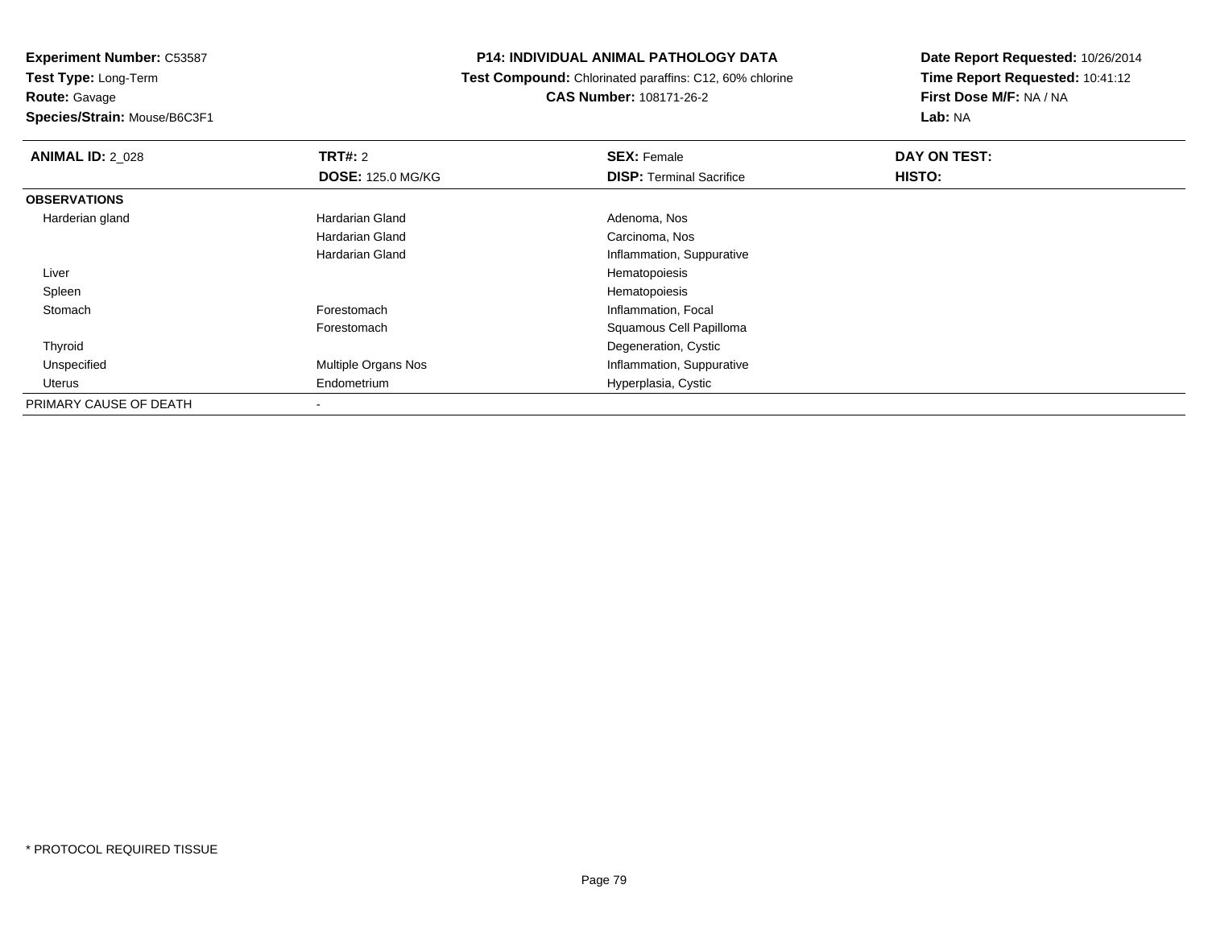**Experiment Number:** C53587
**Test Type:** Long-Term
**Route:** Gavage
**Species/Strain:** Mouse/B6C3F1

**P14: INDIVIDUAL ANIMAL PATHOLOGY DATA**
**Test Compound:** Chlorinated paraffins: C12, 60% chlorine
**CAS Number:** 108171-26-2

**Date Report Requested:** 10/26/2014
**Time Report Requested:** 10:41:12
**First Dose M/F:** NA / NA
**Lab:** NA

| **ANIMAL ID:** 2_028 | **TRT#:** 2 | **SEX:** Female | **DAY ON TEST:** |
|---|---|---|---|
| | **DOSE:** 125.0 MG/KG | **DISP:** Terminal Sacrifice | **HISTO:** |
| **OBSERVATIONS** | | | |
| Harderian gland | Hardarian Gland | Adenoma, Nos | |
| | Hardarian Gland | Carcinoma, Nos | |
| | Hardarian Gland | Inflammation, Suppurative | |
| Liver | | Hematopoiesis | |
| Spleen | | Hematopoiesis | |
| Stomach | Forestomach | Inflammation, Focal | |
| | Forestomach | Squamous Cell Papilloma | |
| Thyroid | | Degeneration, Cystic | |
| Unspecified | Multiple Organs Nos | Inflammation, Suppurative | |
| Uterus | Endometrium | Hyperplasia, Cystic | |
| PRIMARY CAUSE OF DEATH | - | | |

* PROTOCOL REQUIRED TISSUE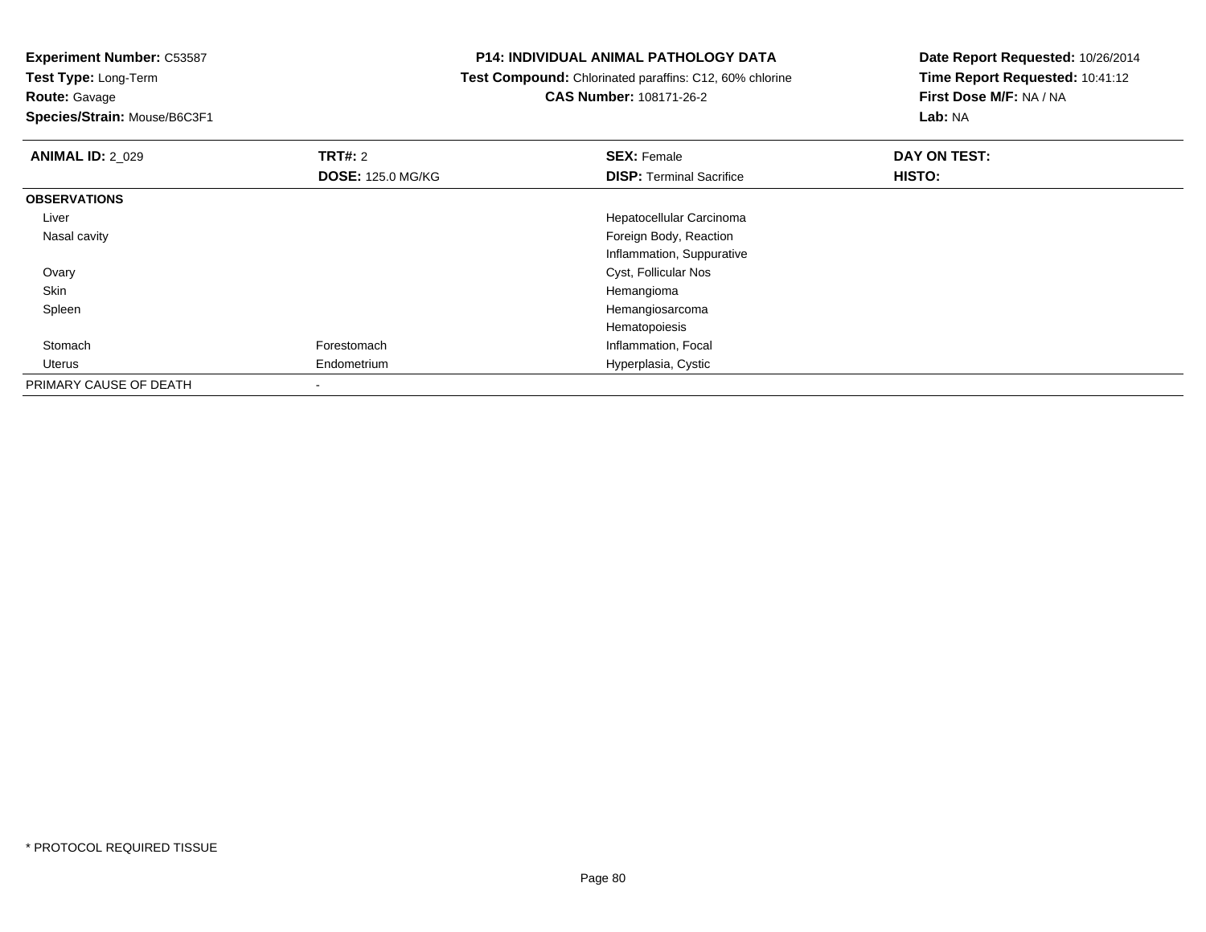**Experiment Number:** C53587
**Test Type:** Long-Term
**Route:** Gavage
**Species/Strain:** Mouse/B6C3F1

**P14: INDIVIDUAL ANIMAL PATHOLOGY DATA**
**Test Compound:** Chlorinated paraffins: C12, 60% chlorine
**CAS Number:** 108171-26-2

**Date Report Requested:** 10/26/2014
**Time Report Requested:** 10:41:12
**First Dose M/F:** NA / NA
**Lab:** NA

| **ANIMAL ID:** 2_029 | **TRT#:** 2 | **SEX:** Female | **DAY ON TEST:** |
|---|---|---|---|
| | **DOSE:** 125.0 MG/KG | **DISP:** Terminal Sacrifice | **HISTO:** |
| **OBSERVATIONS** | | | |
| Liver | | Hepatocellular Carcinoma | |
| Nasal cavity | | Foreign Body, Reaction | |
| | | Inflammation, Suppurative | |
| Ovary | | Cyst, Follicular Nos | |
| Skin | | Hemangioma | |
| Spleen | | Hemangiosarcoma | |
| | | Hematopoiesis | |
| Stomach | Forestomach | Inflammation, Focal | |
| Uterus | Endometrium | Hyperplasia, Cystic | |
| PRIMARY CAUSE OF DEATH | - | | |

\* PROTOCOL REQUIRED TISSUE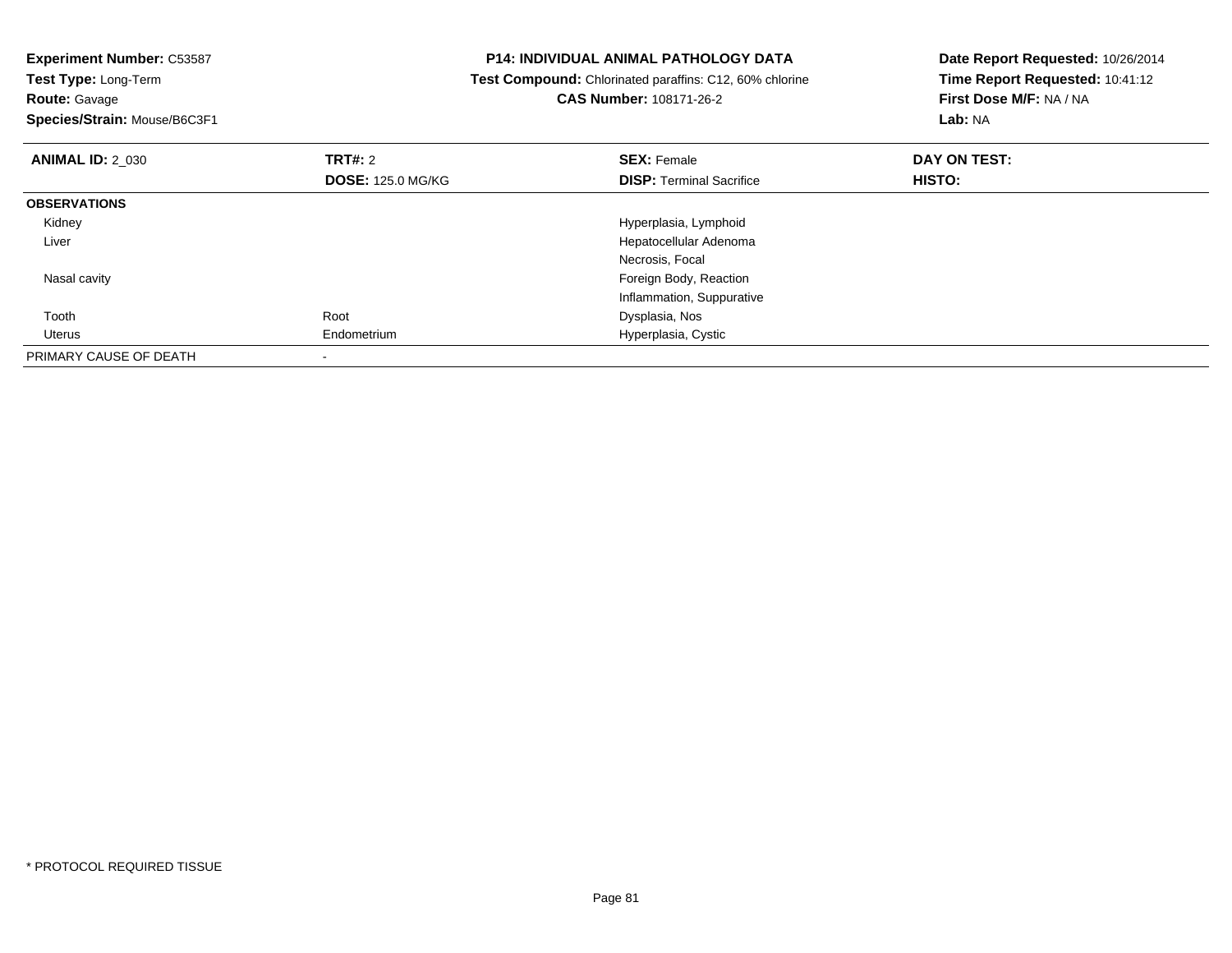**Experiment Number:** C53587
**Test Type:** Long-Term
**Route:** Gavage
**Species/Strain:** Mouse/B6C3F1

## P14: INDIVIDUAL ANIMAL PATHOLOGY DATA

**Test Compound:** Chlorinated paraffins: C12, 60% chlorine
**CAS Number:** 108171-26-2

**Date Report Requested:** 10/26/2014
**Time Report Requested:** 10:41:12
**First Dose M/F:** NA / NA
**Lab:** NA

| **ANIMAL ID:** 2_030 | **TRT#:** 2 | **SEX:** Female | **DAY ON TEST:** |
|---|---|---|---|
| | **DOSE:** 125.0 MG/KG | **DISP:** Terminal Sacrifice | **HISTO:** |
| **OBSERVATIONS** | | | |
| Kidney | | Hyperplasia, Lymphoid | |
| Liver | | Hepatocellular Adenoma | |
| | | Necrosis, Focal | |
| Nasal cavity | | Foreign Body, Reaction | |
| | | Inflammation, Suppurative | |
| Tooth | Root | Dysplasia, Nos | |
| Uterus | Endometrium | Hyperplasia, Cystic | |
| PRIMARY CAUSE OF DEATH | - | | |

* PROTOCOL REQUIRED TISSUE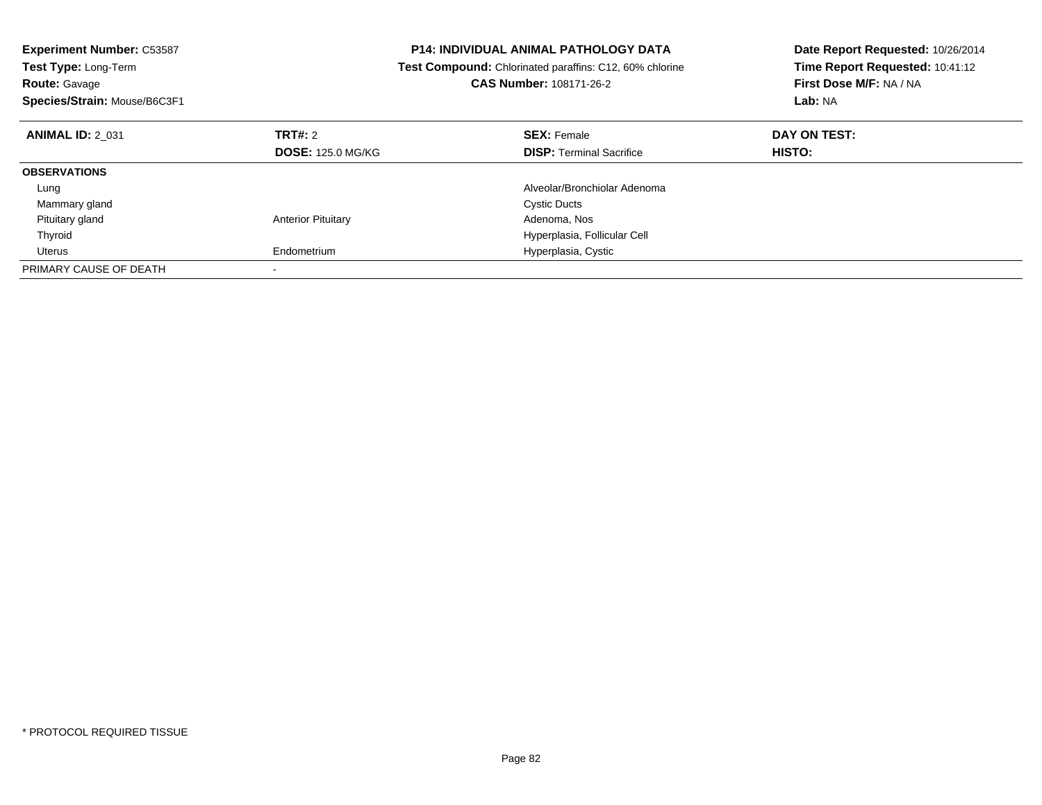**Experiment Number:** C53587
**Test Type:** Long-Term
**Route:** Gavage
**Species/Strain:** Mouse/B6C3F1

**P14: INDIVIDUAL ANIMAL PATHOLOGY DATA**
**Test Compound:** Chlorinated paraffins: C12, 60% chlorine
**CAS Number:** 108171-26-2

**Date Report Requested:** 10/26/2014
**Time Report Requested:** 10:41:12
**First Dose M/F:** NA / NA
**Lab:** NA

| **ANIMAL ID:** 2_031 | **TRT#:** 2 | **SEX:** Female | **DAY ON TEST:** |
|---|---|---|---|
| | **DOSE:** 125.0 MG/KG | **DISP:** Terminal Sacrifice | **HISTO:** |
| **OBSERVATIONS** | | | |
| Lung | | Alveolar/Bronchiolar Adenoma | |
| Mammary gland | | Cystic Ducts | |
| Pituitary gland | Anterior Pituitary | Adenoma, Nos | |
| Thyroid | | Hyperplasia, Follicular Cell | |
| Uterus | Endometrium | Hyperplasia, Cystic | |
| PRIMARY CAUSE OF DEATH | - | | |

* PROTOCOL REQUIRED TISSUE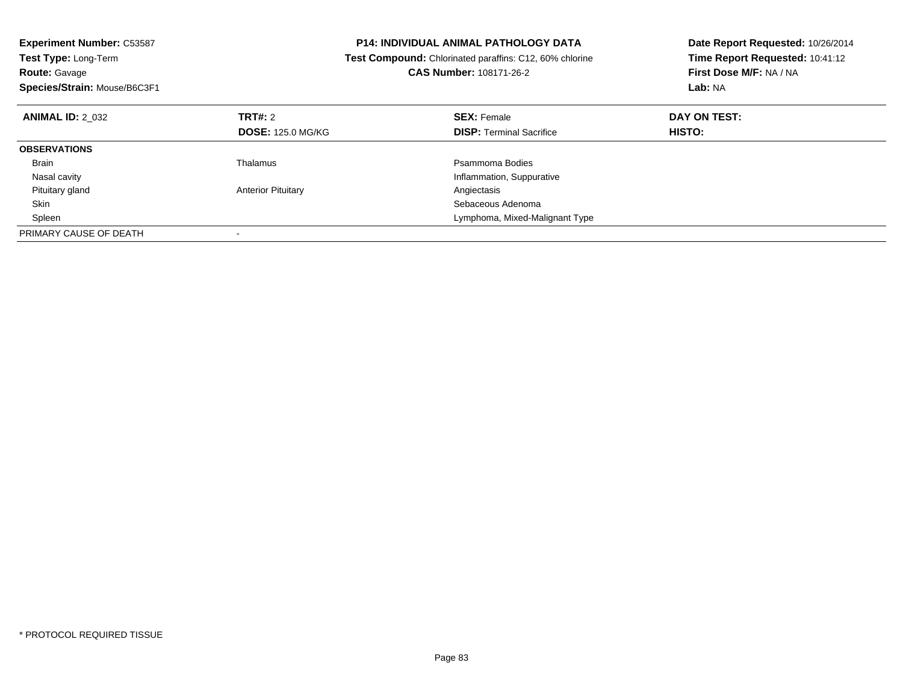**Experiment Number:** C53587
**Test Type:** Long-Term
**Route:** Gavage
**Species/Strain:** Mouse/B6C3F1

**P14: INDIVIDUAL ANIMAL PATHOLOGY DATA**
**Test Compound:** Chlorinated paraffins: C12, 60% chlorine
**CAS Number:** 108171-26-2

**Date Report Requested:** 10/26/2014
**Time Report Requested:** 10:41:12
**First Dose M/F:** NA / NA
**Lab:** NA

| **ANIMAL ID:** 2_032 | **TRT#:** 2 | **SEX:** Female | **DAY ON TEST:** |
|---|---|---|---|
| | **DOSE:** 125.0 MG/KG | **DISP:** Terminal Sacrifice | **HISTO:** |
| **OBSERVATIONS** | | | |
| Brain | Thalamus | Psammoma Bodies | |
| Nasal cavity | | Inflammation, Suppurative | |
| Pituitary gland | Anterior Pituitary | Angiectasis | |
| Skin | | Sebaceous Adenoma | |
| Spleen | | Lymphoma, Mixed-Malignant Type | |
| PRIMARY CAUSE OF DEATH | - | | |

* PROTOCOL REQUIRED TISSUE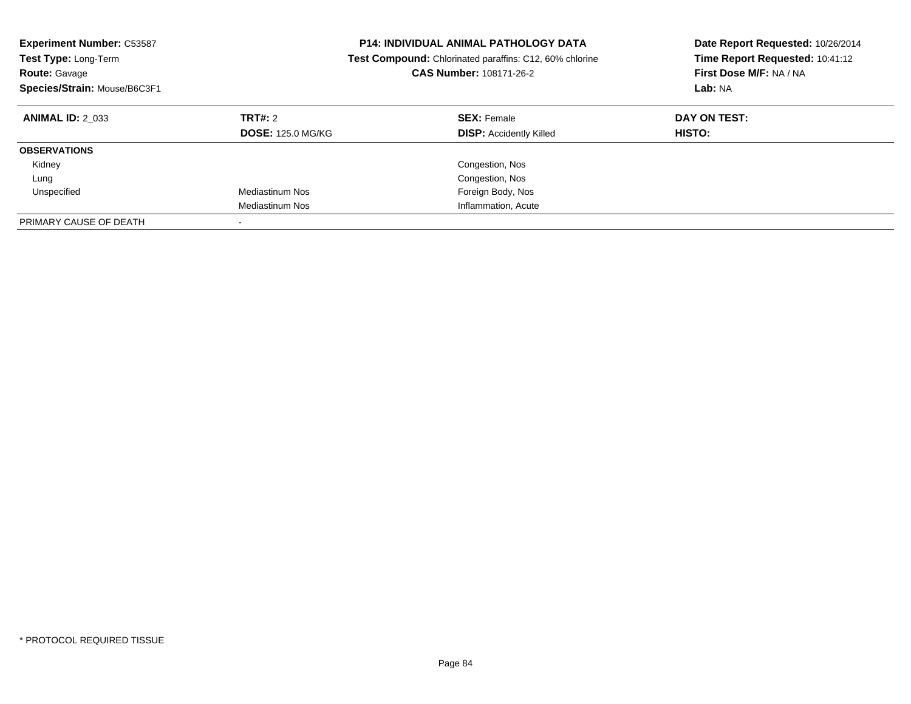**Experiment Number:** C53587
**Test Type:** Long-Term
**Route:** Gavage
**Species/Strain:** Mouse/B6C3F1

**P14: INDIVIDUAL ANIMAL PATHOLOGY DATA**
**Test Compound:** Chlorinated paraffins: C12, 60% chlorine
**CAS Number:** 108171-26-2

**Date Report Requested:** 10/26/2014
**Time Report Requested:** 10:41:12
**First Dose M/F:** NA / NA
**Lab:** NA

| **ANIMAL ID:** 2_033 | **TRT#:** 2 | **SEX:** Female | **DAY ON TEST:** |
|---|---|---|---|
| | **DOSE:** 125.0 MG/KG | **DISP:** Accidently Killed | **HISTO:** |
| **OBSERVATIONS** | | | |
| Kidney | | Congestion, Nos | |
| Lung | | Congestion, Nos | |
| Unspecified | Mediastinum Nos | Foreign Body, Nos | |
| | Mediastinum Nos | Inflammation, Acute | |
| PRIMARY CAUSE OF DEATH | - | | |

\* PROTOCOL REQUIRED TISSUE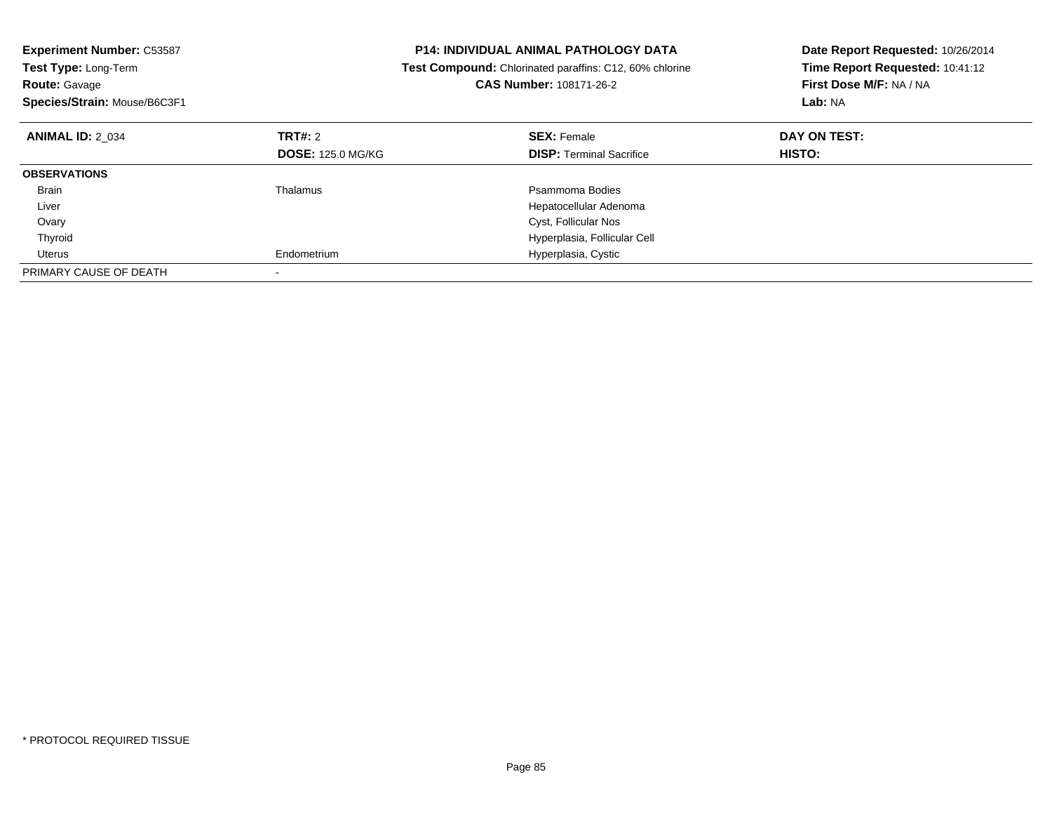**Experiment Number:** C53587
**Test Type:** Long-Term
**Route:** Gavage
**Species/Strain:** Mouse/B6C3F1

**P14: INDIVIDUAL ANIMAL PATHOLOGY DATA**
**Test Compound:** Chlorinated paraffins: C12, 60% chlorine
**CAS Number:** 108171-26-2

**Date Report Requested:** 10/26/2014
**Time Report Requested:** 10:41:12
**First Dose M/F:** NA / NA
**Lab:** NA

| **ANIMAL ID:** 2_034 | **TRT#:** 2 | **SEX:** Female | **DAY ON TEST:** |
|---|---|---|---|
| | **DOSE:** 125.0 MG/KG | **DISP:** Terminal Sacrifice | **HISTO:** |
| **OBSERVATIONS** | | | |
| Brain | Thalamus | Psammoma Bodies | |
| Liver | | Hepatocellular Adenoma | |
| Ovary | | Cyst, Follicular Nos | |
| Thyroid | | Hyperplasia, Follicular Cell | |
| Uterus | Endometrium | Hyperplasia, Cystic | |
| PRIMARY CAUSE OF DEATH | - | | |

* PROTOCOL REQUIRED TISSUE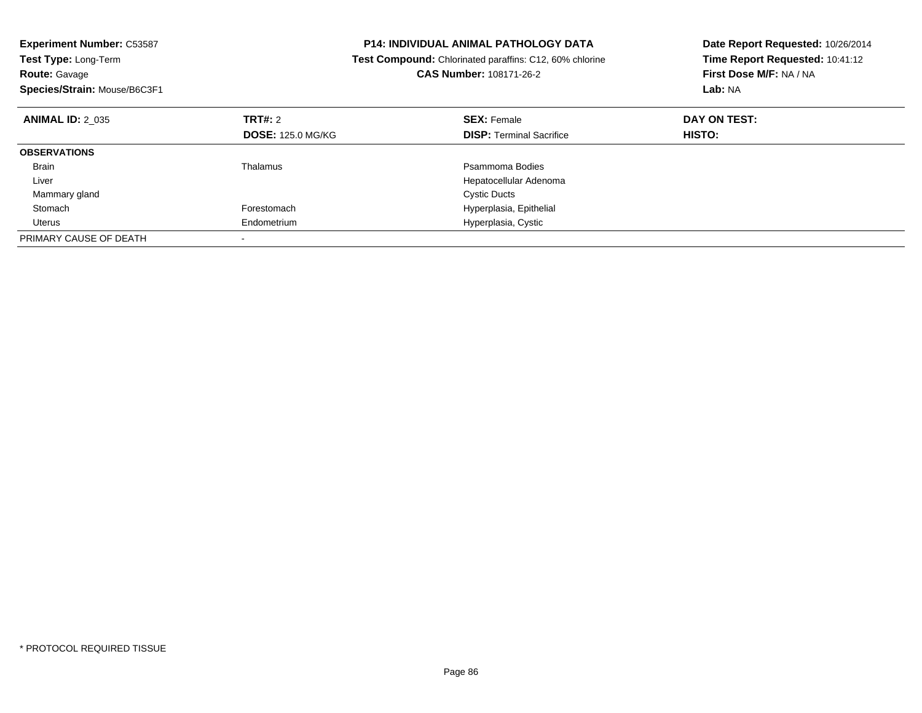**Experiment Number:** C53587
**Test Type:** Long-Term
**Route:** Gavage
**Species/Strain:** Mouse/B6C3F1

**P14: INDIVIDUAL ANIMAL PATHOLOGY DATA**
**Test Compound:** Chlorinated paraffins: C12, 60% chlorine
**CAS Number:** 108171-26-2

**Date Report Requested:** 10/26/2014
**Time Report Requested:** 10:41:12
**First Dose M/F:** NA / NA
**Lab:** NA

| **ANIMAL ID:** 2_035 | **TRT#:** 2 | **SEX:** Female | **DAY ON TEST:** |
|---|---|---|---|
| | **DOSE:** 125.0 MG/KG | **DISP:** Terminal Sacrifice | **HISTO:** |
| **OBSERVATIONS** | | | |
| Brain | Thalamus | Psammoma Bodies | |
| Liver | | Hepatocellular Adenoma | |
| Mammary gland | | Cystic Ducts | |
| Stomach | Forestomach | Hyperplasia, Epithelial | |
| Uterus | Endometrium | Hyperplasia, Cystic | |
| PRIMARY CAUSE OF DEATH | - | | |

* PROTOCOL REQUIRED TISSUE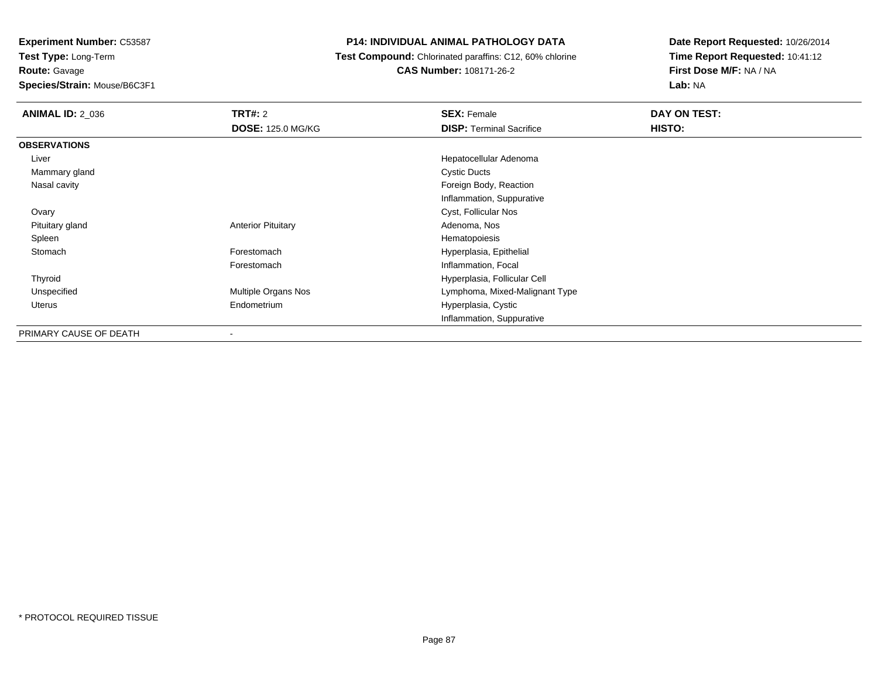**Experiment Number:** C53587
**Test Type:** Long-Term
**Route:** Gavage
**Species/Strain:** Mouse/B6C3F1

**P14: INDIVIDUAL ANIMAL PATHOLOGY DATA**
**Test Compound:** Chlorinated paraffins: C12, 60% chlorine
**CAS Number:** 108171-26-2

**Date Report Requested:** 10/26/2014
**Time Report Requested:** 10:41:12
**First Dose M/F:** NA / NA
**Lab:** NA

| **ANIMAL ID:** 2_036 | **TRT#:** 2 | **SEX:** Female | **DAY ON TEST:** |
|---|---|---|---|
| | **DOSE:** 125.0 MG/KG | **DISP:** Terminal Sacrifice | **HISTO:** |
| **OBSERVATIONS** | | | |
| Liver | | Hepatocellular Adenoma | |
| Mammary gland | | Cystic Ducts | |
| Nasal cavity | | Foreign Body, Reaction | |
| | | Inflammation, Suppurative | |
| Ovary | | Cyst, Follicular Nos | |
| Pituitary gland | Anterior Pituitary | Adenoma, Nos | |
| Spleen | | Hematopoiesis | |
| Stomach | Forestomach | Hyperplasia, Epithelial | |
| | Forestomach | Inflammation, Focal | |
| Thyroid | | Hyperplasia, Follicular Cell | |
| Unspecified | Multiple Organs Nos | Lymphoma, Mixed-Malignant Type | |
| Uterus | Endometrium | Hyperplasia, Cystic | |
| | | Inflammation, Suppurative | |
| PRIMARY CAUSE OF DEATH | - | | |

\* PROTOCOL REQUIRED TISSUE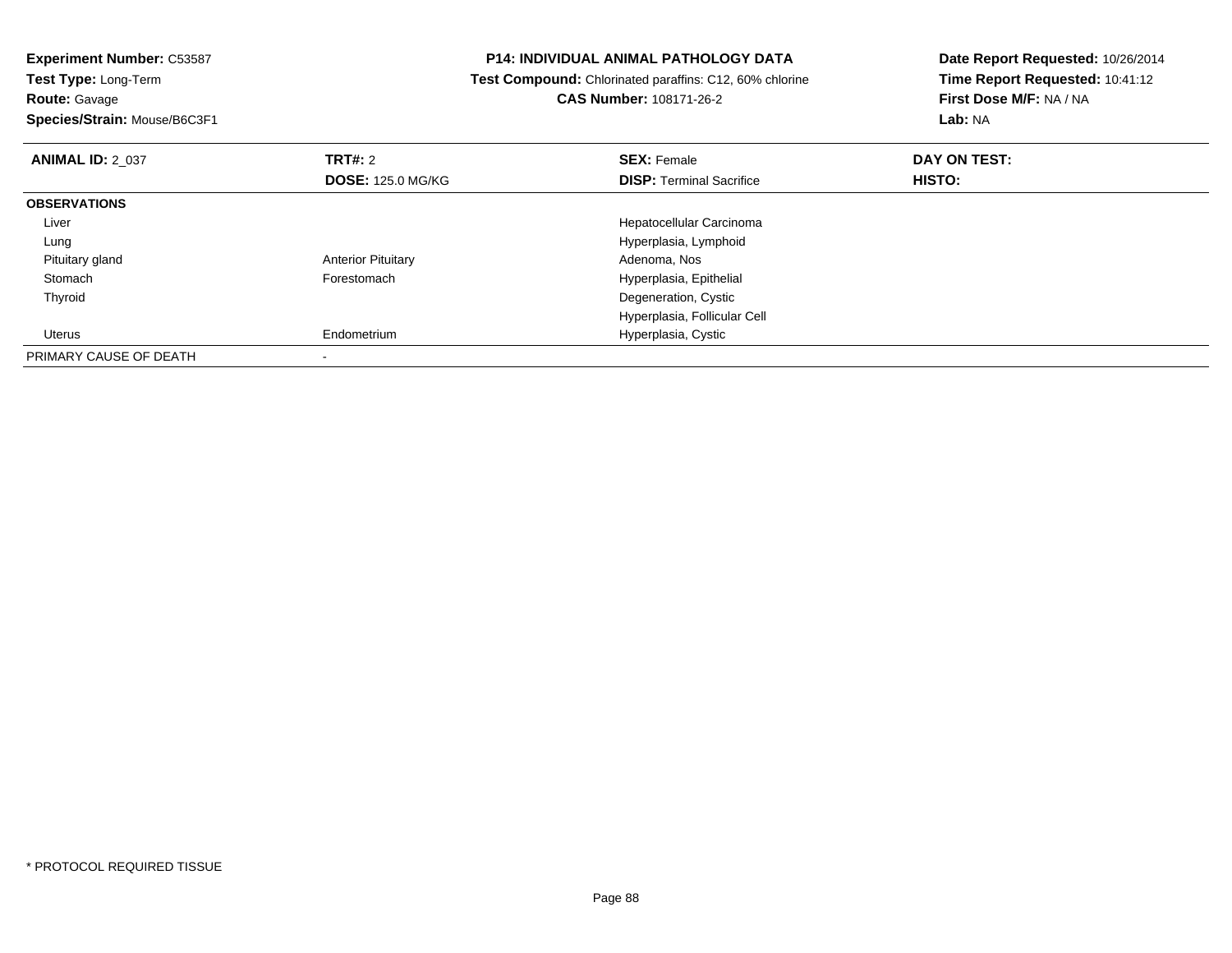**Experiment Number:** C53587
**Test Type:** Long-Term
**Route:** Gavage
**Species/Strain:** Mouse/B6C3F1

**P14: INDIVIDUAL ANIMAL PATHOLOGY DATA**
**Test Compound:** Chlorinated paraffins: C12, 60% chlorine
**CAS Number:** 108171-26-2

**Date Report Requested:** 10/26/2014
**Time Report Requested:** 10:41:12
**First Dose M/F:** NA / NA
**Lab:** NA

| **ANIMAL ID:** 2_037 | **TRT#:** 2<br>**DOSE:** 125.0 MG/KG | **SEX:** Female<br>**DISP:** Terminal Sacrifice | **DAY ON TEST:**<br>**HISTO:** |
|---|---|---|---|
| **OBSERVATIONS** | | | |
| Liver | | Hepatocellular Carcinoma | |
| Lung | | Hyperplasia, Lymphoid | |
| Pituitary gland | Anterior Pituitary | Adenoma, Nos | |
| Stomach | Forestomach | Hyperplasia, Epithelial | |
| Thyroid | | Degeneration, Cystic | |
| | | Hyperplasia, Follicular Cell | |
| Uterus | Endometrium | Hyperplasia, Cystic | |
| PRIMARY CAUSE OF DEATH | - | | |

* PROTOCOL REQUIRED TISSUE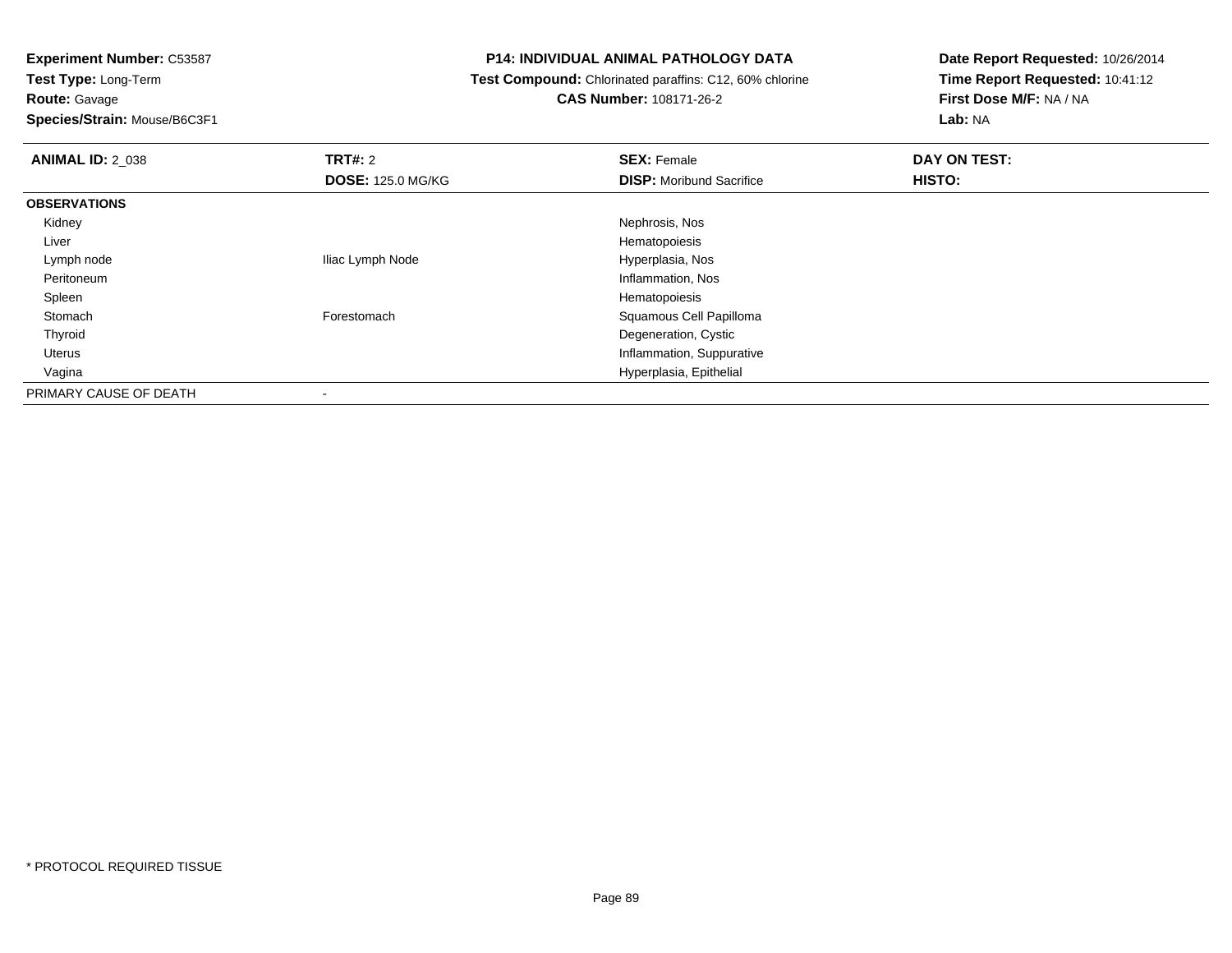**Experiment Number:** C53587
**Test Type:** Long-Term
**Route:** Gavage
**Species/Strain:** Mouse/B6C3F1

**P14: INDIVIDUAL ANIMAL PATHOLOGY DATA**
**Test Compound:** Chlorinated paraffins: C12, 60% chlorine
**CAS Number:** 108171-26-2

**Date Report Requested:** 10/26/2014
**Time Report Requested:** 10:41:12
**First Dose M/F:** NA / NA
**Lab:** NA

| **ANIMAL ID:** 2_038 | **TRT#:** 2 | **SEX:** Female | **DAY ON TEST:** |
|---|---|---|---|
| | **DOSE:** 125.0 MG/KG | **DISP:** Moribund Sacrifice | **HISTO:** |
| **OBSERVATIONS** | | | |
| Kidney | | Nephrosis, Nos | |
| Liver | | Hematopoiesis | |
| Lymph node | Iliac Lymph Node | Hyperplasia, Nos | |
| Peritoneum | | Inflammation, Nos | |
| Spleen | | Hematopoiesis | |
| Stomach | Forestomach | Squamous Cell Papilloma | |
| Thyroid | | Degeneration, Cystic | |
| Uterus | | Inflammation, Suppurative | |
| Vagina | | Hyperplasia, Epithelial | |
| PRIMARY CAUSE OF DEATH | - | | |

* PROTOCOL REQUIRED TISSUE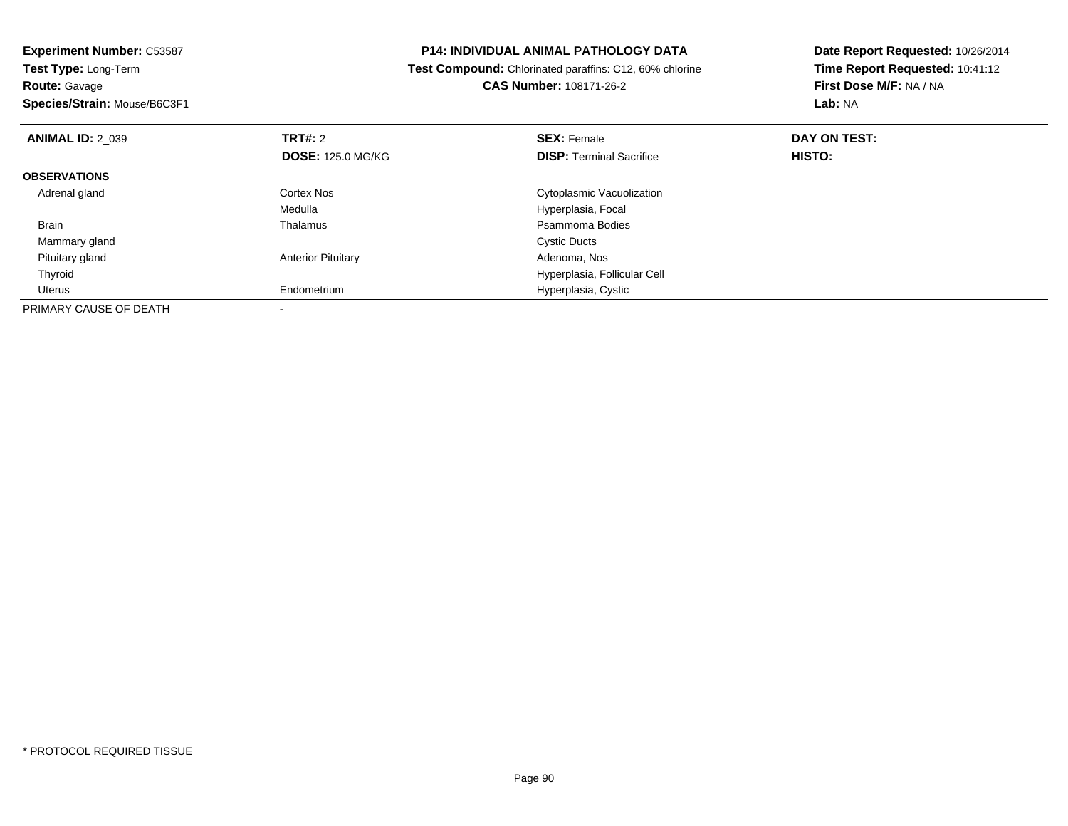**Experiment Number:** C53587
**Test Type:** Long-Term
**Route:** Gavage
**Species/Strain:** Mouse/B6C3F1

**P14: INDIVIDUAL ANIMAL PATHOLOGY DATA**
**Test Compound:** Chlorinated paraffins: C12, 60% chlorine
**CAS Number:** 108171-26-2

**Date Report Requested:** 10/26/2014
**Time Report Requested:** 10:41:12
**First Dose M/F:** NA / NA
**Lab:** NA

| **ANIMAL ID:** 2_039 | **TRT#:** 2 | **SEX:** Female | **DAY ON TEST:** |
|---|---|---|---|
| | **DOSE:** 125.0 MG/KG | **DISP:** Terminal Sacrifice | **HISTO:** |
| **OBSERVATIONS** | | | |
| Adrenal gland | Cortex Nos | Cytoplasmic Vacuolization | |
| | Medulla | Hyperplasia, Focal | |
| Brain | Thalamus | Psammoma Bodies | |
| Mammary gland | | Cystic Ducts | |
| Pituitary gland | Anterior Pituitary | Adenoma, Nos | |
| Thyroid | | Hyperplasia, Follicular Cell | |
| Uterus | Endometrium | Hyperplasia, Cystic | |
| PRIMARY CAUSE OF DEATH | - | | |

* PROTOCOL REQUIRED TISSUE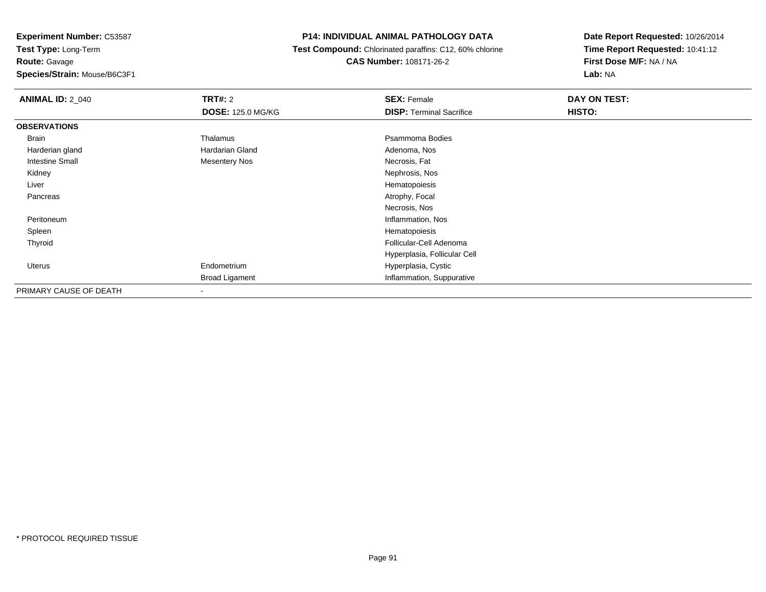**Experiment Number:** C53587
**Test Type:** Long-Term
**Route:** Gavage
**Species/Strain:** Mouse/B6C3F1

**P14: INDIVIDUAL ANIMAL PATHOLOGY DATA**
**Test Compound:** Chlorinated paraffins: C12, 60% chlorine
**CAS Number:** 108171-26-2

**Date Report Requested:** 10/26/2014
**Time Report Requested:** 10:41:12
**First Dose M/F:** NA / NA
**Lab:** NA

| **ANIMAL ID:** 2_040 | **TRT#:** 2 | **SEX:** Female | **DAY ON TEST:** |
|---|---|---|---|
| | **DOSE:** 125.0 MG/KG | **DISP:** Terminal Sacrifice | **HISTO:** |
| **OBSERVATIONS** | | | |
| Brain | Thalamus | Psammoma Bodies | |
| Harderian gland | Hardarian Gland | Adenoma, Nos | |
| Intestine Small | Mesentery Nos | Necrosis, Fat | |
| Kidney | | Nephrosis, Nos | |
| Liver | | Hematopoiesis | |
| Pancreas | | Atrophy, Focal | |
| | | Necrosis, Nos | |
| Peritoneum | | Inflammation, Nos | |
| Spleen | | Hematopoiesis | |
| Thyroid | | Follicular-Cell Adenoma | |
| | | Hyperplasia, Follicular Cell | |
| Uterus | Endometrium | Hyperplasia, Cystic | |
| | Broad Ligament | Inflammation, Suppurative | |
| PRIMARY CAUSE OF DEATH | - | | |

* PROTOCOL REQUIRED TISSUE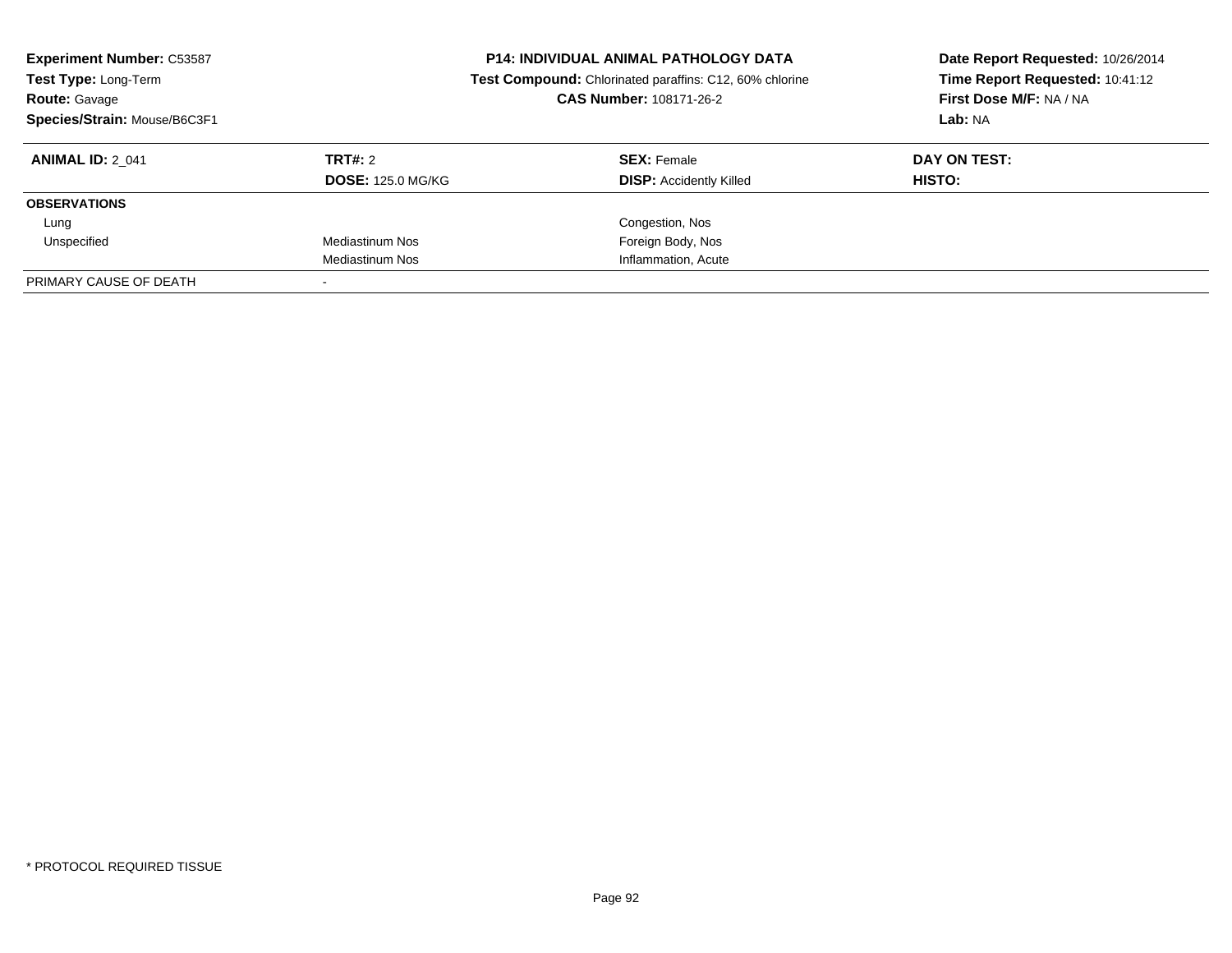**Experiment Number:** C53587
**Test Type:** Long-Term
**Route:** Gavage
**Species/Strain:** Mouse/B6C3F1

**P14: INDIVIDUAL ANIMAL PATHOLOGY DATA**
**Test Compound:** Chlorinated paraffins: C12, 60% chlorine
**CAS Number:** 108171-26-2

**Date Report Requested:** 10/26/2014
**Time Report Requested:** 10:41:12
**First Dose M/F:** NA / NA
**Lab:** NA

| **ANIMAL ID:** 2_041 | **TRT#:** 2 | **SEX:** Female | **DAY ON TEST:** |
|---|---|---|---|
| | **DOSE:** 125.0 MG/KG | **DISP:** Accidently Killed | **HISTO:** |
| **OBSERVATIONS** | | | |
| Lung | | Congestion, Nos | |
| Unspecified | Mediastinum Nos | Foreign Body, Nos | |
| | Mediastinum Nos | Inflammation, Acute | |
| PRIMARY CAUSE OF DEATH | - | | |

* PROTOCOL REQUIRED TISSUE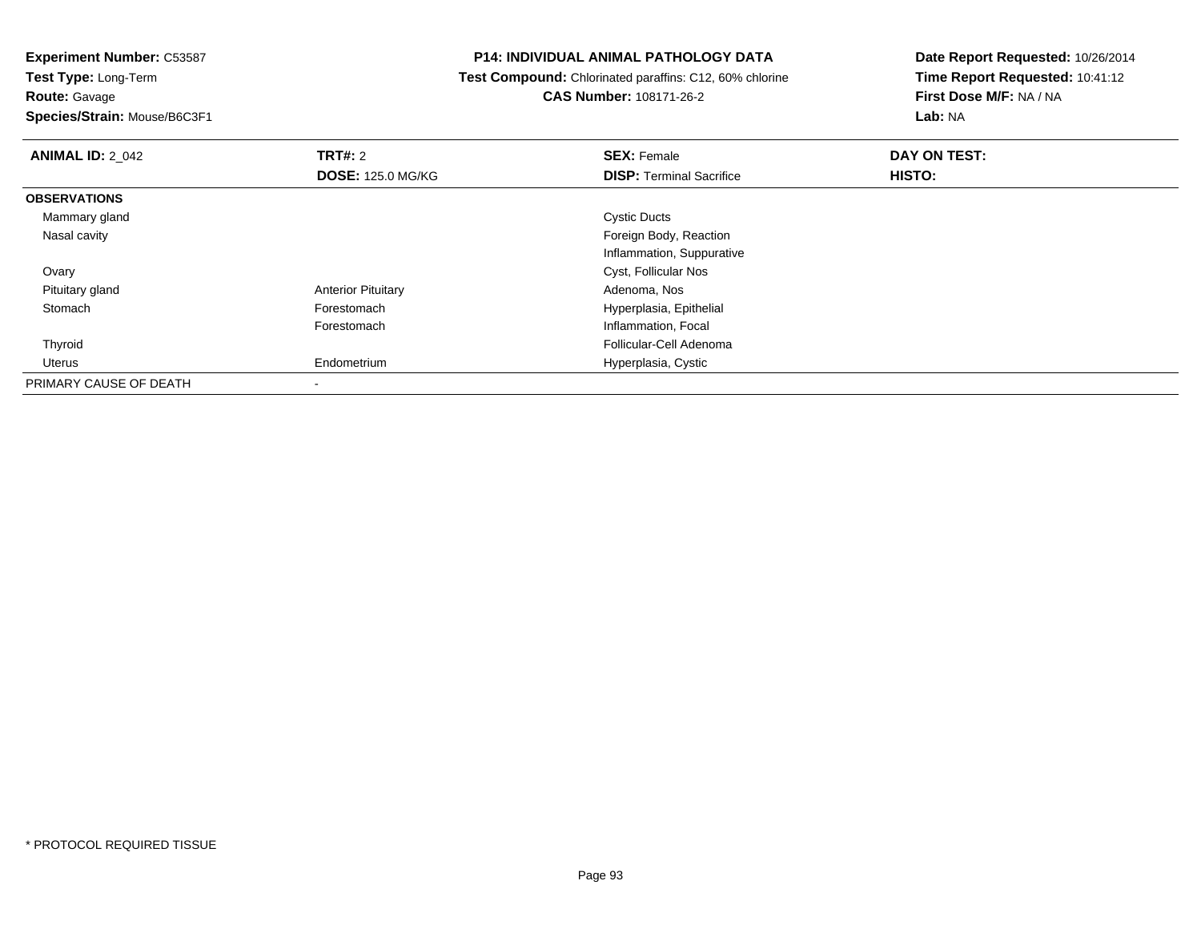**Experiment Number:** C53587
**Test Type:** Long-Term
**Route:** Gavage
**Species/Strain:** Mouse/B6C3F1

**P14: INDIVIDUAL ANIMAL PATHOLOGY DATA**
**Test Compound:** Chlorinated paraffins: C12, 60% chlorine
**CAS Number:** 108171-26-2

**Date Report Requested:** 10/26/2014
**Time Report Requested:** 10:41:12
**First Dose M/F:** NA / NA
**Lab:** NA

| **ANIMAL ID:** 2_042 | **TRT#:** 2<br>**DOSE:** 125.0 MG/KG | **SEX:** Female<br>**DISP:** Terminal Sacrifice | **DAY ON TEST:**<br>**HISTO:** |
|---|---|---|---|
| **OBSERVATIONS** | | | |
| Mammary gland | | Cystic Ducts | |
| Nasal cavity | | Foreign Body, Reaction | |
| | | Inflammation, Suppurative | |
| Ovary | | Cyst, Follicular Nos | |
| Pituitary gland | Anterior Pituitary | Adenoma, Nos | |
| Stomach | Forestomach | Hyperplasia, Epithelial | |
| | Forestomach | Inflammation, Focal | |
| Thyroid | | Follicular-Cell Adenoma | |
| Uterus | Endometrium | Hyperplasia, Cystic | |
| PRIMARY CAUSE OF DEATH | - | | |

* PROTOCOL REQUIRED TISSUE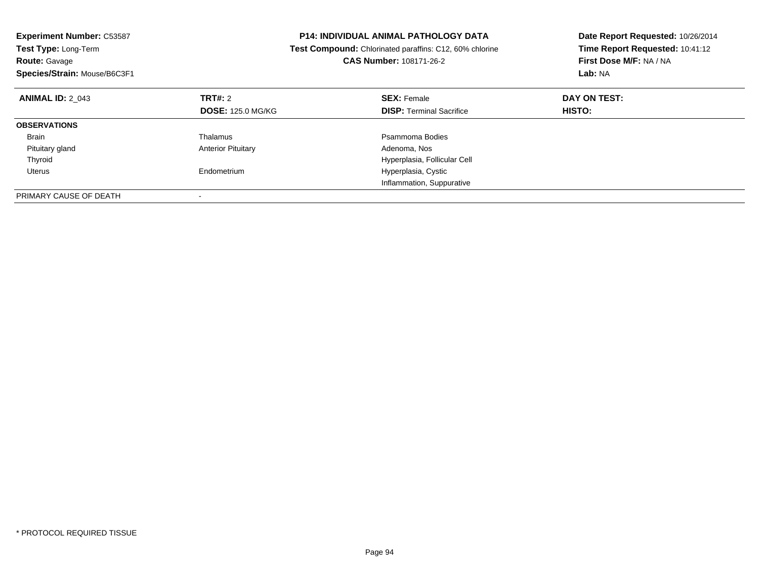**Experiment Number:** C53587
**Test Type:** Long-Term
**Route:** Gavage
**Species/Strain:** Mouse/B6C3F1

**P14: INDIVIDUAL ANIMAL PATHOLOGY DATA**
**Test Compound:** Chlorinated paraffins: C12, 60% chlorine
**CAS Number:** 108171-26-2

**Date Report Requested:** 10/26/2014
**Time Report Requested:** 10:41:12
**First Dose M/F:** NA / NA
**Lab:** NA

| **ANIMAL ID:** 2_043 | **TRT#:** 2 | **SEX:** Female | **DAY ON TEST:** |
|---|---|---|---|
| | **DOSE:** 125.0 MG/KG | **DISP:** Terminal Sacrifice | **HISTO:** |
| **OBSERVATIONS** | | | |
| Brain | Thalamus | Psammoma Bodies | |
| Pituitary gland | Anterior Pituitary | Adenoma, Nos | |
| Thyroid | | Hyperplasia, Follicular Cell | |
| Uterus | Endometrium | Hyperplasia, Cystic | |
| | | Inflammation, Suppurative | |
| PRIMARY CAUSE OF DEATH | - | | |

* PROTOCOL REQUIRED TISSUE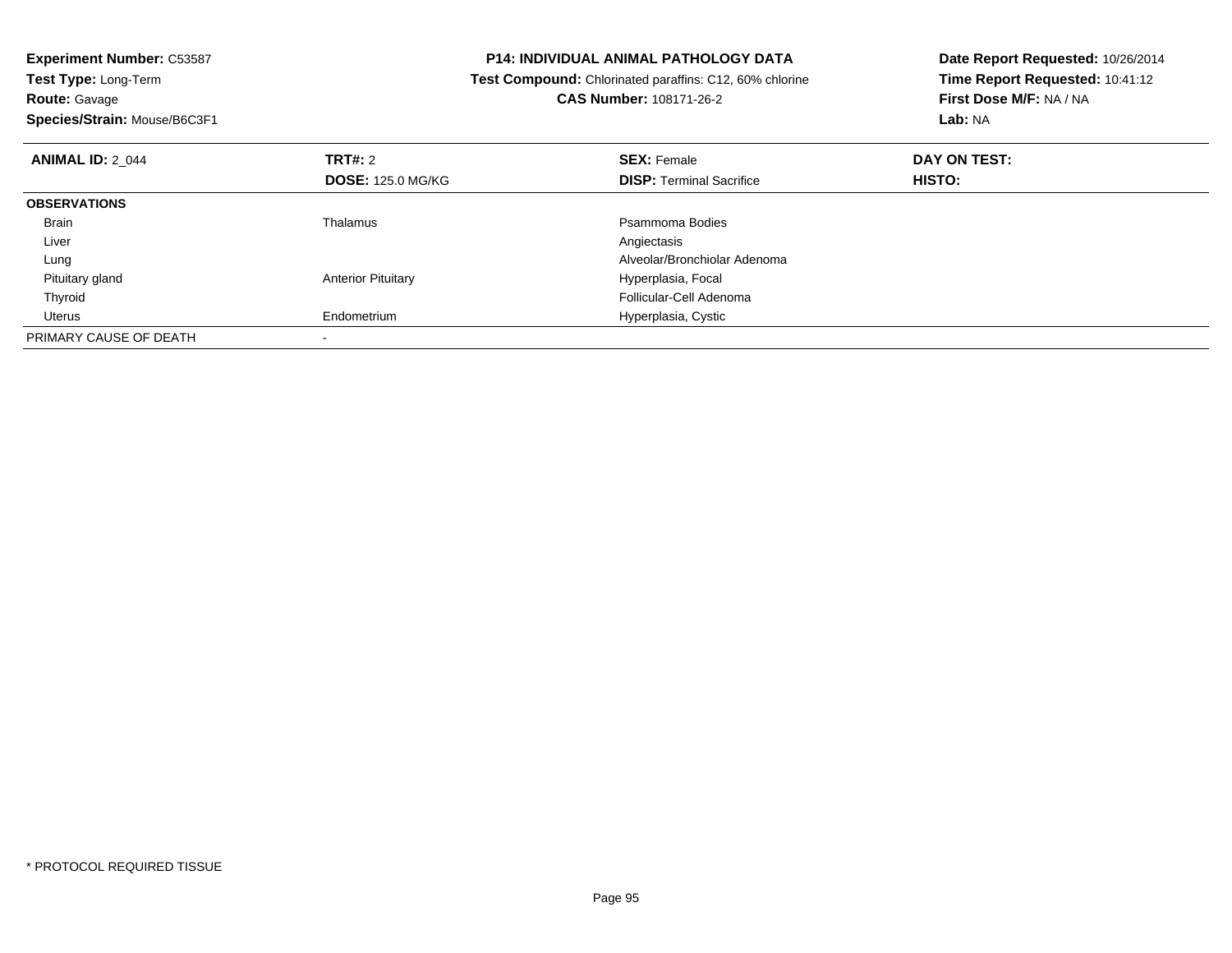**Experiment Number:** C53587
**Test Type:** Long-Term
**Route:** Gavage
**Species/Strain:** Mouse/B6C3F1

**P14: INDIVIDUAL ANIMAL PATHOLOGY DATA**
**Test Compound:** Chlorinated paraffins: C12, 60% chlorine
**CAS Number:** 108171-26-2

**Date Report Requested:** 10/26/2014
**Time Report Requested:** 10:41:12
**First Dose M/F:** NA / NA
**Lab:** NA

| **ANIMAL ID:** 2_044 | **TRT#:** 2 | **SEX:** Female | **DAY ON TEST:** |
|---|---|---|---|
| | **DOSE:** 125.0 MG/KG | **DISP:** Terminal Sacrifice | **HISTO:** |
| **OBSERVATIONS** | | | |
| Brain | Thalamus | Psammoma Bodies | |
| Liver | | Angiectasis | |
| Lung | | Alveolar/Bronchiolar Adenoma | |
| Pituitary gland | Anterior Pituitary | Hyperplasia, Focal | |
| Thyroid | | Follicular-Cell Adenoma | |
| Uterus | Endometrium | Hyperplasia, Cystic | |
| PRIMARY CAUSE OF DEATH | - | | |

* PROTOCOL REQUIRED TISSUE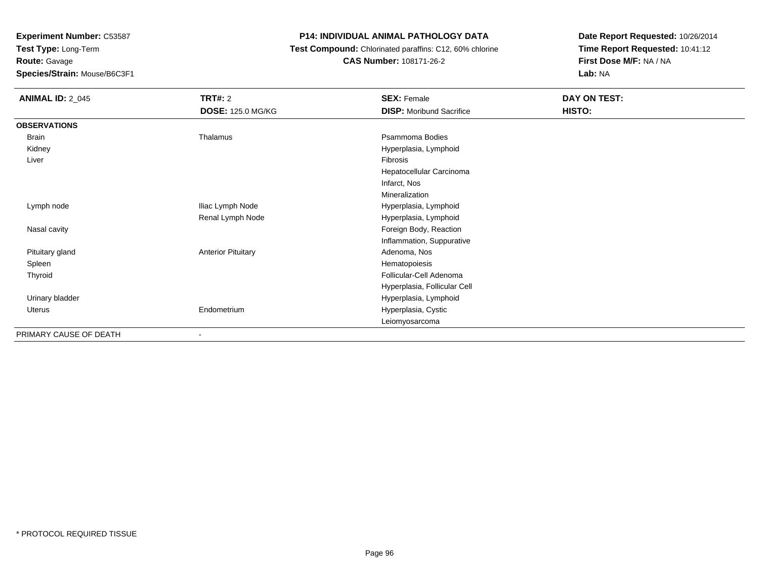**Experiment Number:** C53587
**Test Type:** Long-Term
**Route:** Gavage
**Species/Strain:** Mouse/B6C3F1

**P14: INDIVIDUAL ANIMAL PATHOLOGY DATA**
**Test Compound:** Chlorinated paraffins: C12, 60% chlorine
**CAS Number:** 108171-26-2

**Date Report Requested:** 10/26/2014
**Time Report Requested:** 10:41:12
**First Dose M/F:** NA / NA
**Lab:** NA

| **ANIMAL ID:** 2_045 | **TRT#:** 2 | **SEX:** Female | **DAY ON TEST:** |
|---|---|---|---|
| | **DOSE:** 125.0 MG/KG | **DISP:** Moribund Sacrifice | **HISTO:** |
| **OBSERVATIONS** | | | |
| Brain | Thalamus | Psammoma Bodies | |
| Kidney | | Hyperplasia, Lymphoid | |
| Liver | | Fibrosis | |
| | | Hepatocellular Carcinoma | |
| | | Infarct, Nos | |
| | | Mineralization | |
| Lymph node | Iliac Lymph Node | Hyperplasia, Lymphoid | |
| | Renal Lymph Node | Hyperplasia, Lymphoid | |
| Nasal cavity | | Foreign Body, Reaction | |
| | | Inflammation, Suppurative | |
| Pituitary gland | Anterior Pituitary | Adenoma, Nos | |
| Spleen | | Hematopoiesis | |
| Thyroid | | Follicular-Cell Adenoma | |
| | | Hyperplasia, Follicular Cell | |
| Urinary bladder | | Hyperplasia, Lymphoid | |
| Uterus | Endometrium | Hyperplasia, Cystic | |
| | | Leiomyosarcoma | |
| PRIMARY CAUSE OF DEATH | - | | |

* PROTOCOL REQUIRED TISSUE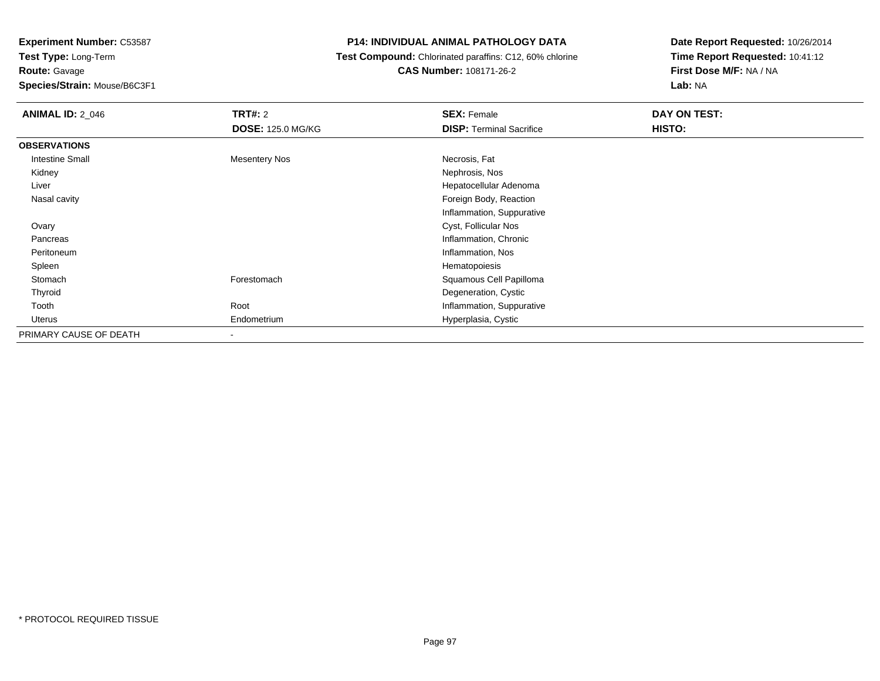**Experiment Number:** C53587
**Test Type:** Long-Term
**Route:** Gavage
**Species/Strain:** Mouse/B6C3F1

# P14: INDIVIDUAL ANIMAL PATHOLOGY DATA

**Test Compound:** Chlorinated paraffins: C12, 60% chlorine
**CAS Number:** 108171-26-2

**Date Report Requested:** 10/26/2014
**Time Report Requested:** 10:41:12
**First Dose M/F:** NA / NA
**Lab:** NA

| **ANIMAL ID:** 2_046 | **TRT#:** 2 | **SEX:** Female | **DAY ON TEST:** |
|---|---|---|---|
| | **DOSE:** 125.0 MG/KG | **DISP:** Terminal Sacrifice | **HISTO:** |
| **OBSERVATIONS** | | | |
| Intestine Small | Mesentery Nos | Necrosis, Fat | |
| Kidney | | Nephrosis, Nos | |
| Liver | | Hepatocellular Adenoma | |
| Nasal cavity | | Foreign Body, Reaction | |
| | | Inflammation, Suppurative | |
| Ovary | | Cyst, Follicular Nos | |
| Pancreas | | Inflammation, Chronic | |
| Peritoneum | | Inflammation, Nos | |
| Spleen | | Hematopoiesis | |
| Stomach | Forestomach | Squamous Cell Papilloma | |
| Thyroid | | Degeneration, Cystic | |
| Tooth | Root | Inflammation, Suppurative | |
| Uterus | Endometrium | Hyperplasia, Cystic | |
| PRIMARY CAUSE OF DEATH | - | | |

* PROTOCOL REQUIRED TISSUE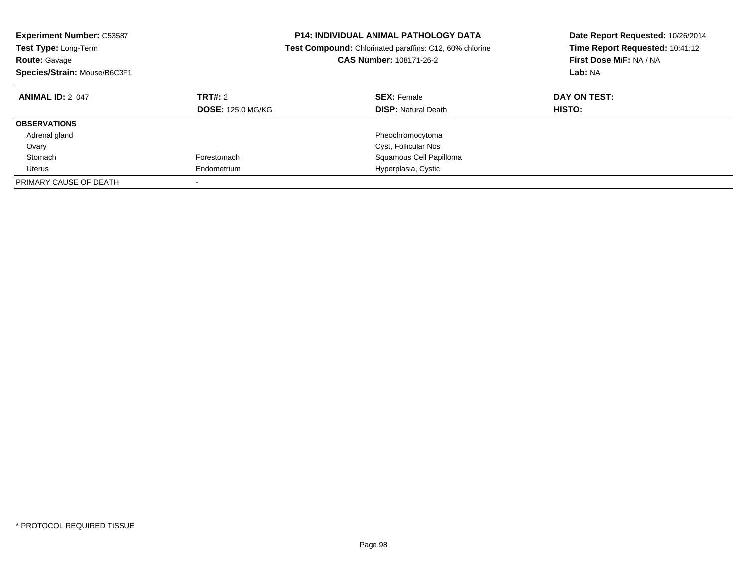**Experiment Number:** C53587
**Test Type:** Long-Term
**Route:** Gavage
**Species/Strain:** Mouse/B6C3F1

**P14: INDIVIDUAL ANIMAL PATHOLOGY DATA**
**Test Compound:** Chlorinated paraffins: C12, 60% chlorine
**CAS Number:** 108171-26-2

**Date Report Requested:** 10/26/2014
**Time Report Requested:** 10:41:12
**First Dose M/F:** NA / NA
**Lab:** NA

| **ANIMAL ID:** 2_047 | **TRT#:** 2 | **SEX:** Female | **DAY ON TEST:** |
|---|---|---|---|
| | **DOSE:** 125.0 MG/KG | **DISP:** Natural Death | **HISTO:** |
| **OBSERVATIONS** | | | |
| Adrenal gland | | Pheochromocytoma | |
| Ovary | | Cyst, Follicular Nos | |
| Stomach | Forestomach | Squamous Cell Papilloma | |
| Uterus | Endometrium | Hyperplasia, Cystic | |
| PRIMARY CAUSE OF DEATH | - | | |

* PROTOCOL REQUIRED TISSUE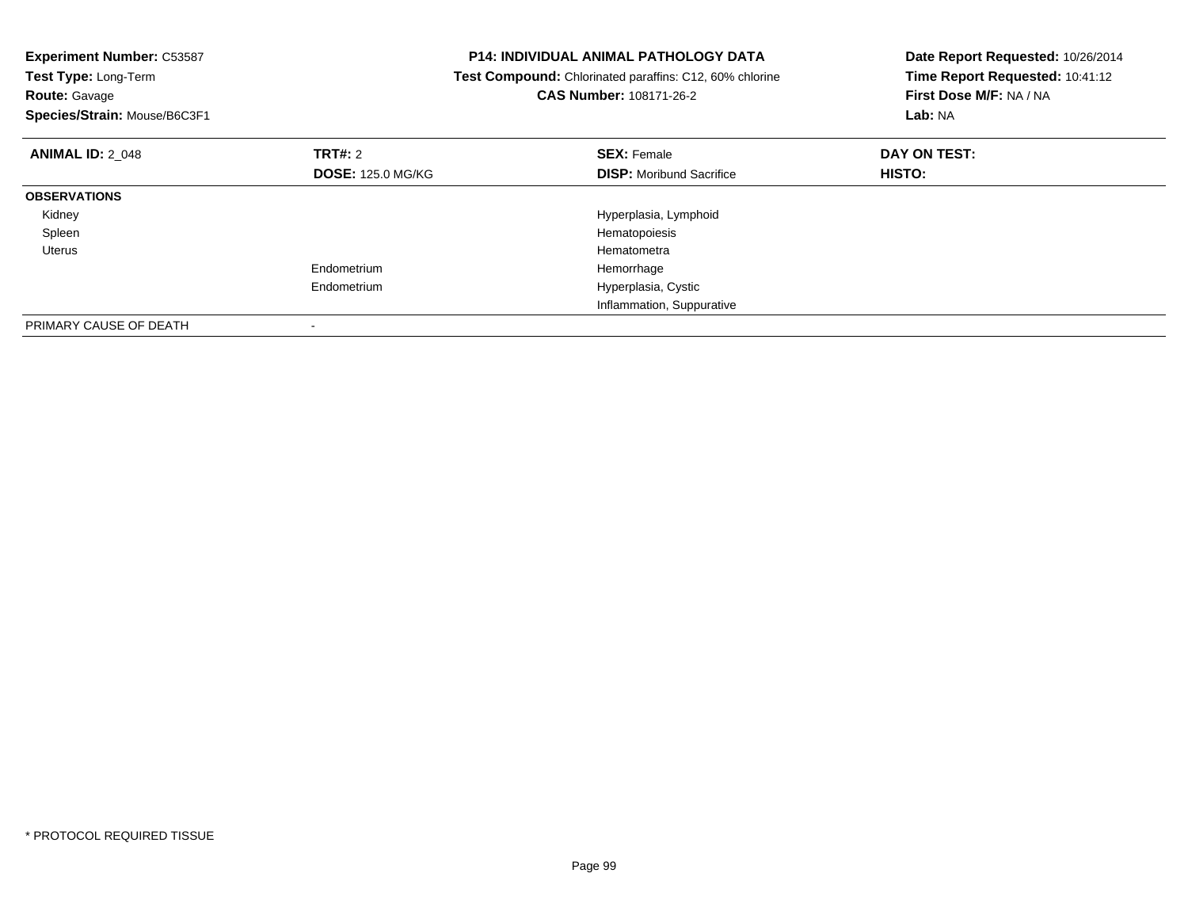**Experiment Number:** C53587
**Test Type:** Long-Term
**Route:** Gavage
**Species/Strain:** Mouse/B6C3F1

**P14: INDIVIDUAL ANIMAL PATHOLOGY DATA**
**Test Compound:** Chlorinated paraffins: C12, 60% chlorine
**CAS Number:** 108171-26-2

**Date Report Requested:** 10/26/2014
**Time Report Requested:** 10:41:12
**First Dose M/F:** NA / NA
**Lab:** NA

| **ANIMAL ID:** 2_048 | **TRT#:** 2 | **SEX:** Female | **DAY ON TEST:** |
|---|---|---|---|
| | **DOSE:** 125.0 MG/KG | **DISP:** Moribund Sacrifice | **HISTO:** |
| **OBSERVATIONS** | | | |
| Kidney | | Hyperplasia, Lymphoid | |
| Spleen | | Hematopoiesis | |
| Uterus | | Hematometra | |
| | Endometrium | Hemorrhage | |
| | Endometrium | Hyperplasia, Cystic | |
| | | Inflammation, Suppurative | |
| PRIMARY CAUSE OF DEATH | - | | |

* PROTOCOL REQUIRED TISSUE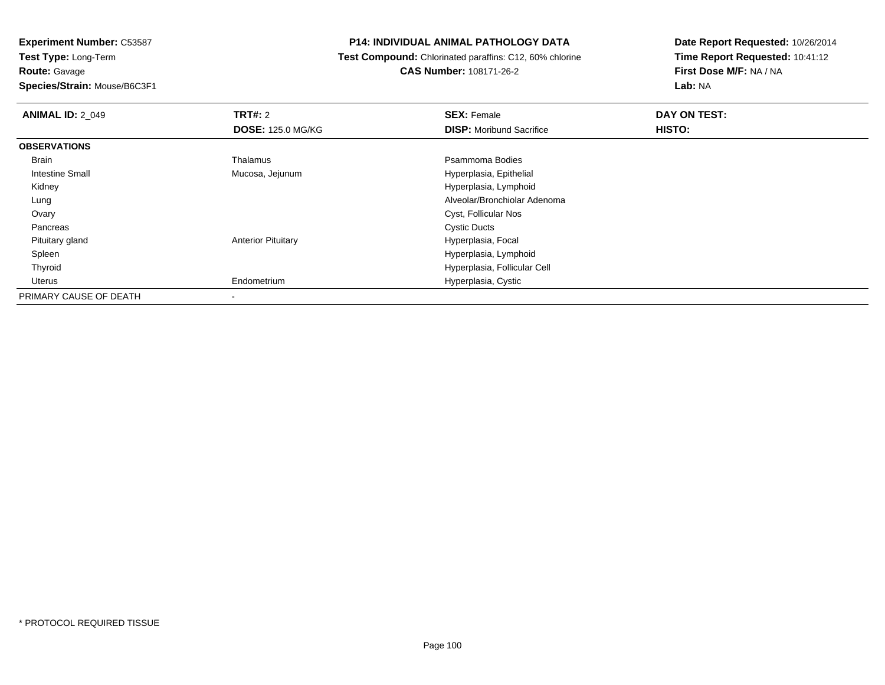**Experiment Number:** C53587
**Test Type:** Long-Term
**Route:** Gavage
**Species/Strain:** Mouse/B6C3F1

**P14: INDIVIDUAL ANIMAL PATHOLOGY DATA**
**Test Compound:** Chlorinated paraffins: C12, 60% chlorine
**CAS Number:** 108171-26-2

**Date Report Requested:** 10/26/2014
**Time Report Requested:** 10:41:12
**First Dose M/F:** NA / NA
**Lab:** NA

| **ANIMAL ID:** 2_049 | **TRT#:** 2 | **SEX:** Female | **DAY ON TEST:** |
|---|---|---|---|
| | **DOSE:** 125.0 MG/KG | **DISP:** Moribund Sacrifice | **HISTO:** |
| **OBSERVATIONS** | | | |
| Brain | Thalamus | Psammoma Bodies | |
| Intestine Small | Mucosa, Jejunum | Hyperplasia, Epithelial | |
| Kidney | | Hyperplasia, Lymphoid | |
| Lung | | Alveolar/Bronchiolar Adenoma | |
| Ovary | | Cyst, Follicular Nos | |
| Pancreas | | Cystic Ducts | |
| Pituitary gland | Anterior Pituitary | Hyperplasia, Focal | |
| Spleen | | Hyperplasia, Lymphoid | |
| Thyroid | | Hyperplasia, Follicular Cell | |
| Uterus | Endometrium | Hyperplasia, Cystic | |
| PRIMARY CAUSE OF DEATH | - | | |

* PROTOCOL REQUIRED TISSUE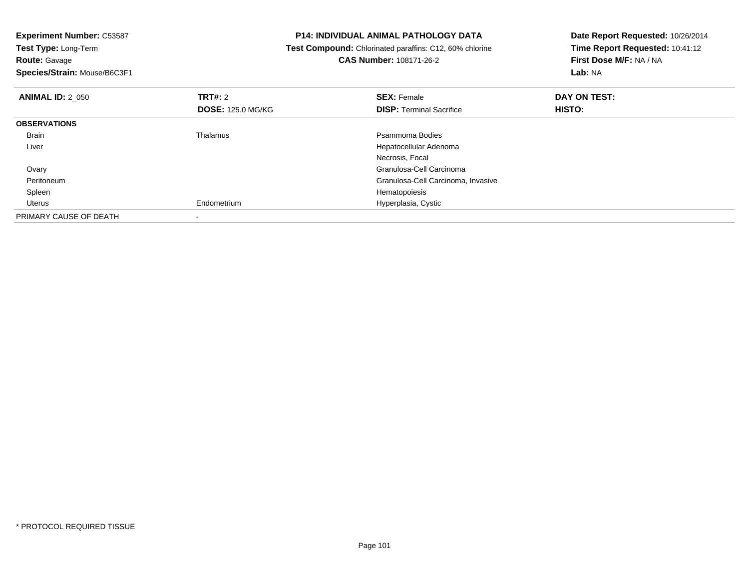**Experiment Number:** C53587
**Test Type:** Long-Term
**Route:** Gavage
**Species/Strain:** Mouse/B6C3F1

**P14: INDIVIDUAL ANIMAL PATHOLOGY DATA**
**Test Compound:** Chlorinated paraffins: C12, 60% chlorine
**CAS Number:** 108171-26-2

**Date Report Requested:** 10/26/2014
**Time Report Requested:** 10:41:12
**First Dose M/F:** NA / NA
**Lab:** NA

| **ANIMAL ID:** 2_050 | **TRT#:** 2 | **SEX:** Female | **DAY ON TEST:** |
|---|---|---|---|
| | **DOSE:** 125.0 MG/KG | **DISP:** Terminal Sacrifice | **HISTO:** |
| **OBSERVATIONS** | | | |
| Brain | Thalamus | Psammoma Bodies | |
| Liver | | Hepatocellular Adenoma | |
| | | Necrosis, Focal | |
| Ovary | | Granulosa-Cell Carcinoma | |
| Peritoneum | | Granulosa-Cell Carcinoma, Invasive | |
| Spleen | | Hematopoiesis | |
| Uterus | Endometrium | Hyperplasia, Cystic | |
| PRIMARY CAUSE OF DEATH | - | | |

* PROTOCOL REQUIRED TISSUE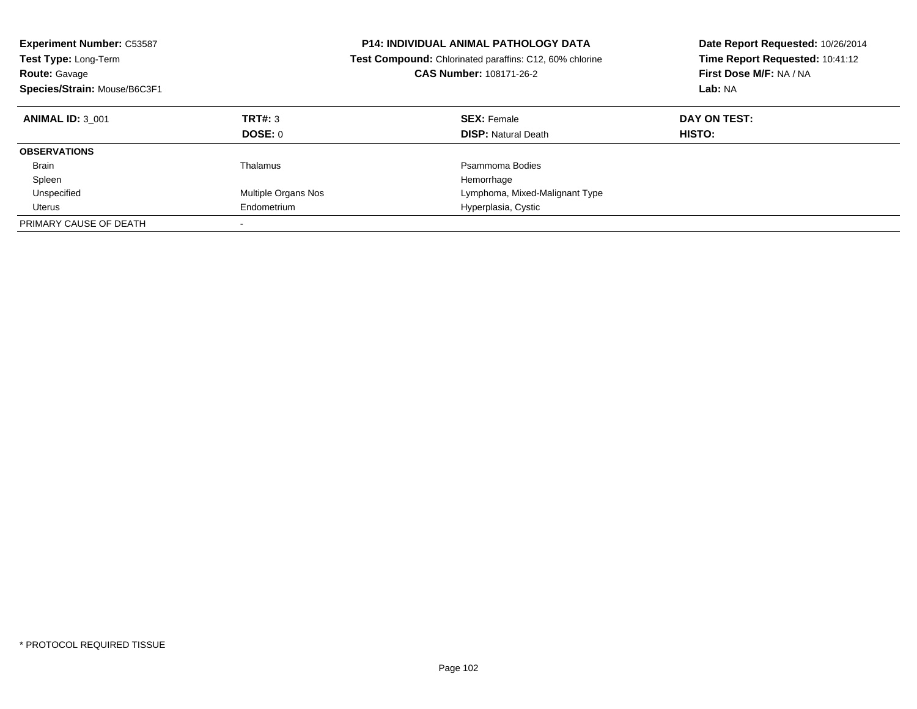**Experiment Number:** C53587
**Test Type:** Long-Term
**Route:** Gavage
**Species/Strain:** Mouse/B6C3F1

**P14: INDIVIDUAL ANIMAL PATHOLOGY DATA**
**Test Compound:** Chlorinated paraffins: C12, 60% chlorine
**CAS Number:** 108171-26-2

**Date Report Requested:** 10/26/2014
**Time Report Requested:** 10:41:12
**First Dose M/F:** NA / NA
**Lab:** NA

| **ANIMAL ID:** 3_001 | **TRT#:** 3 | **SEX:** Female | **DAY ON TEST:** |
|---|---|---|---|
| | **DOSE:** 0 | **DISP:** Natural Death | **HISTO:** |
| **OBSERVATIONS** | | | |
| Brain | Thalamus | Psammoma Bodies | |
| Spleen | | Hemorrhage | |
| Unspecified | Multiple Organs Nos | Lymphoma, Mixed-Malignant Type | |
| Uterus | Endometrium | Hyperplasia, Cystic | |
| PRIMARY CAUSE OF DEATH | - | | |

* PROTOCOL REQUIRED TISSUE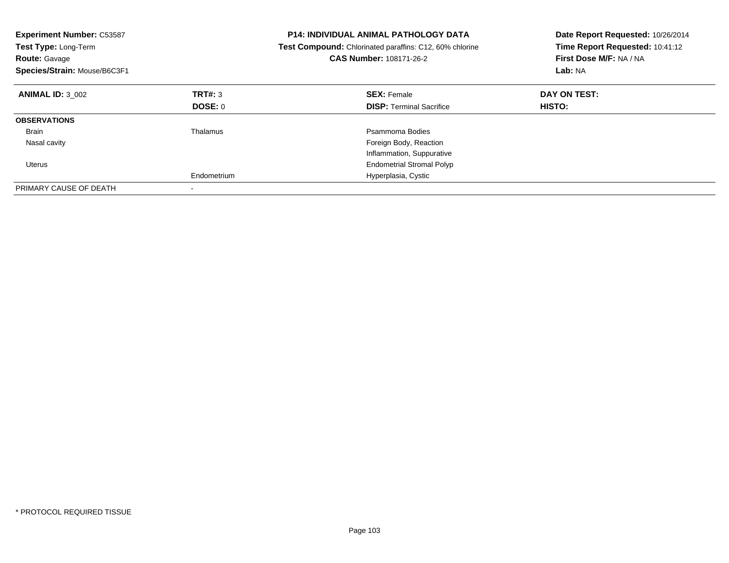**Experiment Number:** C53587
**Test Type:** Long-Term
**Route:** Gavage
**Species/Strain:** Mouse/B6C3F1

**P14: INDIVIDUAL ANIMAL PATHOLOGY DATA**
**Test Compound:** Chlorinated paraffins: C12, 60% chlorine
**CAS Number:** 108171-26-2

**Date Report Requested:** 10/26/2014
**Time Report Requested:** 10:41:12
**First Dose M/F:** NA / NA
**Lab:** NA

| **ANIMAL ID:** 3_002 | **TRT#:** 3 | **SEX:** Female | **DAY ON TEST:** |
|---|---|---|---|
| | **DOSE:** 0 | **DISP:** Terminal Sacrifice | **HISTO:** |
| **OBSERVATIONS** | | | |
| Brain | Thalamus | Psammoma Bodies | |
| Nasal cavity | | Foreign Body, Reaction | |
| | | Inflammation, Suppurative | |
| Uterus | | Endometrial Stromal Polyp | |
| | Endometrium | Hyperplasia, Cystic | |
| PRIMARY CAUSE OF DEATH | - | | |

* PROTOCOL REQUIRED TISSUE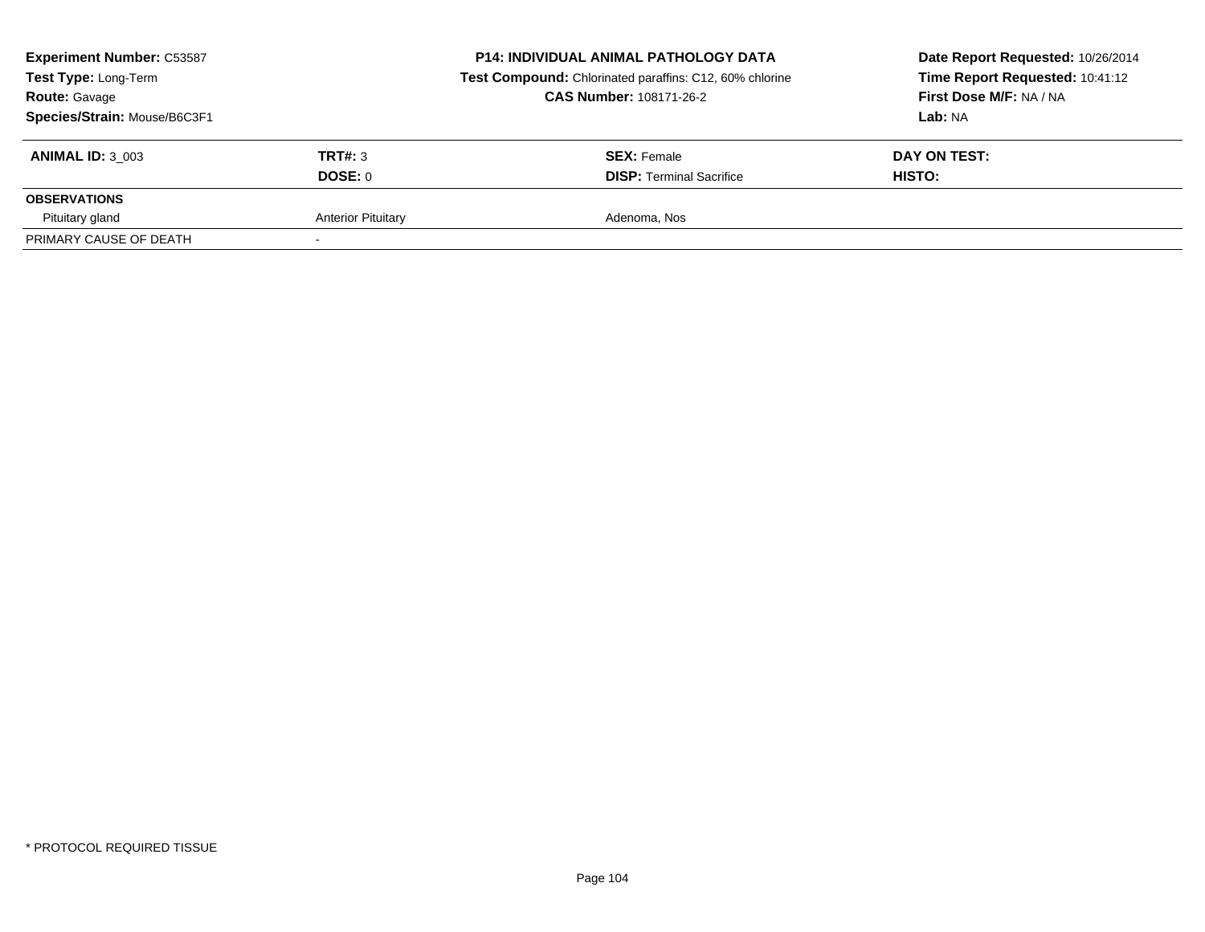**Experiment Number:** C53587
**Test Type:** Long-Term
**Route:** Gavage
**Species/Strain:** Mouse/B6C3F1

**P14: INDIVIDUAL ANIMAL PATHOLOGY DATA**
**Test Compound:** Chlorinated paraffins: C12, 60% chlorine
**CAS Number:** 108171-26-2

**Date Report Requested:** 10/26/2014
**Time Report Requested:** 10:41:12
**First Dose M/F:** NA / NA
**Lab:** NA

| **ANIMAL ID:** 3_003 | **TRT#:** 3 | **SEX:** Female | **DAY ON TEST:** |
|---|---|---|---|
| | **DOSE:** 0 | **DISP:** Terminal Sacrifice | **HISTO:** |
| **OBSERVATIONS** | | | |
| Pituitary gland | Anterior Pituitary | Adenoma, Nos | |
| PRIMARY CAUSE OF DEATH | - | | |

* PROTOCOL REQUIRED TISSUE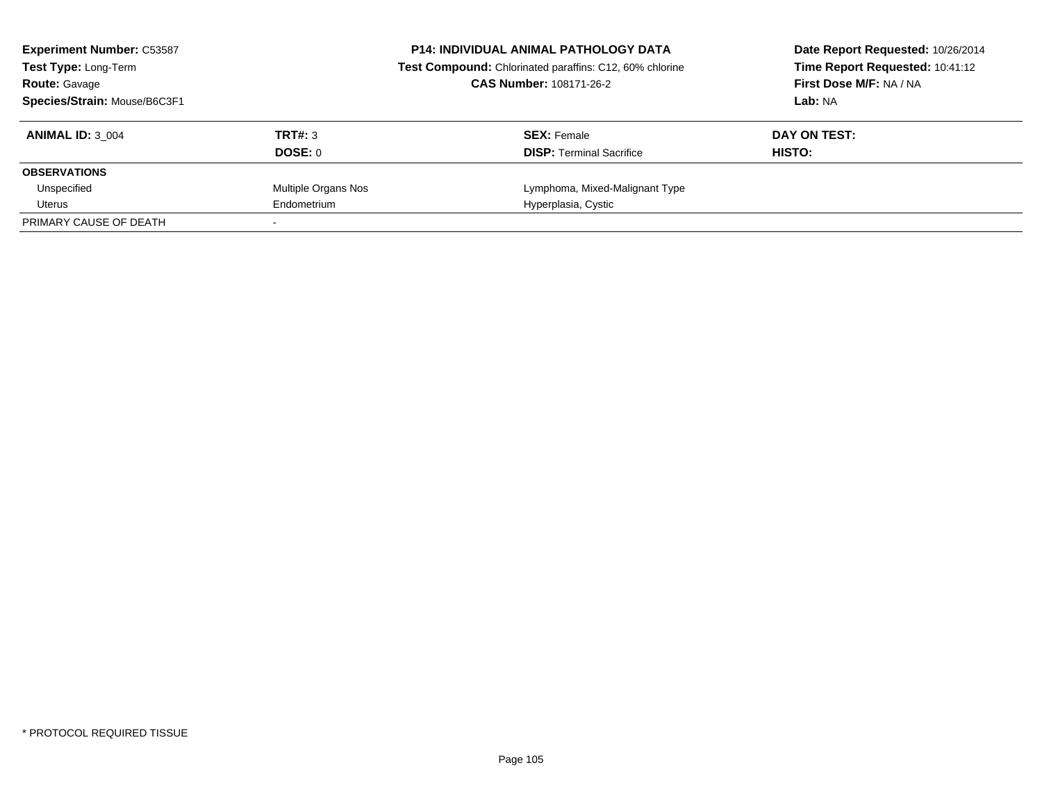**Experiment Number:** C53587
**Test Type:** Long-Term
**Route:** Gavage
**Species/Strain:** Mouse/B6C3F1

**P14: INDIVIDUAL ANIMAL PATHOLOGY DATA**
**Test Compound:** Chlorinated paraffins: C12, 60% chlorine
**CAS Number:** 108171-26-2

**Date Report Requested:** 10/26/2014
**Time Report Requested:** 10:41:12
**First Dose M/F:** NA / NA
**Lab:** NA

| **ANIMAL ID:** 3_004 | **TRT#:** 3 | **SEX:** Female | **DAY ON TEST:** |
|---|---|---|---|
| | **DOSE:** 0 | **DISP:** Terminal Sacrifice | **HISTO:** |
| **OBSERVATIONS** | | | |
| Unspecified | Multiple Organs Nos | Lymphoma, Mixed-Malignant Type | |
| Uterus | Endometrium | Hyperplasia, Cystic | |
| PRIMARY CAUSE OF DEATH | - | | |

* PROTOCOL REQUIRED TISSUE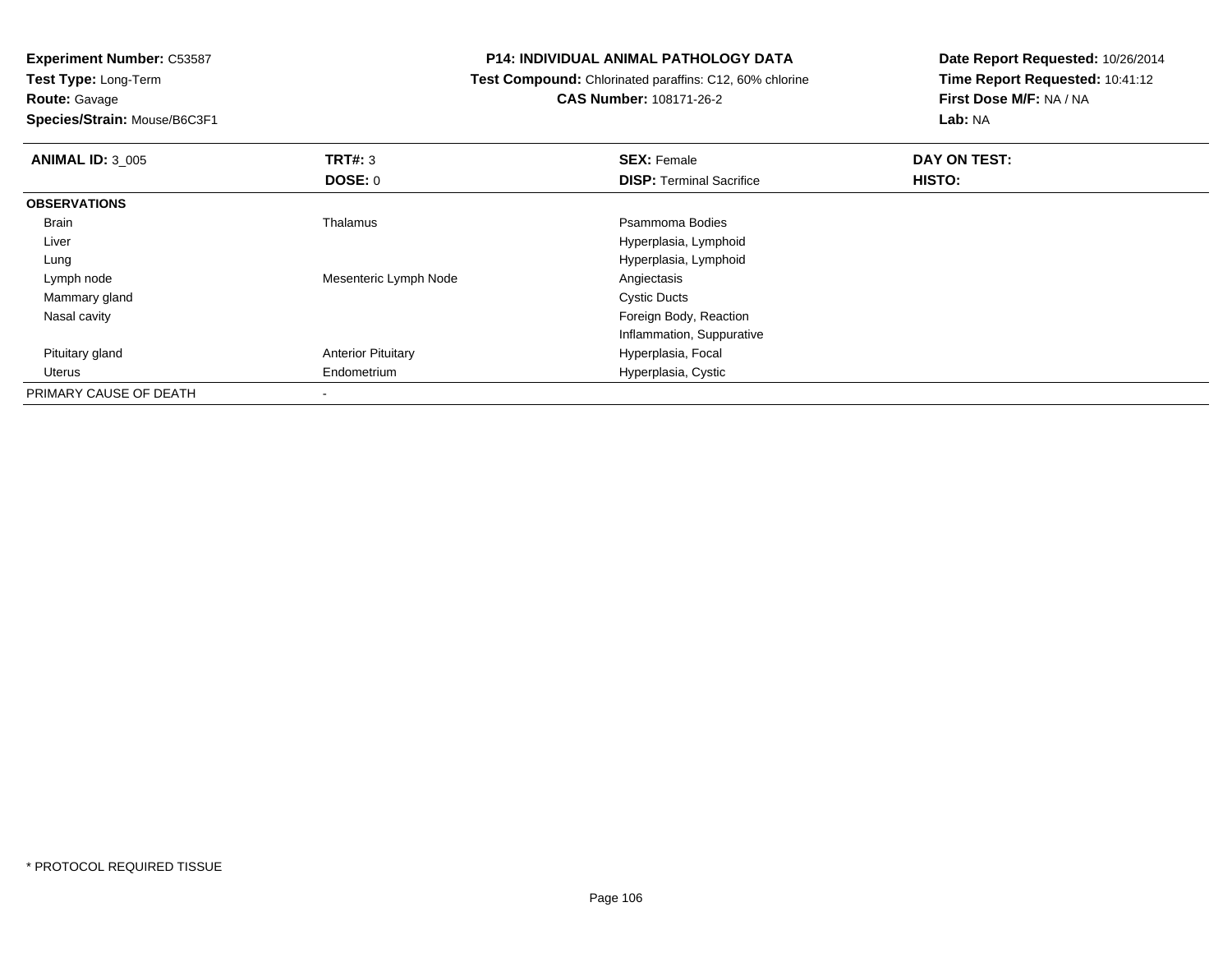**Experiment Number:** C53587
**Test Type:** Long-Term
**Route:** Gavage
**Species/Strain:** Mouse/B6C3F1

**P14: INDIVIDUAL ANIMAL PATHOLOGY DATA**
**Test Compound:** Chlorinated paraffins: C12, 60% chlorine
**CAS Number:** 108171-26-2

**Date Report Requested:** 10/26/2014
**Time Report Requested:** 10:41:12
**First Dose M/F:** NA / NA
**Lab:** NA

| **ANIMAL ID:** 3_005 | **TRT#:** 3 | **SEX:** Female | **DAY ON TEST:** |
|---|---|---|---|
| | **DOSE:** 0 | **DISP:** Terminal Sacrifice | **HISTO:** |
| **OBSERVATIONS** | | | |
| Brain | Thalamus | Psammoma Bodies | |
| Liver | | Hyperplasia, Lymphoid | |
| Lung | | Hyperplasia, Lymphoid | |
| Lymph node | Mesenteric Lymph Node | Angiectasis | |
| Mammary gland | | Cystic Ducts | |
| Nasal cavity | | Foreign Body, Reaction | |
| | | Inflammation, Suppurative | |
| Pituitary gland | Anterior Pituitary | Hyperplasia, Focal | |
| Uterus | Endometrium | Hyperplasia, Cystic | |
| PRIMARY CAUSE OF DEATH | - | | |

* PROTOCOL REQUIRED TISSUE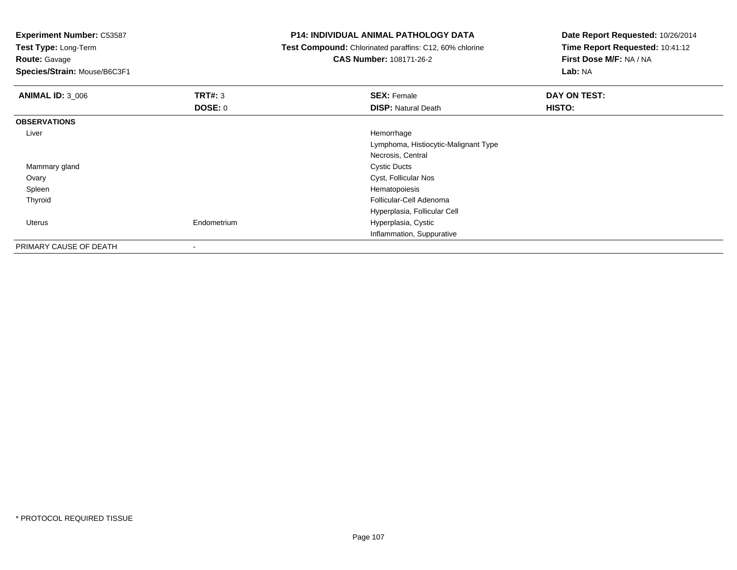**Experiment Number:** C53587
**Test Type:** Long-Term
**Route:** Gavage
**Species/Strain:** Mouse/B6C3F1

**P14: INDIVIDUAL ANIMAL PATHOLOGY DATA**
**Test Compound:** Chlorinated paraffins: C12, 60% chlorine
**CAS Number:** 108171-26-2

**Date Report Requested:** 10/26/2014
**Time Report Requested:** 10:41:12
**First Dose M/F:** NA / NA
**Lab:** NA

| **ANIMAL ID:** 3_006 | **TRT#:** 3 | **SEX:** Female | **DAY ON TEST:** |
|---|---|---|---|
| | **DOSE:** 0 | **DISP:** Natural Death | **HISTO:** |
| **OBSERVATIONS** | | | |
| Liver | | Hemorrhage | |
| | | Lymphoma, Histiocytic-Malignant Type | |
| | | Necrosis, Central | |
| Mammary gland | | Cystic Ducts | |
| Ovary | | Cyst, Follicular Nos | |
| Spleen | | Hematopoiesis | |
| Thyroid | | Follicular-Cell Adenoma | |
| | | Hyperplasia, Follicular Cell | |
| Uterus | Endometrium | Hyperplasia, Cystic | |
| | | Inflammation, Suppurative | |
| PRIMARY CAUSE OF DEATH | - | | |

* PROTOCOL REQUIRED TISSUE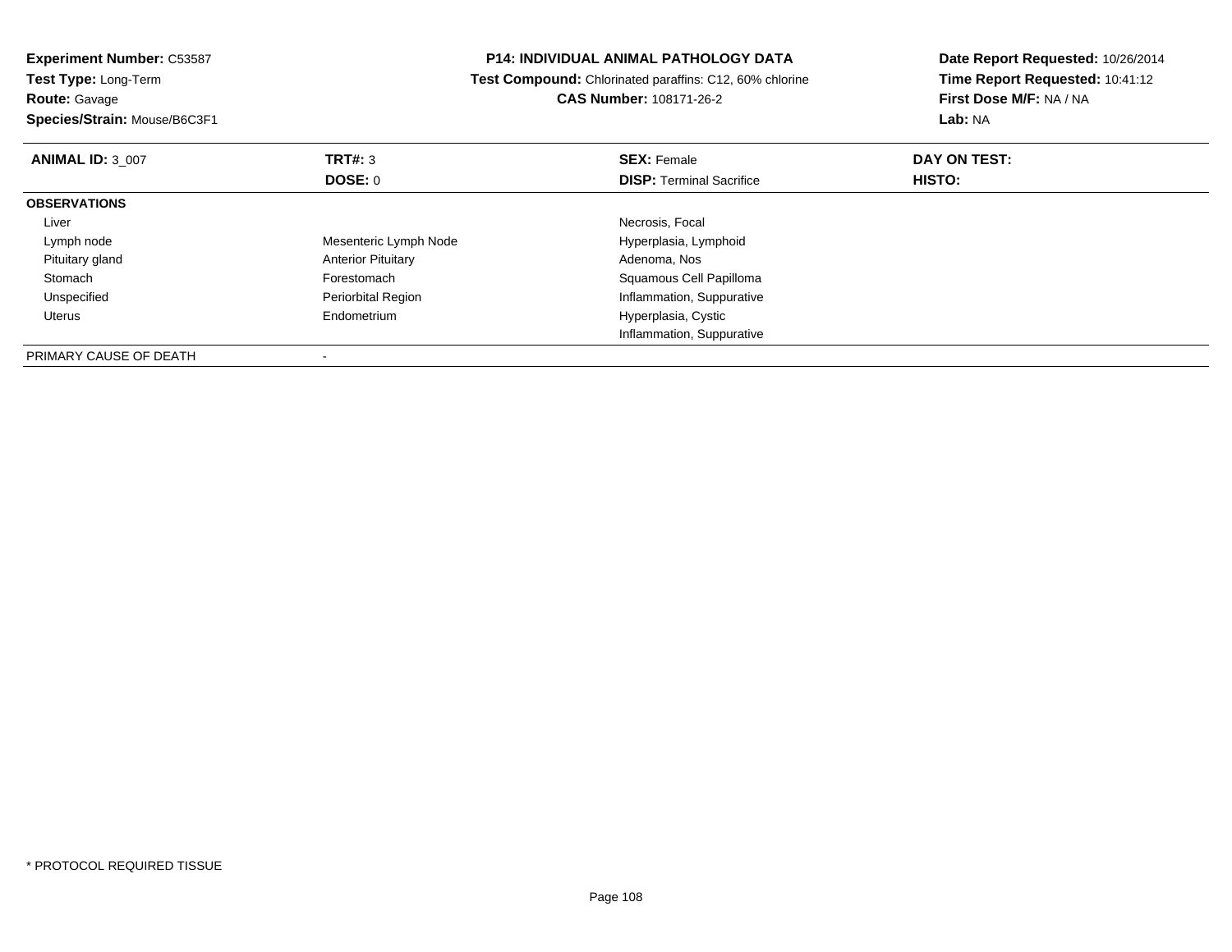**Experiment Number:** C53587
**Test Type:** Long-Term
**Route:** Gavage
**Species/Strain:** Mouse/B6C3F1

**P14: INDIVIDUAL ANIMAL PATHOLOGY DATA**
**Test Compound:** Chlorinated paraffins: C12, 60% chlorine
**CAS Number:** 108171-26-2

**Date Report Requested:** 10/26/2014
**Time Report Requested:** 10:41:12
**First Dose M/F:** NA / NA
**Lab:** NA

| **ANIMAL ID:** 3_007 | **TRT#:** 3 | **SEX:** Female | **DAY ON TEST:** |
|---|---|---|---|
| | **DOSE:** 0 | **DISP:** Terminal Sacrifice | **HISTO:** |
| **OBSERVATIONS** | | | |
| Liver | | Necrosis, Focal | |
| Lymph node | Mesenteric Lymph Node | Hyperplasia, Lymphoid | |
| Pituitary gland | Anterior Pituitary | Adenoma, Nos | |
| Stomach | Forestomach | Squamous Cell Papilloma | |
| Unspecified | Periorbital Region | Inflammation, Suppurative | |
| Uterus | Endometrium | Hyperplasia, Cystic | |
| | | Inflammation, Suppurative | |
| PRIMARY CAUSE OF DEATH | - | | |

* PROTOCOL REQUIRED TISSUE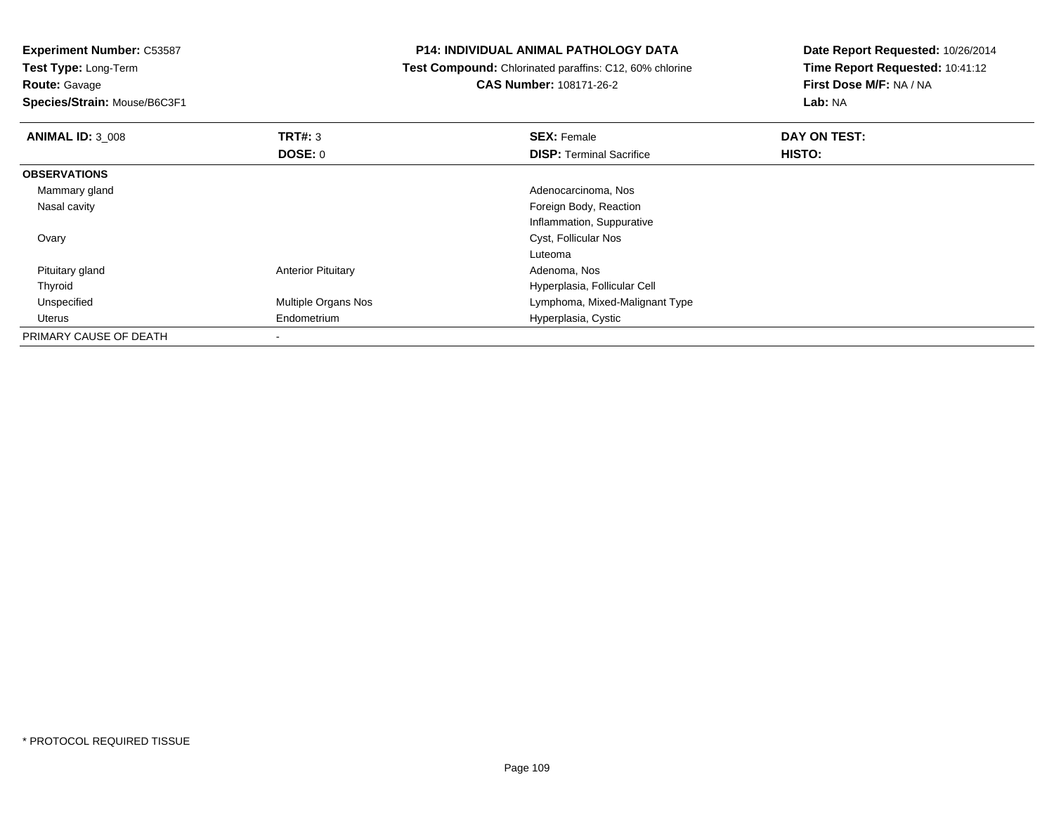**Experiment Number:** C53587
**Test Type:** Long-Term
**Route:** Gavage
**Species/Strain:** Mouse/B6C3F1

**P14: INDIVIDUAL ANIMAL PATHOLOGY DATA**
**Test Compound:** Chlorinated paraffins: C12, 60% chlorine
**CAS Number:** 108171-26-2

**Date Report Requested:** 10/26/2014
**Time Report Requested:** 10:41:12
**First Dose M/F:** NA / NA
**Lab:** NA

| **ANIMAL ID:** 3_008 | **TRT#:** 3 | **SEX:** Female | **DAY ON TEST:** |
|---|---|---|---|
| | **DOSE:** 0 | **DISP:** Terminal Sacrifice | **HISTO:** |
| **OBSERVATIONS** | | | |
| Mammary gland | | Adenocarcinoma, Nos | |
| Nasal cavity | | Foreign Body, Reaction | |
| | | Inflammation, Suppurative | |
| Ovary | | Cyst, Follicular Nos | |
| | | Luteoma | |
| Pituitary gland | Anterior Pituitary | Adenoma, Nos | |
| Thyroid | | Hyperplasia, Follicular Cell | |
| Unspecified | Multiple Organs Nos | Lymphoma, Mixed-Malignant Type | |
| Uterus | Endometrium | Hyperplasia, Cystic | |
| PRIMARY CAUSE OF DEATH | - | | |

* PROTOCOL REQUIRED TISSUE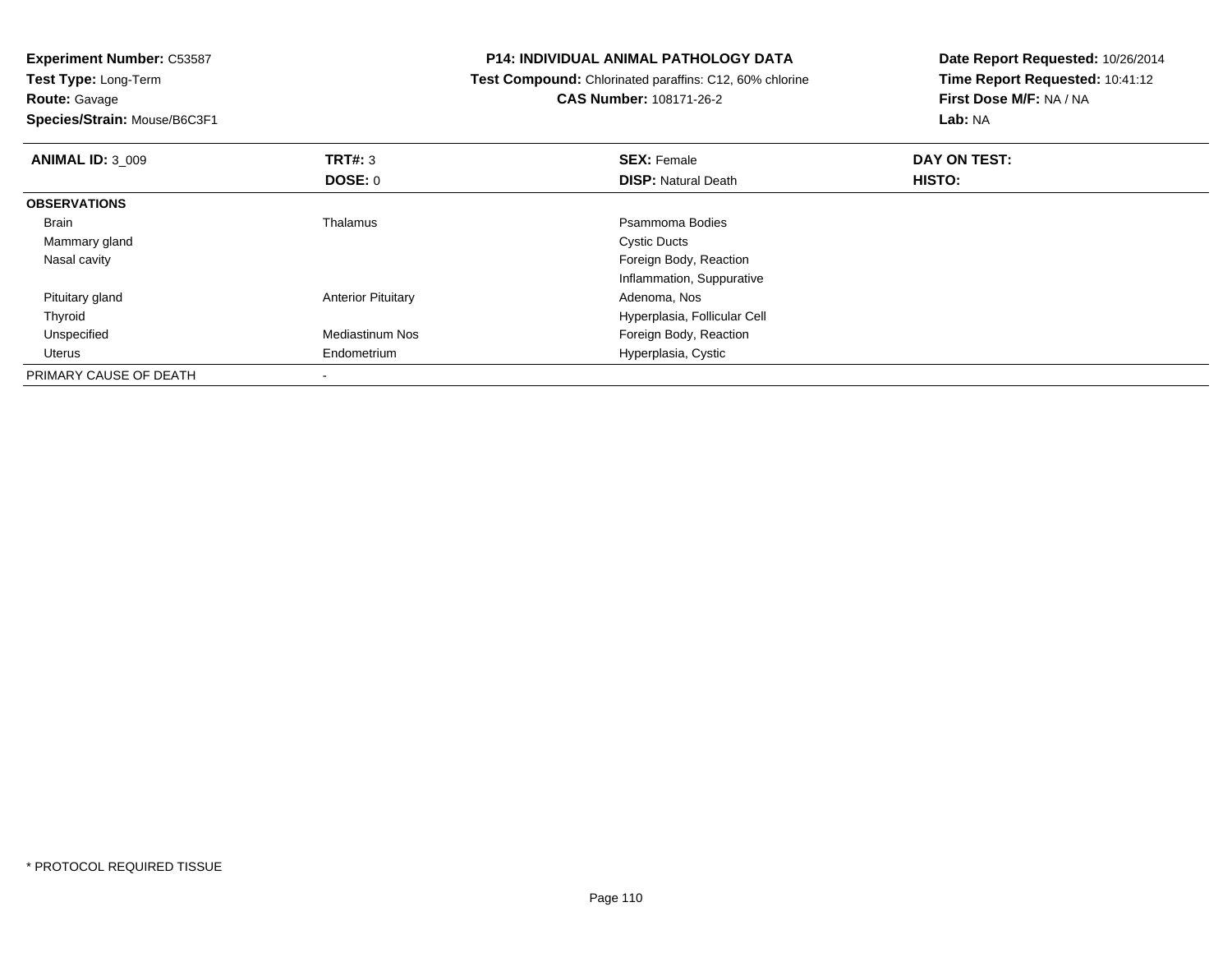**Experiment Number:** C53587
**Test Type:** Long-Term
**Route:** Gavage
**Species/Strain:** Mouse/B6C3F1

**P14: INDIVIDUAL ANIMAL PATHOLOGY DATA**
**Test Compound:** Chlorinated paraffins: C12, 60% chlorine
**CAS Number:** 108171-26-2

**Date Report Requested:** 10/26/2014
**Time Report Requested:** 10:41:12
**First Dose M/F:** NA / NA
**Lab:** NA

| **ANIMAL ID:** 3_009 | **TRT#:** 3 | **SEX:** Female | **DAY ON TEST:** |
|---|---|---|---|
| | **DOSE:** 0 | **DISP:** Natural Death | **HISTO:** |
| **OBSERVATIONS** | | | |
| Brain | Thalamus | Psammoma Bodies | |
| Mammary gland | | Cystic Ducts | |
| Nasal cavity | | Foreign Body, Reaction | |
| | | Inflammation, Suppurative | |
| Pituitary gland | Anterior Pituitary | Adenoma, Nos | |
| Thyroid | | Hyperplasia, Follicular Cell | |
| Unspecified | Mediastinum Nos | Foreign Body, Reaction | |
| Uterus | Endometrium | Hyperplasia, Cystic | |
| PRIMARY CAUSE OF DEATH | - | | |

* PROTOCOL REQUIRED TISSUE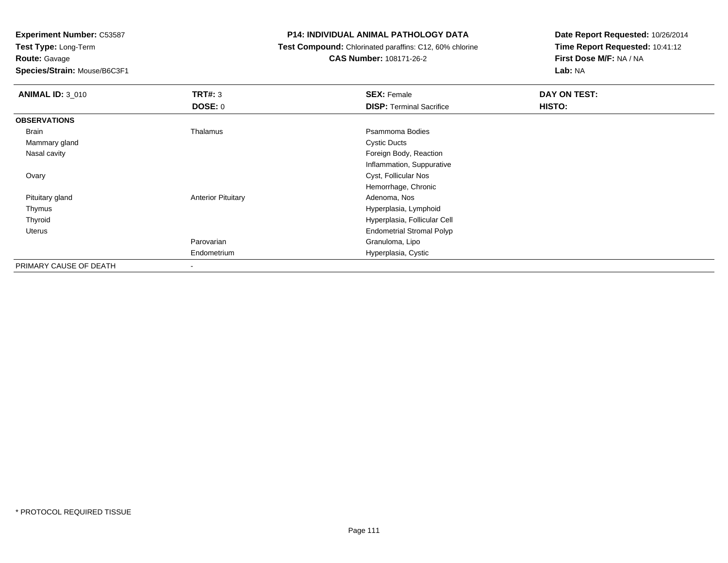**Experiment Number:** C53587
**Test Type:** Long-Term
**Route:** Gavage
**Species/Strain:** Mouse/B6C3F1

**P14: INDIVIDUAL ANIMAL PATHOLOGY DATA**
**Test Compound:** Chlorinated paraffins: C12, 60% chlorine
**CAS Number:** 108171-26-2

**Date Report Requested:** 10/26/2014
**Time Report Requested:** 10:41:12
**First Dose M/F:** NA / NA
**Lab:** NA

| **ANIMAL ID:** 3_010 | **TRT#:** 3 | **SEX:** Female | **DAY ON TEST:** |
|---|---|---|---|
| | **DOSE:** 0 | **DISP:** Terminal Sacrifice | **HISTO:** |
| **OBSERVATIONS** | | | |
| Brain | Thalamus | Psammoma Bodies | |
| Mammary gland | | Cystic Ducts | |
| Nasal cavity | | Foreign Body, Reaction | |
| | | Inflammation, Suppurative | |
| Ovary | | Cyst, Follicular Nos | |
| | | Hemorrhage, Chronic | |
| Pituitary gland | Anterior Pituitary | Adenoma, Nos | |
| Thymus | | Hyperplasia, Lymphoid | |
| Thyroid | | Hyperplasia, Follicular Cell | |
| Uterus | | Endometrial Stromal Polyp | |
| | Parovarian | Granuloma, Lipo | |
| | Endometrium | Hyperplasia, Cystic | |
| PRIMARY CAUSE OF DEATH | - | | |

* PROTOCOL REQUIRED TISSUE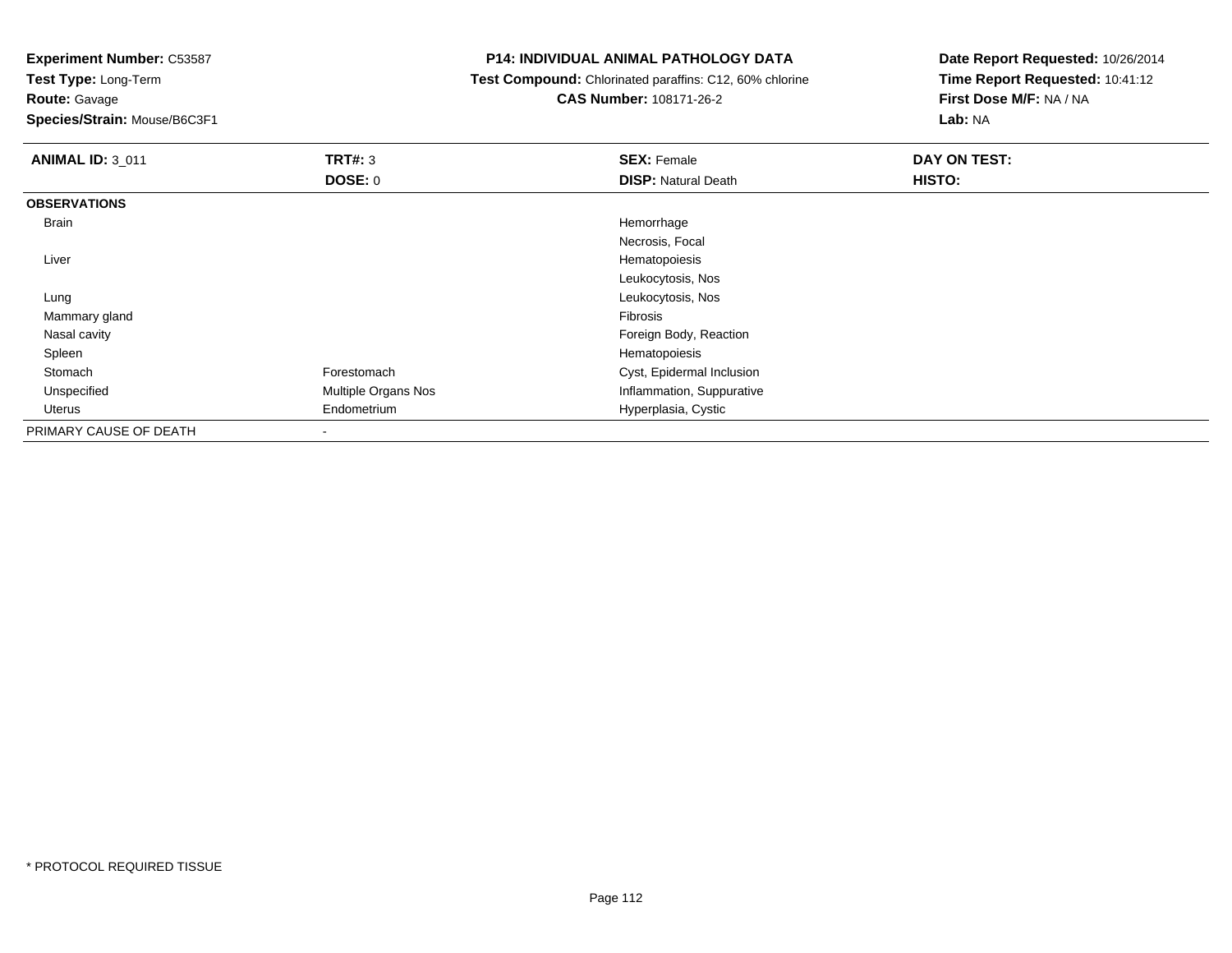**Experiment Number:** C53587
**Test Type:** Long-Term
**Route:** Gavage
**Species/Strain:** Mouse/B6C3F1

**P14: INDIVIDUAL ANIMAL PATHOLOGY DATA**
**Test Compound:** Chlorinated paraffins: C12, 60% chlorine
**CAS Number:** 108171-26-2

**Date Report Requested:** 10/26/2014
**Time Report Requested:** 10:41:12
**First Dose M/F:** NA / NA
**Lab:** NA

| **ANIMAL ID:** 3_011 | **TRT#:** 3 | **SEX:** Female | **DAY ON TEST:** |
|---|---|---|---|
| | **DOSE:** 0 | **DISP:** Natural Death | **HISTO:** |
| **OBSERVATIONS** | | | |
| Brain | | Hemorrhage | |
| | | Necrosis, Focal | |
| Liver | | Hematopoiesis | |
| | | Leukocytosis, Nos | |
| Lung | | Leukocytosis, Nos | |
| Mammary gland | | Fibrosis | |
| Nasal cavity | | Foreign Body, Reaction | |
| Spleen | | Hematopoiesis | |
| Stomach | Forestomach | Cyst, Epidermal Inclusion | |
| Unspecified | Multiple Organs Nos | Inflammation, Suppurative | |
| Uterus | Endometrium | Hyperplasia, Cystic | |
| PRIMARY CAUSE OF DEATH | - | | |

* PROTOCOL REQUIRED TISSUE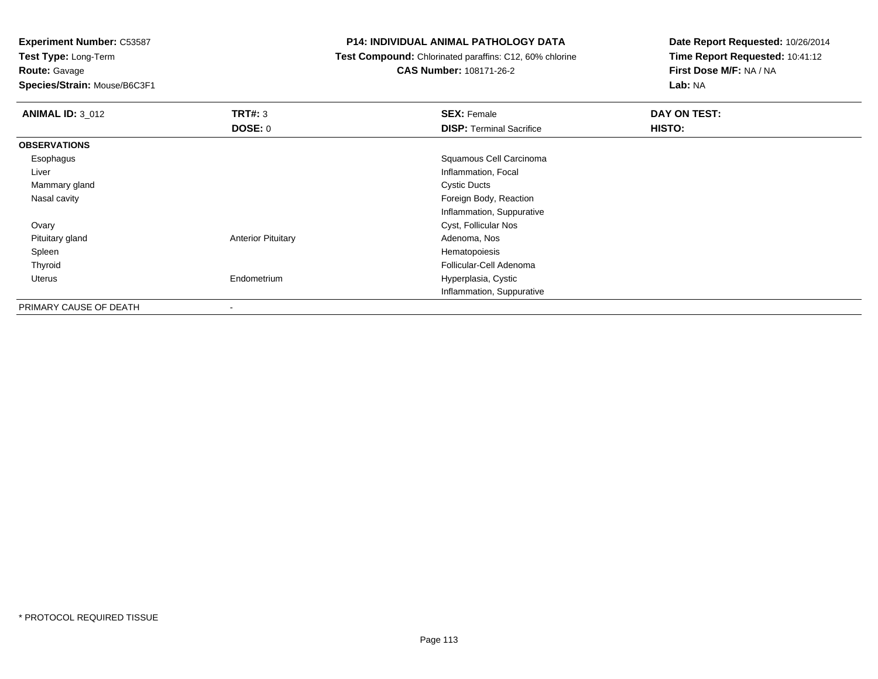**Experiment Number:** C53587
**Test Type:** Long-Term
**Route:** Gavage
**Species/Strain:** Mouse/B6C3F1

**P14: INDIVIDUAL ANIMAL PATHOLOGY DATA**
**Test Compound:** Chlorinated paraffins: C12, 60% chlorine
**CAS Number:** 108171-26-2

**Date Report Requested:** 10/26/2014
**Time Report Requested:** 10:41:12
**First Dose M/F:** NA / NA
**Lab:** NA

| **ANIMAL ID:** 3_012 | **TRT#:** 3 | **SEX:** Female | **DAY ON TEST:** |
|---|---|---|---|
| | **DOSE:** 0 | **DISP:** Terminal Sacrifice | **HISTO:** |
| **OBSERVATIONS** | | | |
| Esophagus | | Squamous Cell Carcinoma | |
| Liver | | Inflammation, Focal | |
| Mammary gland | | Cystic Ducts | |
| Nasal cavity | | Foreign Body, Reaction | |
| | | Inflammation, Suppurative | |
| Ovary | | Cyst, Follicular Nos | |
| Pituitary gland | Anterior Pituitary | Adenoma, Nos | |
| Spleen | | Hematopoiesis | |
| Thyroid | | Follicular-Cell Adenoma | |
| Uterus | Endometrium | Hyperplasia, Cystic | |
| | | Inflammation, Suppurative | |
| PRIMARY CAUSE OF DEATH | - | | |

* PROTOCOL REQUIRED TISSUE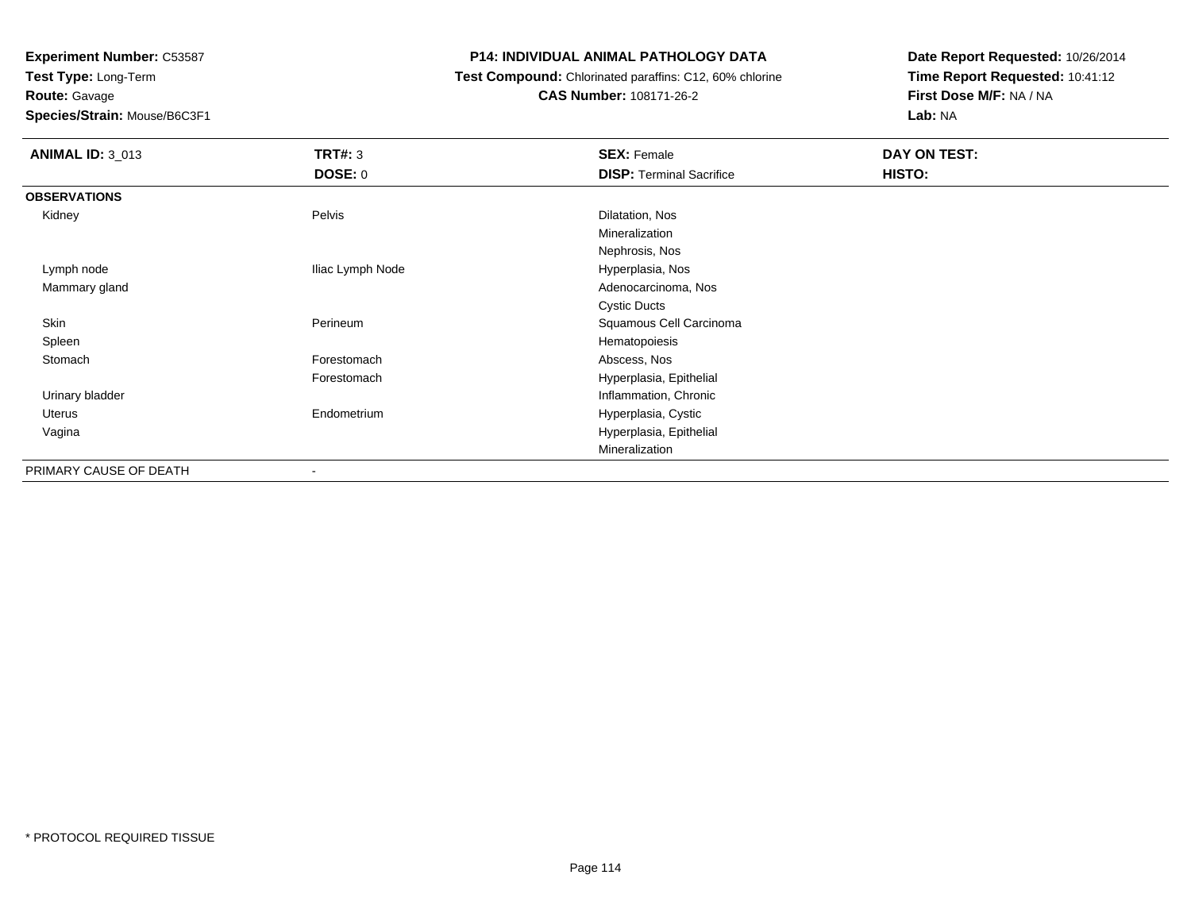**Experiment Number:** C53587
**Test Type:** Long-Term
**Route:** Gavage
**Species/Strain:** Mouse/B6C3F1

**P14: INDIVIDUAL ANIMAL PATHOLOGY DATA**
**Test Compound:** Chlorinated paraffins: C12, 60% chlorine
**CAS Number:** 108171-26-2

**Date Report Requested:** 10/26/2014
**Time Report Requested:** 10:41:12
**First Dose M/F:** NA / NA
**Lab:** NA

| **ANIMAL ID:** 3_013 | **TRT#:** 3 | **SEX:** Female | **DAY ON TEST:** |
|---|---|---|---|
| | **DOSE:** 0 | **DISP:** Terminal Sacrifice | **HISTO:** |
| **OBSERVATIONS** | | | |
| Kidney | Pelvis | Dilatation, Nos | |
| | | Mineralization | |
| | | Nephrosis, Nos | |
| Lymph node | Iliac Lymph Node | Hyperplasia, Nos | |
| Mammary gland | | Adenocarcinoma, Nos | |
| | | Cystic Ducts | |
| Skin | Perineum | Squamous Cell Carcinoma | |
| Spleen | | Hematopoiesis | |
| Stomach | Forestomach | Abscess, Nos | |
| | Forestomach | Hyperplasia, Epithelial | |
| Urinary bladder | | Inflammation, Chronic | |
| Uterus | Endometrium | Hyperplasia, Cystic | |
| Vagina | | Hyperplasia, Epithelial | |
| | | Mineralization | |
| PRIMARY CAUSE OF DEATH | - | | |

* PROTOCOL REQUIRED TISSUE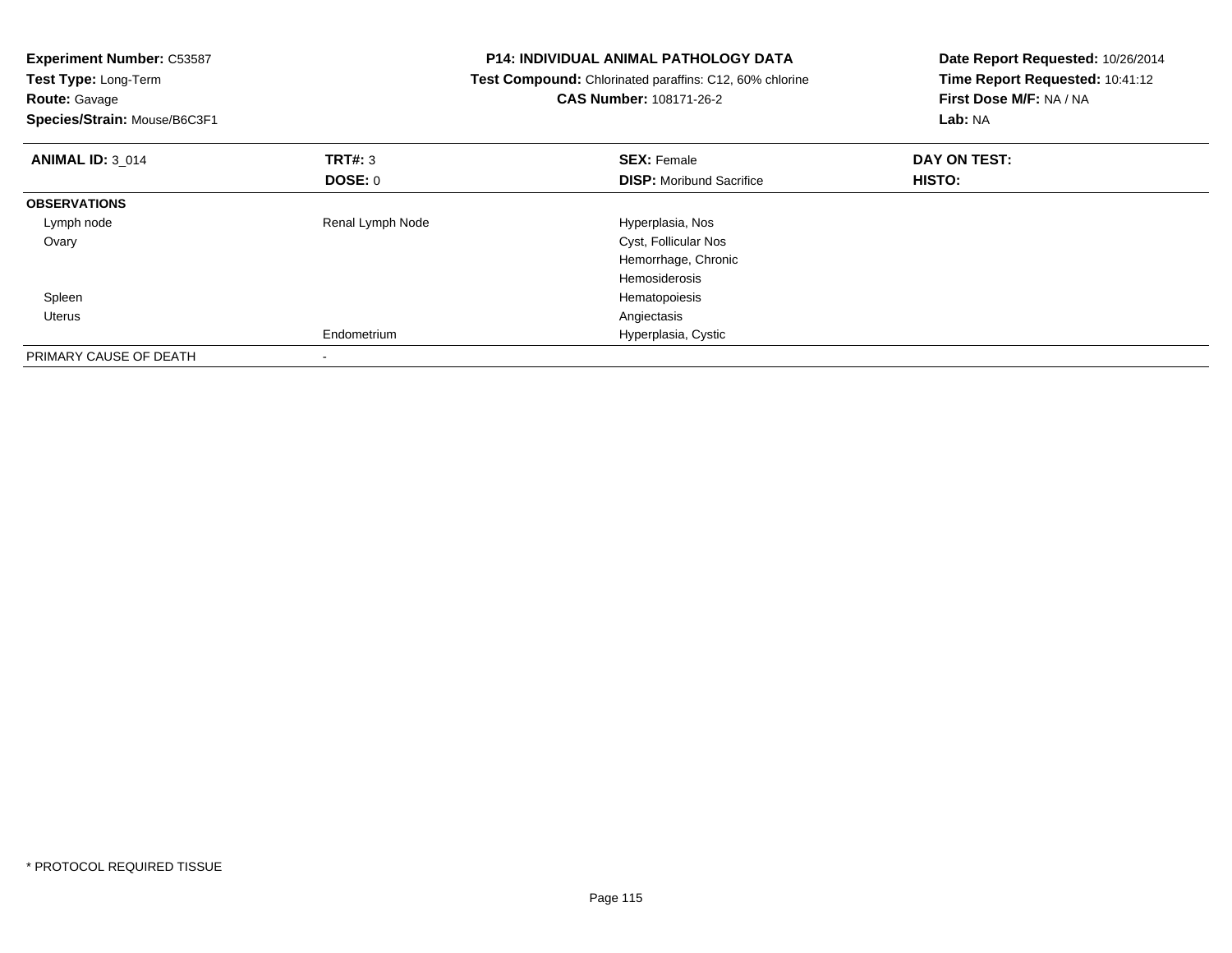**Experiment Number:** C53587
**Test Type:** Long-Term
**Route:** Gavage
**Species/Strain:** Mouse/B6C3F1

**P14: INDIVIDUAL ANIMAL PATHOLOGY DATA**
**Test Compound:** Chlorinated paraffins: C12, 60% chlorine
**CAS Number:** 108171-26-2

**Date Report Requested:** 10/26/2014
**Time Report Requested:** 10:41:12
**First Dose M/F:** NA / NA
**Lab:** NA

| **ANIMAL ID:** 3_014 | **TRT#:** 3 | **SEX:** Female | **DAY ON TEST:** |
|---|---|---|---|
| | **DOSE:** 0 | **DISP:** Moribund Sacrifice | **HISTO:** |
| **OBSERVATIONS** | | | |
| Lymph node | Renal Lymph Node | Hyperplasia, Nos | |
| Ovary | | Cyst, Follicular Nos | |
| | | Hemorrhage, Chronic | |
| | | Hemosiderosis | |
| Spleen | | Hematopoiesis | |
| Uterus | | Angiectasis | |
| | Endometrium | Hyperplasia, Cystic | |
| PRIMARY CAUSE OF DEATH | - | | |

* PROTOCOL REQUIRED TISSUE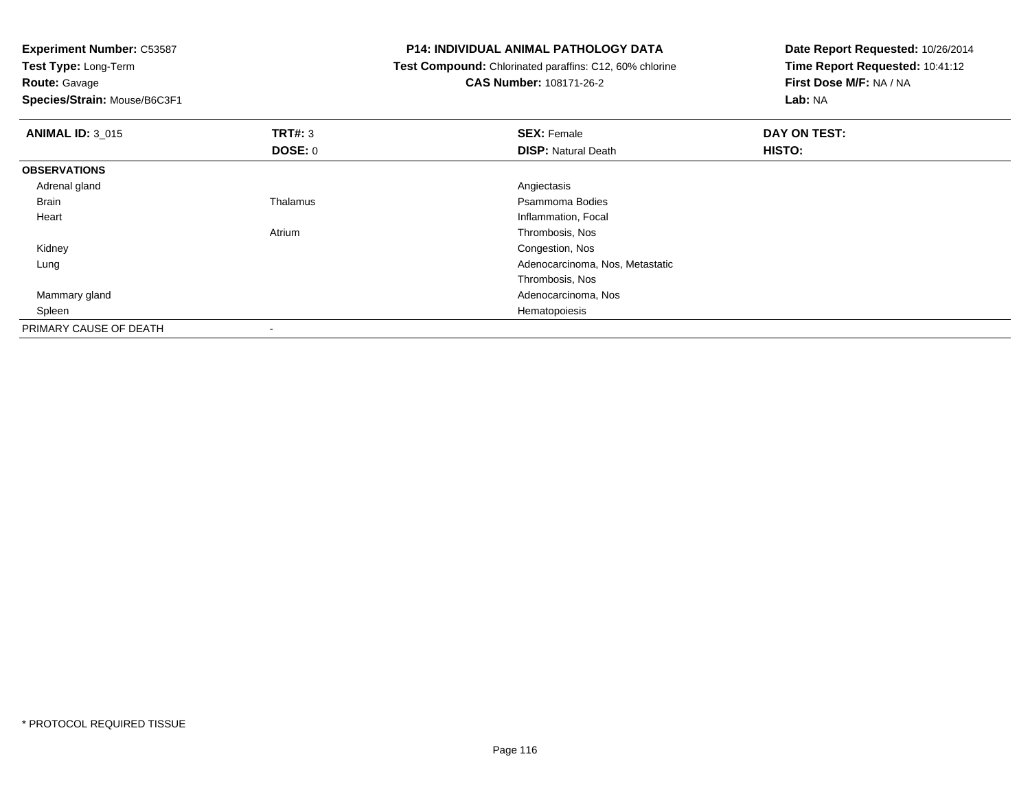**Experiment Number:** C53587
**Test Type:** Long-Term
**Route:** Gavage
**Species/Strain:** Mouse/B6C3F1

**P14: INDIVIDUAL ANIMAL PATHOLOGY DATA**
**Test Compound:** Chlorinated paraffins: C12, 60% chlorine
**CAS Number:** 108171-26-2

**Date Report Requested:** 10/26/2014
**Time Report Requested:** 10:41:12
**First Dose M/F:** NA / NA
**Lab:** NA

| **ANIMAL ID:** 3_015 | **TRT#:** 3<br>**DOSE:** 0 | **SEX:** Female<br>**DISP:** Natural Death | **DAY ON TEST:**<br>**HISTO:** |
|---|---|---|---|
| **OBSERVATIONS** | | | |
| Adrenal gland | | Angiectasis | |
| Brain | Thalamus | Psammoma Bodies | |
| Heart | | Inflammation, Focal | |
| | Atrium | Thrombosis, Nos | |
| Kidney | | Congestion, Nos | |
| Lung | | Adenocarcinoma, Nos, Metastatic | |
| | | Thrombosis, Nos | |
| Mammary gland | | Adenocarcinoma, Nos | |
| Spleen | | Hematopoiesis | |
| PRIMARY CAUSE OF DEATH | - | | |

\* PROTOCOL REQUIRED TISSUE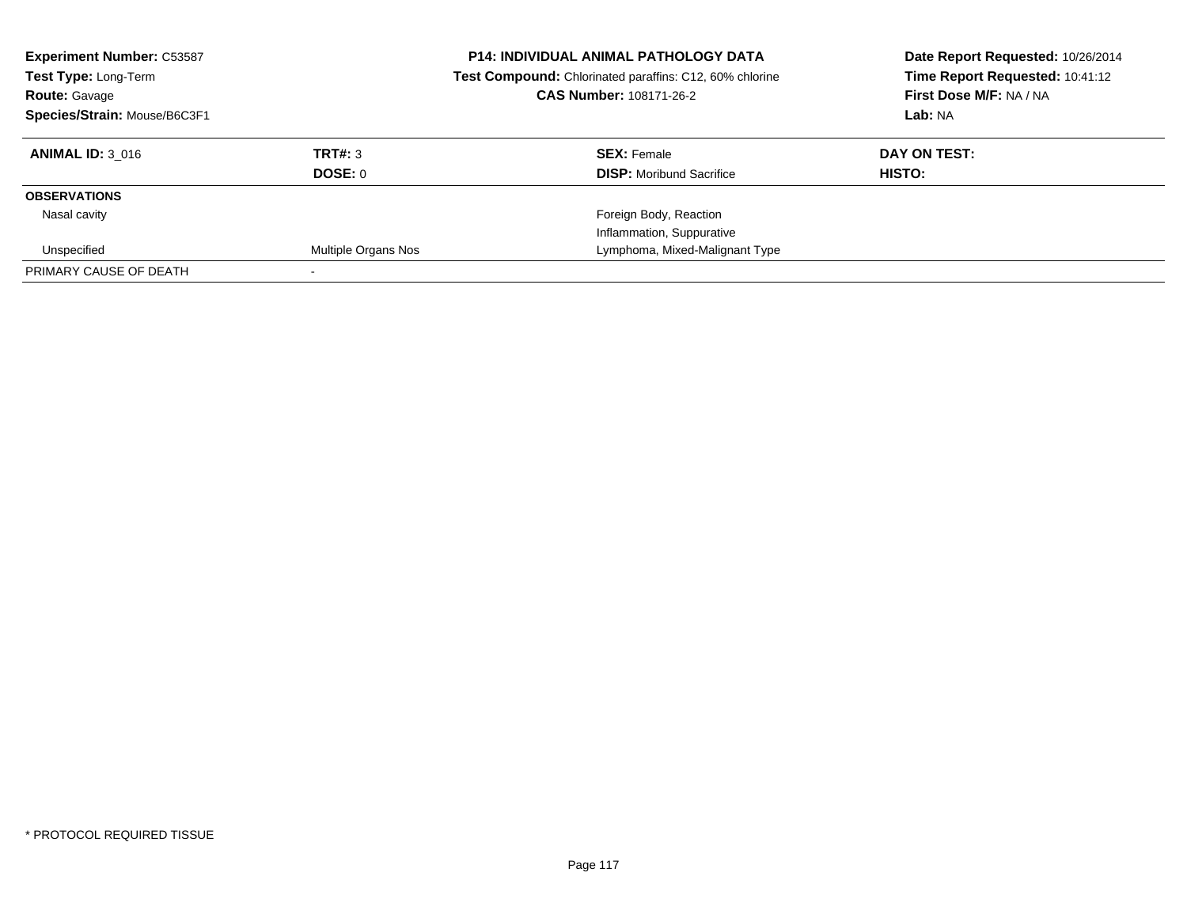**Experiment Number:** C53587
**Test Type:** Long-Term
**Route:** Gavage
**Species/Strain:** Mouse/B6C3F1

**P14: INDIVIDUAL ANIMAL PATHOLOGY DATA**
**Test Compound:** Chlorinated paraffins: C12, 60% chlorine
**CAS Number:** 108171-26-2

**Date Report Requested:** 10/26/2014
**Time Report Requested:** 10:41:12
**First Dose M/F:** NA / NA
**Lab:** NA

| **ANIMAL ID:** 3_016 | **TRT#:** 3 | **SEX:** Female | **DAY ON TEST:** |
|---|---|---|---|
| | **DOSE:** 0 | **DISP:** Moribund Sacrifice | **HISTO:** |
| **OBSERVATIONS** | | | |
| Nasal cavity | | Foreign Body, Reaction | |
| | | Inflammation, Suppurative | |
| Unspecified | Multiple Organs Nos | Lymphoma, Mixed-Malignant Type | |
| PRIMARY CAUSE OF DEATH | - | | |

* PROTOCOL REQUIRED TISSUE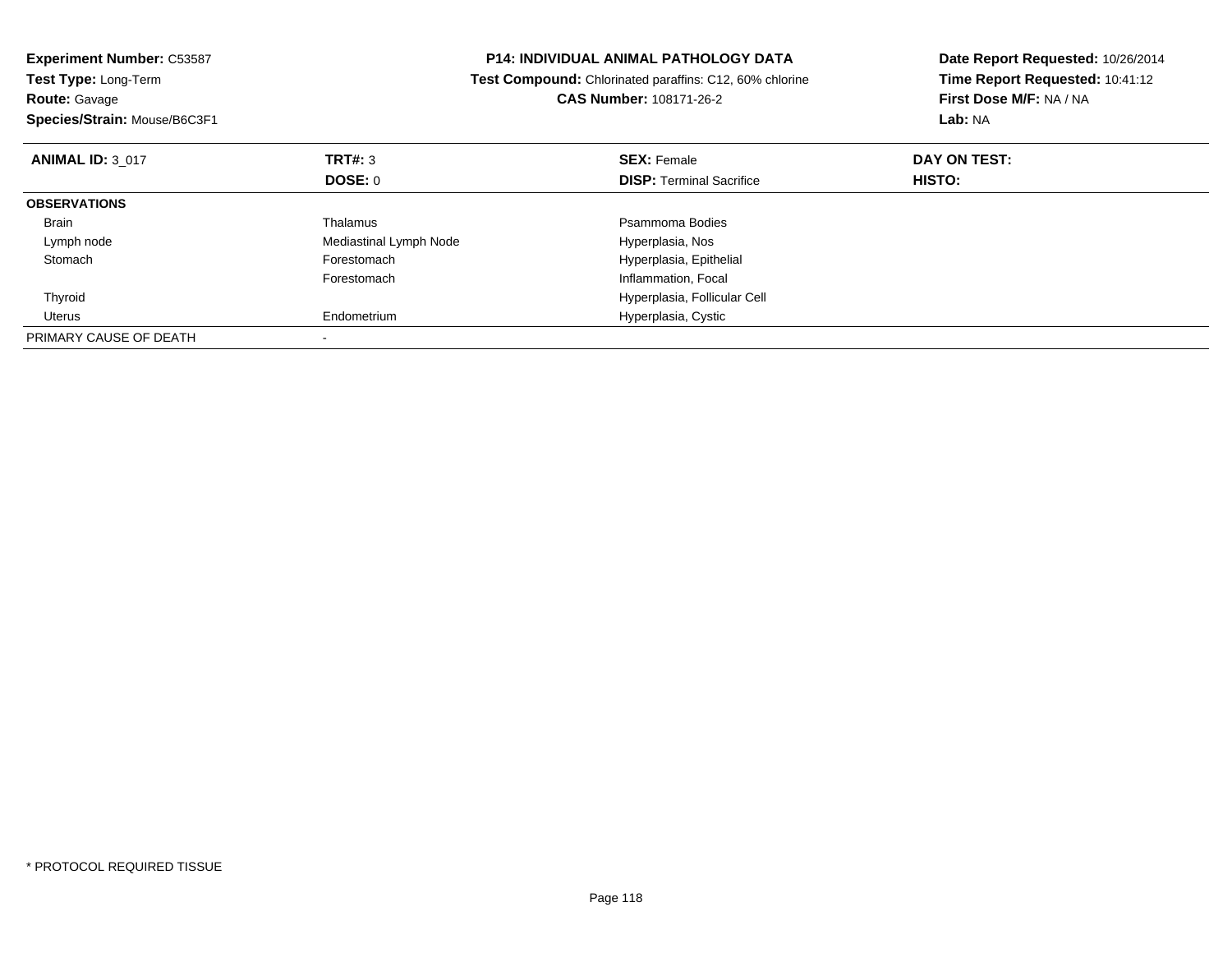**Experiment Number:** C53587
**Test Type:** Long-Term
**Route:** Gavage
**Species/Strain:** Mouse/B6C3F1

# P14: INDIVIDUAL ANIMAL PATHOLOGY DATA

**Test Compound:** Chlorinated paraffins: C12, 60% chlorine
**CAS Number:** 108171-26-2

**Date Report Requested:** 10/26/2014
**Time Report Requested:** 10:41:12
**First Dose M/F:** NA / NA
**Lab:** NA

| **ANIMAL ID:** 3_017 | **TRT#:** 3 | **SEX:** Female | **DAY ON TEST:** |
|---|---|---|---|
| | **DOSE:** 0 | **DISP:** Terminal Sacrifice | **HISTO:** |
| **OBSERVATIONS** | | | |
| Brain | Thalamus | Psammoma Bodies | |
| Lymph node | Mediastinal Lymph Node | Hyperplasia, Nos | |
| Stomach | Forestomach | Hyperplasia, Epithelial | |
| | Forestomach | Inflammation, Focal | |
| Thyroid | | Hyperplasia, Follicular Cell | |
| Uterus | Endometrium | Hyperplasia, Cystic | |
| PRIMARY CAUSE OF DEATH | - | | |

* PROTOCOL REQUIRED TISSUE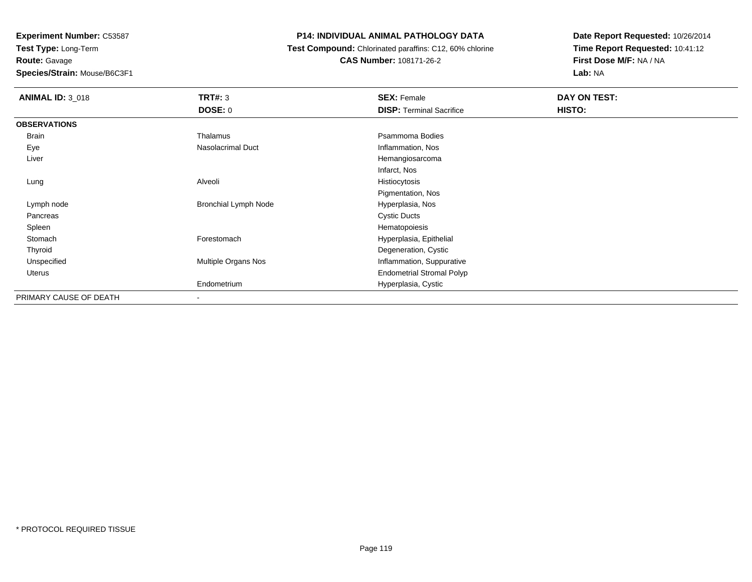**Experiment Number:** C53587
**Test Type:** Long-Term
**Route:** Gavage
**Species/Strain:** Mouse/B6C3F1

**P14: INDIVIDUAL ANIMAL PATHOLOGY DATA**
**Test Compound:** Chlorinated paraffins: C12, 60% chlorine
**CAS Number:** 108171-26-2

**Date Report Requested:** 10/26/2014
**Time Report Requested:** 10:41:12
**First Dose M/F:** NA / NA
**Lab:** NA

| **ANIMAL ID:** 3_018 | **TRT#:** 3 | **SEX:** Female | **DAY ON TEST:** |
|---|---|---|---|
| | **DOSE:** 0 | **DISP:** Terminal Sacrifice | **HISTO:** |
| **OBSERVATIONS** | | | |
| Brain | Thalamus | Psammoma Bodies | |
| Eye | Nasolacrimal Duct | Inflammation, Nos | |
| Liver | | Hemangiosarcoma | |
| | | Infarct, Nos | |
| Lung | Alveoli | Histiocytosis | |
| | | Pigmentation, Nos | |
| Lymph node | Bronchial Lymph Node | Hyperplasia, Nos | |
| Pancreas | | Cystic Ducts | |
| Spleen | | Hematopoiesis | |
| Stomach | Forestomach | Hyperplasia, Epithelial | |
| Thyroid | | Degeneration, Cystic | |
| Unspecified | Multiple Organs Nos | Inflammation, Suppurative | |
| Uterus | | Endometrial Stromal Polyp | |
| | Endometrium | Hyperplasia, Cystic | |
| PRIMARY CAUSE OF DEATH | - | | |

* PROTOCOL REQUIRED TISSUE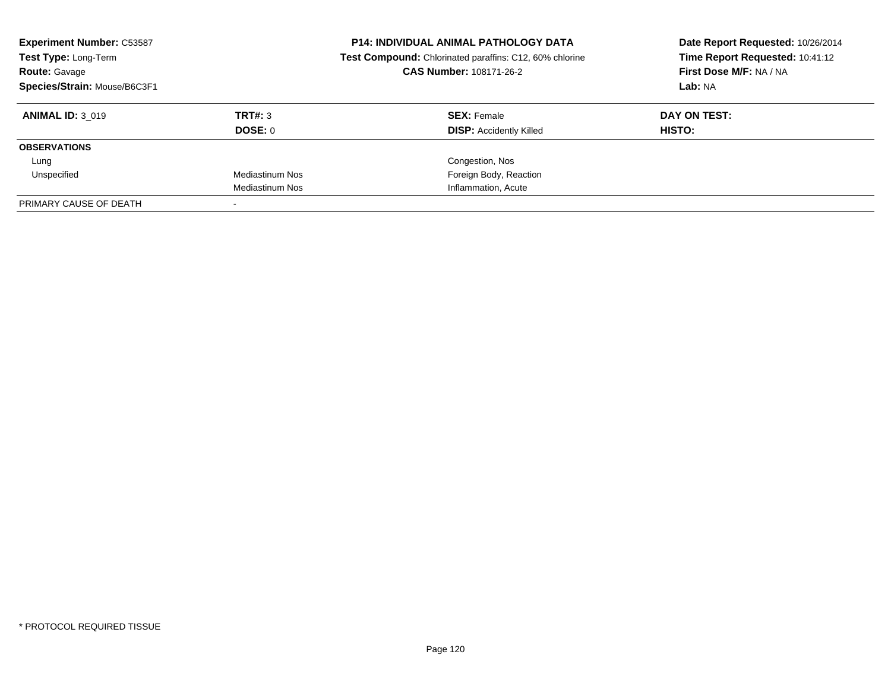**Experiment Number:** C53587
**Test Type:** Long-Term
**Route:** Gavage
**Species/Strain:** Mouse/B6C3F1

**P14: INDIVIDUAL ANIMAL PATHOLOGY DATA**
**Test Compound:** Chlorinated paraffins: C12, 60% chlorine
**CAS Number:** 108171-26-2

**Date Report Requested:** 10/26/2014
**Time Report Requested:** 10:41:12
**First Dose M/F:** NA / NA
**Lab:** NA

| **ANIMAL ID:** 3_019 | **TRT#:** 3 | **SEX:** Female | **DAY ON TEST:** |
|---|---|---|---|
| | **DOSE:** 0 | **DISP:** Accidently Killed | **HISTO:** |
| **OBSERVATIONS** | | | |
| Lung | | Congestion, Nos | |
| Unspecified | Mediastinum Nos | Foreign Body, Reaction | |
| | Mediastinum Nos | Inflammation, Acute | |
| PRIMARY CAUSE OF DEATH | - | | |

* PROTOCOL REQUIRED TISSUE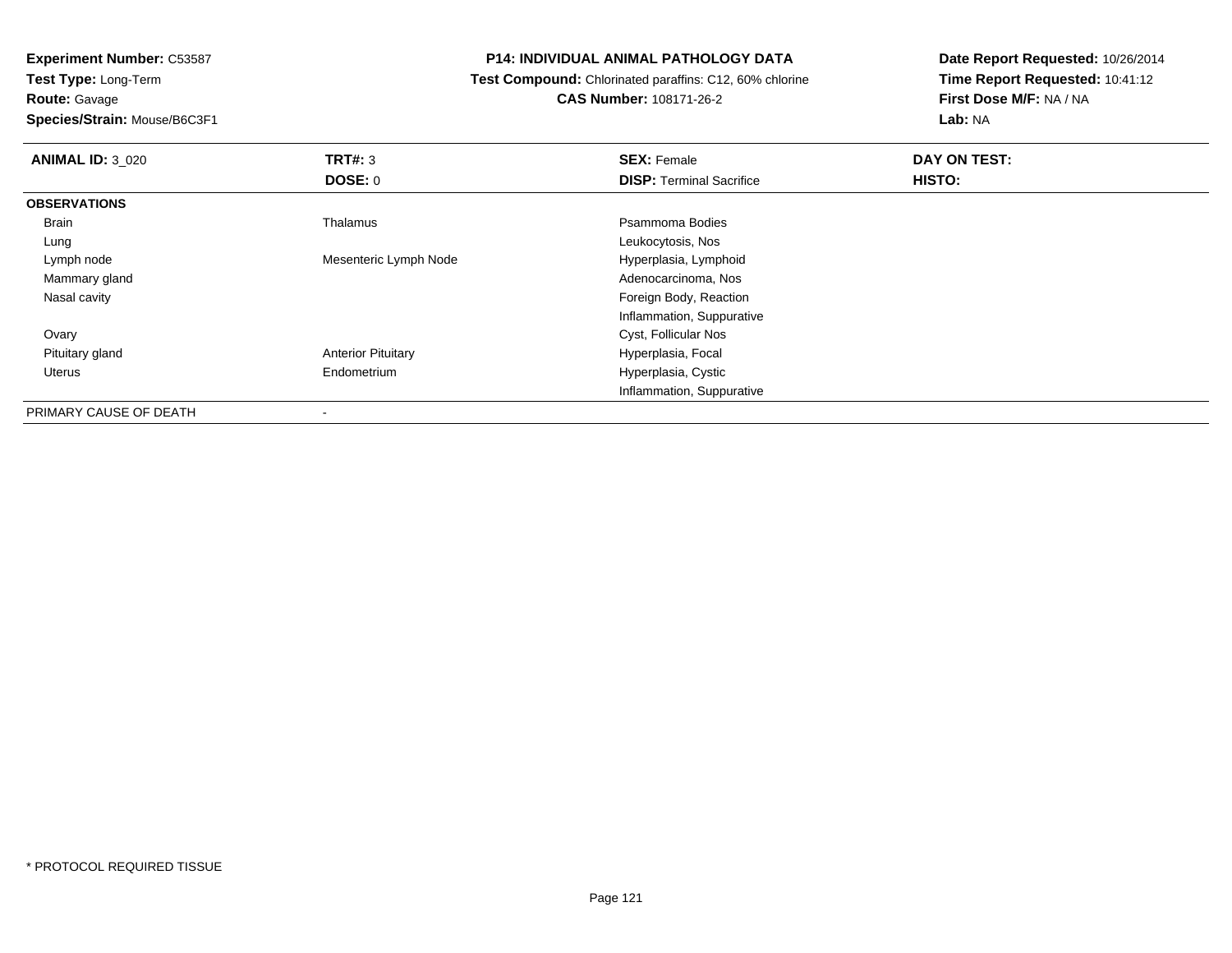**Experiment Number:** C53587

**Test Type:** Long-Term

**Route:** Gavage

**Species/Strain:** Mouse/B6C3F1

**P14: INDIVIDUAL ANIMAL PATHOLOGY DATA**

**Test Compound:** Chlorinated paraffins: C12, 60% chlorine

**CAS Number:** 108171-26-2

**Date Report Requested:** 10/26/2014

**Time Report Requested:** 10:41:12

**First Dose M/F:** NA / NA

**Lab:** NA

| **ANIMAL ID:** 3_020 | **TRT#:** 3 | **SEX:** Female | **DAY ON TEST:** |
|---|---|---|---|
| | **DOSE:** 0 | **DISP:** Terminal Sacrifice | **HISTO:** |
| **OBSERVATIONS** | | | |
| Brain | Thalamus | Psammoma Bodies | |
| Lung | | Leukocytosis, Nos | |
| Lymph node | Mesenteric Lymph Node | Hyperplasia, Lymphoid | |
| Mammary gland | | Adenocarcinoma, Nos | |
| Nasal cavity | | Foreign Body, Reaction | |
| | | Inflammation, Suppurative | |
| Ovary | | Cyst, Follicular Nos | |
| Pituitary gland | Anterior Pituitary | Hyperplasia, Focal | |
| Uterus | Endometrium | Hyperplasia, Cystic | |
| | | Inflammation, Suppurative | |
| PRIMARY CAUSE OF DEATH | - | | |

* PROTOCOL REQUIRED TISSUE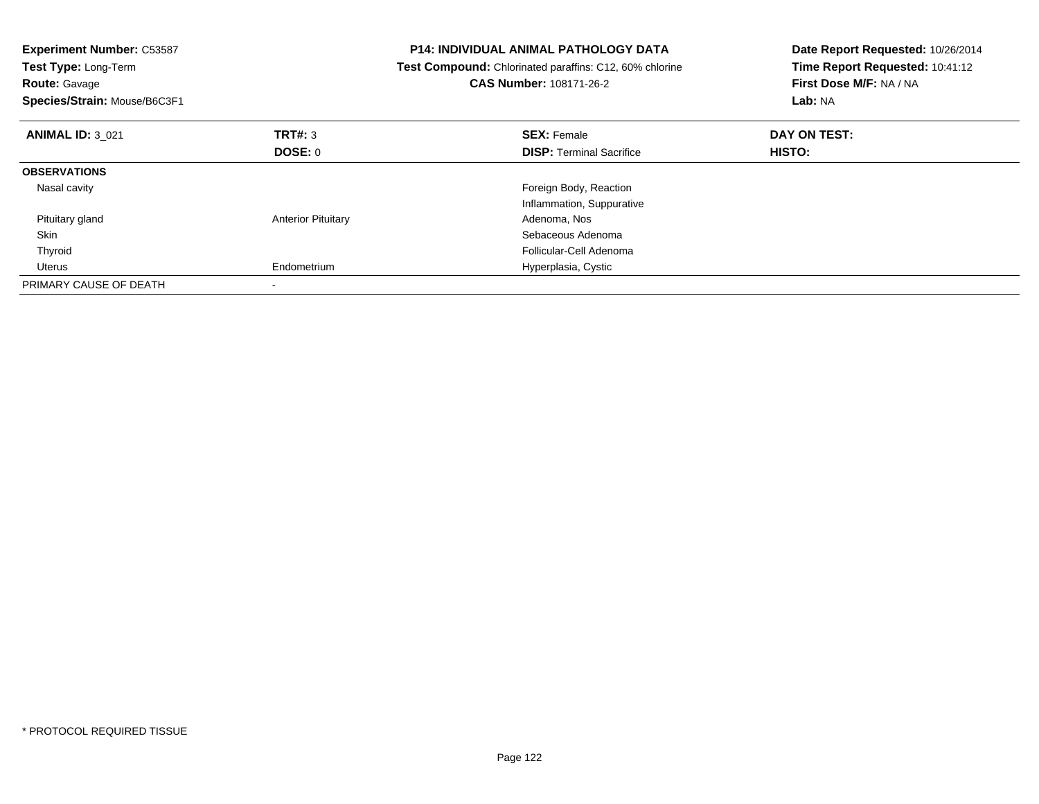**Experiment Number:** C53587
**Test Type:** Long-Term
**Route:** Gavage
**Species/Strain:** Mouse/B6C3F1

**P14: INDIVIDUAL ANIMAL PATHOLOGY DATA**
**Test Compound:** Chlorinated paraffins: C12, 60% chlorine
**CAS Number:** 108171-26-2

**Date Report Requested:** 10/26/2014
**Time Report Requested:** 10:41:12
**First Dose M/F:** NA / NA
**Lab:** NA

| **ANIMAL ID:** 3_021 | **TRT#:** 3 | **SEX:** Female | **DAY ON TEST:** |
|---|---|---|---|
| | **DOSE:** 0 | **DISP:** Terminal Sacrifice | **HISTO:** |
| **OBSERVATIONS** | | | |
| Nasal cavity | | Foreign Body, Reaction | |
| | | Inflammation, Suppurative | |
| Pituitary gland | Anterior Pituitary | Adenoma, Nos | |
| Skin | | Sebaceous Adenoma | |
| Thyroid | | Follicular-Cell Adenoma | |
| Uterus | Endometrium | Hyperplasia, Cystic | |
| PRIMARY CAUSE OF DEATH | - | | |

* PROTOCOL REQUIRED TISSUE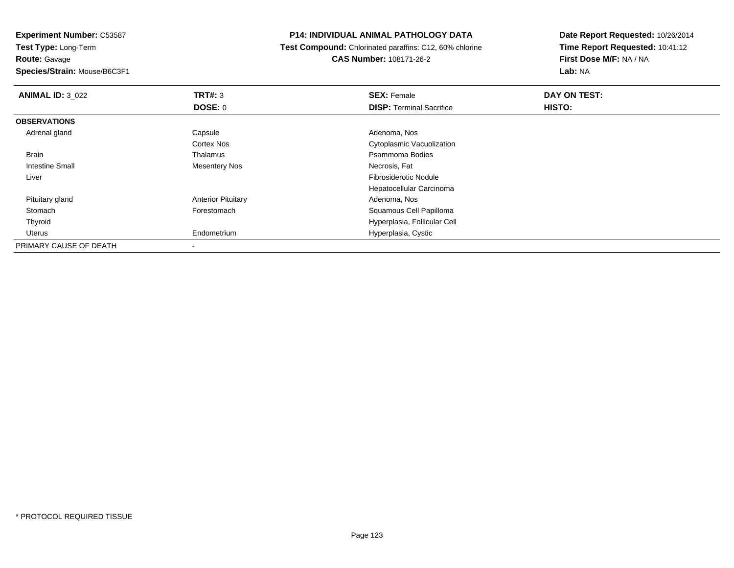**Experiment Number:** C53587
**Test Type:** Long-Term
**Route:** Gavage
**Species/Strain:** Mouse/B6C3F1

**P14: INDIVIDUAL ANIMAL PATHOLOGY DATA**
**Test Compound:** Chlorinated paraffins: C12, 60% chlorine
**CAS Number:** 108171-26-2

**Date Report Requested:** 10/26/2014
**Time Report Requested:** 10:41:12
**First Dose M/F:** NA / NA
**Lab:** NA

| **ANIMAL ID:** 3_022 | **TRT#:** 3 | **SEX:** Female | **DAY ON TEST:** |
|---|---|---|---|
| | **DOSE:** 0 | **DISP:** Terminal Sacrifice | **HISTO:** |
| **OBSERVATIONS** | | | |
| Adrenal gland | Capsule | Adenoma, Nos | |
| | Cortex Nos | Cytoplasmic Vacuolization | |
| Brain | Thalamus | Psammoma Bodies | |
| Intestine Small | Mesentery Nos | Necrosis, Fat | |
| Liver | | Fibrosiderotic Nodule | |
| | | Hepatocellular Carcinoma | |
| Pituitary gland | Anterior Pituitary | Adenoma, Nos | |
| Stomach | Forestomach | Squamous Cell Papilloma | |
| Thyroid | | Hyperplasia, Follicular Cell | |
| Uterus | Endometrium | Hyperplasia, Cystic | |
| PRIMARY CAUSE OF DEATH | - | | |

* PROTOCOL REQUIRED TISSUE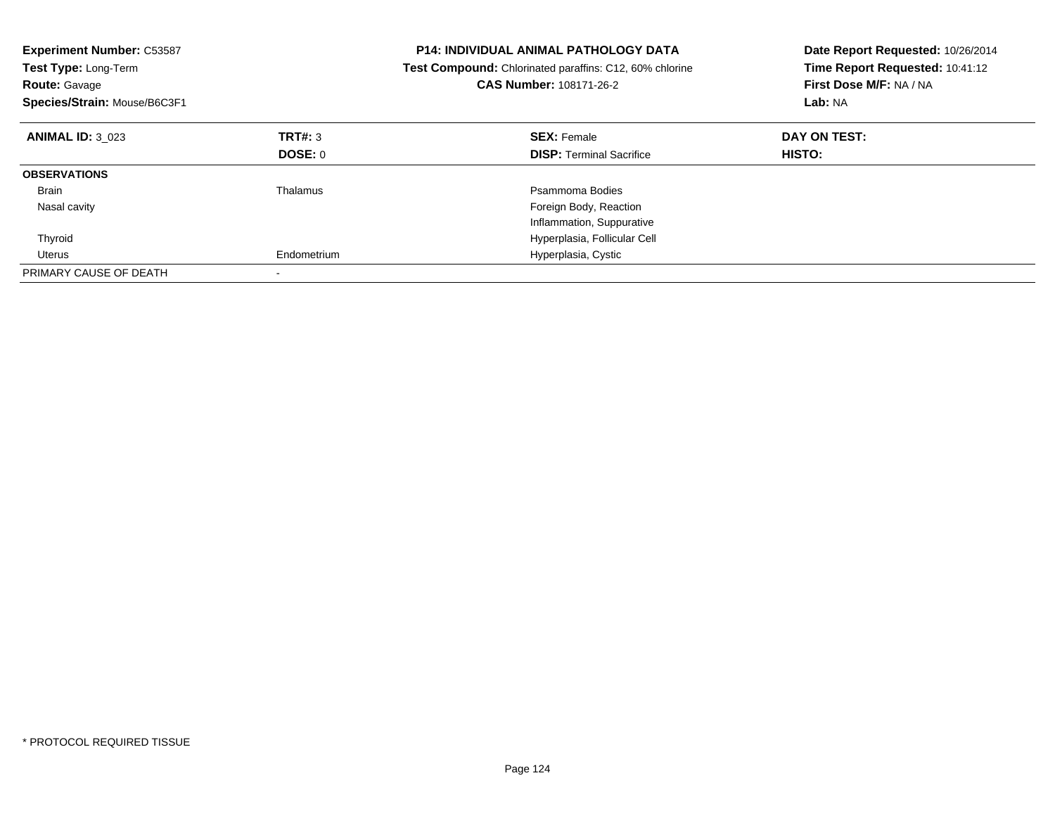**Experiment Number:** C53587
**Test Type:** Long-Term
**Route:** Gavage
**Species/Strain:** Mouse/B6C3F1

**P14: INDIVIDUAL ANIMAL PATHOLOGY DATA**
**Test Compound:** Chlorinated paraffins: C12, 60% chlorine
**CAS Number:** 108171-26-2

**Date Report Requested:** 10/26/2014
**Time Report Requested:** 10:41:12
**First Dose M/F:** NA / NA
**Lab:** NA

| **ANIMAL ID:** 3_023 | **TRT#:** 3 | **SEX:** Female | **DAY ON TEST:** |
|---|---|---|---|
| | **DOSE:** 0 | **DISP:** Terminal Sacrifice | **HISTO:** |
| **OBSERVATIONS** | | | |
| Brain | Thalamus | Psammoma Bodies | |
| Nasal cavity | | Foreign Body, Reaction | |
| | | Inflammation, Suppurative | |
| Thyroid | | Hyperplasia, Follicular Cell | |
| Uterus | Endometrium | Hyperplasia, Cystic | |
| PRIMARY CAUSE OF DEATH | - | | |

* PROTOCOL REQUIRED TISSUE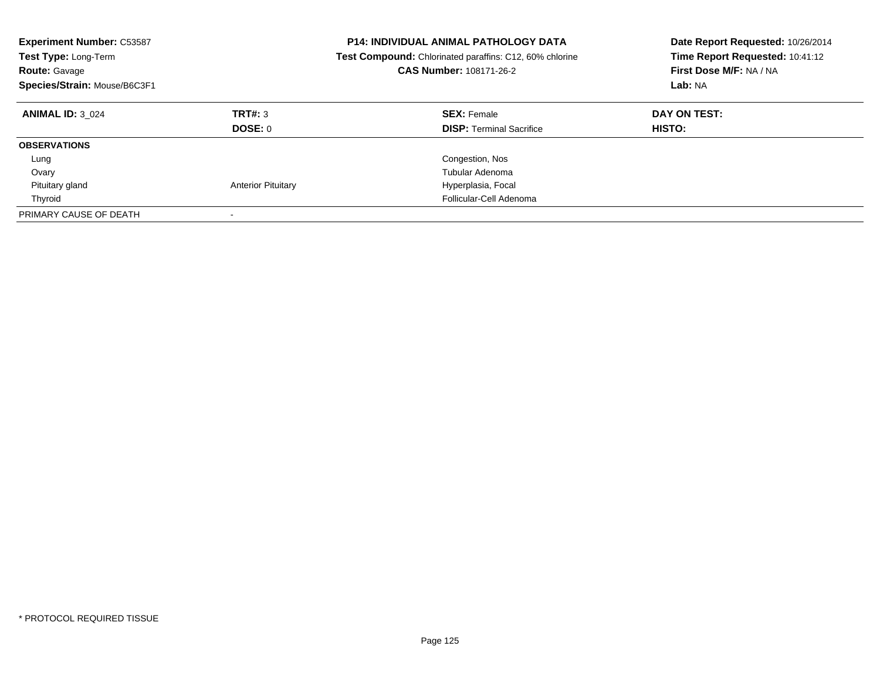**Experiment Number:** C53587
**Test Type:** Long-Term
**Route:** Gavage
**Species/Strain:** Mouse/B6C3F1

**P14: INDIVIDUAL ANIMAL PATHOLOGY DATA**
**Test Compound:** Chlorinated paraffins: C12, 60% chlorine
**CAS Number:** 108171-26-2

**Date Report Requested:** 10/26/2014
**Time Report Requested:** 10:41:12
**First Dose M/F:** NA / NA
**Lab:** NA

| **ANIMAL ID:** 3_024 | **TRT#:** 3 | **SEX:** Female | **DAY ON TEST:** |
|---|---|---|---|
| | **DOSE:** 0 | **DISP:** Terminal Sacrifice | **HISTO:** |
| **OBSERVATIONS** | | | |
| Lung | | Congestion, Nos | |
| Ovary | | Tubular Adenoma | |
| Pituitary gland | Anterior Pituitary | Hyperplasia, Focal | |
| Thyroid | | Follicular-Cell Adenoma | |
| PRIMARY CAUSE OF DEATH | - | | |

\* PROTOCOL REQUIRED TISSUE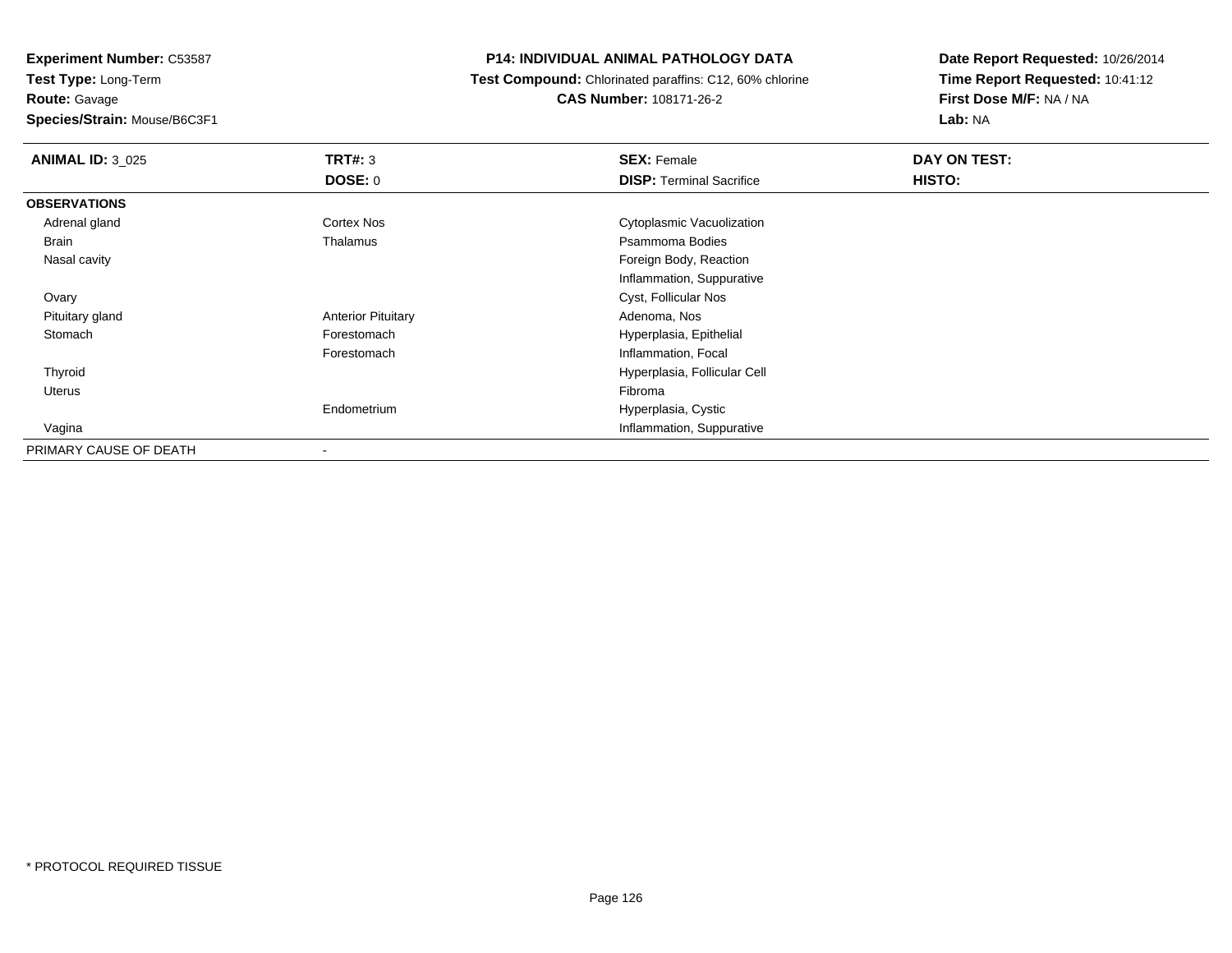**Experiment Number:** C53587
**Test Type:** Long-Term
**Route:** Gavage
**Species/Strain:** Mouse/B6C3F1

**P14: INDIVIDUAL ANIMAL PATHOLOGY DATA**
**Test Compound:** Chlorinated paraffins: C12, 60% chlorine
**CAS Number:** 108171-26-2

**Date Report Requested:** 10/26/2014
**Time Report Requested:** 10:41:12
**First Dose M/F:** NA / NA
**Lab:** NA

| **ANIMAL ID:** 3_025 | **TRT#:** 3 | **SEX:** Female | **DAY ON TEST:** |
|---|---|---|---|
| | **DOSE:** 0 | **DISP:** Terminal Sacrifice | **HISTO:** |
| **OBSERVATIONS** | | | |
| Adrenal gland | Cortex Nos | Cytoplasmic Vacuolization | |
| Brain | Thalamus | Psammoma Bodies | |
| Nasal cavity | | Foreign Body, Reaction | |
| | | Inflammation, Suppurative | |
| Ovary | | Cyst, Follicular Nos | |
| Pituitary gland | Anterior Pituitary | Adenoma, Nos | |
| Stomach | Forestomach | Hyperplasia, Epithelial | |
| | Forestomach | Inflammation, Focal | |
| Thyroid | | Hyperplasia, Follicular Cell | |
| Uterus | | Fibroma | |
| | Endometrium | Hyperplasia, Cystic | |
| Vagina | | Inflammation, Suppurative | |
| PRIMARY CAUSE OF DEATH | - | | |

* PROTOCOL REQUIRED TISSUE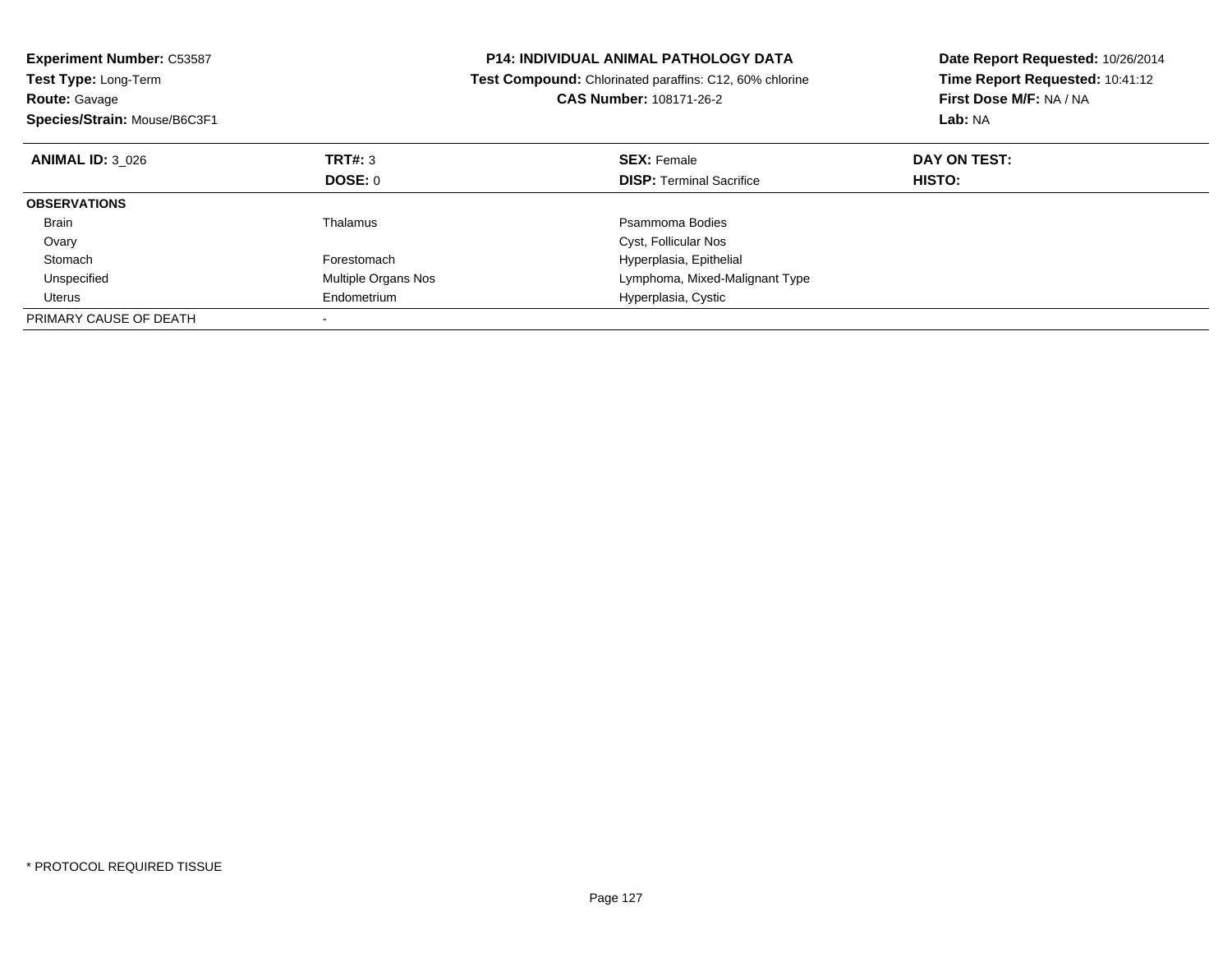**Experiment Number:** C53587
**Test Type:** Long-Term
**Route:** Gavage
**Species/Strain:** Mouse/B6C3F1

**P14: INDIVIDUAL ANIMAL PATHOLOGY DATA**
**Test Compound:** Chlorinated paraffins: C12, 60% chlorine
**CAS Number:** 108171-26-2

**Date Report Requested:** 10/26/2014
**Time Report Requested:** 10:41:12
**First Dose M/F:** NA / NA
**Lab:** NA

| **ANIMAL ID:** 3_026 | **TRT#:** 3 | **SEX:** Female | **DAY ON TEST:** |
|---|---|---|---|
| | **DOSE:** 0 | **DISP:** Terminal Sacrifice | **HISTO:** |
| **OBSERVATIONS** | | | |
| Brain | Thalamus | Psammoma Bodies | |
| Ovary | | Cyst, Follicular Nos | |
| Stomach | Forestomach | Hyperplasia, Epithelial | |
| Unspecified | Multiple Organs Nos | Lymphoma, Mixed-Malignant Type | |
| Uterus | Endometrium | Hyperplasia, Cystic | |
| PRIMARY CAUSE OF DEATH | - | | |

\* PROTOCOL REQUIRED TISSUE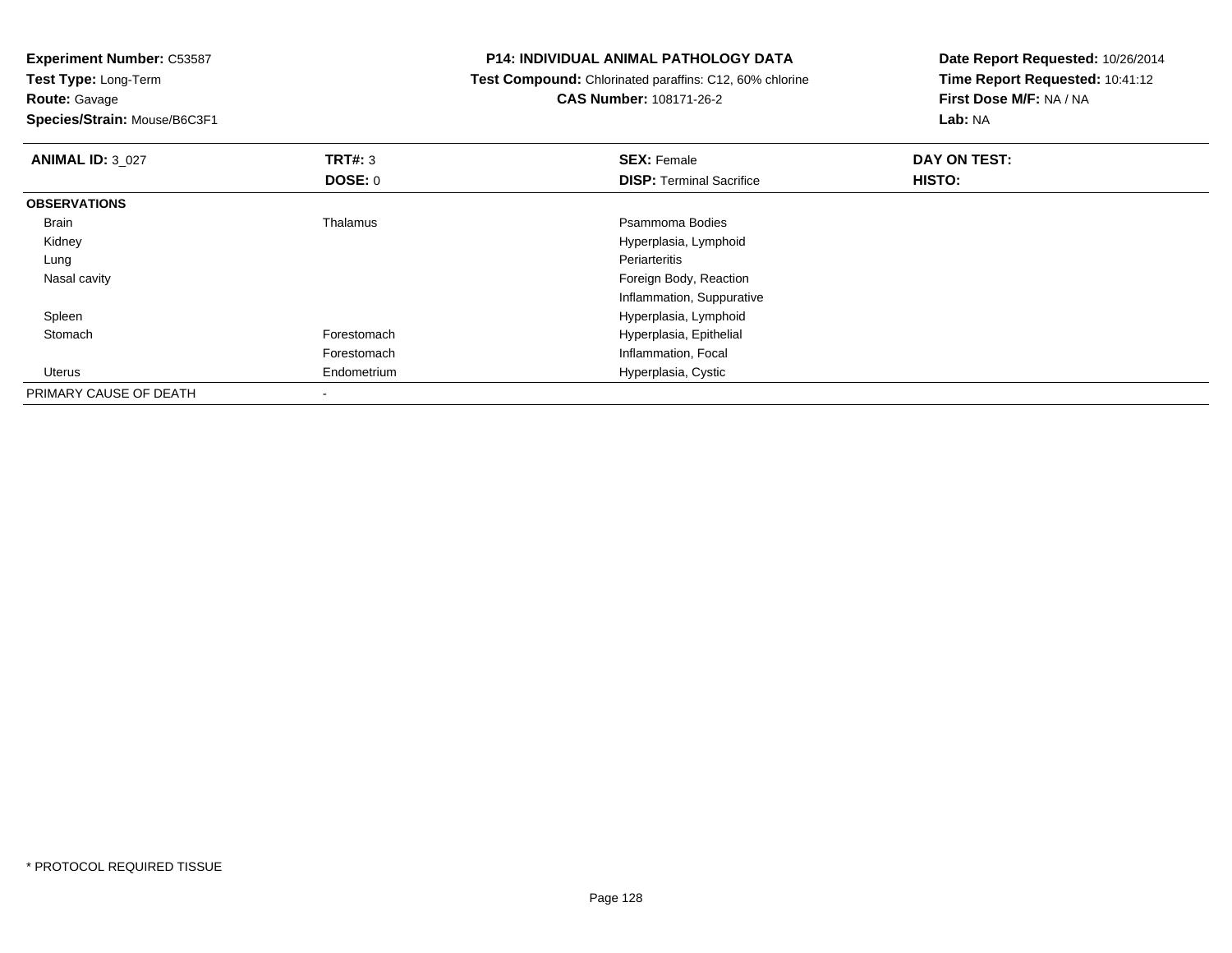**Experiment Number:** C53587
**Test Type:** Long-Term
**Route:** Gavage
**Species/Strain:** Mouse/B6C3F1

**P14: INDIVIDUAL ANIMAL PATHOLOGY DATA**
**Test Compound:** Chlorinated paraffins: C12, 60% chlorine
**CAS Number:** 108171-26-2

**Date Report Requested:** 10/26/2014
**Time Report Requested:** 10:41:12
**First Dose M/F:** NA / NA
**Lab:** NA

| **ANIMAL ID:** 3_027 | **TRT#:** 3 | **SEX:** Female | **DAY ON TEST:** |
|---|---|---|---|
| | **DOSE:** 0 | **DISP:** Terminal Sacrifice | **HISTO:** |
| **OBSERVATIONS** | | | |
| Brain | Thalamus | Psammoma Bodies | |
| Kidney | | Hyperplasia, Lymphoid | |
| Lung | | Periarteritis | |
| Nasal cavity | | Foreign Body, Reaction | |
| | | Inflammation, Suppurative | |
| Spleen | | Hyperplasia, Lymphoid | |
| Stomach | Forestomach | Hyperplasia, Epithelial | |
| | Forestomach | Inflammation, Focal | |
| Uterus | Endometrium | Hyperplasia, Cystic | |
| PRIMARY CAUSE OF DEATH | - | | |

* PROTOCOL REQUIRED TISSUE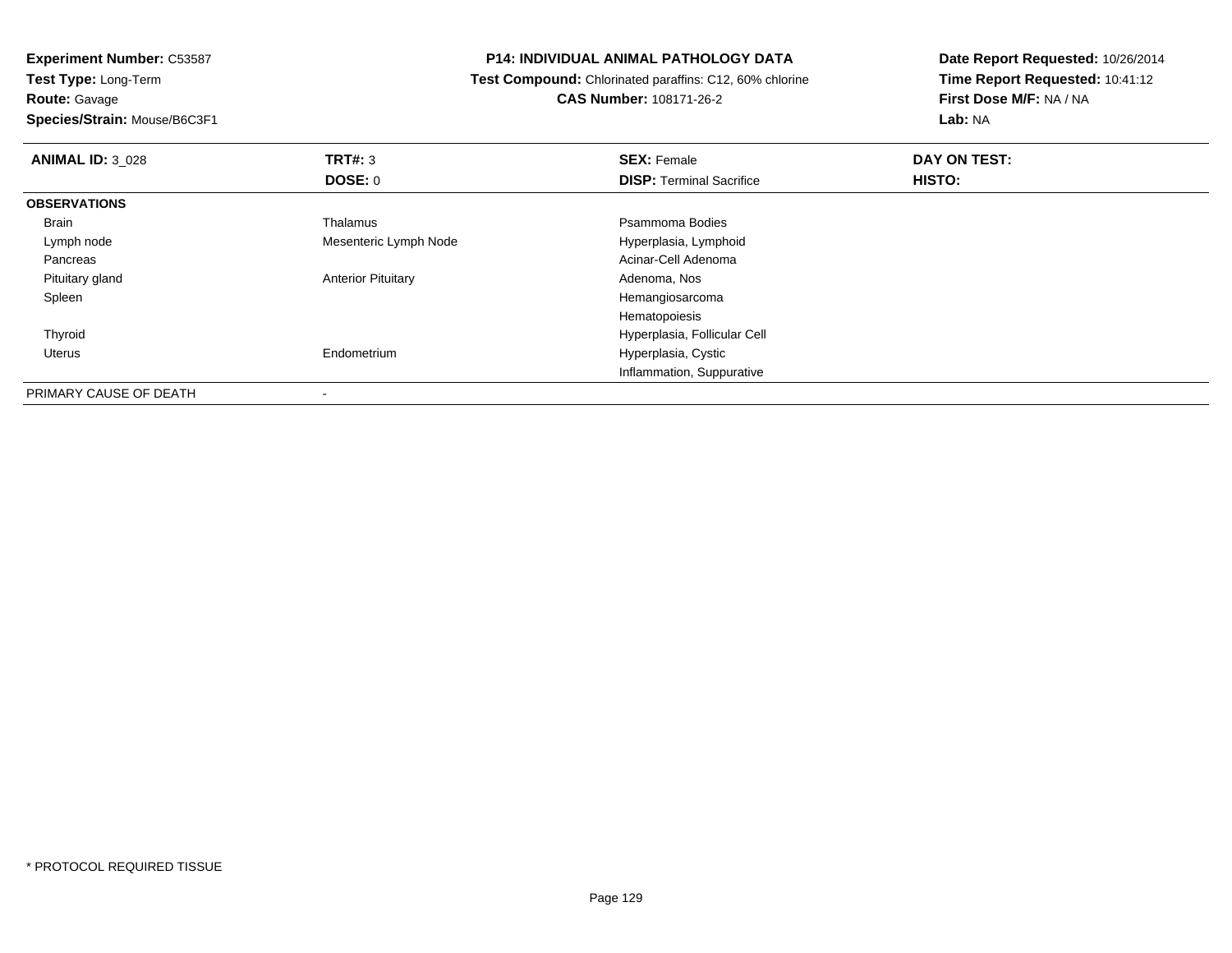**Experiment Number:** C53587
**Test Type:** Long-Term
**Route:** Gavage
**Species/Strain:** Mouse/B6C3F1

**P14: INDIVIDUAL ANIMAL PATHOLOGY DATA**
**Test Compound:** Chlorinated paraffins: C12, 60% chlorine
**CAS Number:** 108171-26-2

**Date Report Requested:** 10/26/2014
**Time Report Requested:** 10:41:12
**First Dose M/F:** NA / NA
**Lab:** NA

| **ANIMAL ID:** 3_028 | **TRT#:** 3 | **SEX:** Female | **DAY ON TEST:** |
|---|---|---|---|
| | **DOSE:** 0 | **DISP:** Terminal Sacrifice | **HISTO:** |
| **OBSERVATIONS** | | | |
| Brain | Thalamus | Psammoma Bodies | |
| Lymph node | Mesenteric Lymph Node | Hyperplasia, Lymphoid | |
| Pancreas | | Acinar-Cell Adenoma | |
| Pituitary gland | Anterior Pituitary | Adenoma, Nos | |
| Spleen | | Hemangiosarcoma | |
| | | Hematopoiesis | |
| Thyroid | | Hyperplasia, Follicular Cell | |
| Uterus | Endometrium | Hyperplasia, Cystic | |
| | | Inflammation, Suppurative | |
| PRIMARY CAUSE OF DEATH | - | | |

* PROTOCOL REQUIRED TISSUE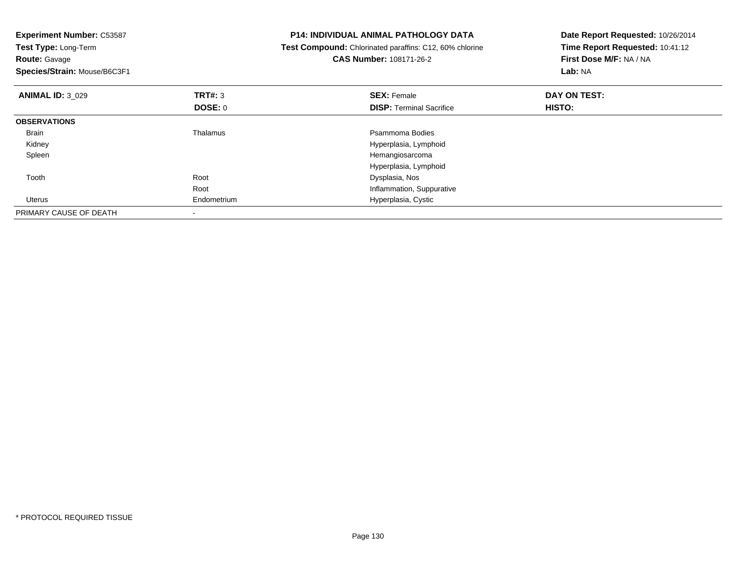**Experiment Number:** C53587
**Test Type:** Long-Term
**Route:** Gavage
**Species/Strain:** Mouse/B6C3F1

**P14: INDIVIDUAL ANIMAL PATHOLOGY DATA**
**Test Compound:** Chlorinated paraffins: C12, 60% chlorine
**CAS Number:** 108171-26-2

**Date Report Requested:** 10/26/2014
**Time Report Requested:** 10:41:12
**First Dose M/F:** NA / NA
**Lab:** NA

| **ANIMAL ID:** 3_029 | **TRT#:** 3 | **SEX:** Female | **DAY ON TEST:** |
|---|---|---|---|
| | **DOSE:** 0 | **DISP:** Terminal Sacrifice | **HISTO:** |
| **OBSERVATIONS** | | | |
| Brain | Thalamus | Psammoma Bodies | |
| Kidney | | Hyperplasia, Lymphoid | |
| Spleen | | Hemangiosarcoma | |
| | | Hyperplasia, Lymphoid | |
| Tooth | Root | Dysplasia, Nos | |
| | Root | Inflammation, Suppurative | |
| Uterus | Endometrium | Hyperplasia, Cystic | |
| PRIMARY CAUSE OF DEATH | - | | |

* PROTOCOL REQUIRED TISSUE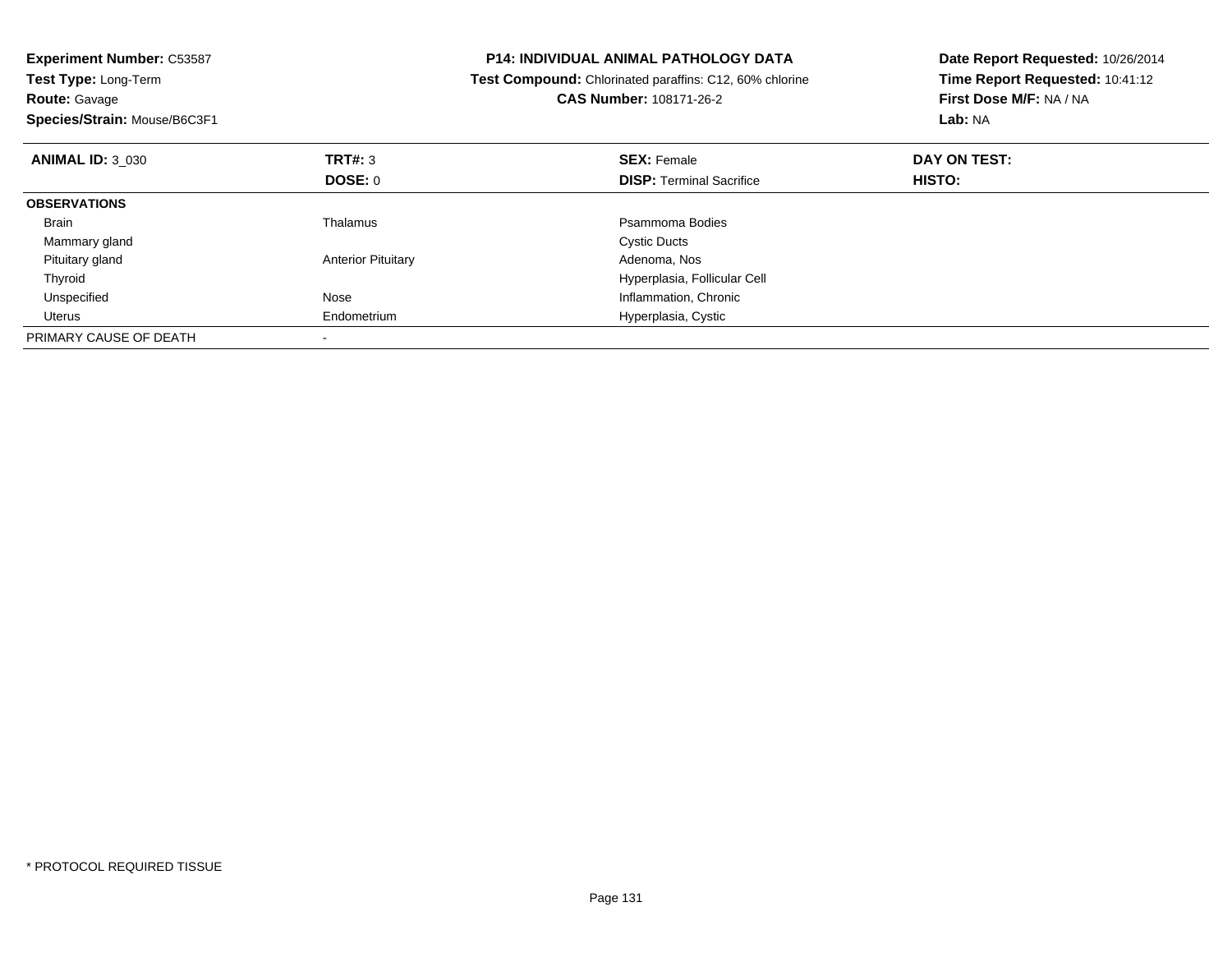**Experiment Number:** C53587
**Test Type:** Long-Term
**Route:** Gavage
**Species/Strain:** Mouse/B6C3F1

**P14: INDIVIDUAL ANIMAL PATHOLOGY DATA**
**Test Compound:** Chlorinated paraffins: C12, 60% chlorine
**CAS Number:** 108171-26-2

**Date Report Requested:** 10/26/2014
**Time Report Requested:** 10:41:12
**First Dose M/F:** NA / NA
**Lab:** NA

| **ANIMAL ID:** 3_030 | **TRT#:** 3 | **SEX:** Female | **DAY ON TEST:** |
|---|---|---|---|
| | **DOSE:** 0 | **DISP:** Terminal Sacrifice | **HISTO:** |
| **OBSERVATIONS** | | | |
| Brain | Thalamus | Psammoma Bodies | |
| Mammary gland | | Cystic Ducts | |
| Pituitary gland | Anterior Pituitary | Adenoma, Nos | |
| Thyroid | | Hyperplasia, Follicular Cell | |
| Unspecified | Nose | Inflammation, Chronic | |
| Uterus | Endometrium | Hyperplasia, Cystic | |
| PRIMARY CAUSE OF DEATH | - | | |

* PROTOCOL REQUIRED TISSUE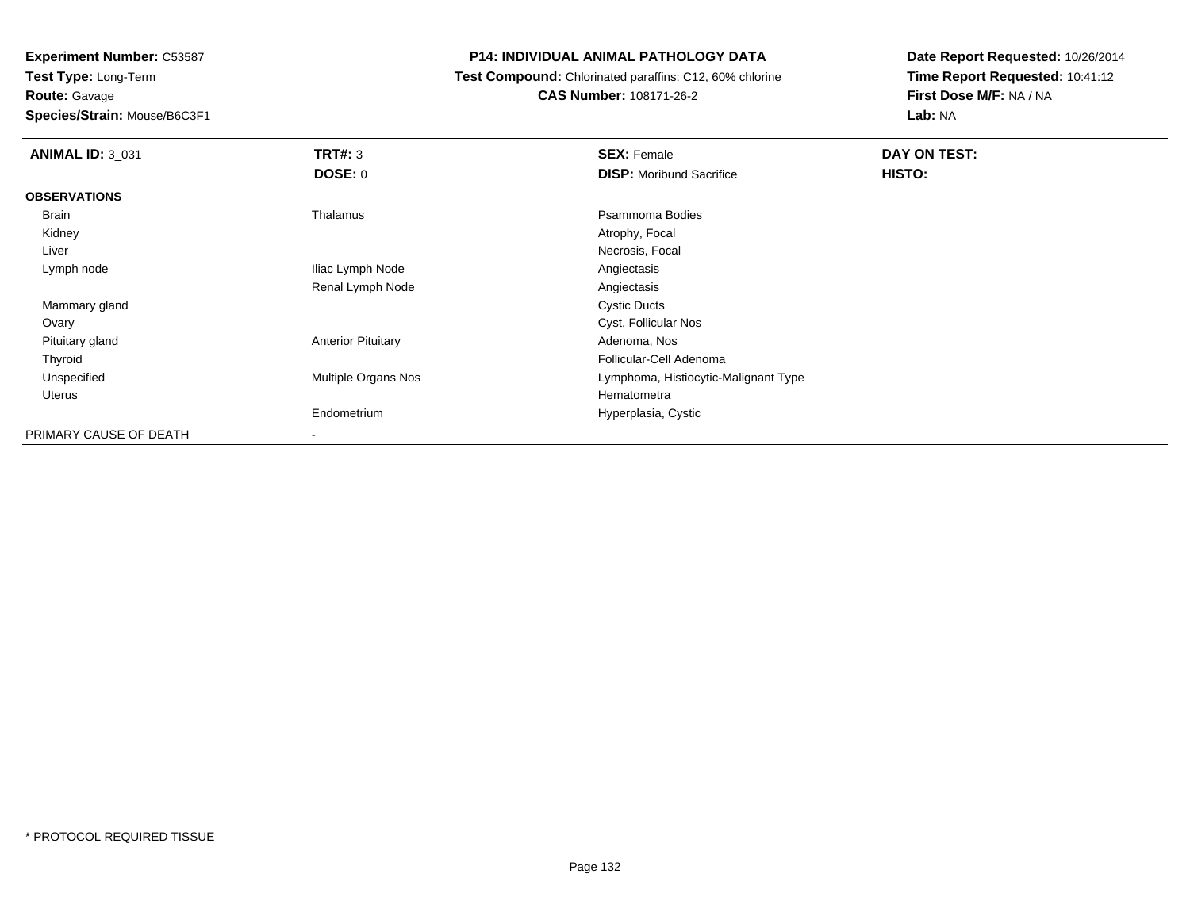**Experiment Number:** C53587
**Test Type:** Long-Term
**Route:** Gavage
**Species/Strain:** Mouse/B6C3F1

**P14: INDIVIDUAL ANIMAL PATHOLOGY DATA**
**Test Compound:** Chlorinated paraffins: C12, 60% chlorine
**CAS Number:** 108171-26-2

**Date Report Requested:** 10/26/2014
**Time Report Requested:** 10:41:12
**First Dose M/F:** NA / NA
**Lab:** NA

| **ANIMAL ID:** 3_031 | **TRT#:** 3 | **SEX:** Female | **DAY ON TEST:** |
|---|---|---|---|
| | **DOSE:** 0 | **DISP:** Moribund Sacrifice | **HISTO:** |
| **OBSERVATIONS** | | | |
| Brain | Thalamus | Psammoma Bodies | |
| Kidney | | Atrophy, Focal | |
| Liver | | Necrosis, Focal | |
| Lymph node | Iliac Lymph Node | Angiectasis | |
| | Renal Lymph Node | Angiectasis | |
| Mammary gland | | Cystic Ducts | |
| Ovary | | Cyst, Follicular Nos | |
| Pituitary gland | Anterior Pituitary | Adenoma, Nos | |
| Thyroid | | Follicular-Cell Adenoma | |
| Unspecified | Multiple Organs Nos | Lymphoma, Histiocytic-Malignant Type | |
| Uterus | | Hematometra | |
| | Endometrium | Hyperplasia, Cystic | |
| PRIMARY CAUSE OF DEATH | - | | |

\* PROTOCOL REQUIRED TISSUE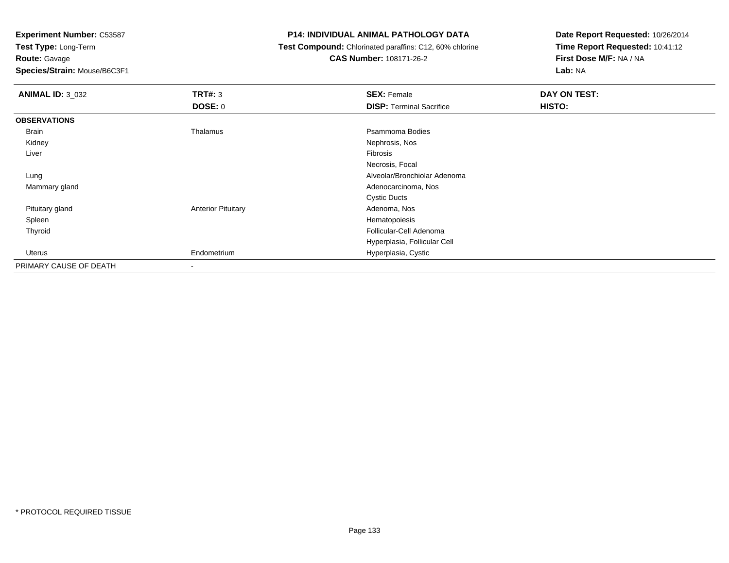**Experiment Number:** C53587
**Test Type:** Long-Term
**Route:** Gavage
**Species/Strain:** Mouse/B6C3F1

**P14: INDIVIDUAL ANIMAL PATHOLOGY DATA**
**Test Compound:** Chlorinated paraffins: C12, 60% chlorine
**CAS Number:** 108171-26-2

**Date Report Requested:** 10/26/2014
**Time Report Requested:** 10:41:12
**First Dose M/F:** NA / NA
**Lab:** NA

| **ANIMAL ID:** 3_032 | **TRT#:** 3 | **SEX:** Female | **DAY ON TEST:** |
|---|---|---|---|
| | **DOSE:** 0 | **DISP:** Terminal Sacrifice | **HISTO:** |
| **OBSERVATIONS** | | | |
| Brain | Thalamus | Psammoma Bodies | |
| Kidney | | Nephrosis, Nos | |
| Liver | | Fibrosis | |
| | | Necrosis, Focal | |
| Lung | | Alveolar/Bronchiolar Adenoma | |
| Mammary gland | | Adenocarcinoma, Nos | |
| | | Cystic Ducts | |
| Pituitary gland | Anterior Pituitary | Adenoma, Nos | |
| Spleen | | Hematopoiesis | |
| Thyroid | | Follicular-Cell Adenoma | |
| | | Hyperplasia, Follicular Cell | |
| Uterus | Endometrium | Hyperplasia, Cystic | |
| PRIMARY CAUSE OF DEATH | - | | |

* PROTOCOL REQUIRED TISSUE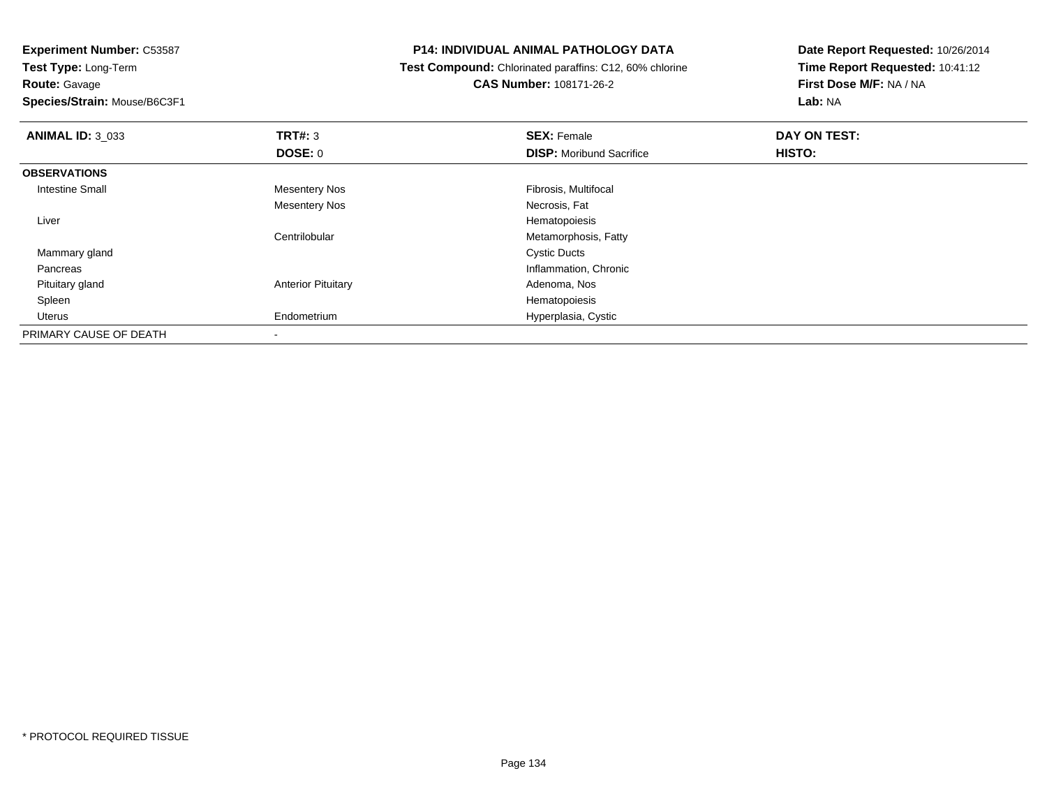**Experiment Number:** C53587
**Test Type:** Long-Term
**Route:** Gavage
**Species/Strain:** Mouse/B6C3F1

**P14: INDIVIDUAL ANIMAL PATHOLOGY DATA**
**Test Compound:** Chlorinated paraffins: C12, 60% chlorine
**CAS Number:** 108171-26-2

**Date Report Requested:** 10/26/2014
**Time Report Requested:** 10:41:12
**First Dose M/F:** NA / NA
**Lab:** NA

| **ANIMAL ID:** 3_033 | **TRT#:** 3 | **SEX:** Female | **DAY ON TEST:** |
|---|---|---|---|
| | **DOSE:** 0 | **DISP:** Moribund Sacrifice | **HISTO:** |
| **OBSERVATIONS** | | | |
| Intestine Small | Mesentery Nos | Fibrosis, Multifocal | |
| | Mesentery Nos | Necrosis, Fat | |
| Liver | | Hematopoiesis | |
| | Centrilobular | Metamorphosis, Fatty | |
| Mammary gland | | Cystic Ducts | |
| Pancreas | | Inflammation, Chronic | |
| Pituitary gland | Anterior Pituitary | Adenoma, Nos | |
| Spleen | | Hematopoiesis | |
| Uterus | Endometrium | Hyperplasia, Cystic | |
| PRIMARY CAUSE OF DEATH | - | | |

* PROTOCOL REQUIRED TISSUE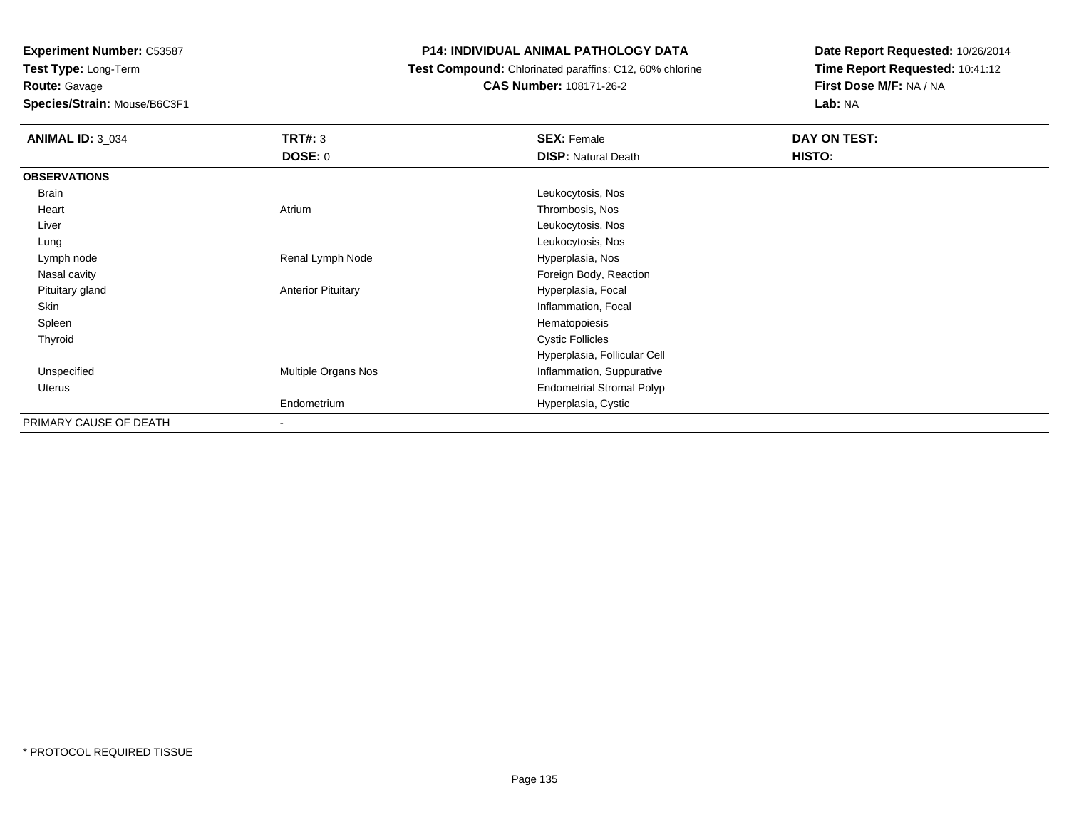**Experiment Number:** C53587
**Test Type:** Long-Term
**Route:** Gavage
**Species/Strain:** Mouse/B6C3F1

**P14: INDIVIDUAL ANIMAL PATHOLOGY DATA**
**Test Compound:** Chlorinated paraffins: C12, 60% chlorine
**CAS Number:** 108171-26-2

**Date Report Requested:** 10/26/2014
**Time Report Requested:** 10:41:12
**First Dose M/F:** NA / NA
**Lab:** NA

| **ANIMAL ID:** 3_034 | **TRT#:** 3 | **SEX:** Female | **DAY ON TEST:** |
|---|---|---|---|
| | **DOSE:** 0 | **DISP:** Natural Death | **HISTO:** |
| **OBSERVATIONS** | | | |
| Brain | | Leukocytosis, Nos | |
| Heart | Atrium | Thrombosis, Nos | |
| Liver | | Leukocytosis, Nos | |
| Lung | | Leukocytosis, Nos | |
| Lymph node | Renal Lymph Node | Hyperplasia, Nos | |
| Nasal cavity | | Foreign Body, Reaction | |
| Pituitary gland | Anterior Pituitary | Hyperplasia, Focal | |
| Skin | | Inflammation, Focal | |
| Spleen | | Hematopoiesis | |
| Thyroid | | Cystic Follicles | |
| | | Hyperplasia, Follicular Cell | |
| Unspecified | Multiple Organs Nos | Inflammation, Suppurative | |
| Uterus | | Endometrial Stromal Polyp | |
| | Endometrium | Hyperplasia, Cystic | |
| PRIMARY CAUSE OF DEATH | - | | |

\* PROTOCOL REQUIRED TISSUE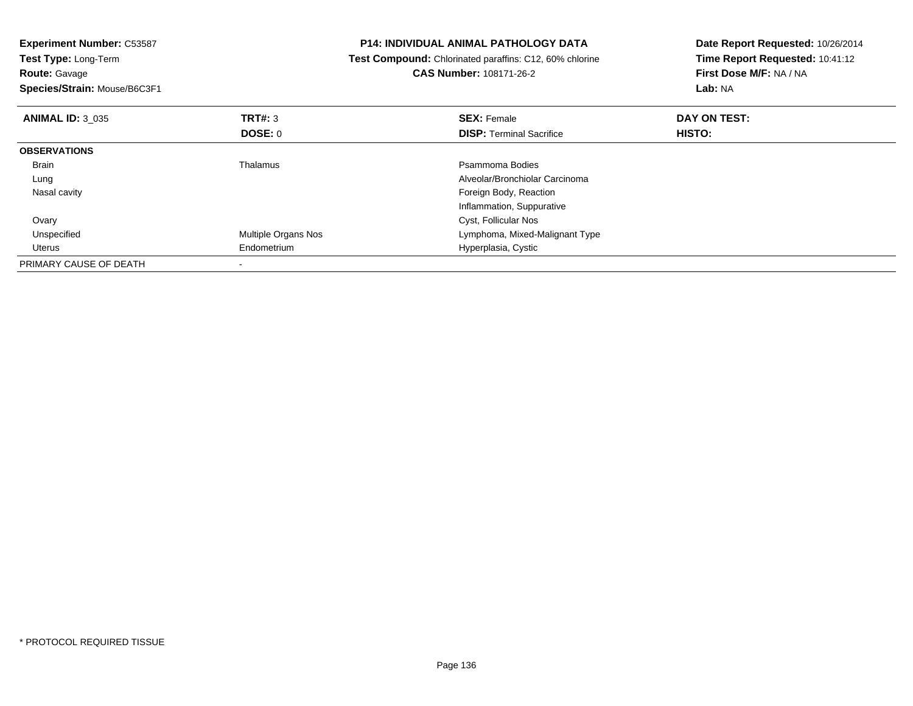**Experiment Number:** C53587
**Test Type:** Long-Term
**Route:** Gavage
**Species/Strain:** Mouse/B6C3F1

**P14: INDIVIDUAL ANIMAL PATHOLOGY DATA**
**Test Compound:** Chlorinated paraffins: C12, 60% chlorine
**CAS Number:** 108171-26-2

**Date Report Requested:** 10/26/2014
**Time Report Requested:** 10:41:12
**First Dose M/F:** NA / NA
**Lab:** NA

| **ANIMAL ID:** 3_035 | **TRT#:** 3 | **SEX:** Female | **DAY ON TEST:** |
|---|---|---|---|
| | **DOSE:** 0 | **DISP:** Terminal Sacrifice | **HISTO:** |
| **OBSERVATIONS** | | | |
| Brain | Thalamus | Psammoma Bodies | |
| Lung | | Alveolar/Bronchiolar Carcinoma | |
| Nasal cavity | | Foreign Body, Reaction | |
| | | Inflammation, Suppurative | |
| Ovary | | Cyst, Follicular Nos | |
| Unspecified | Multiple Organs Nos | Lymphoma, Mixed-Malignant Type | |
| Uterus | Endometrium | Hyperplasia, Cystic | |
| PRIMARY CAUSE OF DEATH | - | | |

* PROTOCOL REQUIRED TISSUE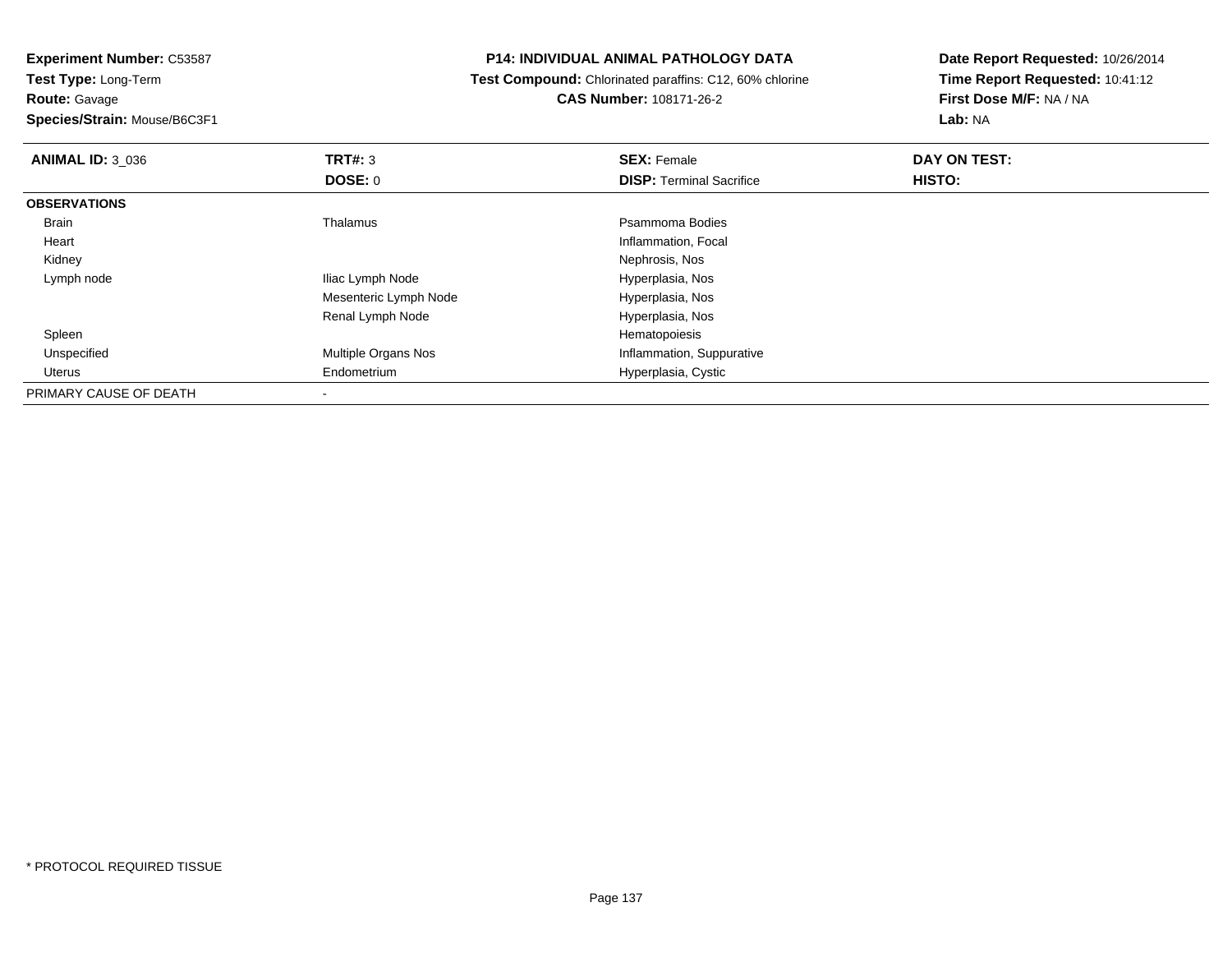**Experiment Number:** C53587
**Test Type:** Long-Term
**Route:** Gavage
**Species/Strain:** Mouse/B6C3F1

**P14: INDIVIDUAL ANIMAL PATHOLOGY DATA**
**Test Compound:** Chlorinated paraffins: C12, 60% chlorine
**CAS Number:** 108171-26-2

**Date Report Requested:** 10/26/2014
**Time Report Requested:** 10:41:12
**First Dose M/F:** NA / NA
**Lab:** NA

| **ANIMAL ID:** 3_036 | **TRT#:** 3 | **SEX:** Female | **DAY ON TEST:** |
|---|---|---|---|
| | **DOSE:** 0 | **DISP:** Terminal Sacrifice | **HISTO:** |
| **OBSERVATIONS** | | | |
| Brain | Thalamus | Psammoma Bodies | |
| Heart | | Inflammation, Focal | |
| Kidney | | Nephrosis, Nos | |
| Lymph node | Iliac Lymph Node | Hyperplasia, Nos | |
| | Mesenteric Lymph Node | Hyperplasia, Nos | |
| | Renal Lymph Node | Hyperplasia, Nos | |
| Spleen | | Hematopoiesis | |
| Unspecified | Multiple Organs Nos | Inflammation, Suppurative | |
| Uterus | Endometrium | Hyperplasia, Cystic | |
| PRIMARY CAUSE OF DEATH | - | | |

* PROTOCOL REQUIRED TISSUE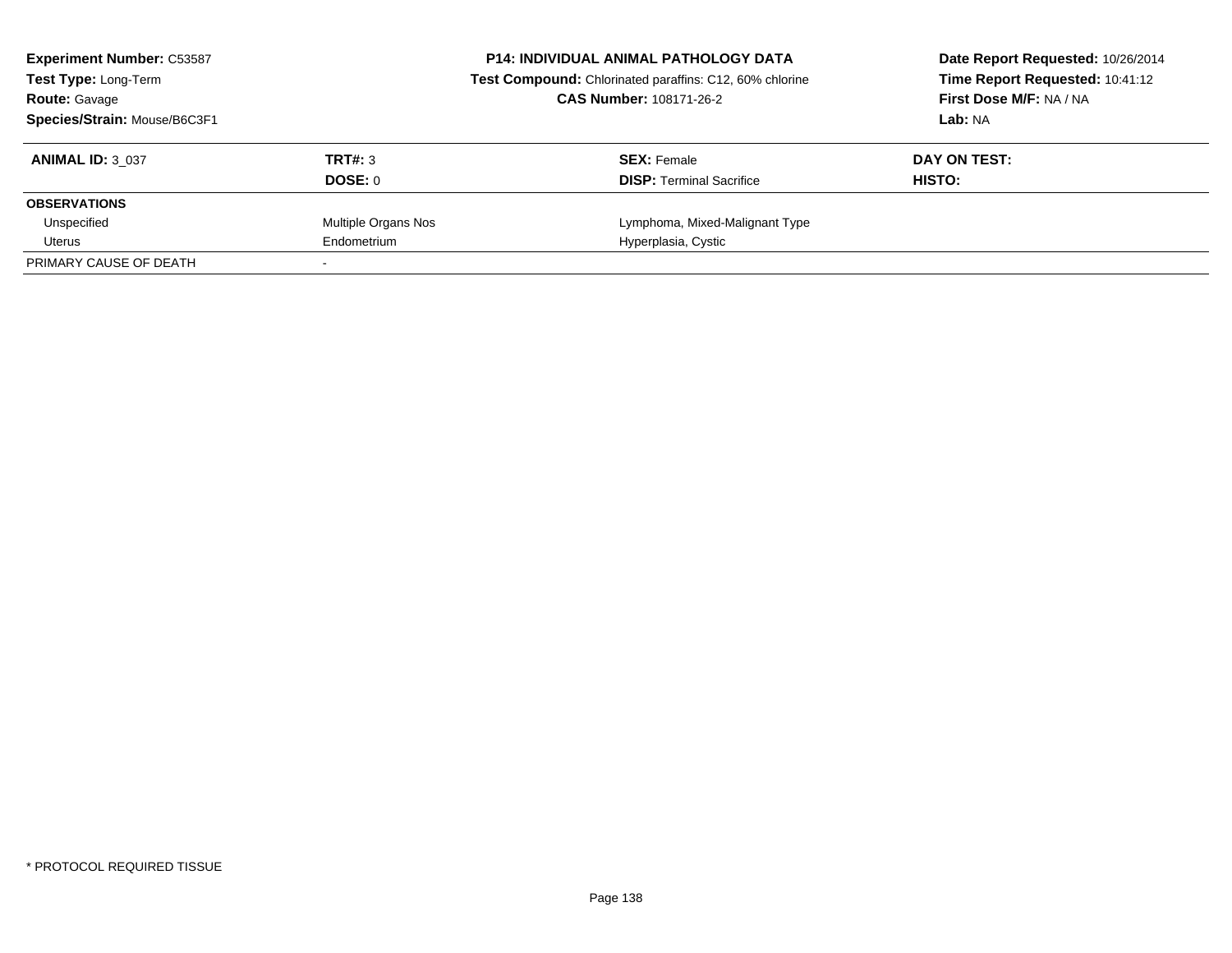**Experiment Number:** C53587
**Test Type:** Long-Term
**Route:** Gavage
**Species/Strain:** Mouse/B6C3F1

**P14: INDIVIDUAL ANIMAL PATHOLOGY DATA**
**Test Compound:** Chlorinated paraffins: C12, 60% chlorine
**CAS Number:** 108171-26-2

**Date Report Requested:** 10/26/2014
**Time Report Requested:** 10:41:12
**First Dose M/F:** NA / NA
**Lab:** NA

| **ANIMAL ID:** 3_037 | **TRT#:** 3 | **SEX:** Female | **DAY ON TEST:** |
|---|---|---|---|
| | **DOSE:** 0 | **DISP:** Terminal Sacrifice | **HISTO:** |
| **OBSERVATIONS** | | | |
| Unspecified | Multiple Organs Nos | Lymphoma, Mixed-Malignant Type | |
| Uterus | Endometrium | Hyperplasia, Cystic | |
| PRIMARY CAUSE OF DEATH | - | | |

* PROTOCOL REQUIRED TISSUE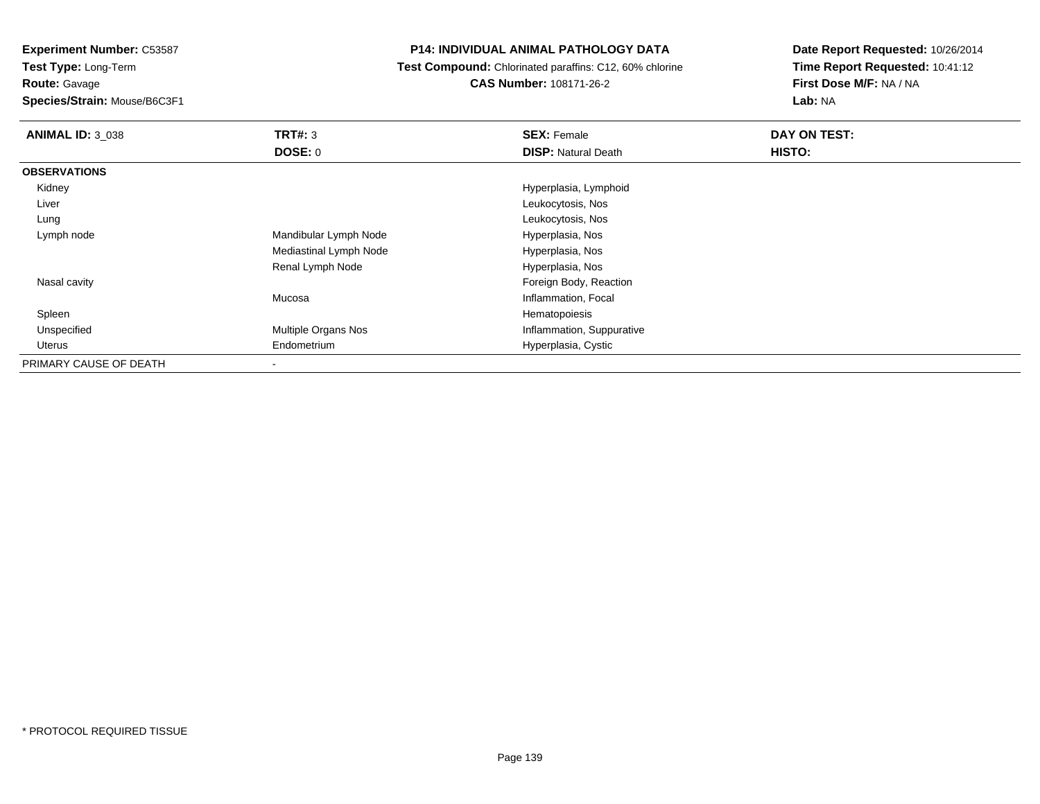**Experiment Number:** C53587
**Test Type:** Long-Term
**Route:** Gavage
**Species/Strain:** Mouse/B6C3F1

**P14: INDIVIDUAL ANIMAL PATHOLOGY DATA**
**Test Compound:** Chlorinated paraffins: C12, 60% chlorine
**CAS Number:** 108171-26-2

**Date Report Requested:** 10/26/2014
**Time Report Requested:** 10:41:12
**First Dose M/F:** NA / NA
**Lab:** NA

| **ANIMAL ID:** 3_038 | **TRT#:** 3 | **SEX:** Female | **DAY ON TEST:** |
|---|---|---|---|
| | **DOSE:** 0 | **DISP:** Natural Death | **HISTO:** |
| **OBSERVATIONS** | | | |
| Kidney | | Hyperplasia, Lymphoid | |
| Liver | | Leukocytosis, Nos | |
| Lung | | Leukocytosis, Nos | |
| Lymph node | Mandibular Lymph Node | Hyperplasia, Nos | |
| | Mediastinal Lymph Node | Hyperplasia, Nos | |
| | Renal Lymph Node | Hyperplasia, Nos | |
| Nasal cavity | | Foreign Body, Reaction | |
| | Mucosa | Inflammation, Focal | |
| Spleen | | Hematopoiesis | |
| Unspecified | Multiple Organs Nos | Inflammation, Suppurative | |
| Uterus | Endometrium | Hyperplasia, Cystic | |
| PRIMARY CAUSE OF DEATH | - | | |

* PROTOCOL REQUIRED TISSUE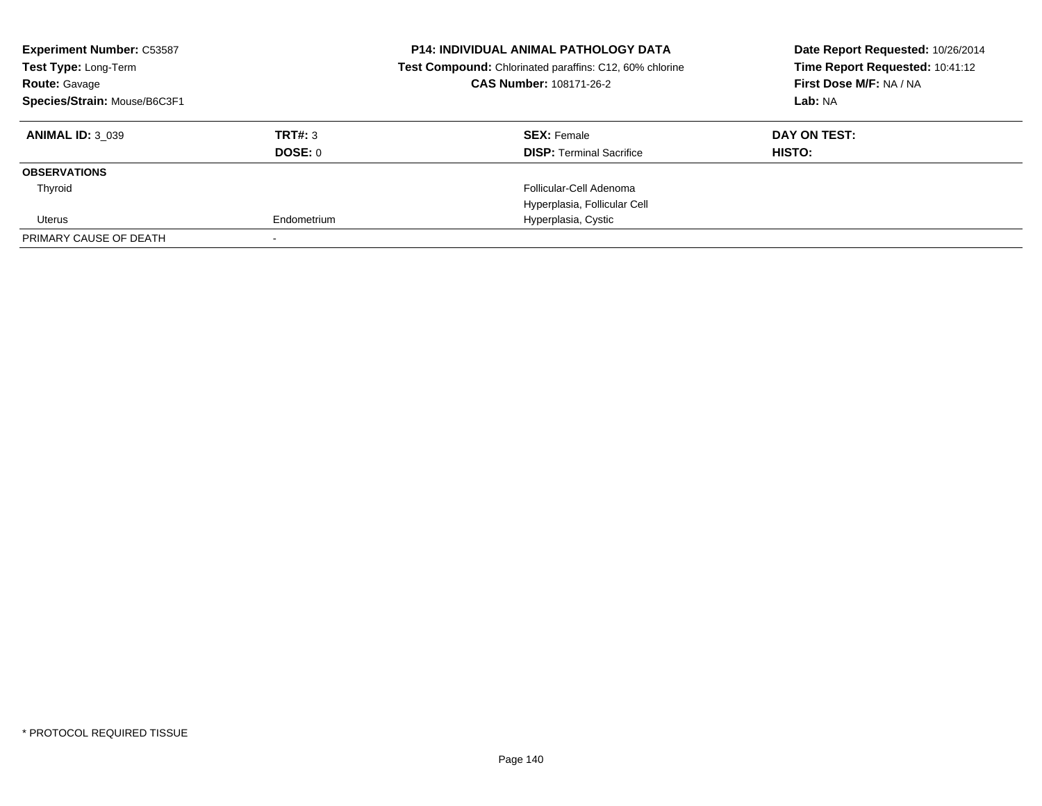**Experiment Number:** C53587
**Test Type:** Long-Term
**Route:** Gavage
**Species/Strain:** Mouse/B6C3F1

**P14: INDIVIDUAL ANIMAL PATHOLOGY DATA**
**Test Compound:** Chlorinated paraffins: C12, 60% chlorine
**CAS Number:** 108171-26-2

**Date Report Requested:** 10/26/2014
**Time Report Requested:** 10:41:12
**First Dose M/F:** NA / NA
**Lab:** NA

| **ANIMAL ID:** 3_039 | **TRT#:** 3 | **SEX:** Female | **DAY ON TEST:** |
|---|---|---|---|
| | **DOSE:** 0 | **DISP:** Terminal Sacrifice | **HISTO:** |
| **OBSERVATIONS** | | | |
| Thyroid | | Follicular-Cell Adenoma | |
| | | Hyperplasia, Follicular Cell | |
| Uterus | Endometrium | Hyperplasia, Cystic | |
| PRIMARY CAUSE OF DEATH | - | | |

* PROTOCOL REQUIRED TISSUE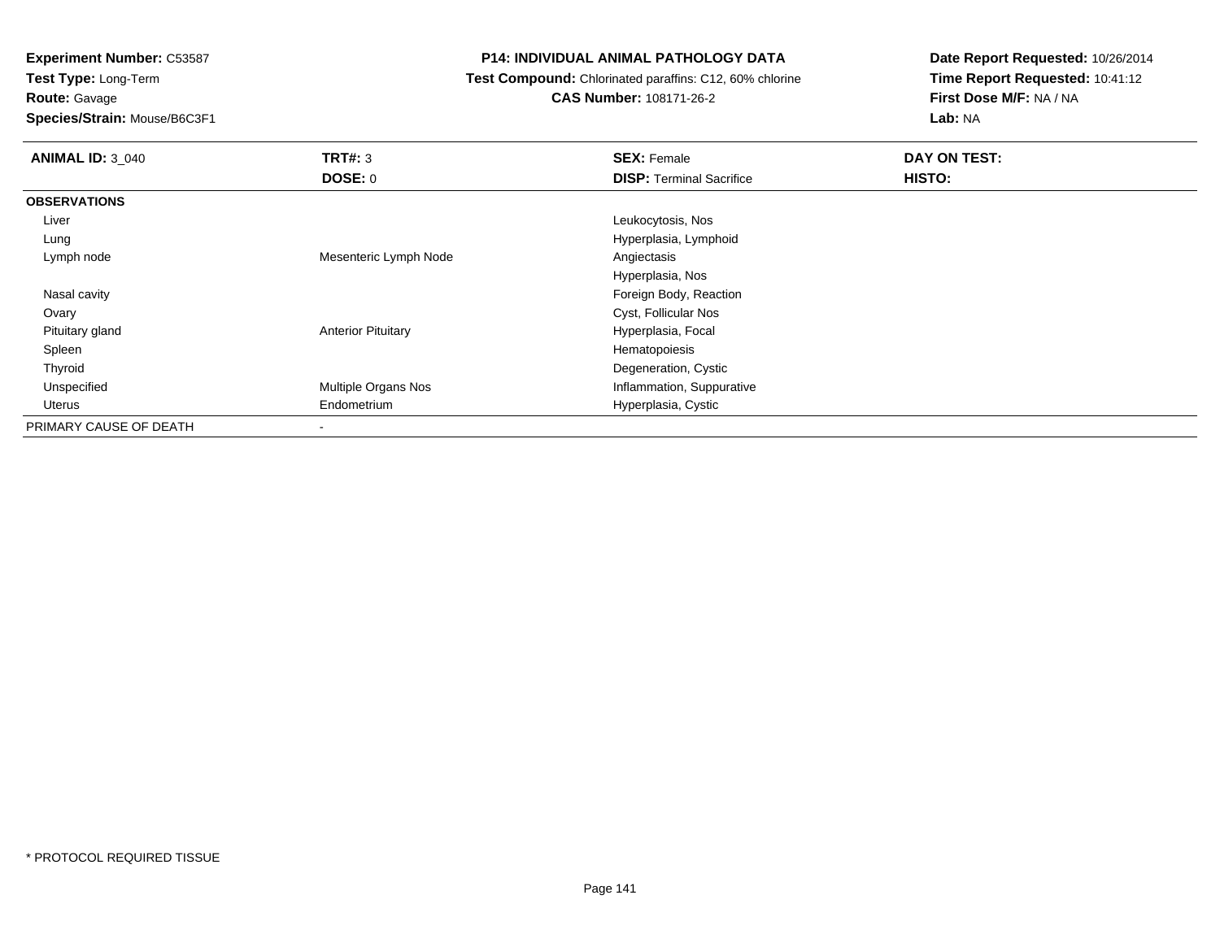**Experiment Number:** C53587
**Test Type:** Long-Term
**Route:** Gavage
**Species/Strain:** Mouse/B6C3F1

**P14: INDIVIDUAL ANIMAL PATHOLOGY DATA**
**Test Compound:** Chlorinated paraffins: C12, 60% chlorine
**CAS Number:** 108171-26-2

**Date Report Requested:** 10/26/2014
**Time Report Requested:** 10:41:12
**First Dose M/F:** NA / NA
**Lab:** NA

| **ANIMAL ID:** 3_040 | **TRT#:** 3 | **SEX:** Female | **DAY ON TEST:** |
|---|---|---|---|
| | **DOSE:** 0 | **DISP:** Terminal Sacrifice | **HISTO:** |
| **OBSERVATIONS** | | | |
| Liver | | Leukocytosis, Nos | |
| Lung | | Hyperplasia, Lymphoid | |
| Lymph node | Mesenteric Lymph Node | Angiectasis | |
| | | Hyperplasia, Nos | |
| Nasal cavity | | Foreign Body, Reaction | |
| Ovary | | Cyst, Follicular Nos | |
| Pituitary gland | Anterior Pituitary | Hyperplasia, Focal | |
| Spleen | | Hematopoiesis | |
| Thyroid | | Degeneration, Cystic | |
| Unspecified | Multiple Organs Nos | Inflammation, Suppurative | |
| Uterus | Endometrium | Hyperplasia, Cystic | |
| PRIMARY CAUSE OF DEATH | - | | |

* PROTOCOL REQUIRED TISSUE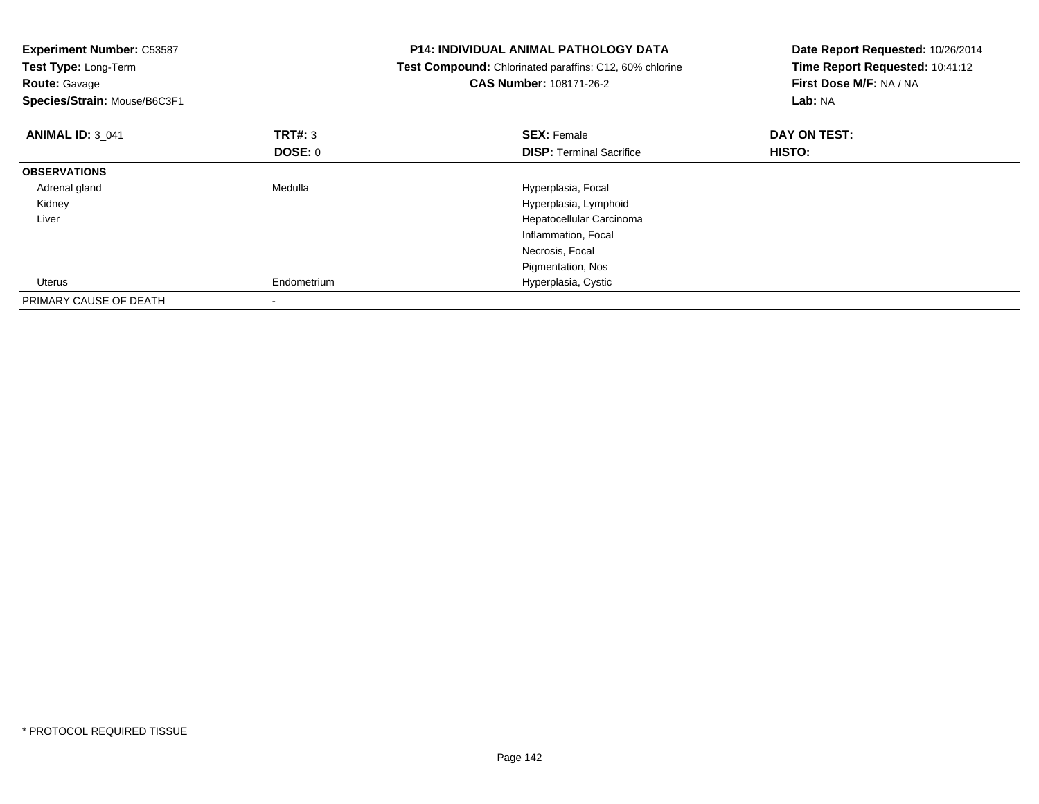**Experiment Number:** C53587
**Test Type:** Long-Term
**Route:** Gavage
**Species/Strain:** Mouse/B6C3F1

**P14: INDIVIDUAL ANIMAL PATHOLOGY DATA**
**Test Compound:** Chlorinated paraffins: C12, 60% chlorine
**CAS Number:** 108171-26-2

**Date Report Requested:** 10/26/2014
**Time Report Requested:** 10:41:12
**First Dose M/F:** NA / NA
**Lab:** NA

| **ANIMAL ID:** 3_041 | **TRT#:** 3 | **SEX:** Female | **DAY ON TEST:** |
|---|---|---|---|
| | **DOSE:** 0 | **DISP:** Terminal Sacrifice | **HISTO:** |
| **OBSERVATIONS** | | | |
| Adrenal gland | Medulla | Hyperplasia, Focal | |
| Kidney | | Hyperplasia, Lymphoid | |
| Liver | | Hepatocellular Carcinoma | |
| | | Inflammation, Focal | |
| | | Necrosis, Focal | |
| | | Pigmentation, Nos | |
| Uterus | Endometrium | Hyperplasia, Cystic | |
| PRIMARY CAUSE OF DEATH | - | | |

* PROTOCOL REQUIRED TISSUE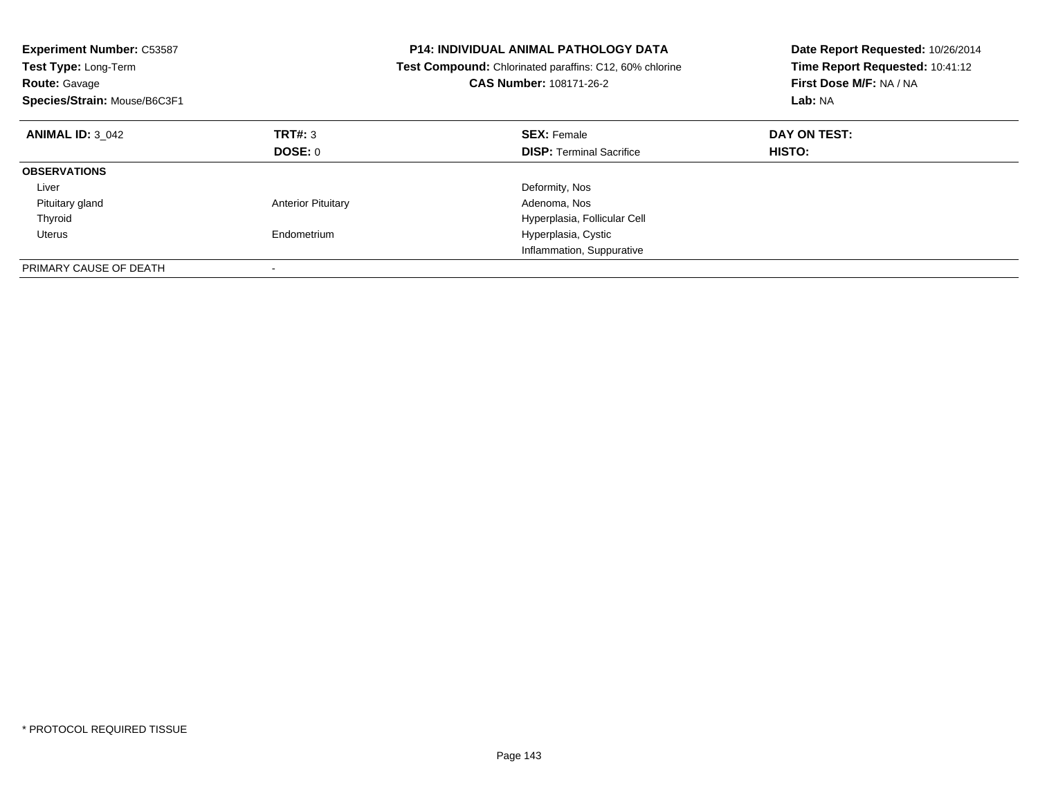**Experiment Number:** C53587
**Test Type:** Long-Term
**Route:** Gavage
**Species/Strain:** Mouse/B6C3F1

**P14: INDIVIDUAL ANIMAL PATHOLOGY DATA**
**Test Compound:** Chlorinated paraffins: C12, 60% chlorine
**CAS Number:** 108171-26-2

**Date Report Requested:** 10/26/2014
**Time Report Requested:** 10:41:12
**First Dose M/F:** NA / NA
**Lab:** NA

| **ANIMAL ID:** 3_042 | **TRT#:** 3 | **SEX:** Female | **DAY ON TEST:** |
|---|---|---|---|
| | **DOSE:** 0 | **DISP:** Terminal Sacrifice | **HISTO:** |
| **OBSERVATIONS** | | | |
| Liver | | Deformity, Nos | |
| Pituitary gland | Anterior Pituitary | Adenoma, Nos | |
| Thyroid | | Hyperplasia, Follicular Cell | |
| Uterus | Endometrium | Hyperplasia, Cystic | |
| | | Inflammation, Suppurative | |
| PRIMARY CAUSE OF DEATH | - | | |

* PROTOCOL REQUIRED TISSUE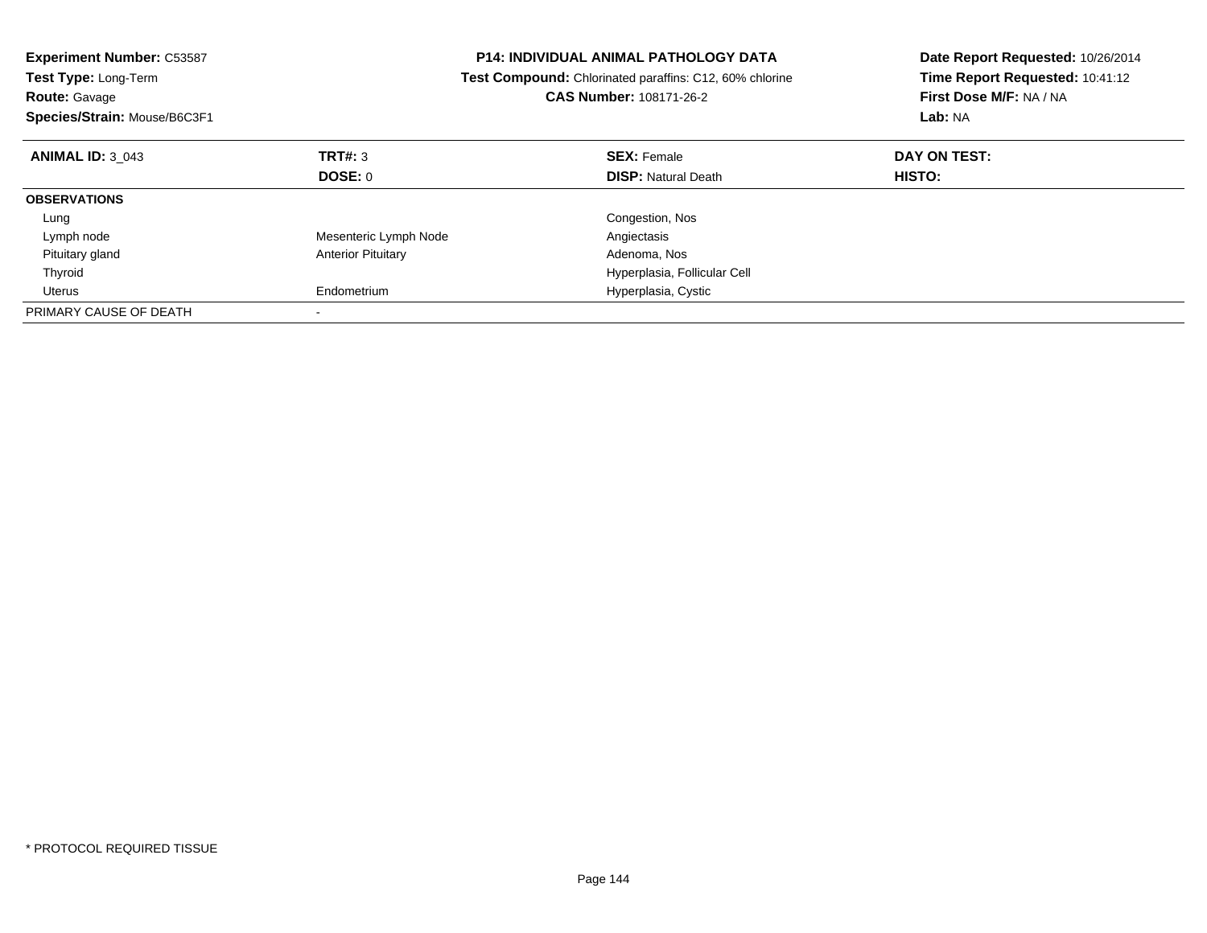**Experiment Number:** C53587
**Test Type:** Long-Term
**Route:** Gavage
**Species/Strain:** Mouse/B6C3F1

**P14: INDIVIDUAL ANIMAL PATHOLOGY DATA**
**Test Compound:** Chlorinated paraffins: C12, 60% chlorine
**CAS Number:** 108171-26-2

**Date Report Requested:** 10/26/2014
**Time Report Requested:** 10:41:12
**First Dose M/F:** NA / NA
**Lab:** NA

| **ANIMAL ID:** 3_043 | **TRT#:** 3 | **SEX:** Female | **DAY ON TEST:** |
|---|---|---|---|
| | **DOSE:** 0 | **DISP:** Natural Death | **HISTO:** |
| **OBSERVATIONS** | | | |
| Lung | | Congestion, Nos | |
| Lymph node | Mesenteric Lymph Node | Angiectasis | |
| Pituitary gland | Anterior Pituitary | Adenoma, Nos | |
| Thyroid | | Hyperplasia, Follicular Cell | |
| Uterus | Endometrium | Hyperplasia, Cystic | |
| PRIMARY CAUSE OF DEATH | - | | |

* PROTOCOL REQUIRED TISSUE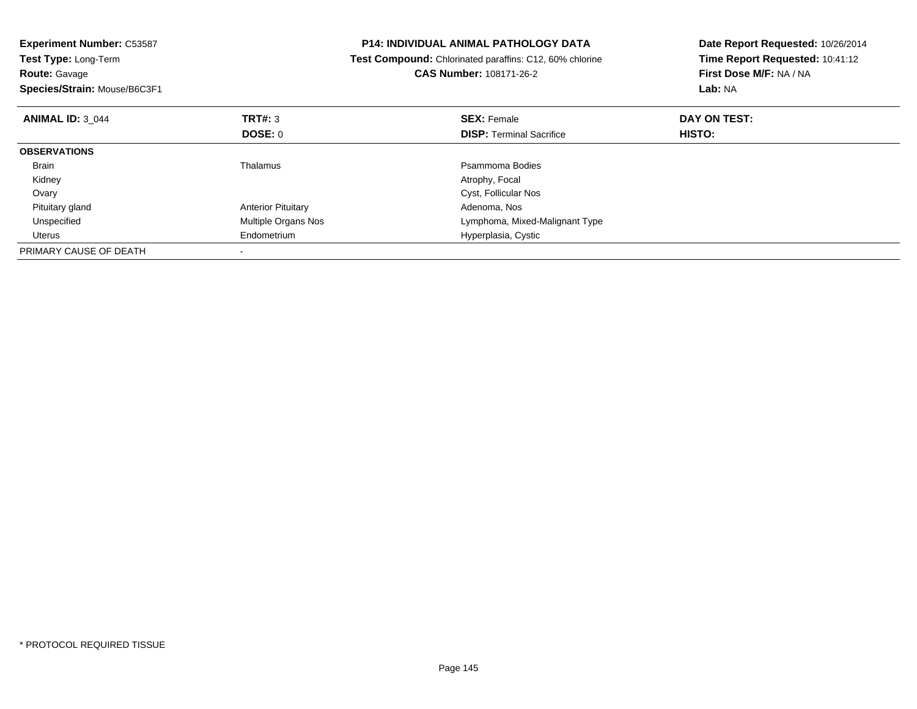**Experiment Number:** C53587
**Test Type:** Long-Term
**Route:** Gavage
**Species/Strain:** Mouse/B6C3F1

**P14: INDIVIDUAL ANIMAL PATHOLOGY DATA**
**Test Compound:** Chlorinated paraffins: C12, 60% chlorine
**CAS Number:** 108171-26-2

**Date Report Requested:** 10/26/2014
**Time Report Requested:** 10:41:12
**First Dose M/F:** NA / NA
**Lab:** NA

| **ANIMAL ID:** 3_044 | **TRT#:** 3 | **SEX:** Female | **DAY ON TEST:** |
|---|---|---|---|
| | **DOSE:** 0 | **DISP:** Terminal Sacrifice | **HISTO:** |
| **OBSERVATIONS** | | | |
| Brain | Thalamus | Psammoma Bodies | |
| Kidney | | Atrophy, Focal | |
| Ovary | | Cyst, Follicular Nos | |
| Pituitary gland | Anterior Pituitary | Adenoma, Nos | |
| Unspecified | Multiple Organs Nos | Lymphoma, Mixed-Malignant Type | |
| Uterus | Endometrium | Hyperplasia, Cystic | |
| PRIMARY CAUSE OF DEATH | - | | |

* PROTOCOL REQUIRED TISSUE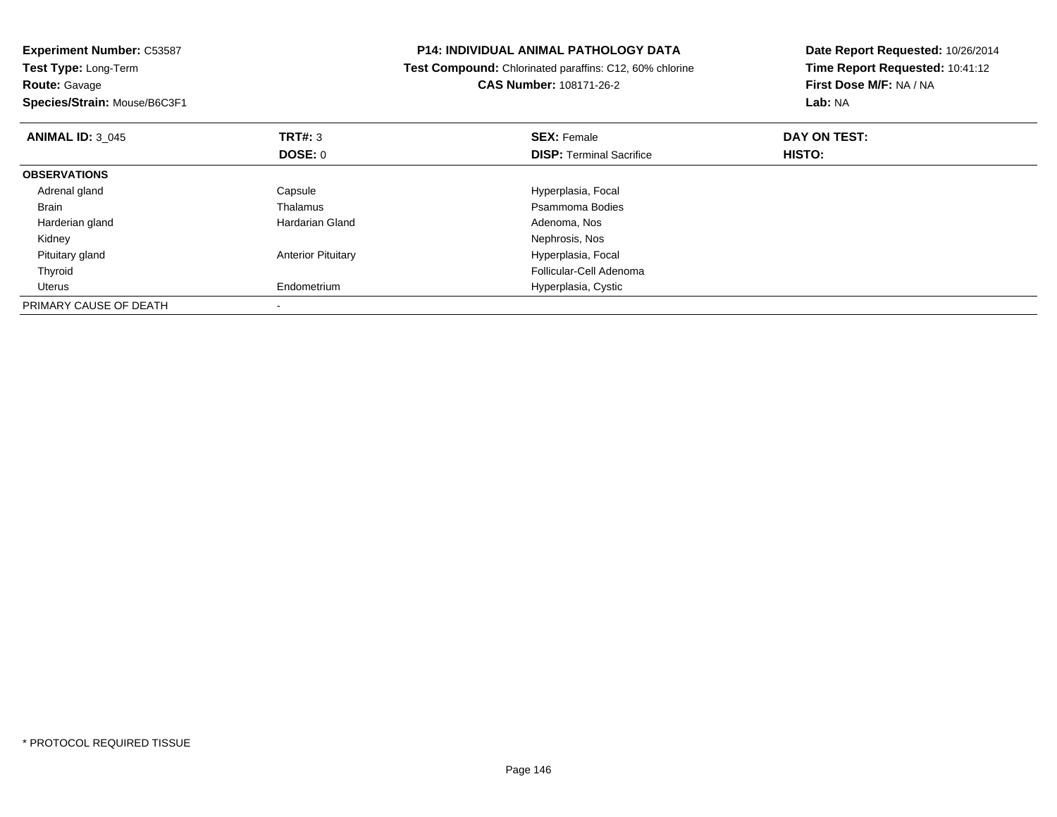**Experiment Number:** C53587
**Test Type:** Long-Term
**Route:** Gavage
**Species/Strain:** Mouse/B6C3F1

**P14: INDIVIDUAL ANIMAL PATHOLOGY DATA**
**Test Compound:** Chlorinated paraffins: C12, 60% chlorine
**CAS Number:** 108171-26-2

**Date Report Requested:** 10/26/2014
**Time Report Requested:** 10:41:12
**First Dose M/F:** NA / NA
**Lab:** NA

| **ANIMAL ID:** 3_045 | **TRT#:** 3 | **SEX:** Female | **DAY ON TEST:** |
|---|---|---|---|
| | **DOSE:** 0 | **DISP:** Terminal Sacrifice | **HISTO:** |
| **OBSERVATIONS** | | | |
| Adrenal gland | Capsule | Hyperplasia, Focal | |
| Brain | Thalamus | Psammoma Bodies | |
| Harderian gland | Hardarian Gland | Adenoma, Nos | |
| Kidney | | Nephrosis, Nos | |
| Pituitary gland | Anterior Pituitary | Hyperplasia, Focal | |
| Thyroid | | Follicular-Cell Adenoma | |
| Uterus | Endometrium | Hyperplasia, Cystic | |
| PRIMARY CAUSE OF DEATH | - | | |

* PROTOCOL REQUIRED TISSUE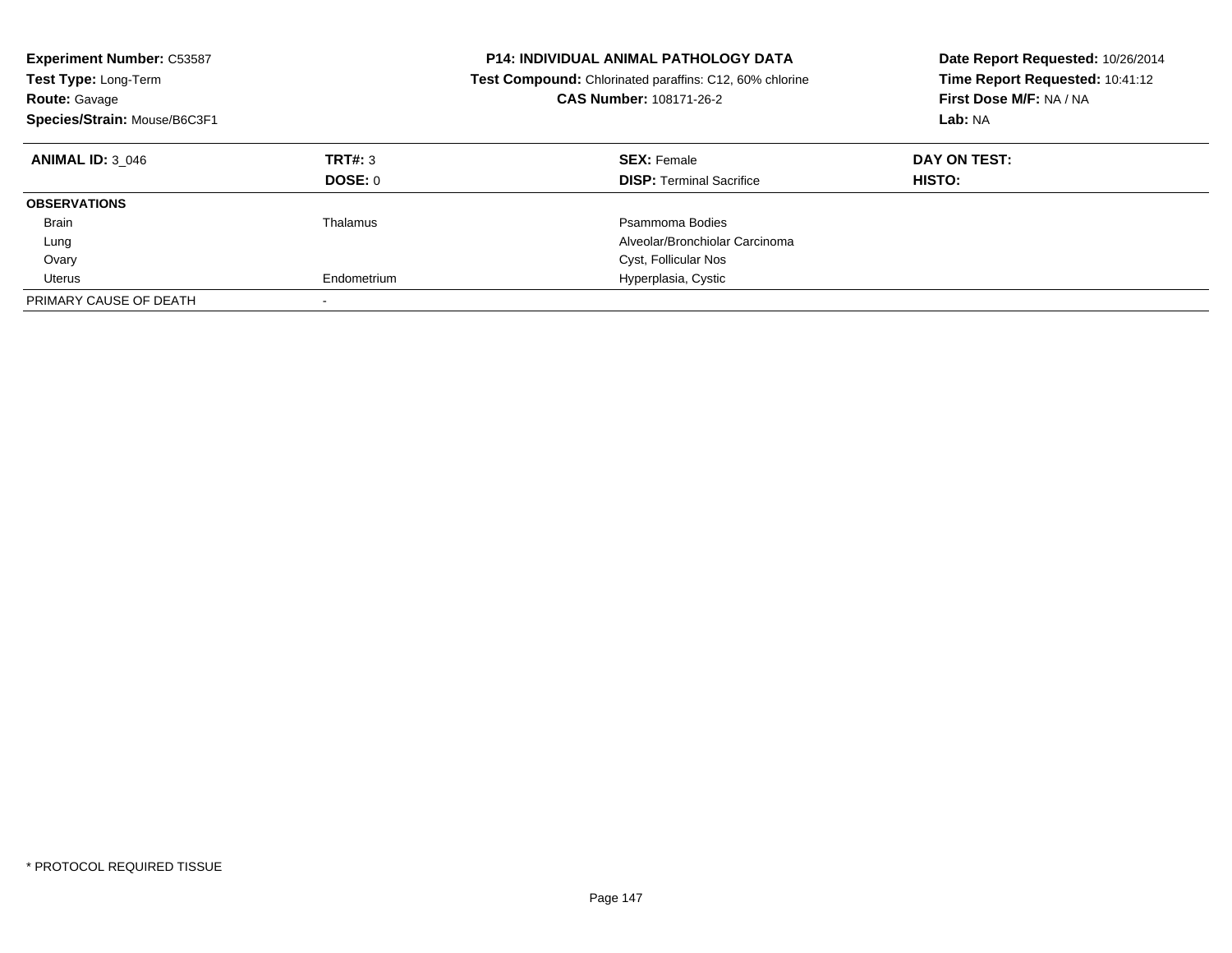**Experiment Number:** C53587
**Test Type:** Long-Term
**Route:** Gavage
**Species/Strain:** Mouse/B6C3F1

**P14: INDIVIDUAL ANIMAL PATHOLOGY DATA**
**Test Compound:** Chlorinated paraffins: C12, 60% chlorine
**CAS Number:** 108171-26-2

**Date Report Requested:** 10/26/2014
**Time Report Requested:** 10:41:12
**First Dose M/F:** NA / NA
**Lab:** NA

| **ANIMAL ID:** 3_046 | **TRT#:** 3 | **SEX:** Female | **DAY ON TEST:** |
|---|---|---|---|
| | **DOSE:** 0 | **DISP:** Terminal Sacrifice | **HISTO:** |
| **OBSERVATIONS** | | | |
| Brain | Thalamus | Psammoma Bodies | |
| Lung | | Alveolar/Bronchiolar Carcinoma | |
| Ovary | | Cyst, Follicular Nos | |
| Uterus | Endometrium | Hyperplasia, Cystic | |
| PRIMARY CAUSE OF DEATH | - | | |

* PROTOCOL REQUIRED TISSUE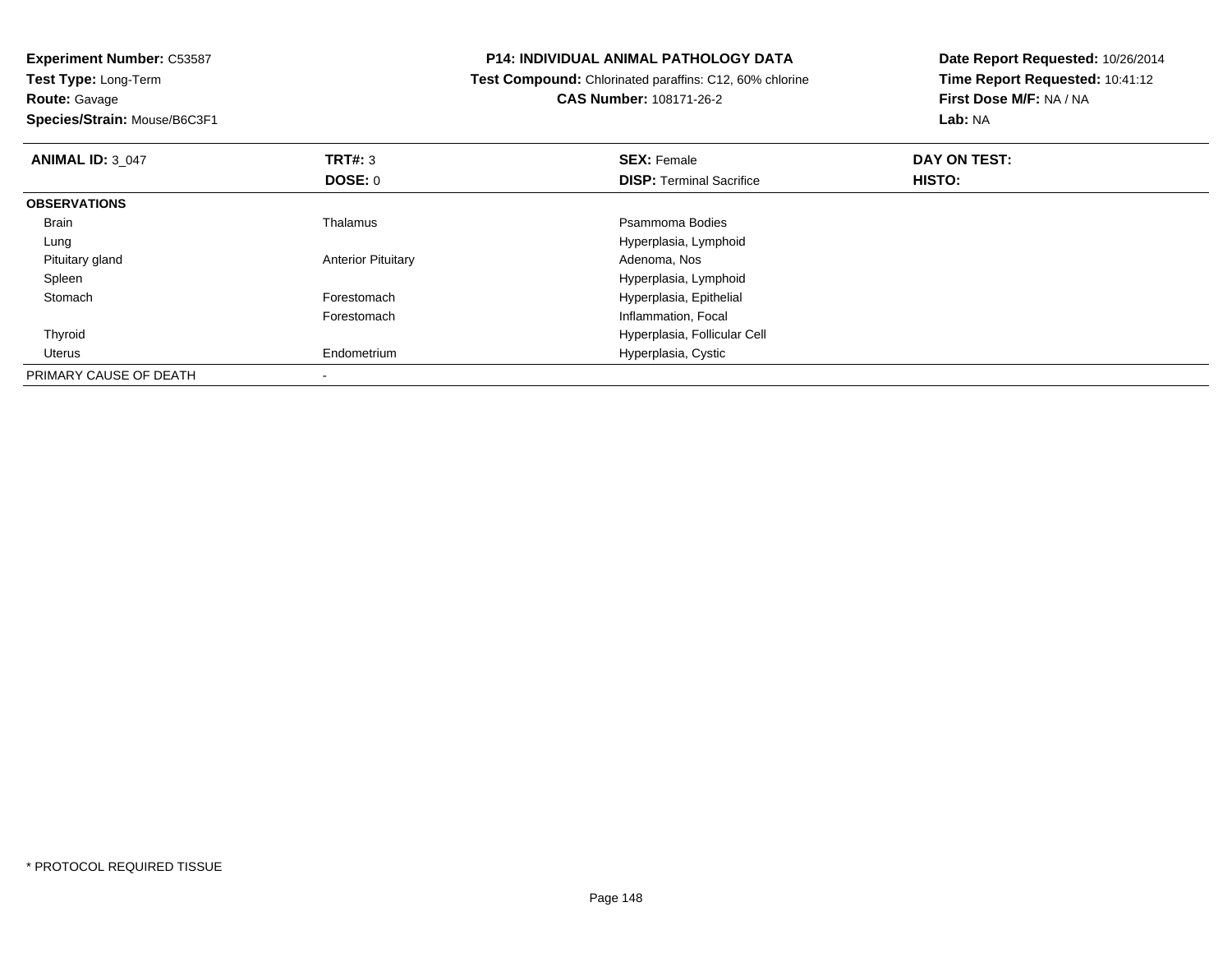**Experiment Number:** C53587
**Test Type:** Long-Term
**Route:** Gavage
**Species/Strain:** Mouse/B6C3F1

**P14: INDIVIDUAL ANIMAL PATHOLOGY DATA**
**Test Compound:** Chlorinated paraffins: C12, 60% chlorine
**CAS Number:** 108171-26-2

**Date Report Requested:** 10/26/2014
**Time Report Requested:** 10:41:12
**First Dose M/F:** NA / NA
**Lab:** NA

| **ANIMAL ID:** 3_047 | **TRT#:** 3 | **SEX:** Female | **DAY ON TEST:** |
|---|---|---|---|
| | **DOSE:** 0 | **DISP:** Terminal Sacrifice | **HISTO:** |
| **OBSERVATIONS** | | | |
| Brain | Thalamus | Psammoma Bodies | |
| Lung | | Hyperplasia, Lymphoid | |
| Pituitary gland | Anterior Pituitary | Adenoma, Nos | |
| Spleen | | Hyperplasia, Lymphoid | |
| Stomach | Forestomach | Hyperplasia, Epithelial | |
| | Forestomach | Inflammation, Focal | |
| Thyroid | | Hyperplasia, Follicular Cell | |
| Uterus | Endometrium | Hyperplasia, Cystic | |
| PRIMARY CAUSE OF DEATH | - | | |

* PROTOCOL REQUIRED TISSUE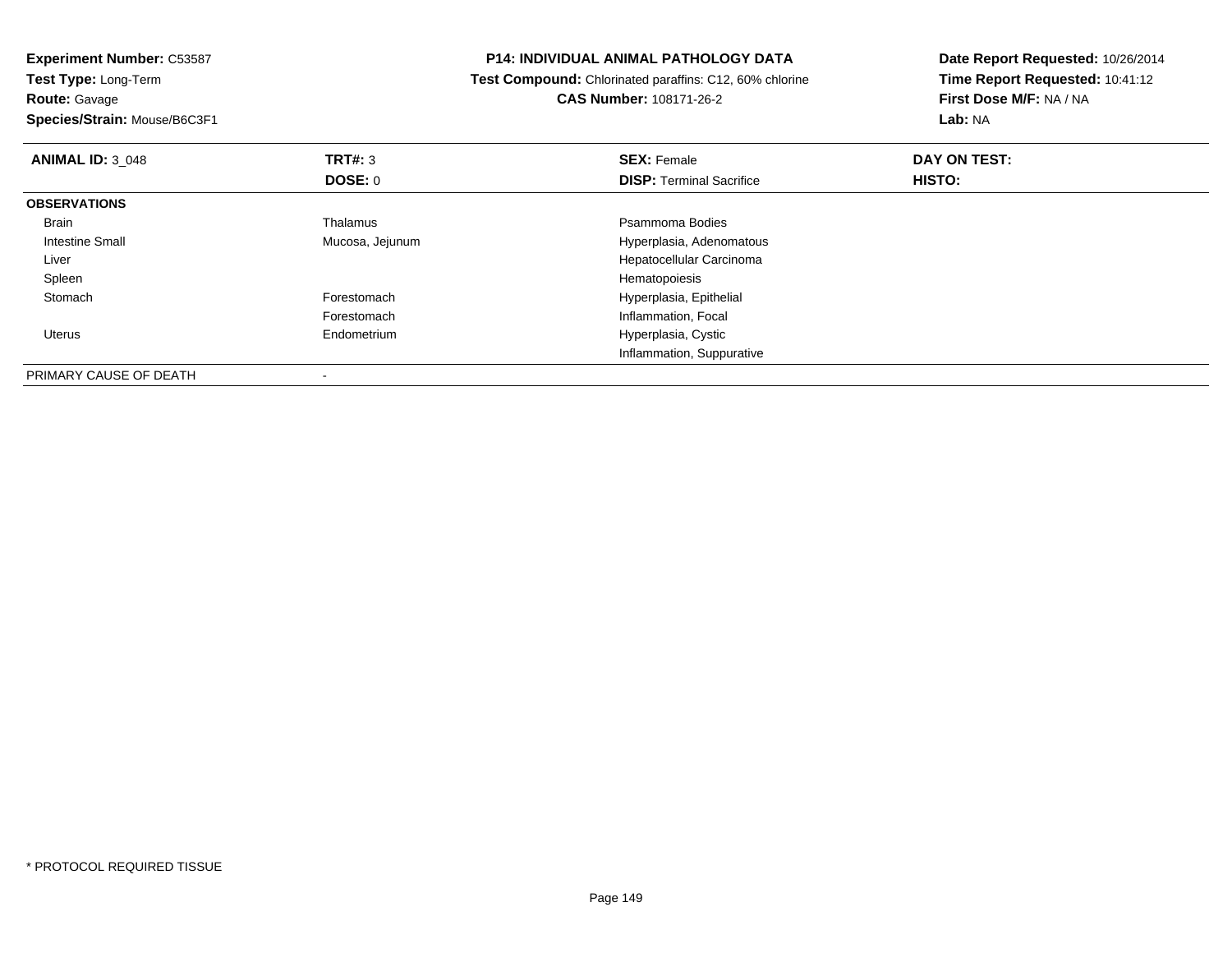**Experiment Number:** C53587
**Test Type:** Long-Term
**Route:** Gavage
**Species/Strain:** Mouse/B6C3F1

**P14: INDIVIDUAL ANIMAL PATHOLOGY DATA**
**Test Compound:** Chlorinated paraffins: C12, 60% chlorine
**CAS Number:** 108171-26-2

**Date Report Requested:** 10/26/2014
**Time Report Requested:** 10:41:12
**First Dose M/F:** NA / NA
**Lab:** NA

| **ANIMAL ID:** 3_048 | **TRT#:** 3 | **SEX:** Female | **DAY ON TEST:** |
|---|---|---|---|
| | **DOSE:** 0 | **DISP:** Terminal Sacrifice | **HISTO:** |
| **OBSERVATIONS** | | | |
| Brain | Thalamus | Psammoma Bodies | |
| Intestine Small | Mucosa, Jejunum | Hyperplasia, Adenomatous | |
| Liver | | Hepatocellular Carcinoma | |
| Spleen | | Hematopoiesis | |
| Stomach | Forestomach | Hyperplasia, Epithelial | |
| | Forestomach | Inflammation, Focal | |
| Uterus | Endometrium | Hyperplasia, Cystic | |
| | | Inflammation, Suppurative | |
| PRIMARY CAUSE OF DEATH | - | | |

* PROTOCOL REQUIRED TISSUE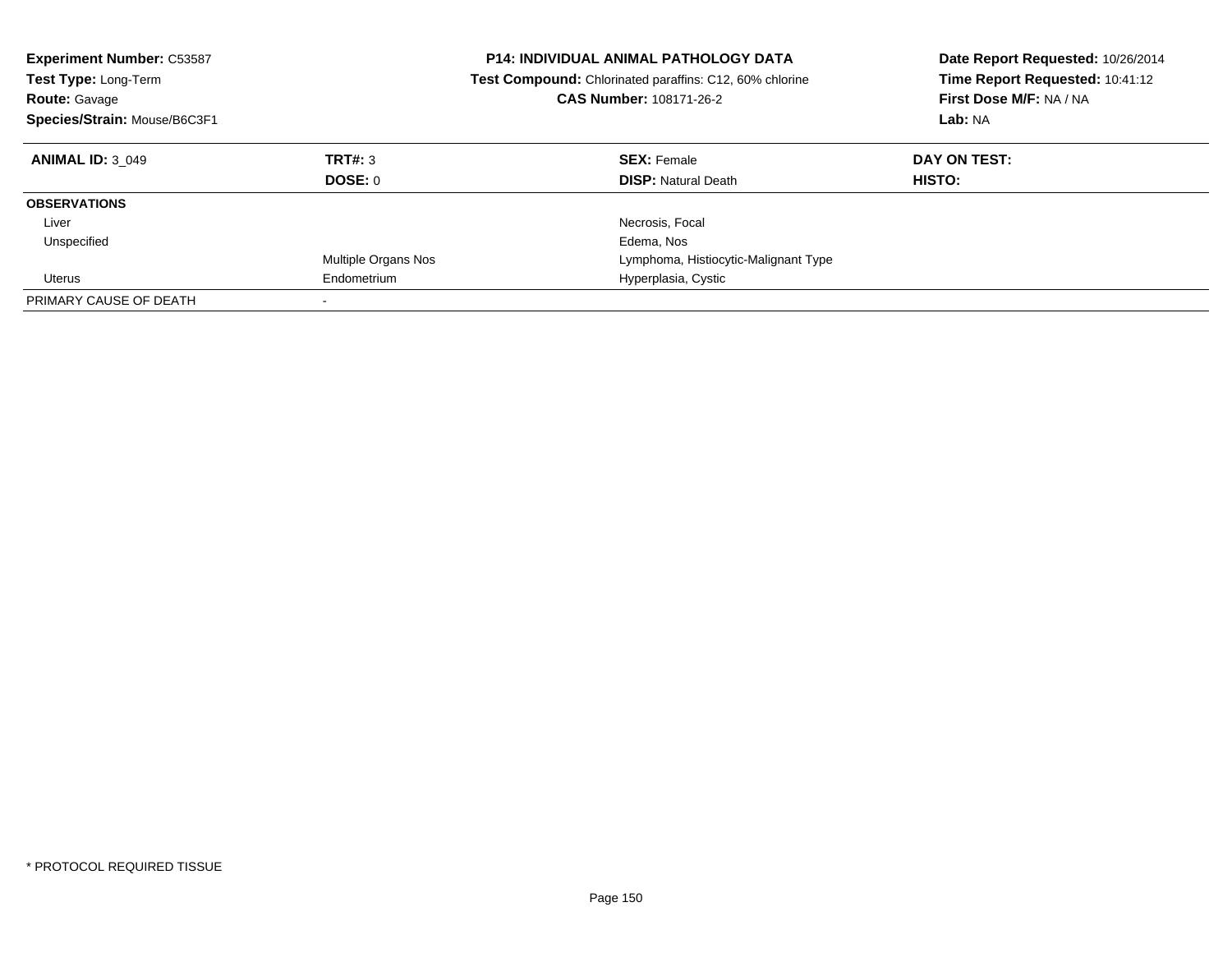**Experiment Number:** C53587
**Test Type:** Long-Term
**Route:** Gavage
**Species/Strain:** Mouse/B6C3F1

**P14: INDIVIDUAL ANIMAL PATHOLOGY DATA**
**Test Compound:** Chlorinated paraffins: C12, 60% chlorine
**CAS Number:** 108171-26-2

**Date Report Requested:** 10/26/2014
**Time Report Requested:** 10:41:12
**First Dose M/F:** NA / NA
**Lab:** NA

| **ANIMAL ID:** 3_049 | **TRT#:** 3 | **SEX:** Female | **DAY ON TEST:** |
|---|---|---|---|
| | **DOSE:** 0 | **DISP:** Natural Death | **HISTO:** |
| **OBSERVATIONS** | | | |
| Liver | | Necrosis, Focal | |
| Unspecified | | Edema, Nos | |
| | Multiple Organs Nos | Lymphoma, Histiocytic-Malignant Type | |
| Uterus | Endometrium | Hyperplasia, Cystic | |
| PRIMARY CAUSE OF DEATH | - | | |

* PROTOCOL REQUIRED TISSUE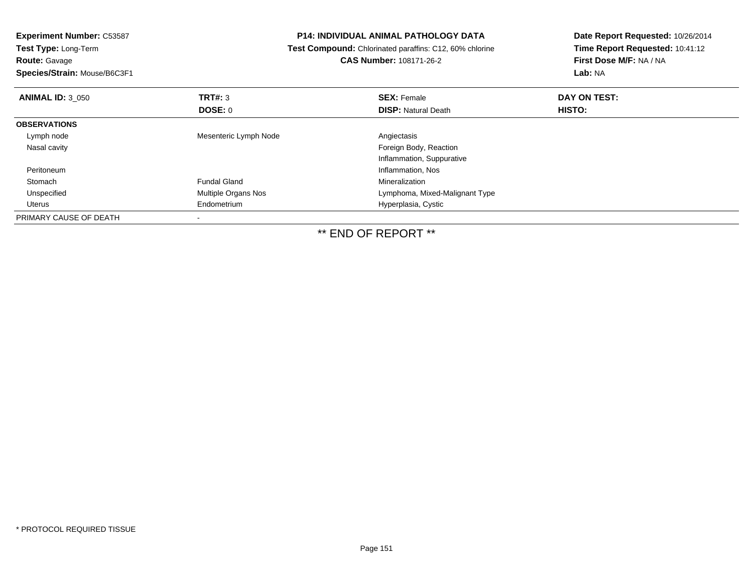**Experiment Number:** C53587
**Test Type:** Long-Term
**Route:** Gavage
**Species/Strain:** Mouse/B6C3F1

**P14: INDIVIDUAL ANIMAL PATHOLOGY DATA**
**Test Compound:** Chlorinated paraffins: C12, 60% chlorine
**CAS Number:** 108171-26-2

**Date Report Requested:** 10/26/2014
**Time Report Requested:** 10:41:12
**First Dose M/F:** NA / NA
**Lab:** NA

| **ANIMAL ID:** 3_050 | **TRT#:** 3 | **SEX:** Female | **DAY ON TEST:** |
|---|---|---|---|
| | **DOSE:** 0 | **DISP:** Natural Death | **HISTO:** |
| **OBSERVATIONS** | | | |
| Lymph node | Mesenteric Lymph Node | Angiectasis | |
| Nasal cavity | | Foreign Body, Reaction | |
| | | Inflammation, Suppurative | |
| Peritoneum | | Inflammation, Nos | |
| Stomach | Fundal Gland | Mineralization | |
| Unspecified | Multiple Organs Nos | Lymphoma, Mixed-Malignant Type | |
| Uterus | Endometrium | Hyperplasia, Cystic | |
| PRIMARY CAUSE OF DEATH | - | | |

** END OF REPORT **

* PROTOCOL REQUIRED TISSUE